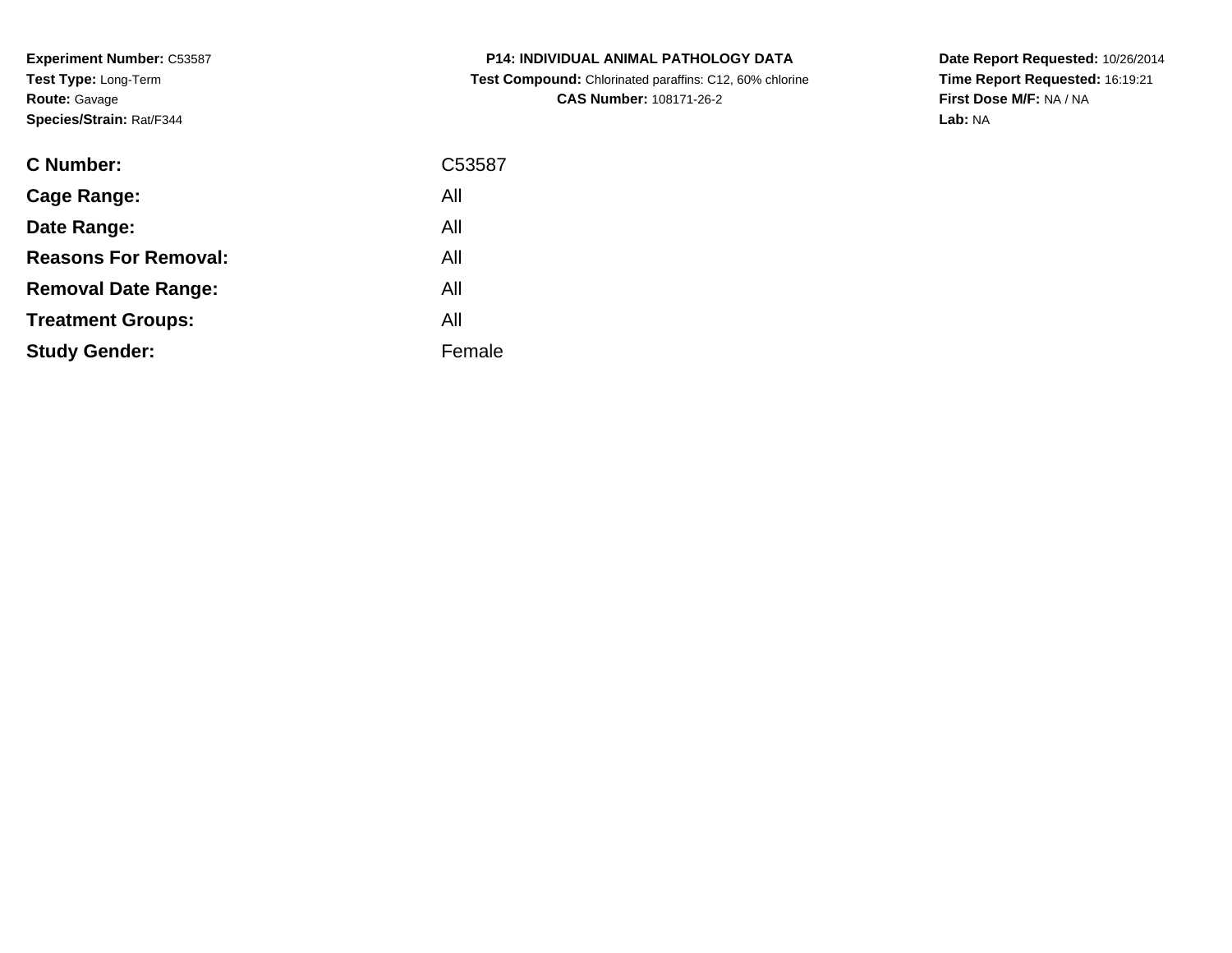**Experiment Number:** C53587
**Test Type:** Long-Term
**Route:** Gavage
**Species/Strain:** Rat/F344

**P14: INDIVIDUAL ANIMAL PATHOLOGY DATA**
**Test Compound:** Chlorinated paraffins: C12, 60% chlorine
**CAS Number:** 108171-26-2

**Date Report Requested:** 10/26/2014
**Time Report Requested:** 16:19:21
**First Dose M/F:** NA / NA
**Lab:** NA

| | |
|---|---|
| **C Number:** | C53587 |
| **Cage Range:** | All |
| **Date Range:** | All |
| **Reasons For Removal:** | All |
| **Removal Date Range:** | All |
| **Treatment Groups:** | All |
| **Study Gender:** | Female |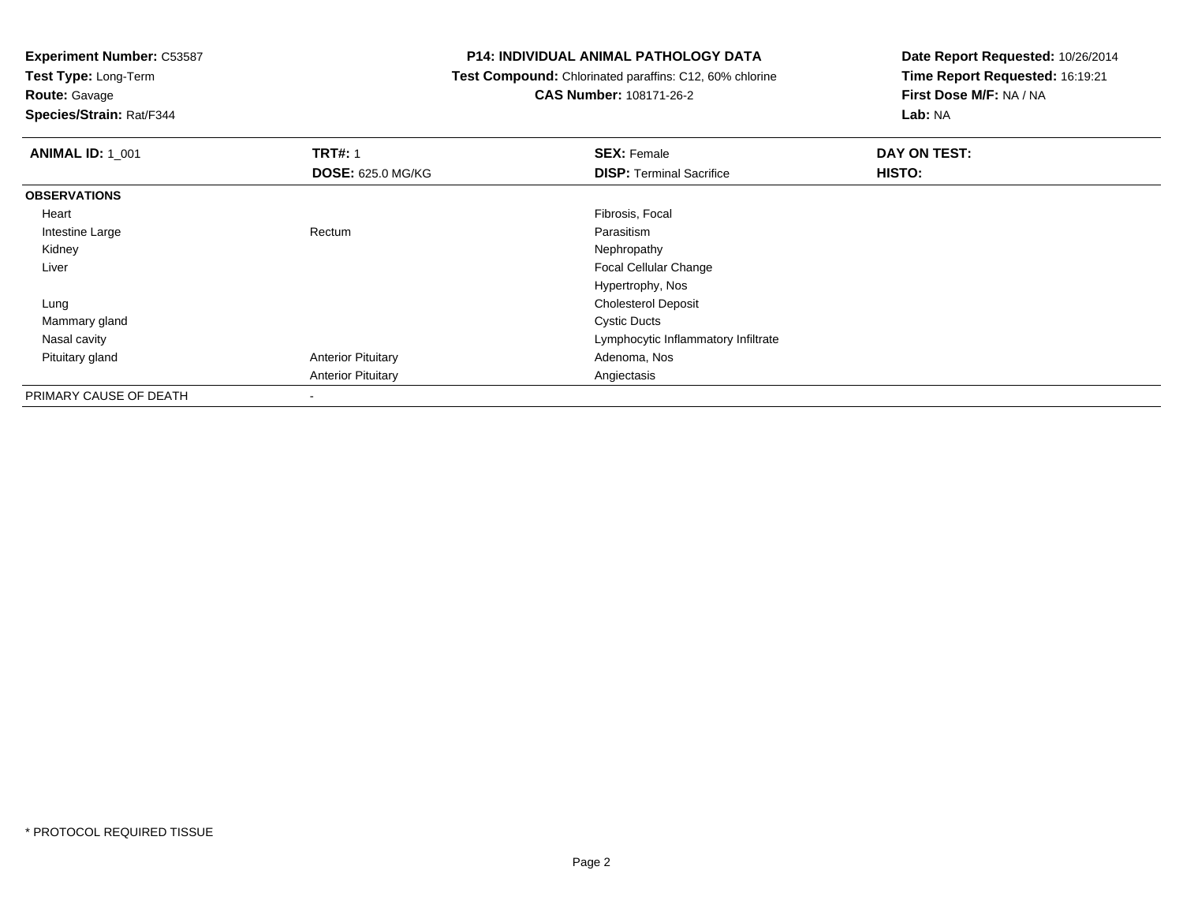**Experiment Number:** C53587
**Test Type:** Long-Term
**Route:** Gavage
**Species/Strain:** Rat/F344

**P14: INDIVIDUAL ANIMAL PATHOLOGY DATA**
**Test Compound:** Chlorinated paraffins: C12, 60% chlorine
**CAS Number:** 108171-26-2

**Date Report Requested:** 10/26/2014
**Time Report Requested:** 16:19:21
**First Dose M/F:** NA / NA
**Lab:** NA

| **ANIMAL ID:** 1_001 | **TRT#:** 1 | **SEX:** Female | **DAY ON TEST:** |
|---|---|---|---|
| | **DOSE:** 625.0 MG/KG | **DISP:** Terminal Sacrifice | **HISTO:** |
| **OBSERVATIONS** | | | |
| Heart | | Fibrosis, Focal | |
| Intestine Large | Rectum | Parasitism | |
| Kidney | | Nephropathy | |
| Liver | | Focal Cellular Change | |
| | | Hypertrophy, Nos | |
| Lung | | Cholesterol Deposit | |
| Mammary gland | | Cystic Ducts | |
| Nasal cavity | | Lymphocytic Inflammatory Infiltrate | |
| Pituitary gland | Anterior Pituitary | Adenoma, Nos | |
| | Anterior Pituitary | Angiectasis | |
| PRIMARY CAUSE OF DEATH | - | | |

* PROTOCOL REQUIRED TISSUE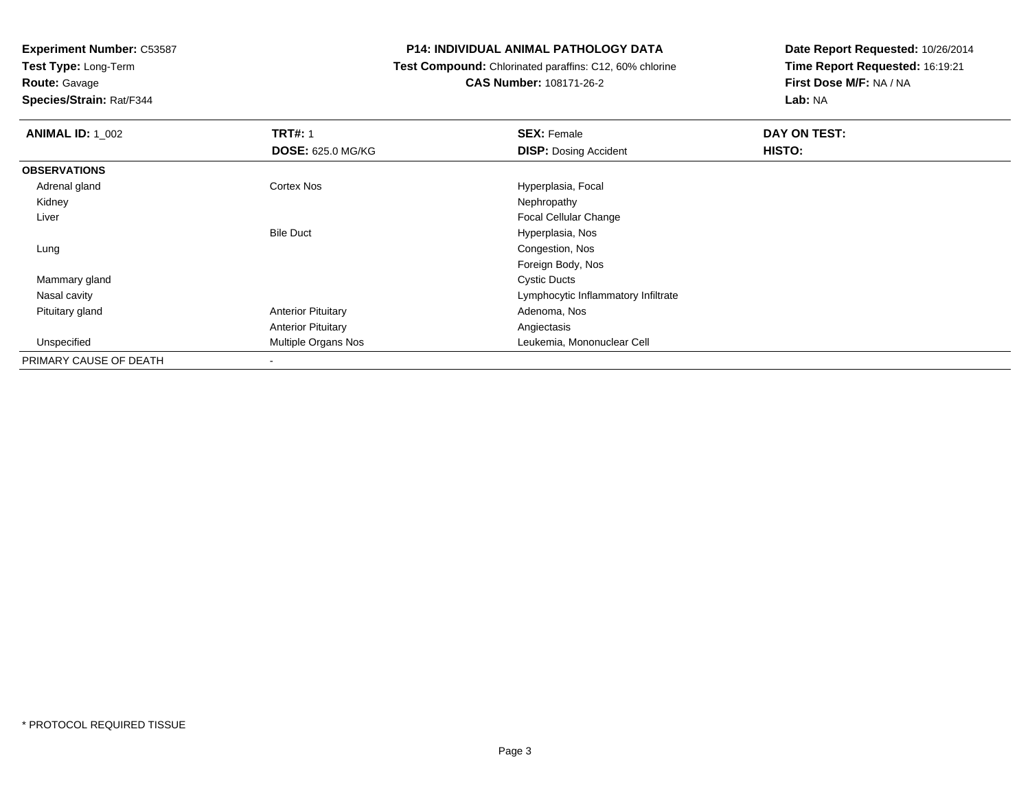**Experiment Number:** C53587
**Test Type:** Long-Term
**Route:** Gavage
**Species/Strain:** Rat/F344

**P14: INDIVIDUAL ANIMAL PATHOLOGY DATA**
**Test Compound:** Chlorinated paraffins: C12, 60% chlorine
**CAS Number:** 108171-26-2

**Date Report Requested:** 10/26/2014
**Time Report Requested:** 16:19:21
**First Dose M/F:** NA / NA
**Lab:** NA

| **ANIMAL ID:** 1_002 | **TRT#:** 1 | **SEX:** Female | **DAY ON TEST:** |
|---|---|---|---|
| | **DOSE:** 625.0 MG/KG | **DISP:** Dosing Accident | **HISTO:** |
| **OBSERVATIONS** | | | |
| Adrenal gland | Cortex Nos | Hyperplasia, Focal | |
| Kidney | | Nephropathy | |
| Liver | | Focal Cellular Change | |
| | Bile Duct | Hyperplasia, Nos | |
| Lung | | Congestion, Nos | |
| | | Foreign Body, Nos | |
| Mammary gland | | Cystic Ducts | |
| Nasal cavity | | Lymphocytic Inflammatory Infiltrate | |
| Pituitary gland | Anterior Pituitary | Adenoma, Nos | |
| | Anterior Pituitary | Angiectasis | |
| Unspecified | Multiple Organs Nos | Leukemia, Mononuclear Cell | |
| PRIMARY CAUSE OF DEATH | - | | |

* PROTOCOL REQUIRED TISSUE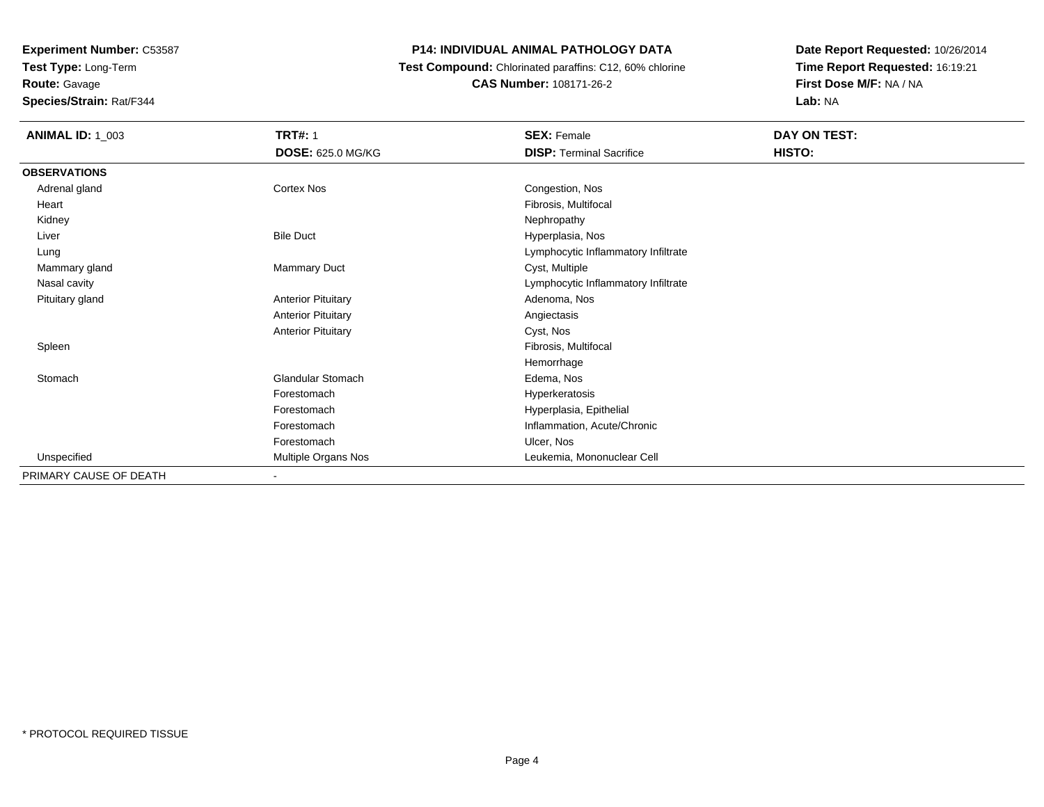**Experiment Number:** C53587
**Test Type:** Long-Term
**Route:** Gavage
**Species/Strain:** Rat/F344

**P14: INDIVIDUAL ANIMAL PATHOLOGY DATA**
**Test Compound:** Chlorinated paraffins: C12, 60% chlorine
**CAS Number:** 108171-26-2

**Date Report Requested:** 10/26/2014
**Time Report Requested:** 16:19:21
**First Dose M/F:** NA / NA
**Lab:** NA

| **ANIMAL ID:** 1_003 | **TRT#:** 1 | **SEX:** Female | **DAY ON TEST:** |
|---|---|---|---|
| | **DOSE:** 625.0 MG/KG | **DISP:** Terminal Sacrifice | **HISTO:** |
| **OBSERVATIONS** | | | |
| Adrenal gland | Cortex Nos | Congestion, Nos | |
| Heart | | Fibrosis, Multifocal | |
| Kidney | | Nephropathy | |
| Liver | Bile Duct | Hyperplasia, Nos | |
| Lung | | Lymphocytic Inflammatory Infiltrate | |
| Mammary gland | Mammary Duct | Cyst, Multiple | |
| Nasal cavity | | Lymphocytic Inflammatory Infiltrate | |
| Pituitary gland | Anterior Pituitary | Adenoma, Nos | |
| | Anterior Pituitary | Angiectasis | |
| | Anterior Pituitary | Cyst, Nos | |
| Spleen | | Fibrosis, Multifocal | |
| | | Hemorrhage | |
| Stomach | Glandular Stomach | Edema, Nos | |
| | Forestomach | Hyperkeratosis | |
| | Forestomach | Hyperplasia, Epithelial | |
| | Forestomach | Inflammation, Acute/Chronic | |
| | Forestomach | Ulcer, Nos | |
| Unspecified | Multiple Organs Nos | Leukemia, Mononuclear Cell | |
| PRIMARY CAUSE OF DEATH | - | | |

* PROTOCOL REQUIRED TISSUE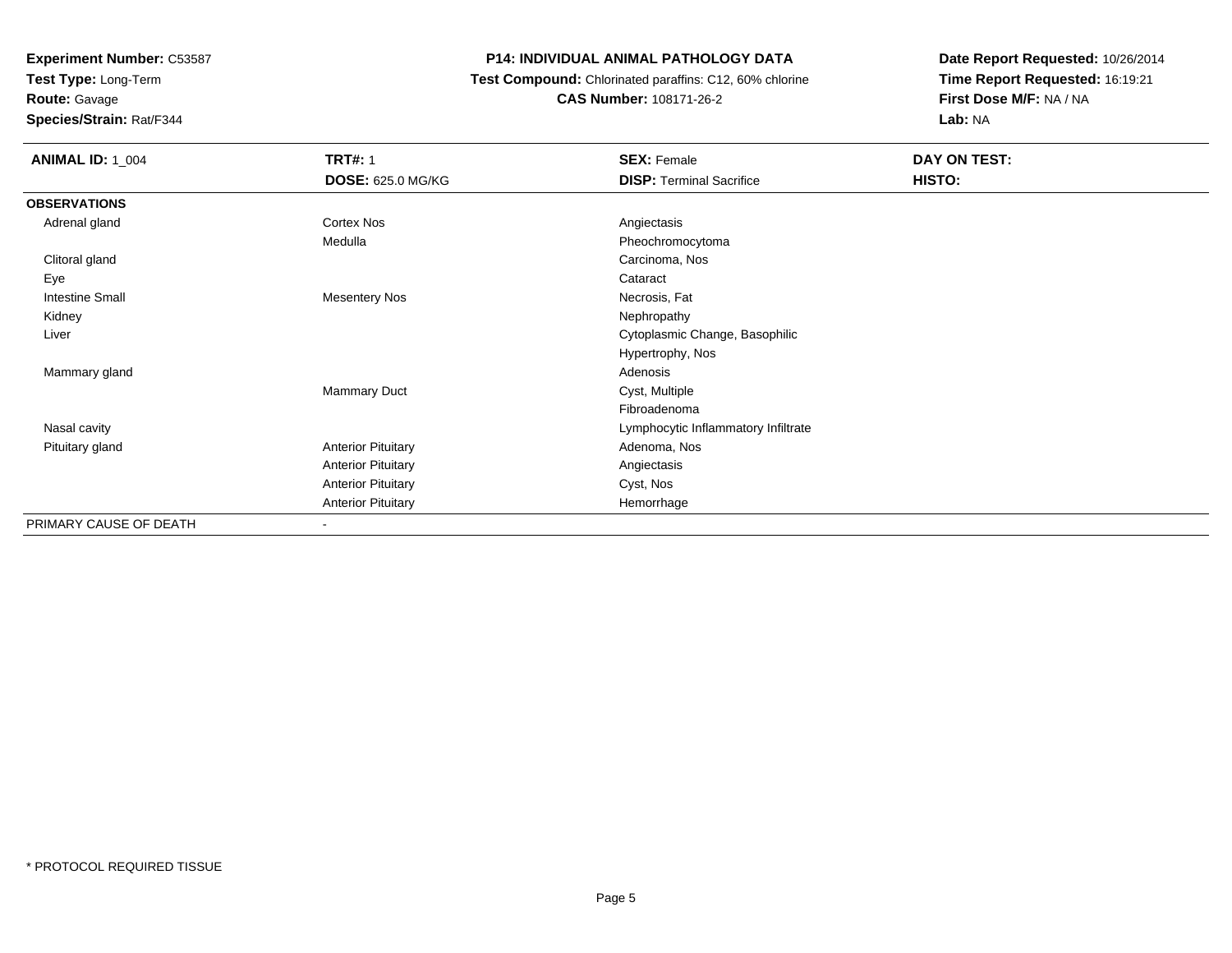**Experiment Number:** C53587
**Test Type:** Long-Term
**Route:** Gavage
**Species/Strain:** Rat/F344

**P14: INDIVIDUAL ANIMAL PATHOLOGY DATA**
**Test Compound:** Chlorinated paraffins: C12, 60% chlorine
**CAS Number:** 108171-26-2

**Date Report Requested:** 10/26/2014
**Time Report Requested:** 16:19:21
**First Dose M/F:** NA / NA
**Lab:** NA

| **ANIMAL ID:** 1_004 | **TRT#:** 1 | **SEX:** Female | **DAY ON TEST:** |
|---|---|---|---|
| | **DOSE:** 625.0 MG/KG | **DISP:** Terminal Sacrifice | **HISTO:** |
| **OBSERVATIONS** | | | |
| Adrenal gland | Cortex Nos | Angiectasis | |
| | Medulla | Pheochromocytoma | |
| Clitoral gland | | Carcinoma, Nos | |
| Eye | | Cataract | |
| Intestine Small | Mesentery Nos | Necrosis, Fat | |
| Kidney | | Nephropathy | |
| Liver | | Cytoplasmic Change, Basophilic | |
| | | Hypertrophy, Nos | |
| Mammary gland | | Adenosis | |
| | Mammary Duct | Cyst, Multiple | |
| | | Fibroadenoma | |
| Nasal cavity | | Lymphocytic Inflammatory Infiltrate | |
| Pituitary gland | Anterior Pituitary | Adenoma, Nos | |
| | Anterior Pituitary | Angiectasis | |
| | Anterior Pituitary | Cyst, Nos | |
| | Anterior Pituitary | Hemorrhage | |
| PRIMARY CAUSE OF DEATH | - | | |

* PROTOCOL REQUIRED TISSUE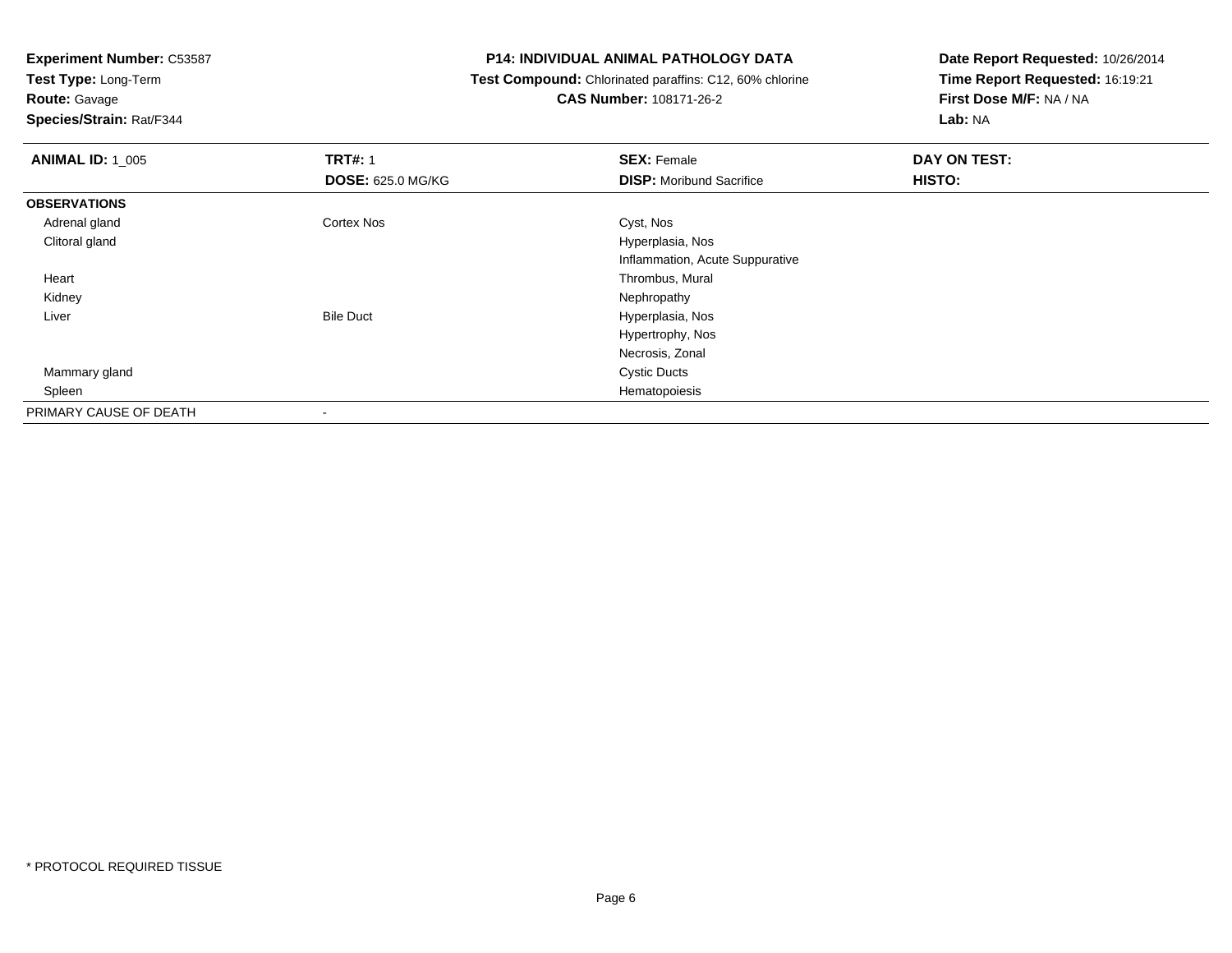**Experiment Number:** C53587
**Test Type:** Long-Term
**Route:** Gavage
**Species/Strain:** Rat/F344

**P14: INDIVIDUAL ANIMAL PATHOLOGY DATA**
**Test Compound:** Chlorinated paraffins: C12, 60% chlorine
**CAS Number:** 108171-26-2

**Date Report Requested:** 10/26/2014
**Time Report Requested:** 16:19:21
**First Dose M/F:** NA / NA
**Lab:** NA

| **ANIMAL ID:** 1_005 | **TRT#:** 1 | **SEX:** Female | **DAY ON TEST:** |
|---|---|---|---|
| | **DOSE:** 625.0 MG/KG | **DISP:** Moribund Sacrifice | **HISTO:** |
| **OBSERVATIONS** | | | |
| Adrenal gland | Cortex Nos | Cyst, Nos | |
| Clitoral gland | | Hyperplasia, Nos | |
| | | Inflammation, Acute Suppurative | |
| Heart | | Thrombus, Mural | |
| Kidney | | Nephropathy | |
| Liver | Bile Duct | Hyperplasia, Nos | |
| | | Hypertrophy, Nos | |
| | | Necrosis, Zonal | |
| Mammary gland | | Cystic Ducts | |
| Spleen | | Hematopoiesis | |
| PRIMARY CAUSE OF DEATH | - | | |

* PROTOCOL REQUIRED TISSUE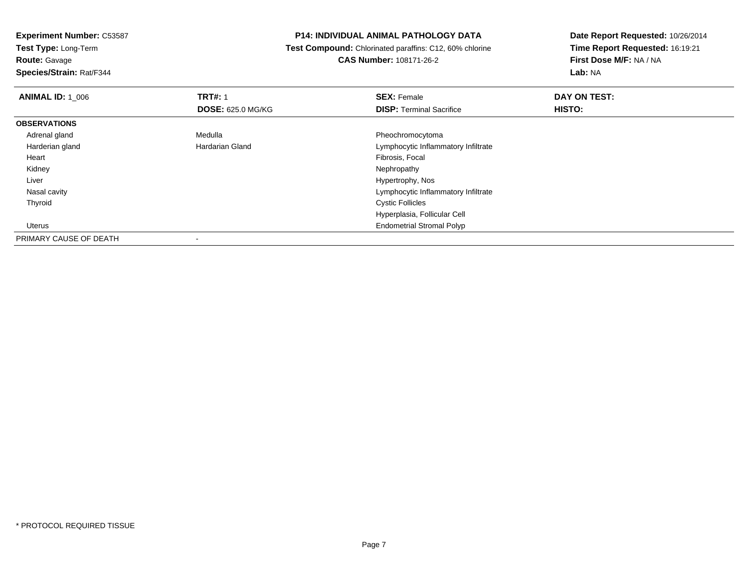**Experiment Number:** C53587
**Test Type:** Long-Term
**Route:** Gavage
**Species/Strain:** Rat/F344

**P14: INDIVIDUAL ANIMAL PATHOLOGY DATA**
**Test Compound:** Chlorinated paraffins: C12, 60% chlorine
**CAS Number:** 108171-26-2

**Date Report Requested:** 10/26/2014
**Time Report Requested:** 16:19:21
**First Dose M/F:** NA / NA
**Lab:** NA

| **ANIMAL ID:** 1_006 | **TRT#:** 1 | **SEX:** Female | **DAY ON TEST:** |
|---|---|---|---|
| | **DOSE:** 625.0 MG/KG | **DISP:** Terminal Sacrifice | **HISTO:** |
| **OBSERVATIONS** | | | |
| Adrenal gland | Medulla | Pheochromocytoma | |
| Harderian gland | Hardarian Gland | Lymphocytic Inflammatory Infiltrate | |
| Heart | | Fibrosis, Focal | |
| Kidney | | Nephropathy | |
| Liver | | Hypertrophy, Nos | |
| Nasal cavity | | Lymphocytic Inflammatory Infiltrate | |
| Thyroid | | Cystic Follicles | |
| | | Hyperplasia, Follicular Cell | |
| Uterus | | Endometrial Stromal Polyp | |
| PRIMARY CAUSE OF DEATH | - | | |

* PROTOCOL REQUIRED TISSUE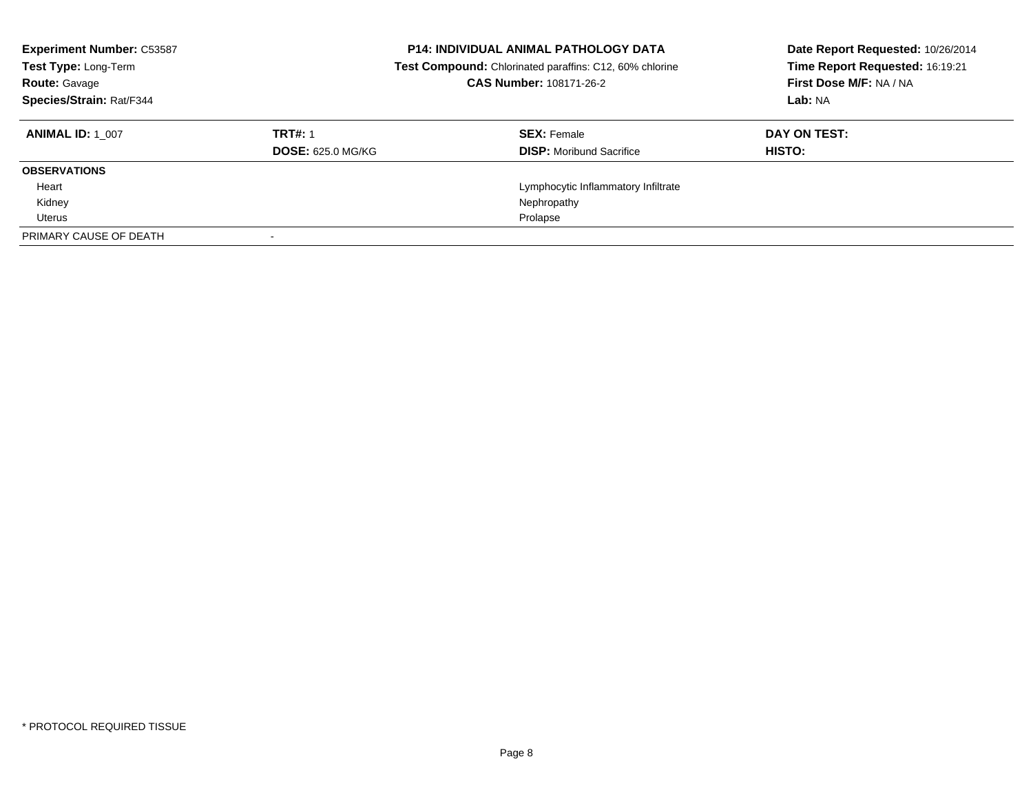**Experiment Number:** C53587
**Test Type:** Long-Term
**Route:** Gavage
**Species/Strain:** Rat/F344

**P14: INDIVIDUAL ANIMAL PATHOLOGY DATA**
**Test Compound:** Chlorinated paraffins: C12, 60% chlorine
**CAS Number:** 108171-26-2

**Date Report Requested:** 10/26/2014
**Time Report Requested:** 16:19:21
**First Dose M/F:** NA / NA
**Lab:** NA

| | | | |
|---|---|---|---|
| **ANIMAL ID:** 1_007 | **TRT#:** 1 | **SEX:** Female | **DAY ON TEST:** |
| | **DOSE:** 625.0 MG/KG | **DISP:** Moribund Sacrifice | **HISTO:** |
| **OBSERVATIONS** | | | |
| Heart | | Lymphocytic Inflammatory Infiltrate | |
| Kidney | | Nephropathy | |
| Uterus | | Prolapse | |
| PRIMARY CAUSE OF DEATH | - | | |

* PROTOCOL REQUIRED TISSUE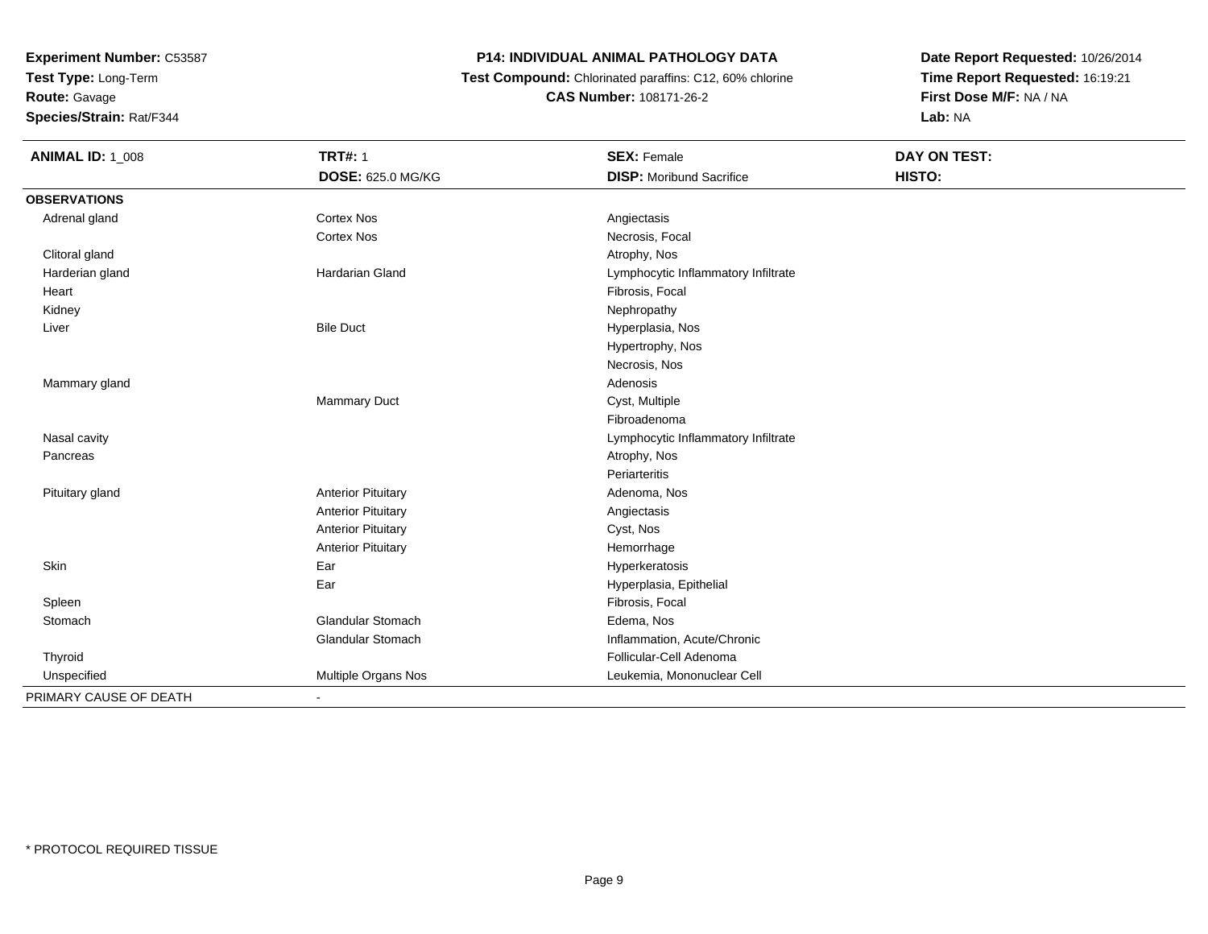**Experiment Number:** C53587
**Test Type:** Long-Term
**Route:** Gavage
**Species/Strain:** Rat/F344

**P14: INDIVIDUAL ANIMAL PATHOLOGY DATA**
**Test Compound:** Chlorinated paraffins: C12, 60% chlorine
**CAS Number:** 108171-26-2

**Date Report Requested:** 10/26/2014
**Time Report Requested:** 16:19:21
**First Dose M/F:** NA / NA
**Lab:** NA

| **ANIMAL ID:** 1_008 | **TRT#:** 1 | **SEX:** Female | **DAY ON TEST:** |
|---|---|---|---|
| | **DOSE:** 625.0 MG/KG | **DISP:** Moribund Sacrifice | **HISTO:** |
| **OBSERVATIONS** | | | |
| Adrenal gland | Cortex Nos | Angiectasis | |
| | Cortex Nos | Necrosis, Focal | |
| Clitoral gland | | Atrophy, Nos | |
| Harderian gland | Hardarian Gland | Lymphocytic Inflammatory Infiltrate | |
| Heart | | Fibrosis, Focal | |
| Kidney | | Nephropathy | |
| Liver | Bile Duct | Hyperplasia, Nos | |
| | | Hypertrophy, Nos | |
| | | Necrosis, Nos | |
| Mammary gland | | Adenosis | |
| | Mammary Duct | Cyst, Multiple | |
| | | Fibroadenoma | |
| Nasal cavity | | Lymphocytic Inflammatory Infiltrate | |
| Pancreas | | Atrophy, Nos | |
| | | Periarteritis | |
| Pituitary gland | Anterior Pituitary | Adenoma, Nos | |
| | Anterior Pituitary | Angiectasis | |
| | Anterior Pituitary | Cyst, Nos | |
| | Anterior Pituitary | Hemorrhage | |
| Skin | Ear | Hyperkeratosis | |
| | Ear | Hyperplasia, Epithelial | |
| Spleen | | Fibrosis, Focal | |
| Stomach | Glandular Stomach | Edema, Nos | |
| | Glandular Stomach | Inflammation, Acute/Chronic | |
| Thyroid | | Follicular-Cell Adenoma | |
| Unspecified | Multiple Organs Nos | Leukemia, Mononuclear Cell | |
| PRIMARY CAUSE OF DEATH | - | | |

* PROTOCOL REQUIRED TISSUE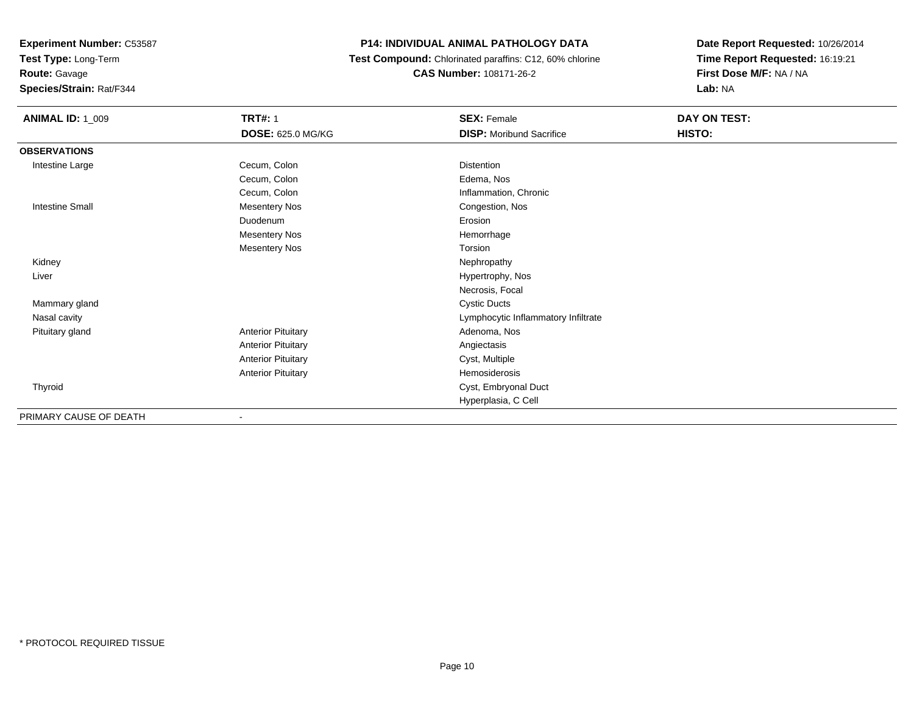**Experiment Number:** C53587
**Test Type:** Long-Term
**Route:** Gavage
**Species/Strain:** Rat/F344

**P14: INDIVIDUAL ANIMAL PATHOLOGY DATA**
**Test Compound:** Chlorinated paraffins: C12, 60% chlorine
**CAS Number:** 108171-26-2

**Date Report Requested:** 10/26/2014
**Time Report Requested:** 16:19:21
**First Dose M/F:** NA / NA
**Lab:** NA

| **ANIMAL ID:** 1_009 | **TRT#:** 1 | **SEX:** Female | **DAY ON TEST:** |
|---|---|---|---|
| | **DOSE:** 625.0 MG/KG | **DISP:** Moribund Sacrifice | **HISTO:** |
| **OBSERVATIONS** | | | |
| Intestine Large | Cecum, Colon | Distention | |
| | Cecum, Colon | Edema, Nos | |
| | Cecum, Colon | Inflammation, Chronic | |
| Intestine Small | Mesentery Nos | Congestion, Nos | |
| | Duodenum | Erosion | |
| | Mesentery Nos | Hemorrhage | |
| | Mesentery Nos | Torsion | |
| Kidney | | Nephropathy | |
| Liver | | Hypertrophy, Nos | |
| | | Necrosis, Focal | |
| Mammary gland | | Cystic Ducts | |
| Nasal cavity | | Lymphocytic Inflammatory Infiltrate | |
| Pituitary gland | Anterior Pituitary | Adenoma, Nos | |
| | Anterior Pituitary | Angiectasis | |
| | Anterior Pituitary | Cyst, Multiple | |
| | Anterior Pituitary | Hemosiderosis | |
| Thyroid | | Cyst, Embryonal Duct | |
| | | Hyperplasia, C Cell | |
| PRIMARY CAUSE OF DEATH | - | | |

* PROTOCOL REQUIRED TISSUE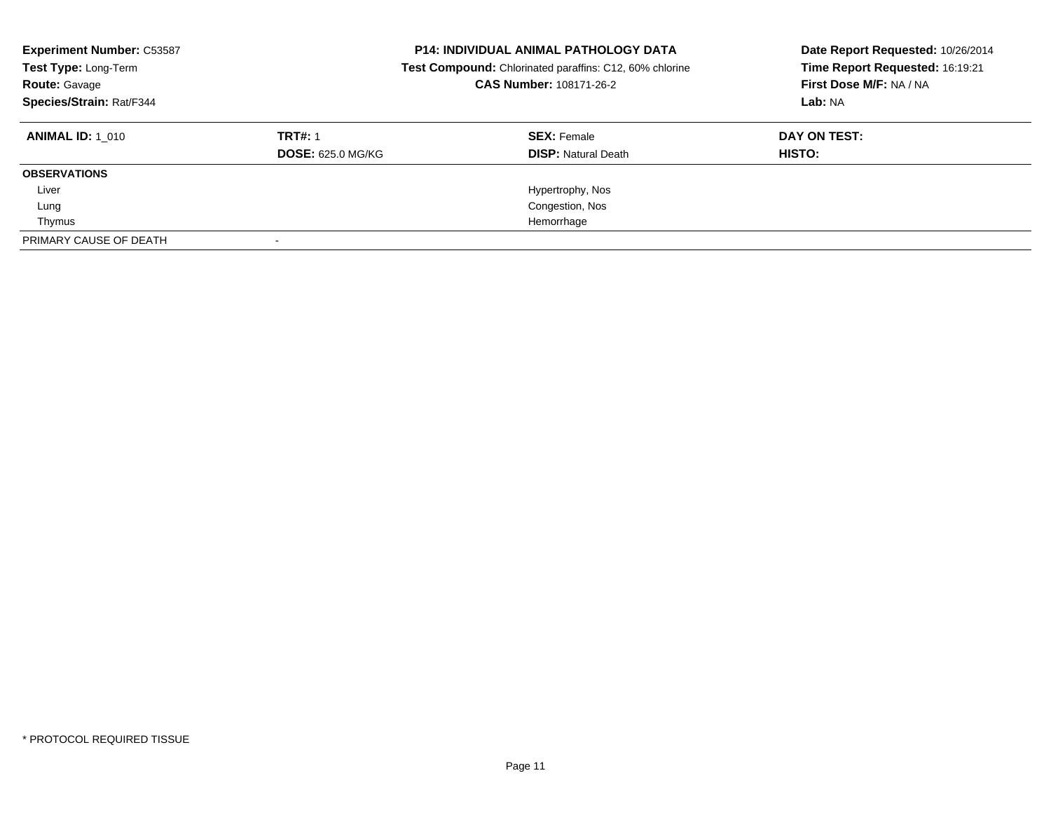**Experiment Number:** C53587
**Test Type:** Long-Term
**Route:** Gavage
**Species/Strain:** Rat/F344

**P14: INDIVIDUAL ANIMAL PATHOLOGY DATA**
**Test Compound:** Chlorinated paraffins: C12, 60% chlorine
**CAS Number:** 108171-26-2

**Date Report Requested:** 10/26/2014
**Time Report Requested:** 16:19:21
**First Dose M/F:** NA / NA
**Lab:** NA

| **ANIMAL ID:** 1_010 | **TRT#:** 1 | **SEX:** Female | **DAY ON TEST:** |
|---|---|---|---|
| | **DOSE:** 625.0 MG/KG | **DISP:** Natural Death | **HISTO:** |
| **OBSERVATIONS** | | | |
| Liver | | Hypertrophy, Nos | |
| Lung | | Congestion, Nos | |
| Thymus | | Hemorrhage | |
| PRIMARY CAUSE OF DEATH | - | | |

* PROTOCOL REQUIRED TISSUE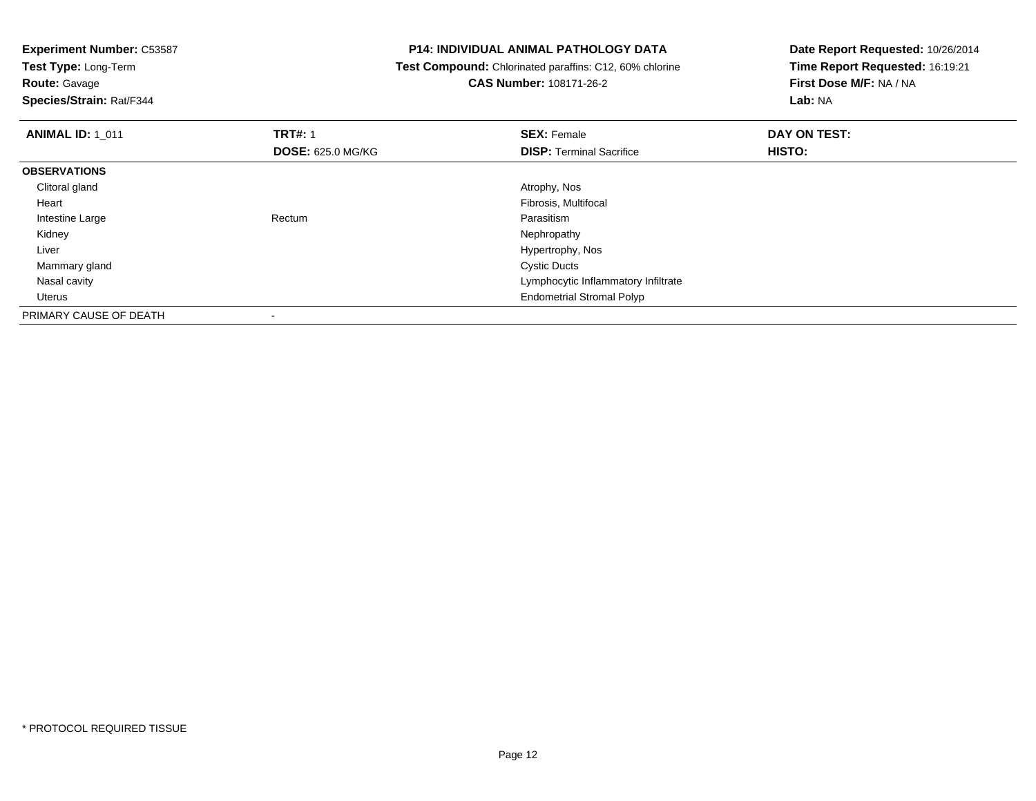**Experiment Number:** C53587
**Test Type:** Long-Term
**Route:** Gavage
**Species/Strain:** Rat/F344

**P14: INDIVIDUAL ANIMAL PATHOLOGY DATA**
**Test Compound:** Chlorinated paraffins: C12, 60% chlorine
**CAS Number:** 108171-26-2

**Date Report Requested:** 10/26/2014
**Time Report Requested:** 16:19:21
**First Dose M/F:** NA / NA
**Lab:** NA

| **ANIMAL ID:** 1_011 | **TRT#:** 1 | **SEX:** Female | **DAY ON TEST:** |
|---|---|---|---|
| | **DOSE:** 625.0 MG/KG | **DISP:** Terminal Sacrifice | **HISTO:** |
| **OBSERVATIONS** | | | |
| Clitoral gland | | Atrophy, Nos | |
| Heart | | Fibrosis, Multifocal | |
| Intestine Large | Rectum | Parasitism | |
| Kidney | | Nephropathy | |
| Liver | | Hypertrophy, Nos | |
| Mammary gland | | Cystic Ducts | |
| Nasal cavity | | Lymphocytic Inflammatory Infiltrate | |
| Uterus | | Endometrial Stromal Polyp | |
| PRIMARY CAUSE OF DEATH | - | | |

* PROTOCOL REQUIRED TISSUE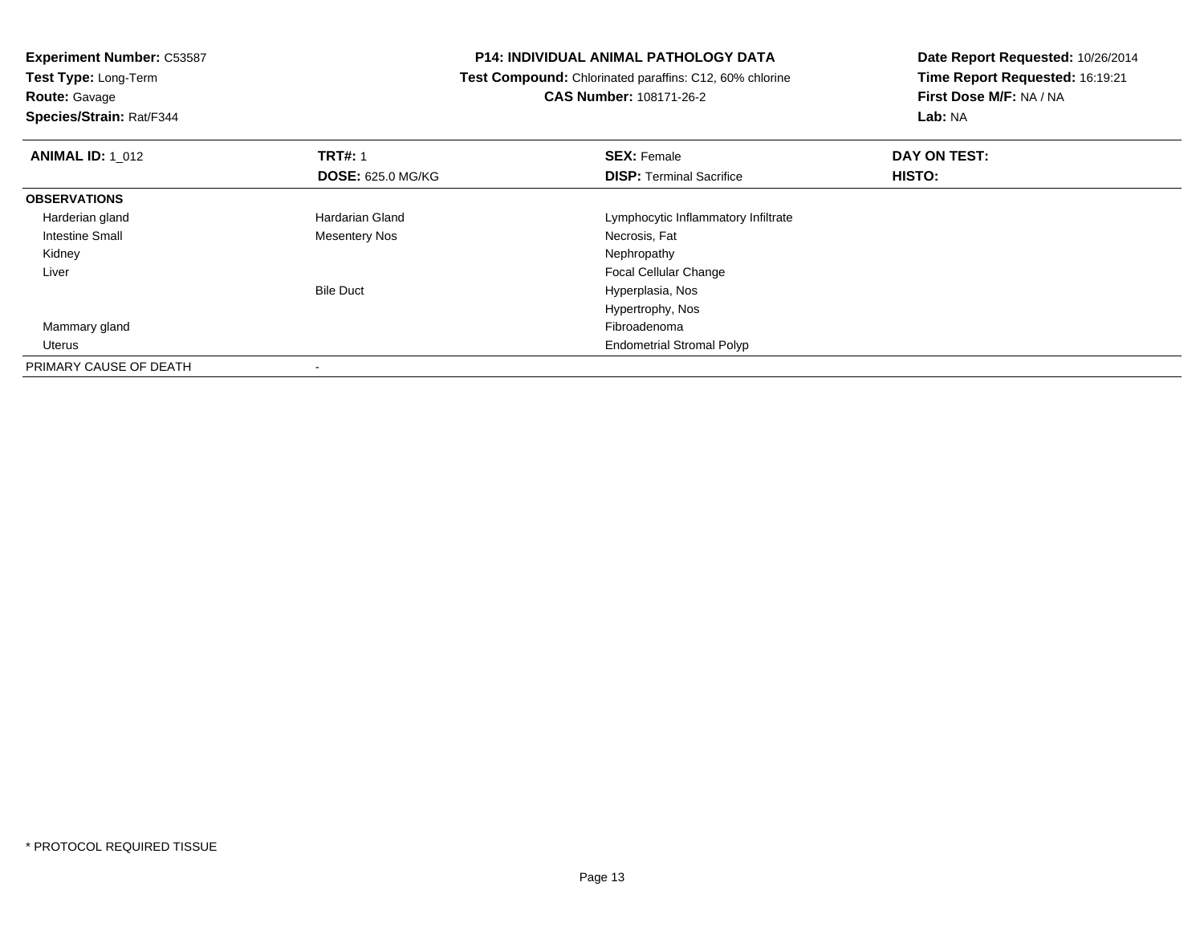**Experiment Number:** C53587
**Test Type:** Long-Term
**Route:** Gavage
**Species/Strain:** Rat/F344

**P14: INDIVIDUAL ANIMAL PATHOLOGY DATA**
**Test Compound:** Chlorinated paraffins: C12, 60% chlorine
**CAS Number:** 108171-26-2

**Date Report Requested:** 10/26/2014
**Time Report Requested:** 16:19:21
**First Dose M/F:** NA / NA
**Lab:** NA

| **ANIMAL ID:** 1_012 | **TRT#:** 1 | **SEX:** Female | **DAY ON TEST:** |
|---|---|---|---|
| | **DOSE:** 625.0 MG/KG | **DISP:** Terminal Sacrifice | **HISTO:** |
| **OBSERVATIONS** | | | |
| Harderian gland | Hardarian Gland | Lymphocytic Inflammatory Infiltrate | |
| Intestine Small | Mesentery Nos | Necrosis, Fat | |
| Kidney | | Nephropathy | |
| Liver | | Focal Cellular Change | |
| | Bile Duct | Hyperplasia, Nos | |
| | | Hypertrophy, Nos | |
| Mammary gland | | Fibroadenoma | |
| Uterus | | Endometrial Stromal Polyp | |
| PRIMARY CAUSE OF DEATH | - | | |

* PROTOCOL REQUIRED TISSUE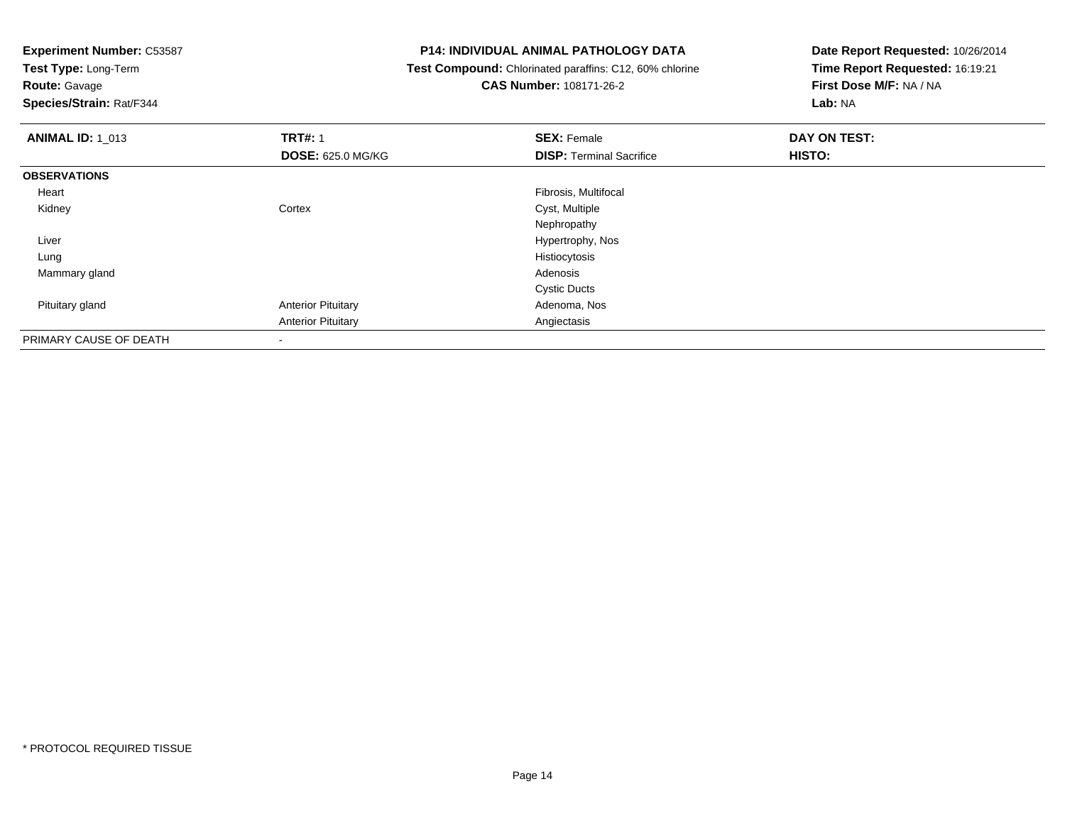**Experiment Number:** C53587
**Test Type:** Long-Term
**Route:** Gavage
**Species/Strain:** Rat/F344

**P14: INDIVIDUAL ANIMAL PATHOLOGY DATA**
**Test Compound:** Chlorinated paraffins: C12, 60% chlorine
**CAS Number:** 108171-26-2

**Date Report Requested:** 10/26/2014
**Time Report Requested:** 16:19:21
**First Dose M/F:** NA / NA
**Lab:** NA

| **ANIMAL ID:** 1_013 | **TRT#:** 1 | **SEX:** Female | **DAY ON TEST:** |
|---|---|---|---|
| | **DOSE:** 625.0 MG/KG | **DISP:** Terminal Sacrifice | **HISTO:** |
| **OBSERVATIONS** | | | |
| Heart | | Fibrosis, Multifocal | |
| Kidney | Cortex | Cyst, Multiple | |
| | | Nephropathy | |
| Liver | | Hypertrophy, Nos | |
| Lung | | Histiocytosis | |
| Mammary gland | | Adenosis | |
| | | Cystic Ducts | |
| Pituitary gland | Anterior Pituitary | Adenoma, Nos | |
| | Anterior Pituitary | Angiectasis | |
| PRIMARY CAUSE OF DEATH | - | | |

\* PROTOCOL REQUIRED TISSUE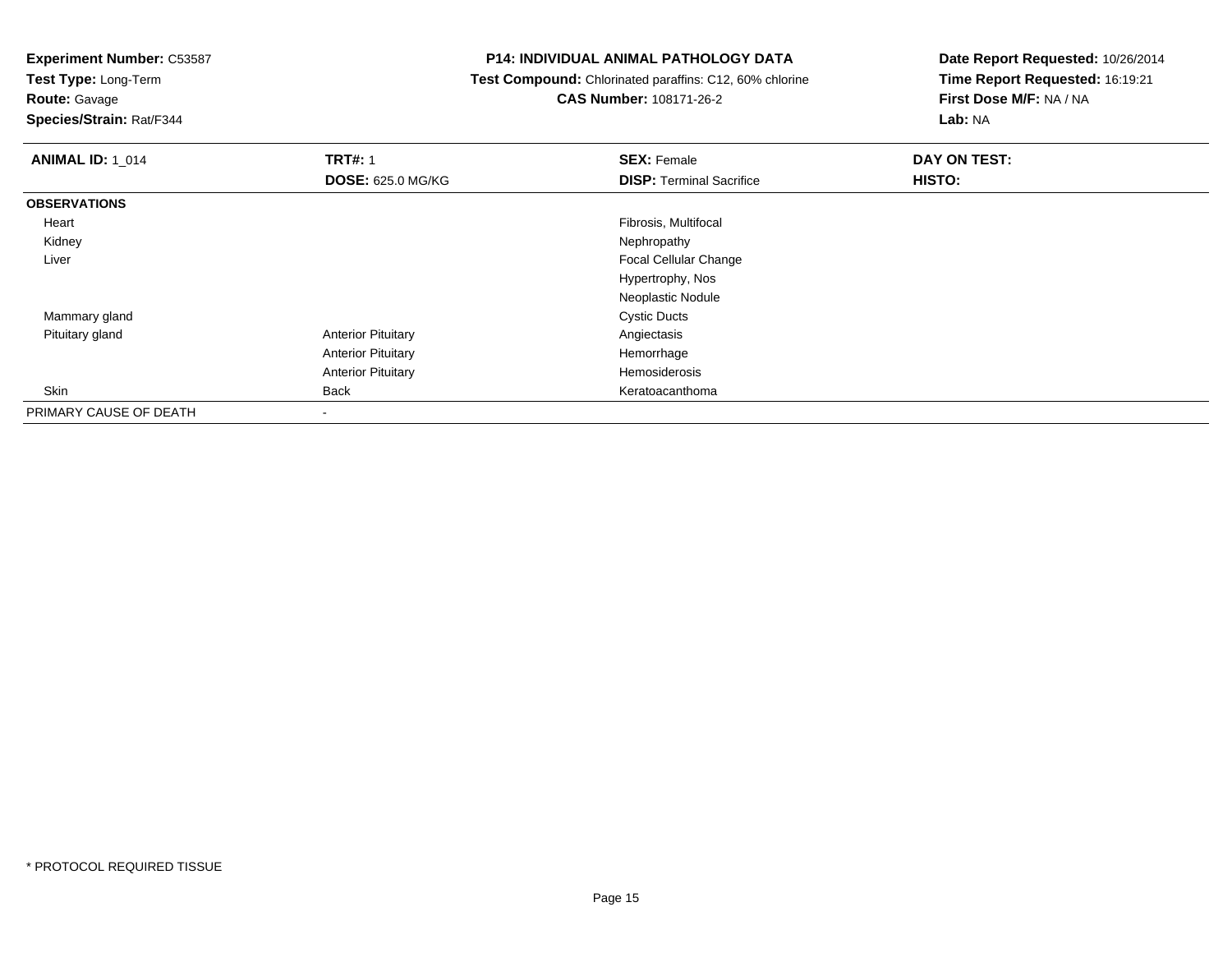**Experiment Number:** C53587
**Test Type:** Long-Term
**Route:** Gavage
**Species/Strain:** Rat/F344

**P14: INDIVIDUAL ANIMAL PATHOLOGY DATA**
**Test Compound:** Chlorinated paraffins: C12, 60% chlorine
**CAS Number:** 108171-26-2

**Date Report Requested:** 10/26/2014
**Time Report Requested:** 16:19:21
**First Dose M/F:** NA / NA
**Lab:** NA

| **ANIMAL ID:** 1_014 | **TRT#:** 1 | **SEX:** Female | **DAY ON TEST:** |
|---|---|---|---|
| | **DOSE:** 625.0 MG/KG | **DISP:** Terminal Sacrifice | **HISTO:** |
| **OBSERVATIONS** | | | |
| Heart | | Fibrosis, Multifocal | |
| Kidney | | Nephropathy | |
| Liver | | Focal Cellular Change | |
| | | Hypertrophy, Nos | |
| | | Neoplastic Nodule | |
| Mammary gland | | Cystic Ducts | |
| Pituitary gland | Anterior Pituitary | Angiectasis | |
| | Anterior Pituitary | Hemorrhage | |
| | Anterior Pituitary | Hemosiderosis | |
| Skin | Back | Keratoacanthoma | |
| PRIMARY CAUSE OF DEATH | - | | |

* PROTOCOL REQUIRED TISSUE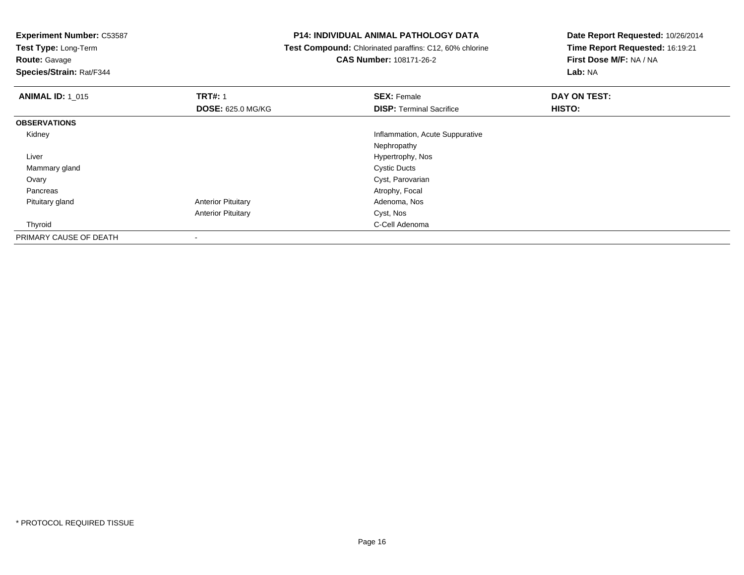**Experiment Number:** C53587
**Test Type:** Long-Term
**Route:** Gavage
**Species/Strain:** Rat/F344

**P14: INDIVIDUAL ANIMAL PATHOLOGY DATA**
**Test Compound:** Chlorinated paraffins: C12, 60% chlorine
**CAS Number:** 108171-26-2

**Date Report Requested:** 10/26/2014
**Time Report Requested:** 16:19:21
**First Dose M/F:** NA / NA
**Lab:** NA

| **ANIMAL ID:** 1_015 | **TRT#:** 1 | **SEX:** Female | **DAY ON TEST:** |
|---|---|---|---|
| | **DOSE:** 625.0 MG/KG | **DISP:** Terminal Sacrifice | **HISTO:** |
| **OBSERVATIONS** | | | |
| Kidney | | Inflammation, Acute Suppurative | |
| | | Nephropathy | |
| Liver | | Hypertrophy, Nos | |
| Mammary gland | | Cystic Ducts | |
| Ovary | | Cyst, Parovarian | |
| Pancreas | | Atrophy, Focal | |
| Pituitary gland | Anterior Pituitary | Adenoma, Nos | |
| | Anterior Pituitary | Cyst, Nos | |
| Thyroid | | C-Cell Adenoma | |
| PRIMARY CAUSE OF DEATH | - | | |

* PROTOCOL REQUIRED TISSUE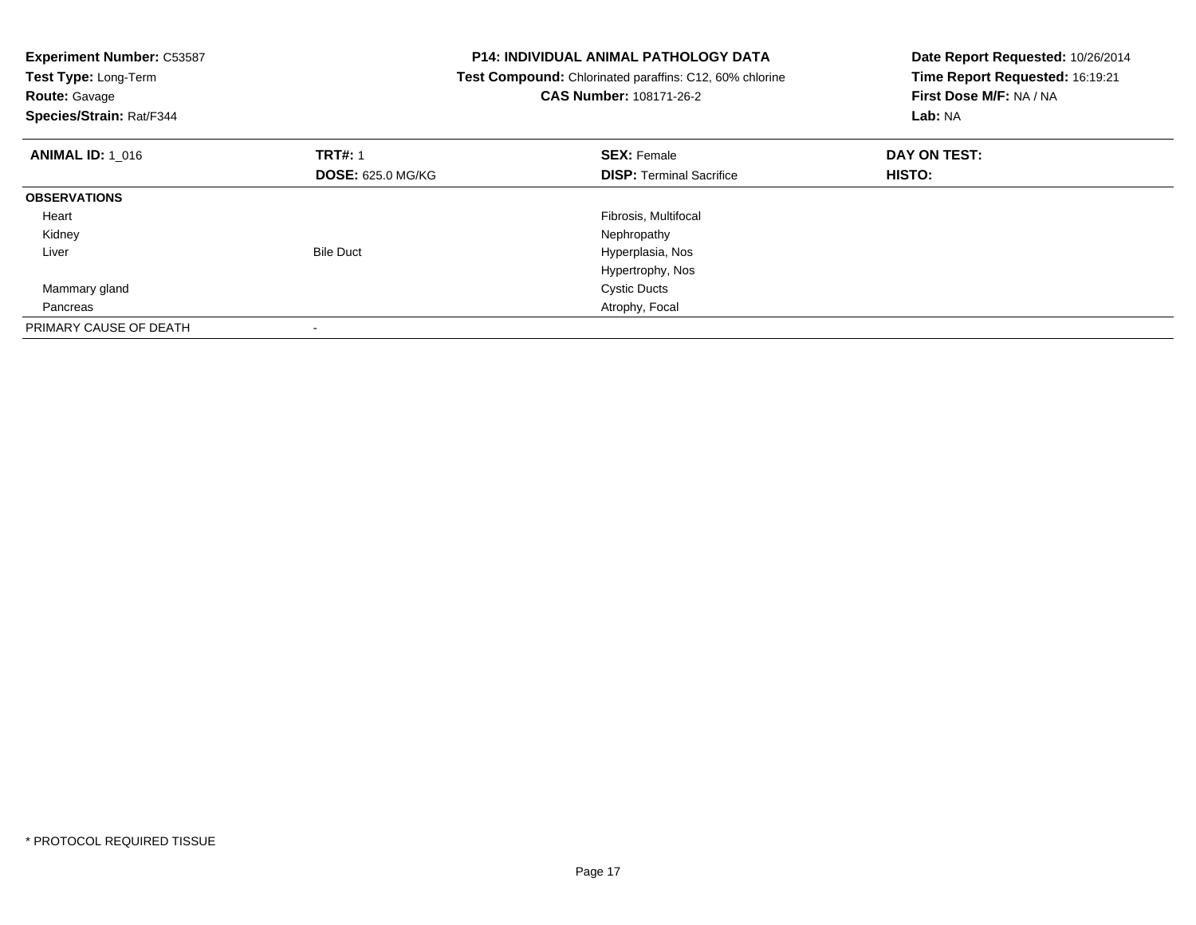**Experiment Number:** C53587
**Test Type:** Long-Term
**Route:** Gavage
**Species/Strain:** Rat/F344

**P14: INDIVIDUAL ANIMAL PATHOLOGY DATA**
**Test Compound:** Chlorinated paraffins: C12, 60% chlorine
**CAS Number:** 108171-26-2

**Date Report Requested:** 10/26/2014
**Time Report Requested:** 16:19:21
**First Dose M/F:** NA / NA
**Lab:** NA

| **ANIMAL ID:** 1_016 | **TRT#:** 1 | **SEX:** Female | **DAY ON TEST:** |
|---|---|---|---|
| | **DOSE:** 625.0 MG/KG | **DISP:** Terminal Sacrifice | **HISTO:** |
| **OBSERVATIONS** | | | |
| Heart | | Fibrosis, Multifocal | |
| Kidney | | Nephropathy | |
| Liver | Bile Duct | Hyperplasia, Nos | |
| | | Hypertrophy, Nos | |
| Mammary gland | | Cystic Ducts | |
| Pancreas | | Atrophy, Focal | |
| PRIMARY CAUSE OF DEATH | - | | |

* PROTOCOL REQUIRED TISSUE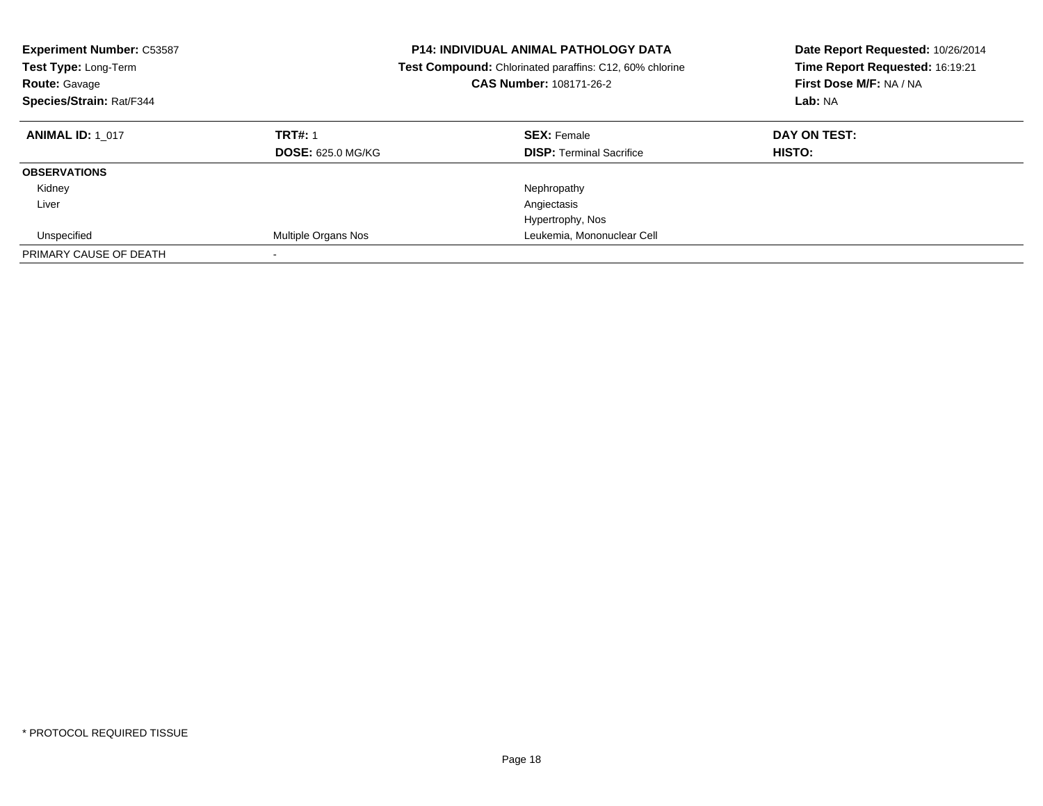**Experiment Number:** C53587
**Test Type:** Long-Term
**Route:** Gavage
**Species/Strain:** Rat/F344

**P14: INDIVIDUAL ANIMAL PATHOLOGY DATA**
**Test Compound:** Chlorinated paraffins: C12, 60% chlorine
**CAS Number:** 108171-26-2

**Date Report Requested:** 10/26/2014
**Time Report Requested:** 16:19:21
**First Dose M/F:** NA / NA
**Lab:** NA

| **ANIMAL ID:** 1_017 | **TRT#:** 1 | **SEX:** Female | **DAY ON TEST:** |
|---|---|---|---|
| | **DOSE:** 625.0 MG/KG | **DISP:** Terminal Sacrifice | **HISTO:** |
| **OBSERVATIONS** | | | |
| Kidney | | Nephropathy | |
| Liver | | Angiectasis | |
| | | Hypertrophy, Nos | |
| Unspecified | Multiple Organs Nos | Leukemia, Mononuclear Cell | |
| PRIMARY CAUSE OF DEATH | - | | |

* PROTOCOL REQUIRED TISSUE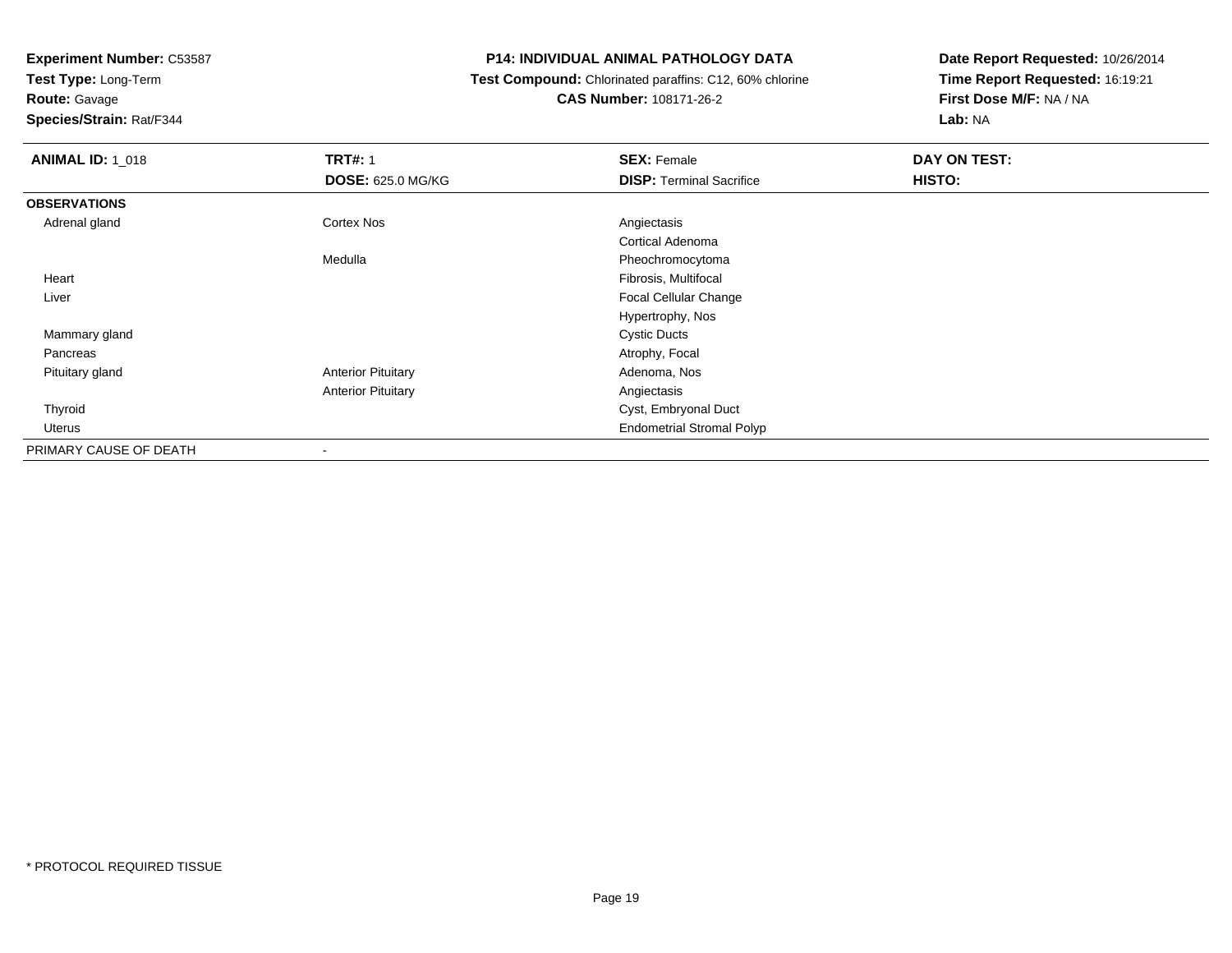**Experiment Number:** C53587
**Test Type:** Long-Term
**Route:** Gavage
**Species/Strain:** Rat/F344

# P14: INDIVIDUAL ANIMAL PATHOLOGY DATA

**Test Compound:** Chlorinated paraffins: C12, 60% chlorine
**CAS Number:** 108171-26-2

**Date Report Requested:** 10/26/2014
**Time Report Requested:** 16:19:21
**First Dose M/F:** NA / NA
**Lab:** NA

| **ANIMAL ID:** 1_018 | **TRT#:** 1<br>**DOSE:** 625.0 MG/KG | **SEX:** Female<br>**DISP:** Terminal Sacrifice | **DAY ON TEST:**<br>**HISTO:** |
|---|---|---|---|
| **OBSERVATIONS** | | | |
| Adrenal gland | Cortex Nos | Angiectasis | |
| | | Cortical Adenoma | |
| | Medulla | Pheochromocytoma | |
| Heart | | Fibrosis, Multifocal | |
| Liver | | Focal Cellular Change | |
| | | Hypertrophy, Nos | |
| Mammary gland | | Cystic Ducts | |
| Pancreas | | Atrophy, Focal | |
| Pituitary gland | Anterior Pituitary | Adenoma, Nos | |
| | Anterior Pituitary | Angiectasis | |
| Thyroid | | Cyst, Embryonal Duct | |
| Uterus | | Endometrial Stromal Polyp | |
| PRIMARY CAUSE OF DEATH | - | | |

* PROTOCOL REQUIRED TISSUE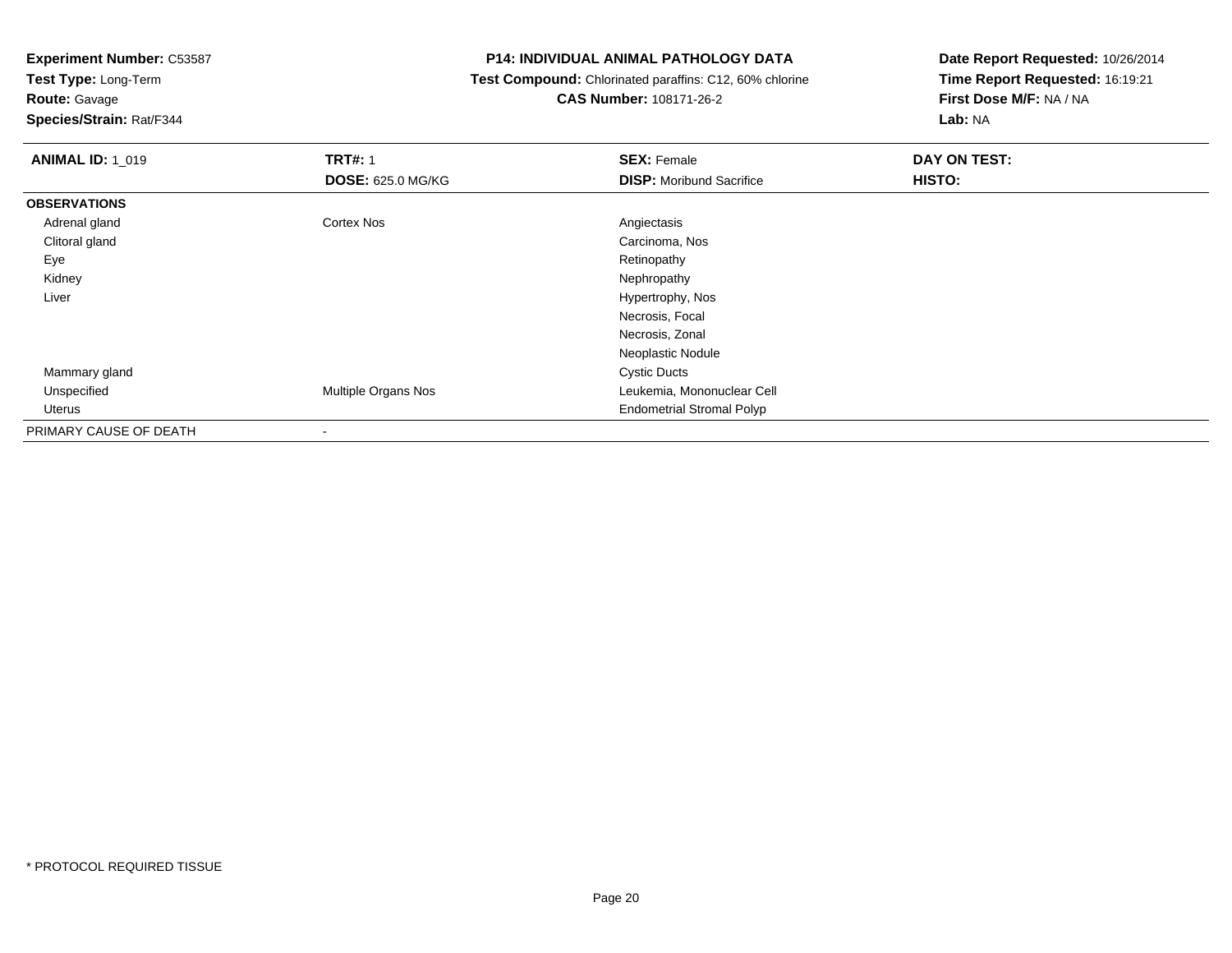**Experiment Number:** C53587
**Test Type:** Long-Term
**Route:** Gavage
**Species/Strain:** Rat/F344

**P14: INDIVIDUAL ANIMAL PATHOLOGY DATA**
**Test Compound:** Chlorinated paraffins: C12, 60% chlorine
**CAS Number:** 108171-26-2

**Date Report Requested:** 10/26/2014
**Time Report Requested:** 16:19:21
**First Dose M/F:** NA / NA
**Lab:** NA

| **ANIMAL ID:** 1_019 | **TRT#:** 1 | **SEX:** Female | **DAY ON TEST:** |
|---|---|---|---|
| | **DOSE:** 625.0 MG/KG | **DISP:** Moribund Sacrifice | **HISTO:** |
| **OBSERVATIONS** | | | |
| Adrenal gland | Cortex Nos | Angiectasis | |
| Clitoral gland | | Carcinoma, Nos | |
| Eye | | Retinopathy | |
| Kidney | | Nephropathy | |
| Liver | | Hypertrophy, Nos | |
| | | Necrosis, Focal | |
| | | Necrosis, Zonal | |
| | | Neoplastic Nodule | |
| Mammary gland | | Cystic Ducts | |
| Unspecified | Multiple Organs Nos | Leukemia, Mononuclear Cell | |
| Uterus | | Endometrial Stromal Polyp | |
| PRIMARY CAUSE OF DEATH | - | | |

* PROTOCOL REQUIRED TISSUE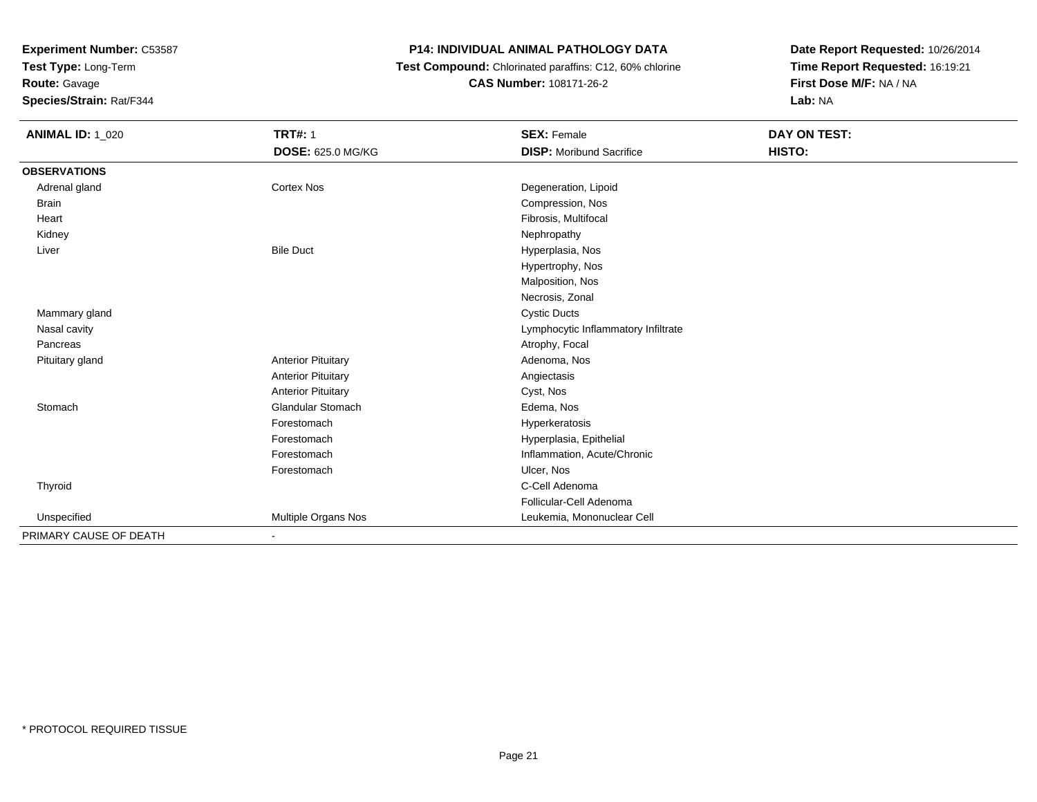**Experiment Number:** C53587
**Test Type:** Long-Term
**Route:** Gavage
**Species/Strain:** Rat/F344

**P14: INDIVIDUAL ANIMAL PATHOLOGY DATA**
**Test Compound:** Chlorinated paraffins: C12, 60% chlorine
**CAS Number:** 108171-26-2

**Date Report Requested:** 10/26/2014
**Time Report Requested:** 16:19:21
**First Dose M/F:** NA / NA
**Lab:** NA

| **ANIMAL ID:** 1_020 | **TRT#:** 1 | **SEX:** Female | **DAY ON TEST:** |
|---|---|---|---|
| | **DOSE:** 625.0 MG/KG | **DISP:** Moribund Sacrifice | **HISTO:** |
| **OBSERVATIONS** | | | |
| Adrenal gland | Cortex Nos | Degeneration, Lipoid | |
| Brain | | Compression, Nos | |
| Heart | | Fibrosis, Multifocal | |
| Kidney | | Nephropathy | |
| Liver | Bile Duct | Hyperplasia, Nos | |
| | | Hypertrophy, Nos | |
| | | Malposition, Nos | |
| | | Necrosis, Zonal | |
| Mammary gland | | Cystic Ducts | |
| Nasal cavity | | Lymphocytic Inflammatory Infiltrate | |
| Pancreas | | Atrophy, Focal | |
| Pituitary gland | Anterior Pituitary | Adenoma, Nos | |
| | Anterior Pituitary | Angiectasis | |
| | Anterior Pituitary | Cyst, Nos | |
| Stomach | Glandular Stomach | Edema, Nos | |
| | Forestomach | Hyperkeratosis | |
| | Forestomach | Hyperplasia, Epithelial | |
| | Forestomach | Inflammation, Acute/Chronic | |
| | Forestomach | Ulcer, Nos | |
| Thyroid | | C-Cell Adenoma | |
| | | Follicular-Cell Adenoma | |
| Unspecified | Multiple Organs Nos | Leukemia, Mononuclear Cell | |
| PRIMARY CAUSE OF DEATH | - | | |

* PROTOCOL REQUIRED TISSUE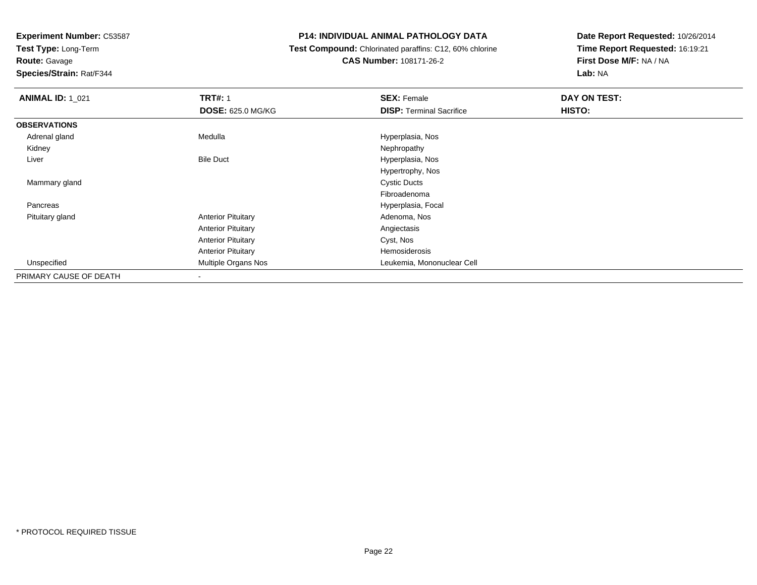**Experiment Number:** C53587
**Test Type:** Long-Term
**Route:** Gavage
**Species/Strain:** Rat/F344

**P14: INDIVIDUAL ANIMAL PATHOLOGY DATA**
**Test Compound:** Chlorinated paraffins: C12, 60% chlorine
**CAS Number:** 108171-26-2

**Date Report Requested:** 10/26/2014
**Time Report Requested:** 16:19:21
**First Dose M/F:** NA / NA
**Lab:** NA

| **ANIMAL ID:** 1_021 | **TRT#:** 1 | **SEX:** Female | **DAY ON TEST:** |
|---|---|---|---|
| | **DOSE:** 625.0 MG/KG | **DISP:** Terminal Sacrifice | **HISTO:** |
| **OBSERVATIONS** | | | |
| Adrenal gland | Medulla | Hyperplasia, Nos | |
| Kidney | | Nephropathy | |
| Liver | Bile Duct | Hyperplasia, Nos | |
| | | Hypertrophy, Nos | |
| Mammary gland | | Cystic Ducts | |
| | | Fibroadenoma | |
| Pancreas | | Hyperplasia, Focal | |
| Pituitary gland | Anterior Pituitary | Adenoma, Nos | |
| | Anterior Pituitary | Angiectasis | |
| | Anterior Pituitary | Cyst, Nos | |
| | Anterior Pituitary | Hemosiderosis | |
| Unspecified | Multiple Organs Nos | Leukemia, Mononuclear Cell | |
| PRIMARY CAUSE OF DEATH | - | | |

* PROTOCOL REQUIRED TISSUE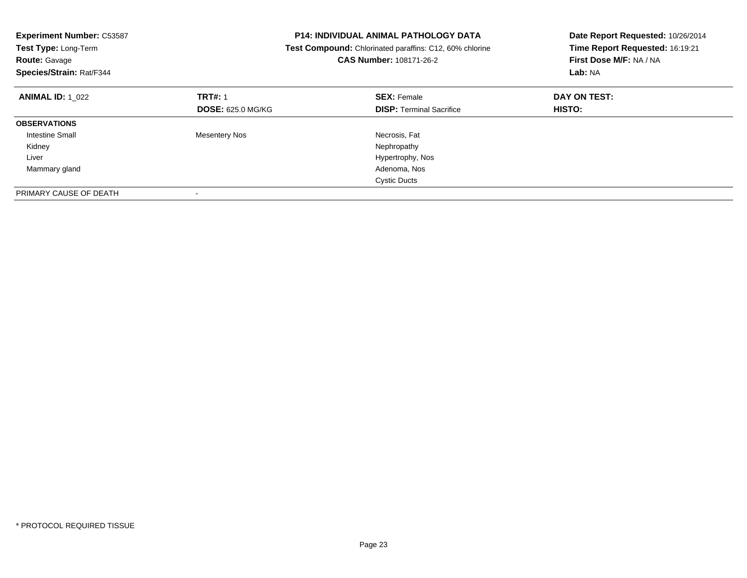**Experiment Number:** C53587
**Test Type:** Long-Term
**Route:** Gavage
**Species/Strain:** Rat/F344

**P14: INDIVIDUAL ANIMAL PATHOLOGY DATA**
**Test Compound:** Chlorinated paraffins: C12, 60% chlorine
**CAS Number:** 108171-26-2

**Date Report Requested:** 10/26/2014
**Time Report Requested:** 16:19:21
**First Dose M/F:** NA / NA
**Lab:** NA

| **ANIMAL ID:** 1_022 | **TRT#:** 1 | **SEX:** Female | **DAY ON TEST:** |
|---|---|---|---|
| | **DOSE:** 625.0 MG/KG | **DISP:** Terminal Sacrifice | **HISTO:** |
| **OBSERVATIONS** | | | |
| Intestine Small | Mesentery Nos | Necrosis, Fat | |
| Kidney | | Nephropathy | |
| Liver | | Hypertrophy, Nos | |
| Mammary gland | | Adenoma, Nos | |
| | | Cystic Ducts | |
| PRIMARY CAUSE OF DEATH | - | | |

* PROTOCOL REQUIRED TISSUE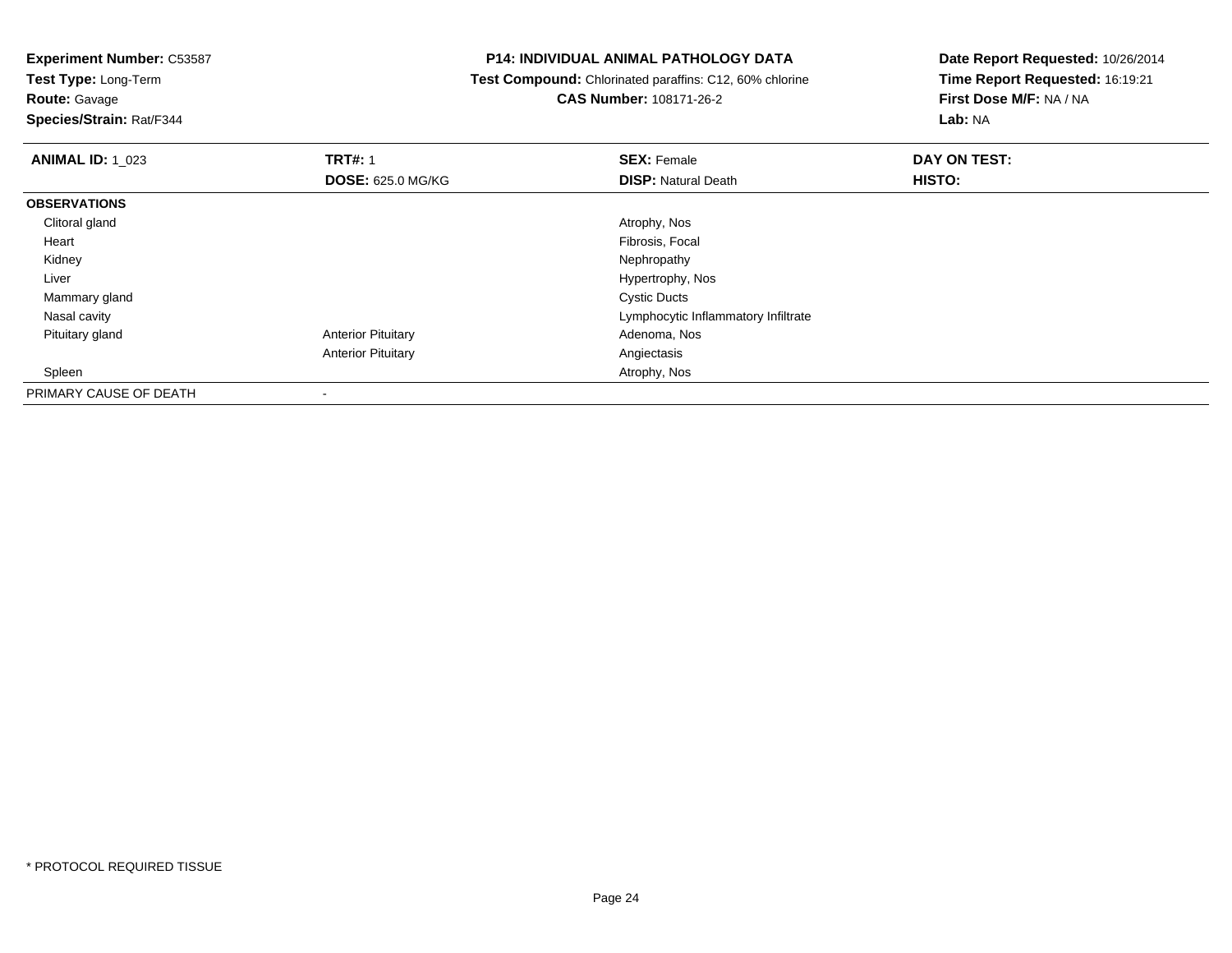**Experiment Number:** C53587
**Test Type:** Long-Term
**Route:** Gavage
**Species/Strain:** Rat/F344

**P14: INDIVIDUAL ANIMAL PATHOLOGY DATA**
**Test Compound:** Chlorinated paraffins: C12, 60% chlorine
**CAS Number:** 108171-26-2

**Date Report Requested:** 10/26/2014
**Time Report Requested:** 16:19:21
**First Dose M/F:** NA / NA
**Lab:** NA

| **ANIMAL ID:** 1_023 | **TRT#:** 1 | **SEX:** Female | **DAY ON TEST:** |
|---|---|---|---|
| | **DOSE:** 625.0 MG/KG | **DISP:** Natural Death | **HISTO:** |
| **OBSERVATIONS** | | | |
| Clitoral gland | | Atrophy, Nos | |
| Heart | | Fibrosis, Focal | |
| Kidney | | Nephropathy | |
| Liver | | Hypertrophy, Nos | |
| Mammary gland | | Cystic Ducts | |
| Nasal cavity | | Lymphocytic Inflammatory Infiltrate | |
| Pituitary gland | Anterior Pituitary | Adenoma, Nos | |
| | Anterior Pituitary | Angiectasis | |
| Spleen | | Atrophy, Nos | |
| PRIMARY CAUSE OF DEATH | - | | |

* PROTOCOL REQUIRED TISSUE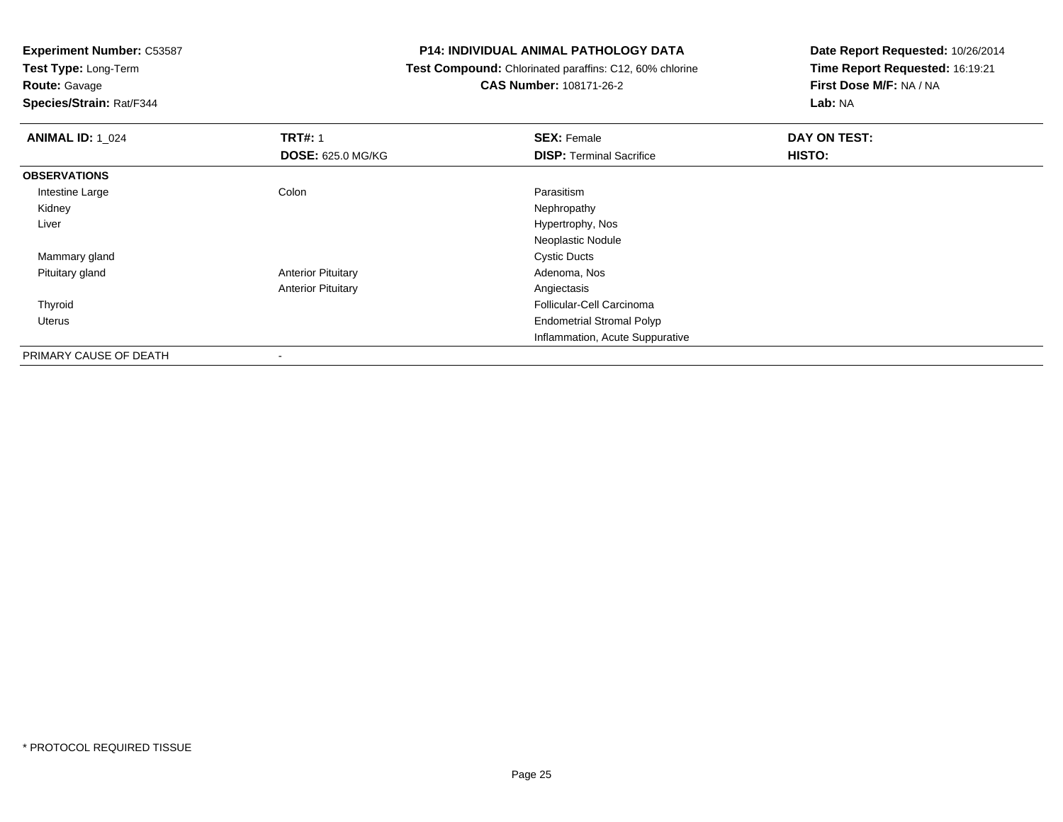**Experiment Number:** C53587
**Test Type:** Long-Term
**Route:** Gavage
**Species/Strain:** Rat/F344

**P14: INDIVIDUAL ANIMAL PATHOLOGY DATA**
**Test Compound:** Chlorinated paraffins: C12, 60% chlorine
**CAS Number:** 108171-26-2

**Date Report Requested:** 10/26/2014
**Time Report Requested:** 16:19:21
**First Dose M/F:** NA / NA
**Lab:** NA

| **ANIMAL ID:** 1_024 | **TRT#:** 1 | **SEX:** Female | **DAY ON TEST:** |
|---|---|---|---|
| | **DOSE:** 625.0 MG/KG | **DISP:** Terminal Sacrifice | **HISTO:** |
| **OBSERVATIONS** | | | |
| Intestine Large | Colon | Parasitism | |
| Kidney | | Nephropathy | |
| Liver | | Hypertrophy, Nos | |
| | | Neoplastic Nodule | |
| Mammary gland | | Cystic Ducts | |
| Pituitary gland | Anterior Pituitary | Adenoma, Nos | |
| | Anterior Pituitary | Angiectasis | |
| Thyroid | | Follicular-Cell Carcinoma | |
| Uterus | | Endometrial Stromal Polyp | |
| | | Inflammation, Acute Suppurative | |
| PRIMARY CAUSE OF DEATH | - | | |

* PROTOCOL REQUIRED TISSUE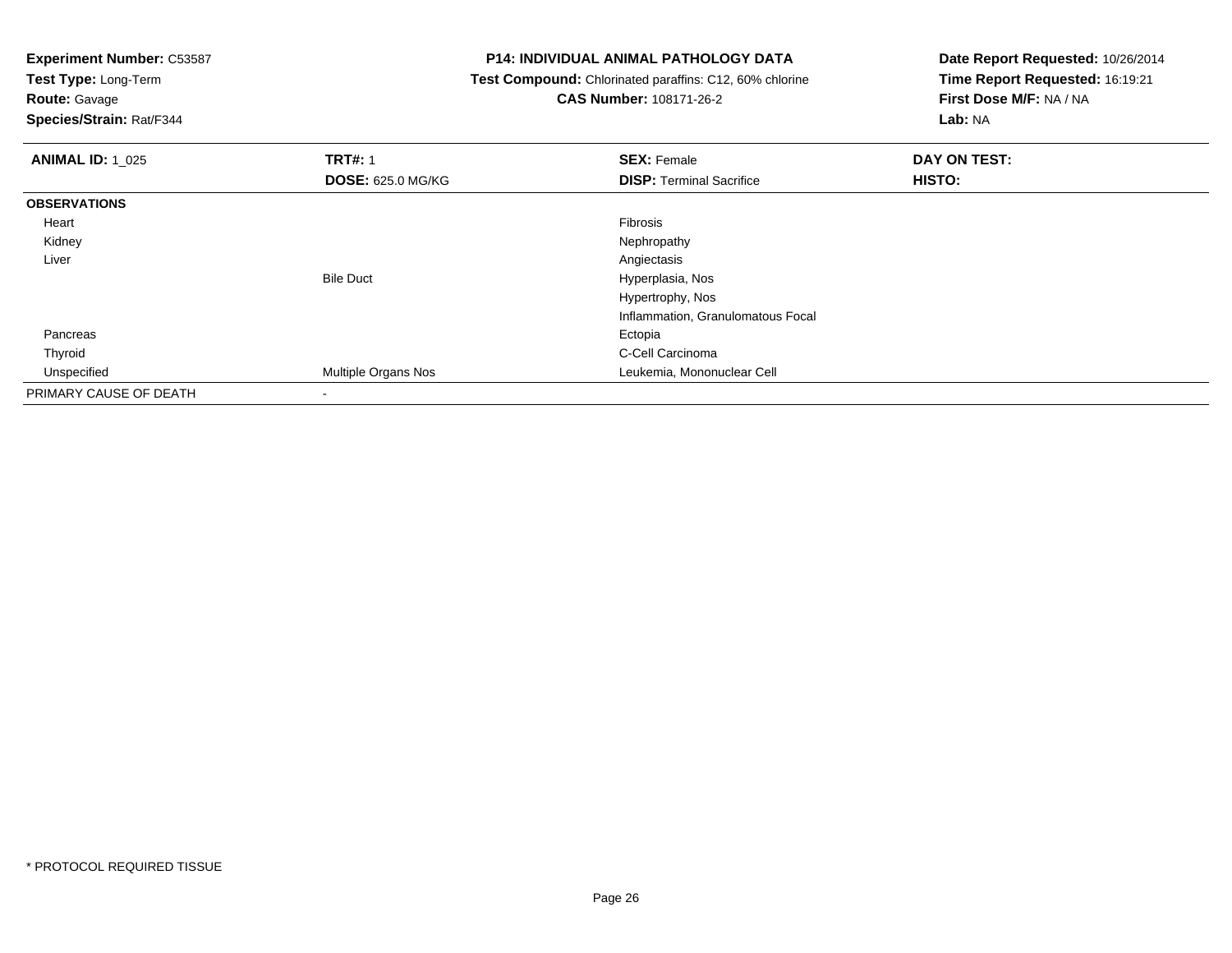**Experiment Number:** C53587
**Test Type:** Long-Term
**Route:** Gavage
**Species/Strain:** Rat/F344

## P14: INDIVIDUAL ANIMAL PATHOLOGY DATA

**Test Compound:** Chlorinated paraffins: C12, 60% chlorine
**CAS Number:** 108171-26-2

**Date Report Requested:** 10/26/2014
**Time Report Requested:** 16:19:21
**First Dose M/F:** NA / NA
**Lab:** NA

| **ANIMAL ID:** 1_025 | **TRT#:** 1 | **SEX:** Female | **DAY ON TEST:** |
|---|---|---|---|
| | **DOSE:** 625.0 MG/KG | **DISP:** Terminal Sacrifice | **HISTO:** |
| **OBSERVATIONS** | | | |
| Heart | | Fibrosis | |
| Kidney | | Nephropathy | |
| Liver | | Angiectasis | |
| | Bile Duct | Hyperplasia, Nos | |
| | | Hypertrophy, Nos | |
| | | Inflammation, Granulomatous Focal | |
| Pancreas | | Ectopia | |
| Thyroid | | C-Cell Carcinoma | |
| Unspecified | Multiple Organs Nos | Leukemia, Mononuclear Cell | |
| PRIMARY CAUSE OF DEATH | - | | |

* PROTOCOL REQUIRED TISSUE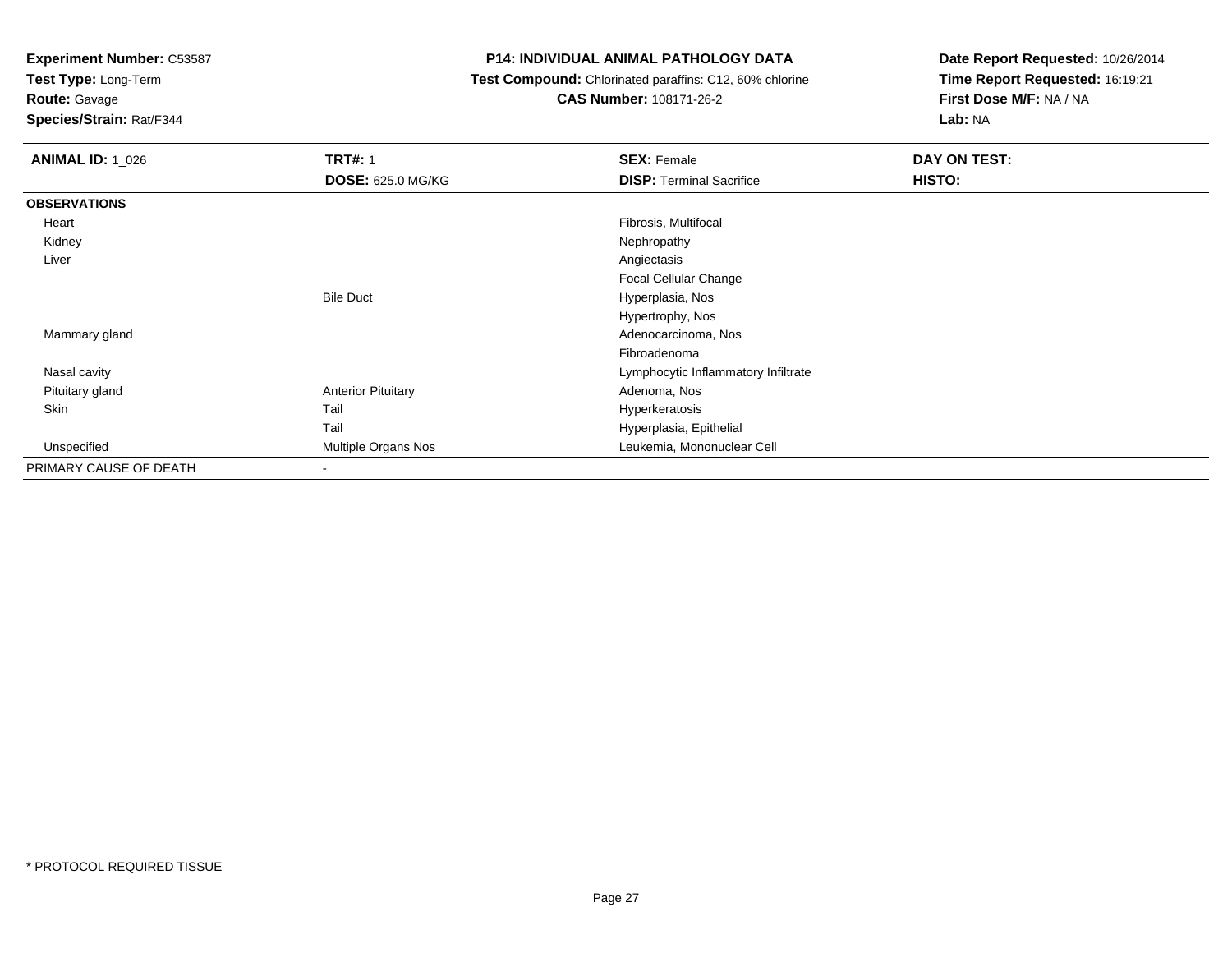**Experiment Number:** C53587
**Test Type:** Long-Term
**Route:** Gavage
**Species/Strain:** Rat/F344

**P14: INDIVIDUAL ANIMAL PATHOLOGY DATA**
**Test Compound:** Chlorinated paraffins: C12, 60% chlorine
**CAS Number:** 108171-26-2

**Date Report Requested:** 10/26/2014
**Time Report Requested:** 16:19:21
**First Dose M/F:** NA / NA
**Lab:** NA

| **ANIMAL ID:** 1_026 | **TRT#:** 1 | **SEX:** Female | **DAY ON TEST:** |
|---|---|---|---|
| | **DOSE:** 625.0 MG/KG | **DISP:** Terminal Sacrifice | **HISTO:** |
| **OBSERVATIONS** | | | |
| Heart | | Fibrosis, Multifocal | |
| Kidney | | Nephropathy | |
| Liver | | Angiectasis | |
| | | Focal Cellular Change | |
| | Bile Duct | Hyperplasia, Nos | |
| | | Hypertrophy, Nos | |
| Mammary gland | | Adenocarcinoma, Nos | |
| | | Fibroadenoma | |
| Nasal cavity | | Lymphocytic Inflammatory Infiltrate | |
| Pituitary gland | Anterior Pituitary | Adenoma, Nos | |
| Skin | Tail | Hyperkeratosis | |
| | Tail | Hyperplasia, Epithelial | |
| Unspecified | Multiple Organs Nos | Leukemia, Mononuclear Cell | |
| PRIMARY CAUSE OF DEATH | - | | |

* PROTOCOL REQUIRED TISSUE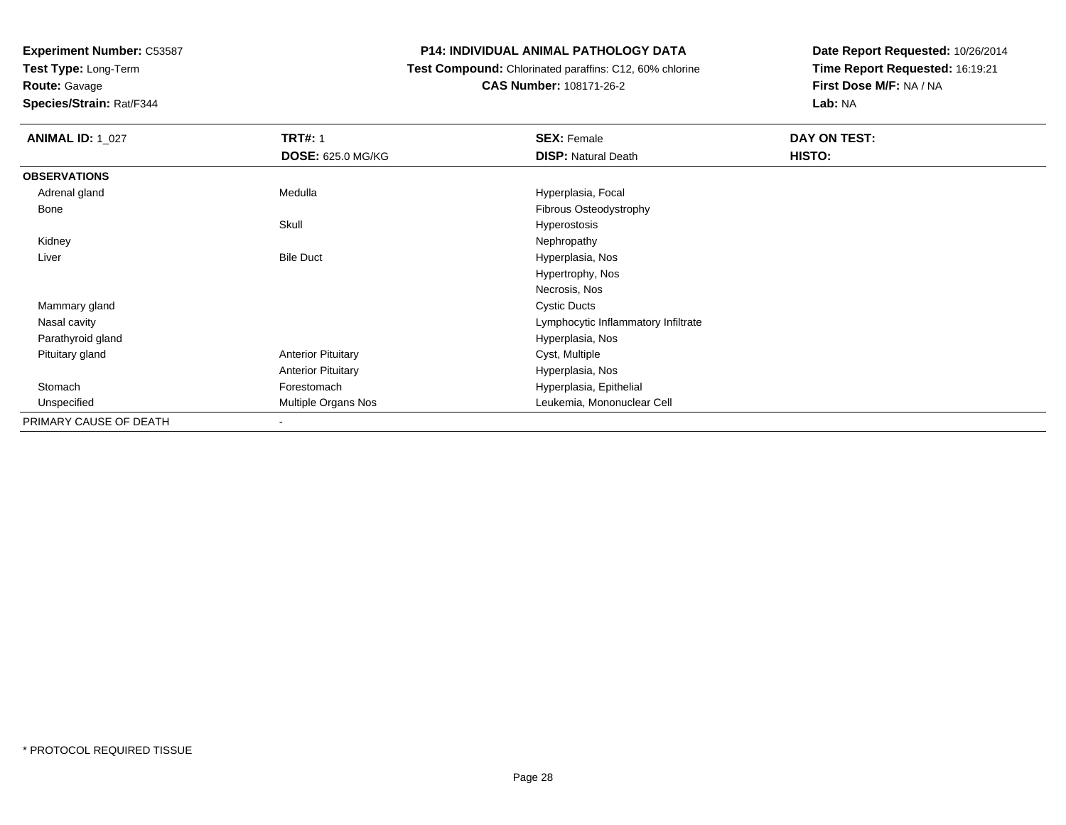**Experiment Number:** C53587
**Test Type:** Long-Term
**Route:** Gavage
**Species/Strain:** Rat/F344

**P14: INDIVIDUAL ANIMAL PATHOLOGY DATA**
**Test Compound:** Chlorinated paraffins: C12, 60% chlorine
**CAS Number:** 108171-26-2

**Date Report Requested:** 10/26/2014
**Time Report Requested:** 16:19:21
**First Dose M/F:** NA / NA
**Lab:** NA

| **ANIMAL ID:** 1_027 | **TRT#:** 1 | **SEX:** Female | **DAY ON TEST:** |
|---|---|---|---|
| | **DOSE:** 625.0 MG/KG | **DISP:** Natural Death | **HISTO:** |
| **OBSERVATIONS** | | | |
| Adrenal gland | Medulla | Hyperplasia, Focal | |
| Bone | | Fibrous Osteodystrophy | |
| | Skull | Hyperostosis | |
| Kidney | | Nephropathy | |
| Liver | Bile Duct | Hyperplasia, Nos | |
| | | Hypertrophy, Nos | |
| | | Necrosis, Nos | |
| Mammary gland | | Cystic Ducts | |
| Nasal cavity | | Lymphocytic Inflammatory Infiltrate | |
| Parathyroid gland | | Hyperplasia, Nos | |
| Pituitary gland | Anterior Pituitary | Cyst, Multiple | |
| | Anterior Pituitary | Hyperplasia, Nos | |
| Stomach | Forestomach | Hyperplasia, Epithelial | |
| Unspecified | Multiple Organs Nos | Leukemia, Mononuclear Cell | |
| PRIMARY CAUSE OF DEATH | - | | |

* PROTOCOL REQUIRED TISSUE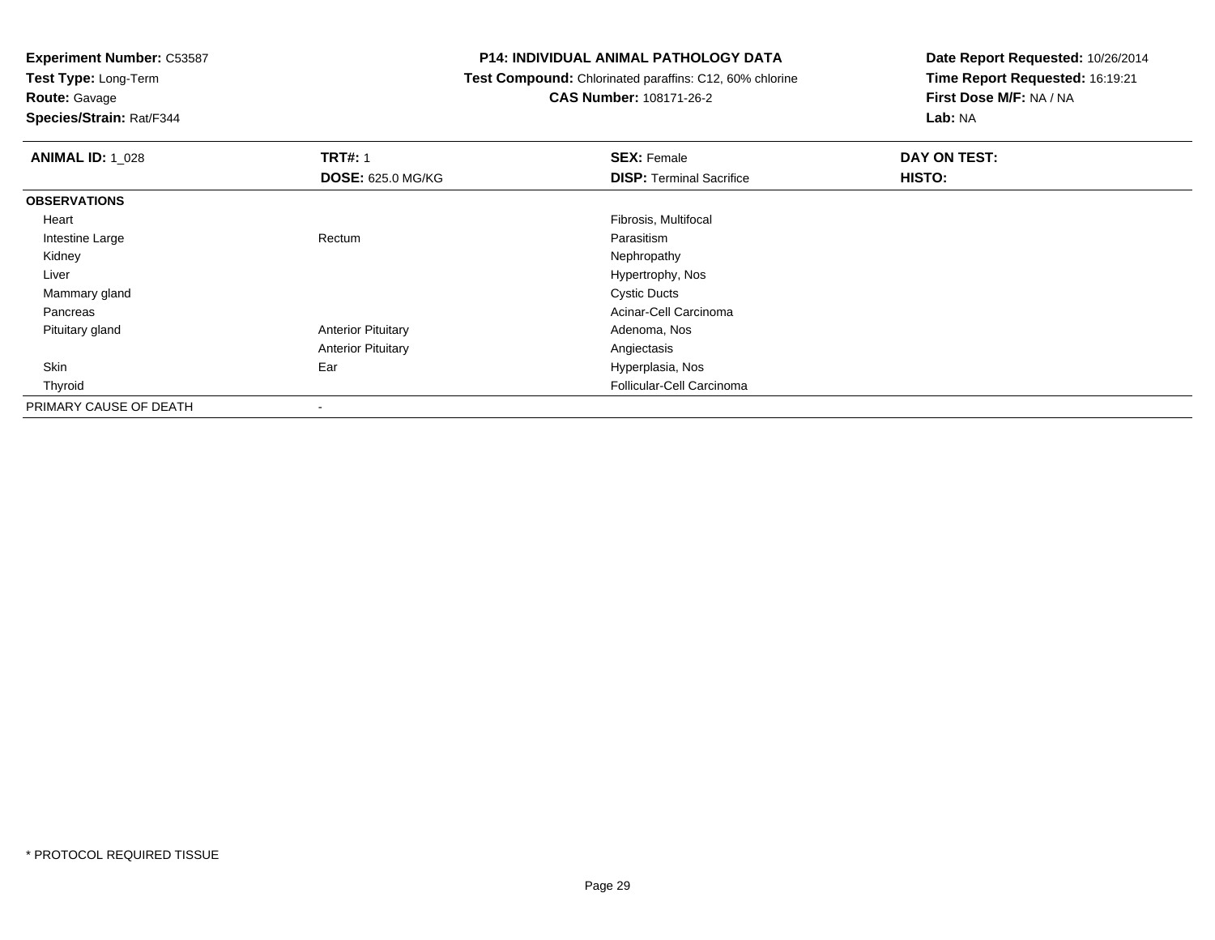**Experiment Number:** C53587
**Test Type:** Long-Term
**Route:** Gavage
**Species/Strain:** Rat/F344

**P14: INDIVIDUAL ANIMAL PATHOLOGY DATA**
**Test Compound:** Chlorinated paraffins: C12, 60% chlorine
**CAS Number:** 108171-26-2

**Date Report Requested:** 10/26/2014
**Time Report Requested:** 16:19:21
**First Dose M/F:** NA / NA
**Lab:** NA

| **ANIMAL ID:** 1_028 | **TRT#:** 1 | **SEX:** Female | **DAY ON TEST:** |
|---|---|---|---|
| | **DOSE:** 625.0 MG/KG | **DISP:** Terminal Sacrifice | **HISTO:** |
| **OBSERVATIONS** | | | |
| Heart | | Fibrosis, Multifocal | |
| Intestine Large | Rectum | Parasitism | |
| Kidney | | Nephropathy | |
| Liver | | Hypertrophy, Nos | |
| Mammary gland | | Cystic Ducts | |
| Pancreas | | Acinar-Cell Carcinoma | |
| Pituitary gland | Anterior Pituitary | Adenoma, Nos | |
| | Anterior Pituitary | Angiectasis | |
| Skin | Ear | Hyperplasia, Nos | |
| Thyroid | | Follicular-Cell Carcinoma | |
| PRIMARY CAUSE OF DEATH | - | | |

* PROTOCOL REQUIRED TISSUE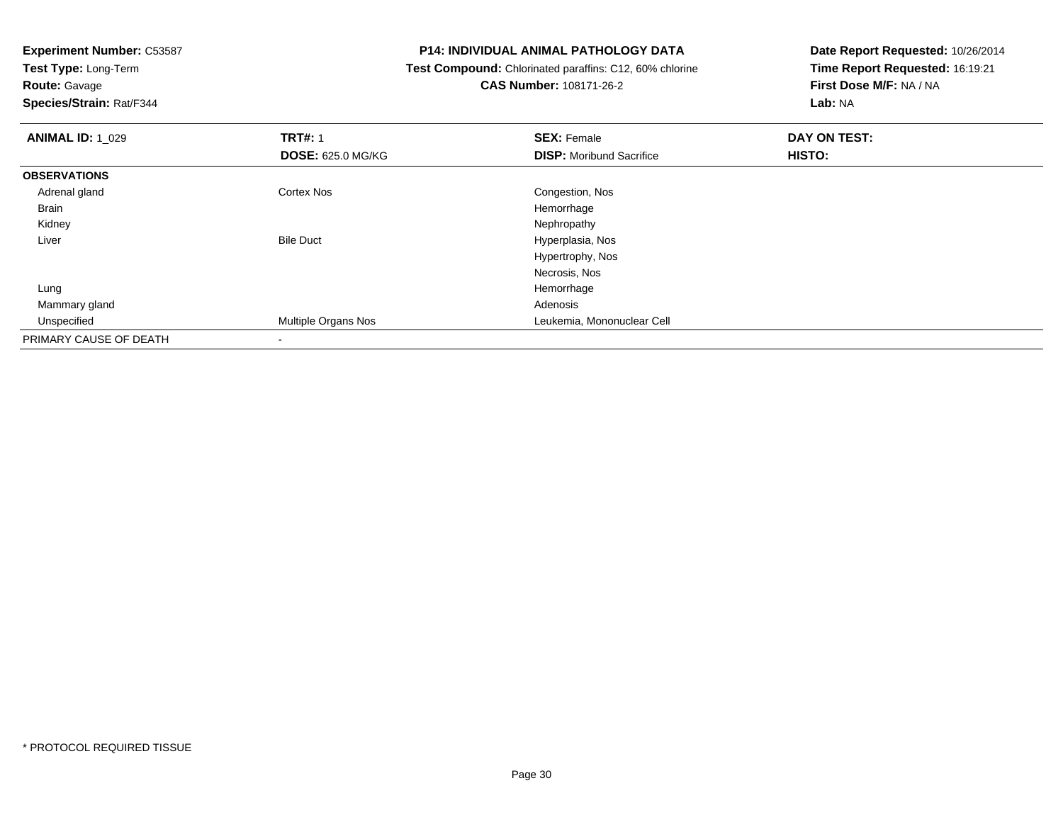**Experiment Number:** C53587
**Test Type:** Long-Term
**Route:** Gavage
**Species/Strain:** Rat/F344

**P14: INDIVIDUAL ANIMAL PATHOLOGY DATA**
**Test Compound:** Chlorinated paraffins: C12, 60% chlorine
**CAS Number:** 108171-26-2

**Date Report Requested:** 10/26/2014
**Time Report Requested:** 16:19:21
**First Dose M/F:** NA / NA
**Lab:** NA

| **ANIMAL ID:** 1_029 | **TRT#:** 1 | **SEX:** Female | **DAY ON TEST:** |
|---|---|---|---|
| | **DOSE:** 625.0 MG/KG | **DISP:** Moribund Sacrifice | **HISTO:** |
| **OBSERVATIONS** | | | |
| Adrenal gland | Cortex Nos | Congestion, Nos | |
| Brain | | Hemorrhage | |
| Kidney | | Nephropathy | |
| Liver | Bile Duct | Hyperplasia, Nos | |
| | | Hypertrophy, Nos | |
| | | Necrosis, Nos | |
| Lung | | Hemorrhage | |
| Mammary gland | | Adenosis | |
| Unspecified | Multiple Organs Nos | Leukemia, Mononuclear Cell | |
| PRIMARY CAUSE OF DEATH | - | | |

* PROTOCOL REQUIRED TISSUE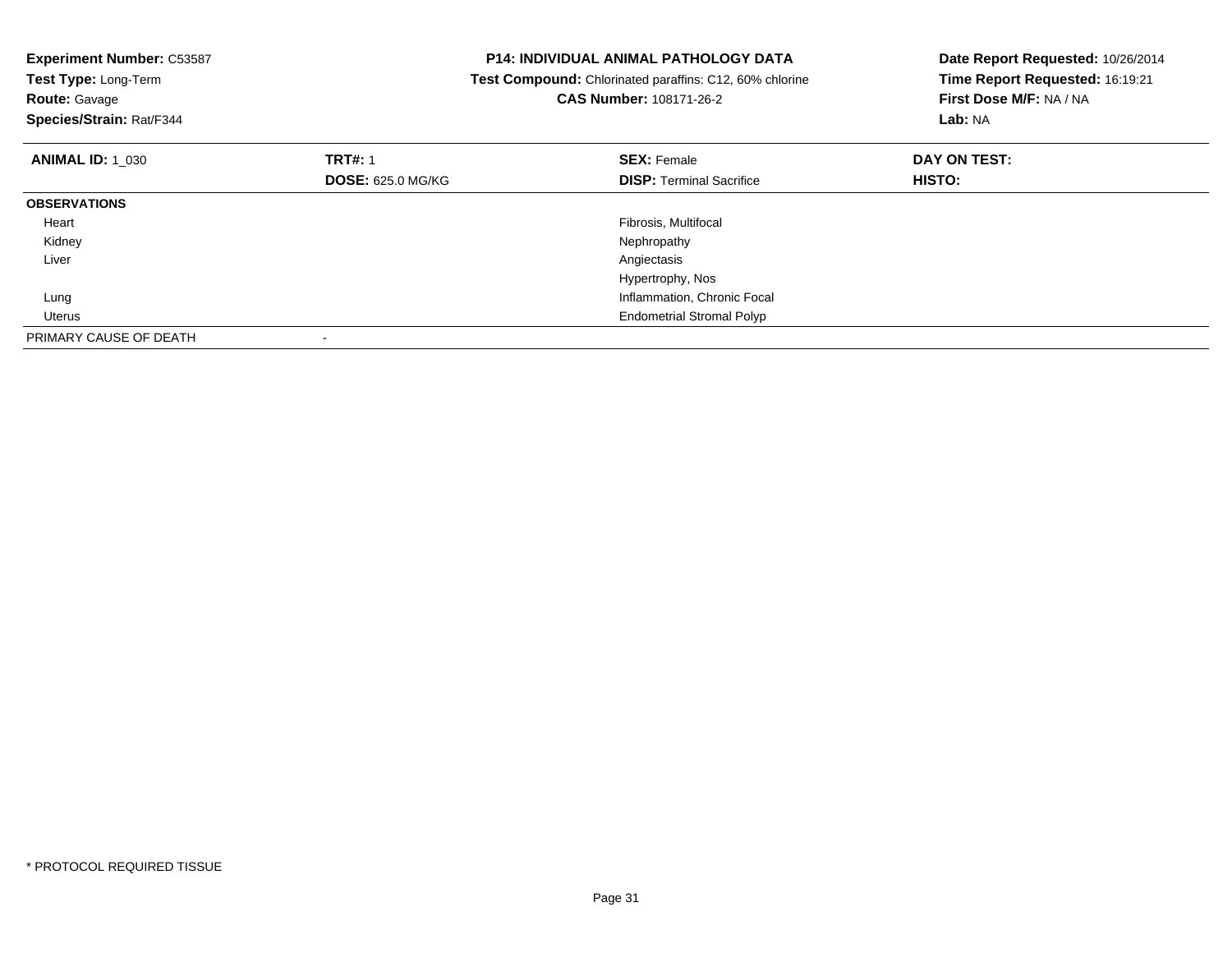**Experiment Number:** C53587
**Test Type:** Long-Term
**Route:** Gavage
**Species/Strain:** Rat/F344

**P14: INDIVIDUAL ANIMAL PATHOLOGY DATA**
**Test Compound:** Chlorinated paraffins: C12, 60% chlorine
**CAS Number:** 108171-26-2

**Date Report Requested:** 10/26/2014
**Time Report Requested:** 16:19:21
**First Dose M/F:** NA / NA
**Lab:** NA

| **ANIMAL ID:** 1_030 | **TRT#:** 1 | **SEX:** Female | **DAY ON TEST:** |
|---|---|---|---|
| | **DOSE:** 625.0 MG/KG | **DISP:** Terminal Sacrifice | **HISTO:** |
| **OBSERVATIONS** | | | |
| Heart | | Fibrosis, Multifocal | |
| Kidney | | Nephropathy | |
| Liver | | Angiectasis | |
| | | Hypertrophy, Nos | |
| Lung | | Inflammation, Chronic Focal | |
| Uterus | | Endometrial Stromal Polyp | |
| PRIMARY CAUSE OF DEATH | - | | |

* PROTOCOL REQUIRED TISSUE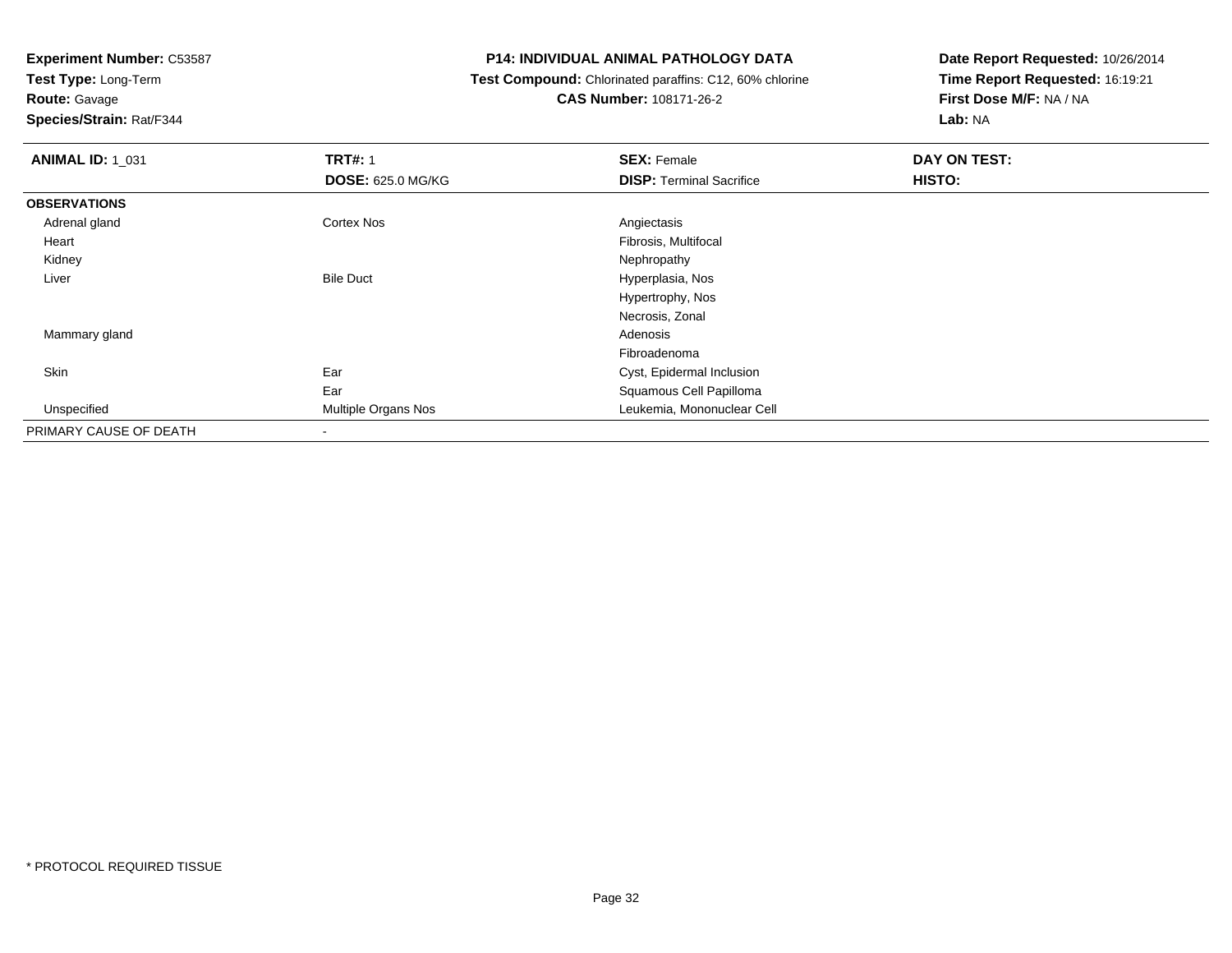**Experiment Number:** C53587
**Test Type:** Long-Term
**Route:** Gavage
**Species/Strain:** Rat/F344

**P14: INDIVIDUAL ANIMAL PATHOLOGY DATA**
**Test Compound:** Chlorinated paraffins: C12, 60% chlorine
**CAS Number:** 108171-26-2

**Date Report Requested:** 10/26/2014
**Time Report Requested:** 16:19:21
**First Dose M/F:** NA / NA
**Lab:** NA

| **ANIMAL ID:** 1_031 | **TRT#:** 1 | **SEX:** Female | **DAY ON TEST:** |
|---|---|---|---|
| | **DOSE:** 625.0 MG/KG | **DISP:** Terminal Sacrifice | **HISTO:** |
| **OBSERVATIONS** | | | |
| Adrenal gland | Cortex Nos | Angiectasis | |
| Heart | | Fibrosis, Multifocal | |
| Kidney | | Nephropathy | |
| Liver | Bile Duct | Hyperplasia, Nos | |
| | | Hypertrophy, Nos | |
| | | Necrosis, Zonal | |
| Mammary gland | | Adenosis | |
| | | Fibroadenoma | |
| Skin | Ear | Cyst, Epidermal Inclusion | |
| | Ear | Squamous Cell Papilloma | |
| Unspecified | Multiple Organs Nos | Leukemia, Mononuclear Cell | |
| PRIMARY CAUSE OF DEATH | - | | |

* PROTOCOL REQUIRED TISSUE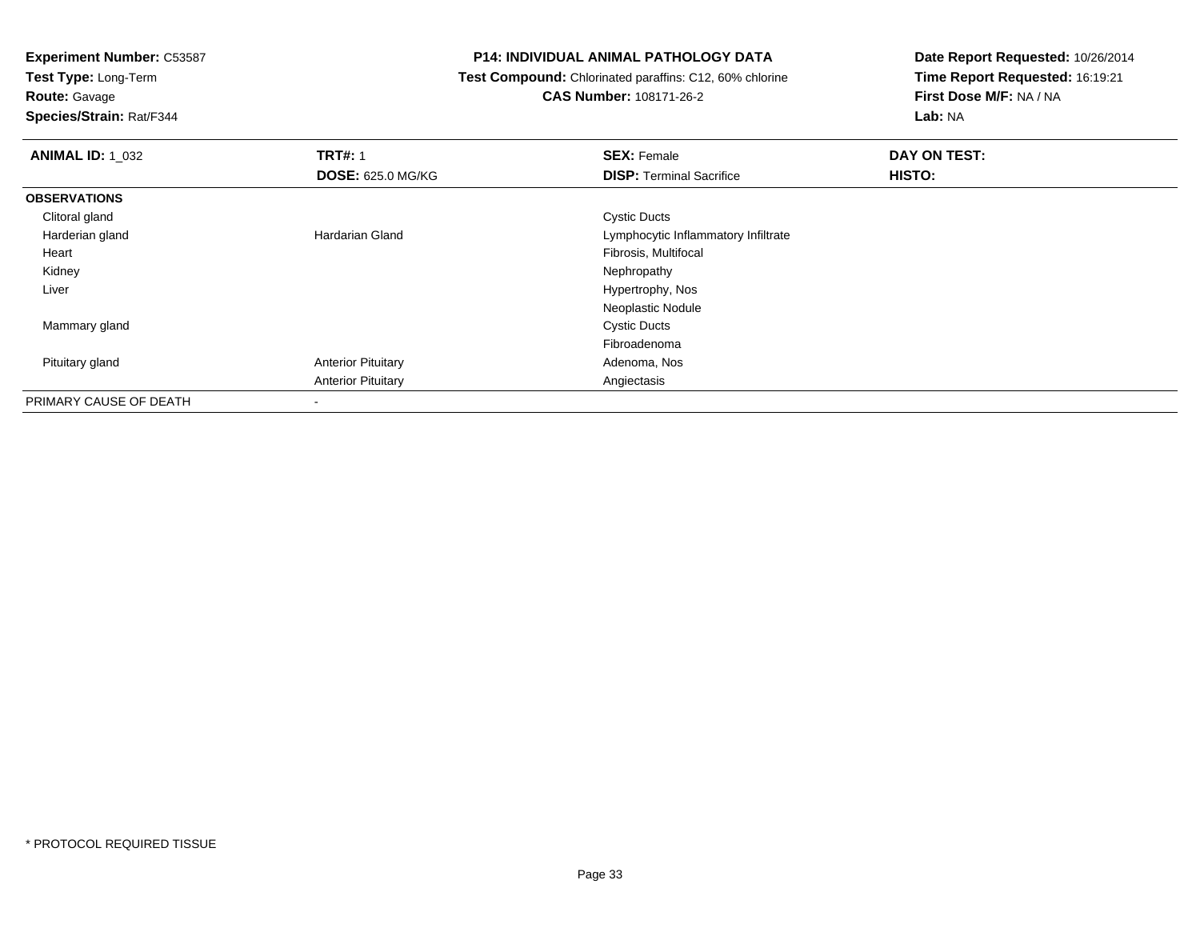**Experiment Number:** C53587
**Test Type:** Long-Term
**Route:** Gavage
**Species/Strain:** Rat/F344

**P14: INDIVIDUAL ANIMAL PATHOLOGY DATA**
**Test Compound:** Chlorinated paraffins: C12, 60% chlorine
**CAS Number:** 108171-26-2

**Date Report Requested:** 10/26/2014
**Time Report Requested:** 16:19:21
**First Dose M/F:** NA / NA
**Lab:** NA

| **ANIMAL ID:** 1_032 | **TRT#:** 1 | **SEX:** Female | **DAY ON TEST:** |
|---|---|---|---|
| | **DOSE:** 625.0 MG/KG | **DISP:** Terminal Sacrifice | **HISTO:** |
| **OBSERVATIONS** | | | |
| Clitoral gland | | Cystic Ducts | |
| Harderian gland | Hardarian Gland | Lymphocytic Inflammatory Infiltrate | |
| Heart | | Fibrosis, Multifocal | |
| Kidney | | Nephropathy | |
| Liver | | Hypertrophy, Nos | |
| | | Neoplastic Nodule | |
| Mammary gland | | Cystic Ducts | |
| | | Fibroadenoma | |
| Pituitary gland | Anterior Pituitary | Adenoma, Nos | |
| | Anterior Pituitary | Angiectasis | |
| PRIMARY CAUSE OF DEATH | - | | |

* PROTOCOL REQUIRED TISSUE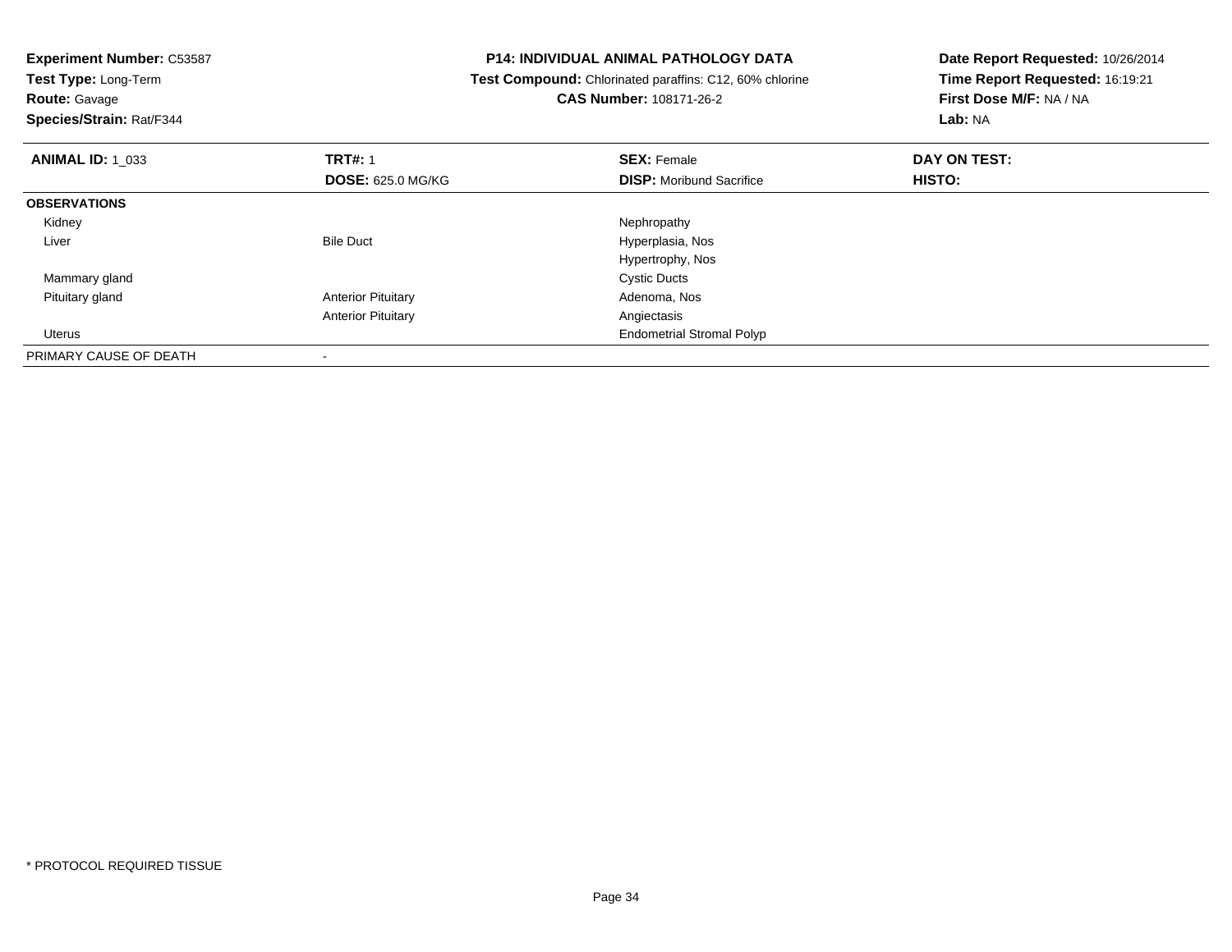**Experiment Number:** C53587
**Test Type:** Long-Term
**Route:** Gavage
**Species/Strain:** Rat/F344

**P14: INDIVIDUAL ANIMAL PATHOLOGY DATA**
**Test Compound:** Chlorinated paraffins: C12, 60% chlorine
**CAS Number:** 108171-26-2

**Date Report Requested:** 10/26/2014
**Time Report Requested:** 16:19:21
**First Dose M/F:** NA / NA
**Lab:** NA

| **ANIMAL ID:** 1_033 | **TRT#:** 1 | **SEX:** Female | **DAY ON TEST:** |
|---|---|---|---|
| | **DOSE:** 625.0 MG/KG | **DISP:** Moribund Sacrifice | **HISTO:** |
| **OBSERVATIONS** | | | |
| Kidney | | Nephropathy | |
| Liver | Bile Duct | Hyperplasia, Nos | |
| | | Hypertrophy, Nos | |
| Mammary gland | | Cystic Ducts | |
| Pituitary gland | Anterior Pituitary | Adenoma, Nos | |
| | Anterior Pituitary | Angiectasis | |
| Uterus | | Endometrial Stromal Polyp | |
| PRIMARY CAUSE OF DEATH | - | | |

\* PROTOCOL REQUIRED TISSUE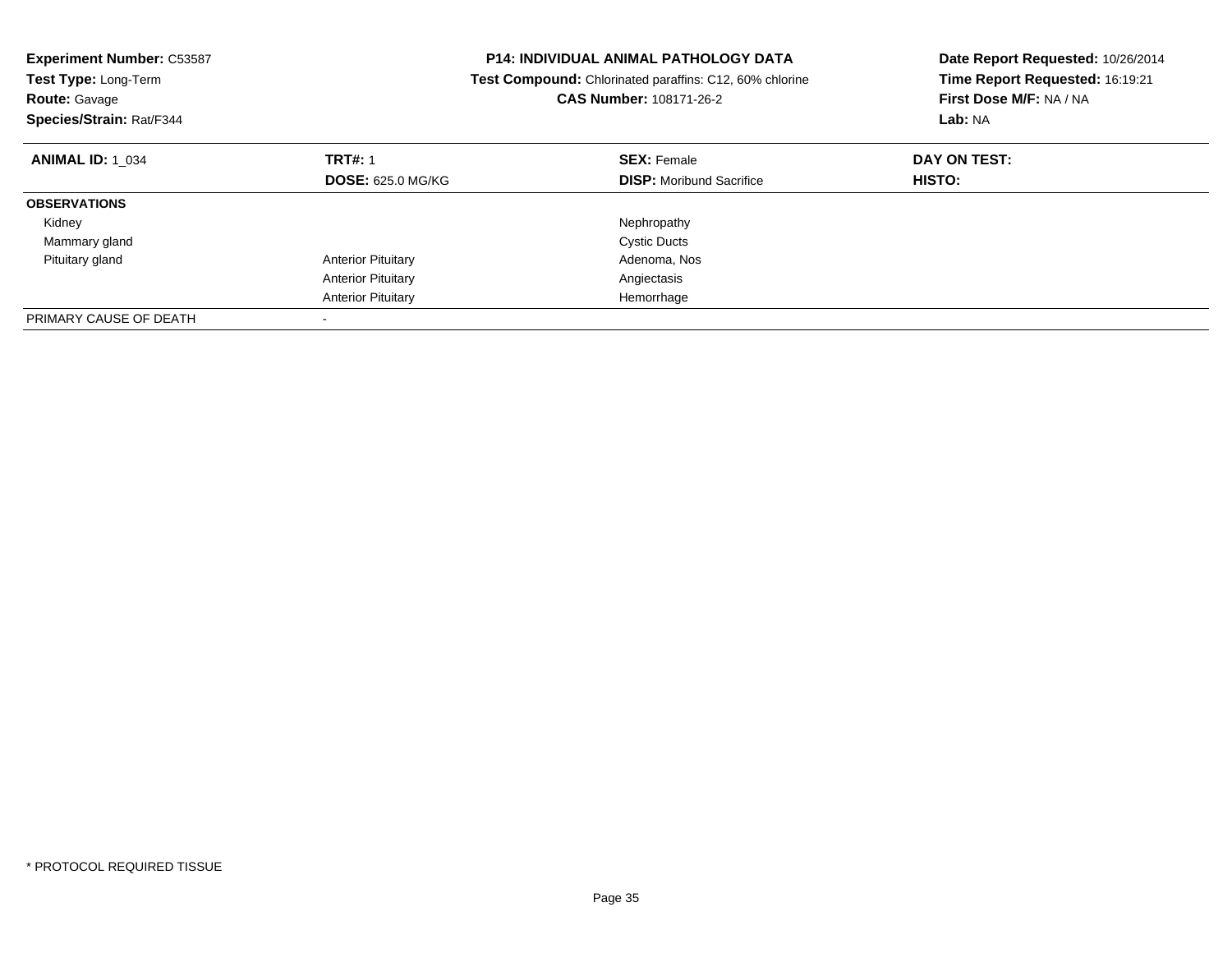**Experiment Number:** C53587
**Test Type:** Long-Term
**Route:** Gavage
**Species/Strain:** Rat/F344

**P14: INDIVIDUAL ANIMAL PATHOLOGY DATA**
**Test Compound:** Chlorinated paraffins: C12, 60% chlorine
**CAS Number:** 108171-26-2

**Date Report Requested:** 10/26/2014
**Time Report Requested:** 16:19:21
**First Dose M/F:** NA / NA
**Lab:** NA

| **ANIMAL ID:** 1_034 | **TRT#:** 1 | **SEX:** Female | **DAY ON TEST:** |
|---|---|---|---|
| | **DOSE:** 625.0 MG/KG | **DISP:** Moribund Sacrifice | **HISTO:** |
| **OBSERVATIONS** | | | |
| Kidney | | Nephropathy | |
| Mammary gland | | Cystic Ducts | |
| Pituitary gland | Anterior Pituitary | Adenoma, Nos | |
| | Anterior Pituitary | Angiectasis | |
| | Anterior Pituitary | Hemorrhage | |
| PRIMARY CAUSE OF DEATH | - | | |

* PROTOCOL REQUIRED TISSUE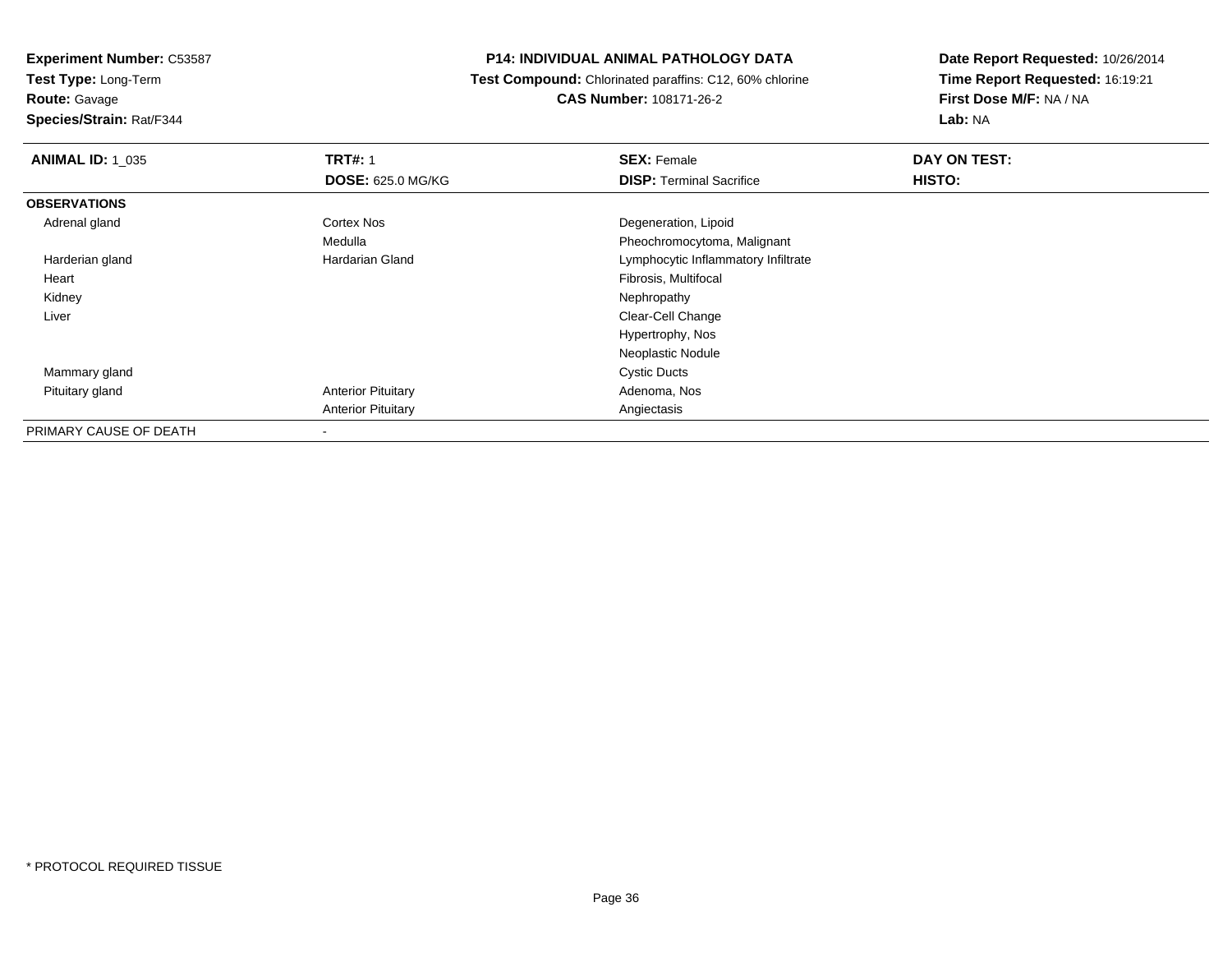**Experiment Number:** C53587
**Test Type:** Long-Term
**Route:** Gavage
**Species/Strain:** Rat/F344

# P14: INDIVIDUAL ANIMAL PATHOLOGY DATA

**Test Compound:** Chlorinated paraffins: C12, 60% chlorine
**CAS Number:** 108171-26-2

**Date Report Requested:** 10/26/2014
**Time Report Requested:** 16:19:21
**First Dose M/F:** NA / NA
**Lab:** NA

| **ANIMAL ID:** 1_035 | **TRT#:** 1 | **SEX:** Female | **DAY ON TEST:** |
|---|---|---|---|
| | **DOSE:** 625.0 MG/KG | **DISP:** Terminal Sacrifice | **HISTO:** |
| **OBSERVATIONS** | | | |
| Adrenal gland | Cortex Nos | Degeneration, Lipoid | |
| | Medulla | Pheochromocytoma, Malignant | |
| Harderian gland | Hardarian Gland | Lymphocytic Inflammatory Infiltrate | |
| Heart | | Fibrosis, Multifocal | |
| Kidney | | Nephropathy | |
| Liver | | Clear-Cell Change | |
| | | Hypertrophy, Nos | |
| | | Neoplastic Nodule | |
| Mammary gland | | Cystic Ducts | |
| Pituitary gland | Anterior Pituitary | Adenoma, Nos | |
| | Anterior Pituitary | Angiectasis | |
| PRIMARY CAUSE OF DEATH | - | | |

* PROTOCOL REQUIRED TISSUE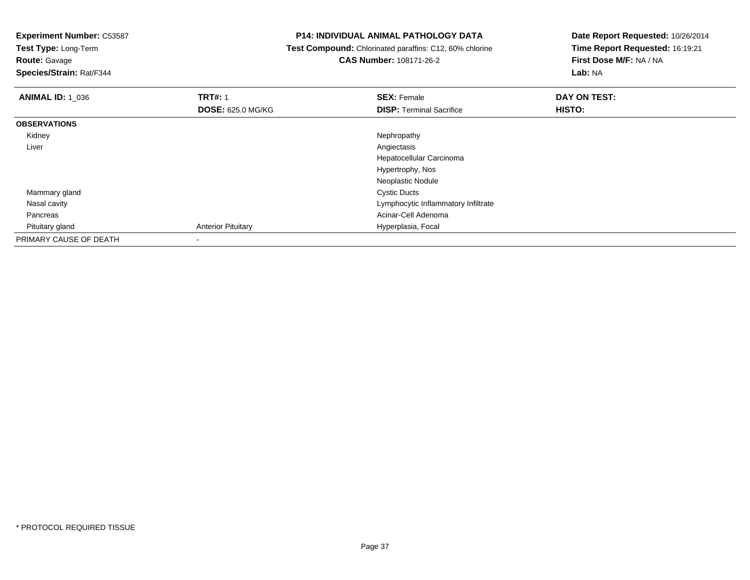**Experiment Number:** C53587
**Test Type:** Long-Term
**Route:** Gavage
**Species/Strain:** Rat/F344

**P14: INDIVIDUAL ANIMAL PATHOLOGY DATA**
**Test Compound:** Chlorinated paraffins: C12, 60% chlorine
**CAS Number:** 108171-26-2

**Date Report Requested:** 10/26/2014
**Time Report Requested:** 16:19:21
**First Dose M/F:** NA / NA
**Lab:** NA

| **ANIMAL ID:** 1_036 | **TRT#:** 1 | **SEX:** Female | **DAY ON TEST:** |
|---|---|---|---|
| | **DOSE:** 625.0 MG/KG | **DISP:** Terminal Sacrifice | **HISTO:** |
| **OBSERVATIONS** | | | |
| Kidney | | Nephropathy | |
| Liver | | Angiectasis | |
| | | Hepatocellular Carcinoma | |
| | | Hypertrophy, Nos | |
| | | Neoplastic Nodule | |
| Mammary gland | | Cystic Ducts | |
| Nasal cavity | | Lymphocytic Inflammatory Infiltrate | |
| Pancreas | | Acinar-Cell Adenoma | |
| Pituitary gland | Anterior Pituitary | Hyperplasia, Focal | |
| PRIMARY CAUSE OF DEATH | - | | |

* PROTOCOL REQUIRED TISSUE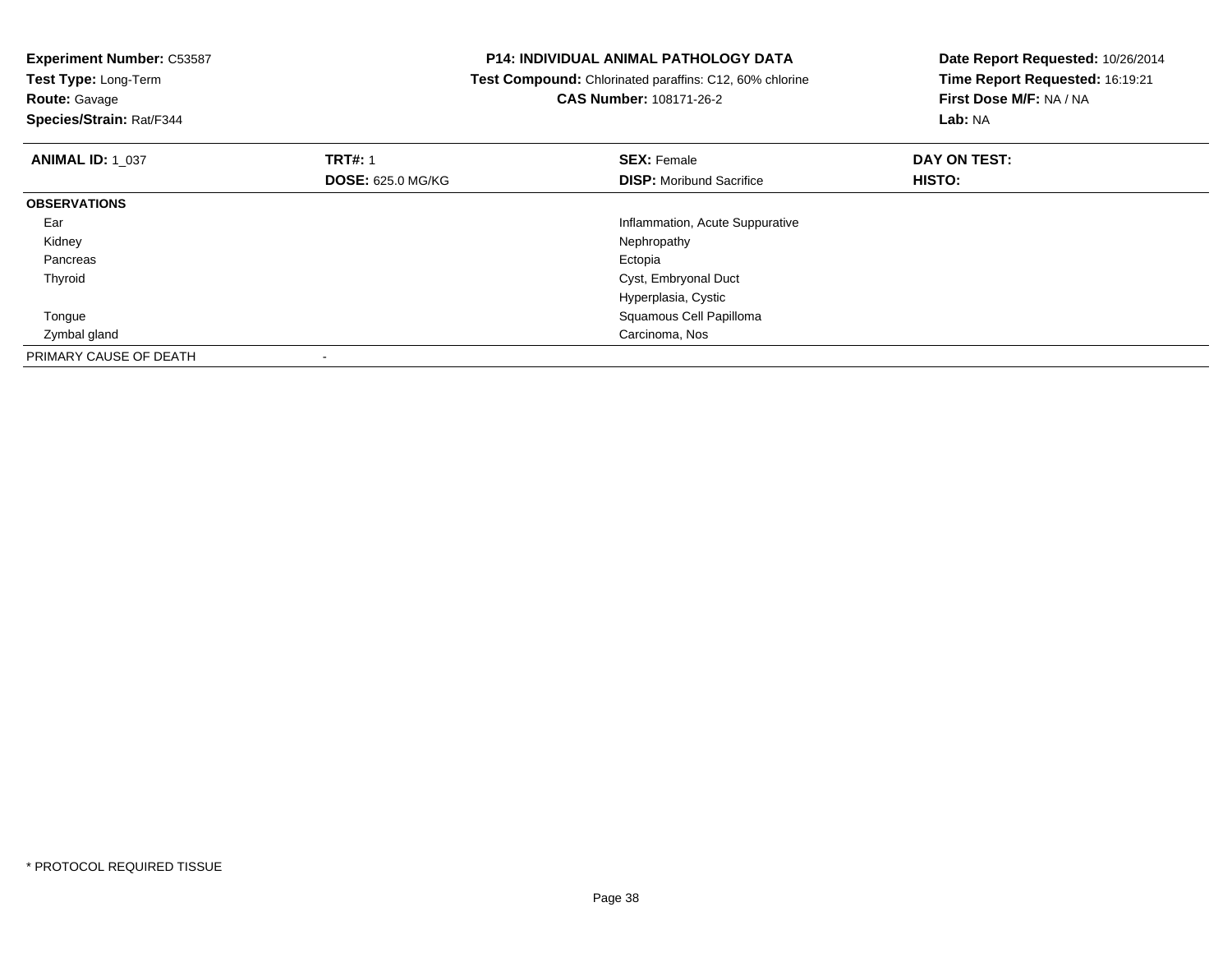**Experiment Number:** C53587
**Test Type:** Long-Term
**Route:** Gavage
**Species/Strain:** Rat/F344

**P14: INDIVIDUAL ANIMAL PATHOLOGY DATA**
**Test Compound:** Chlorinated paraffins: C12, 60% chlorine
**CAS Number:** 108171-26-2

**Date Report Requested:** 10/26/2014
**Time Report Requested:** 16:19:21
**First Dose M/F:** NA / NA
**Lab:** NA

| | | | |
|---|---|---|---|
| **ANIMAL ID:** 1_037 | **TRT#:** 1 | **SEX:** Female | **DAY ON TEST:** |
| | **DOSE:** 625.0 MG/KG | **DISP:** Moribund Sacrifice | **HISTO:** |
| **OBSERVATIONS** | | | |
| Ear | | Inflammation, Acute Suppurative | |
| Kidney | | Nephropathy | |
| Pancreas | | Ectopia | |
| Thyroid | | Cyst, Embryonal Duct | |
| | | Hyperplasia, Cystic | |
| Tongue | | Squamous Cell Papilloma | |
| Zymbal gland | | Carcinoma, Nos | |
| PRIMARY CAUSE OF DEATH | - | | |

* PROTOCOL REQUIRED TISSUE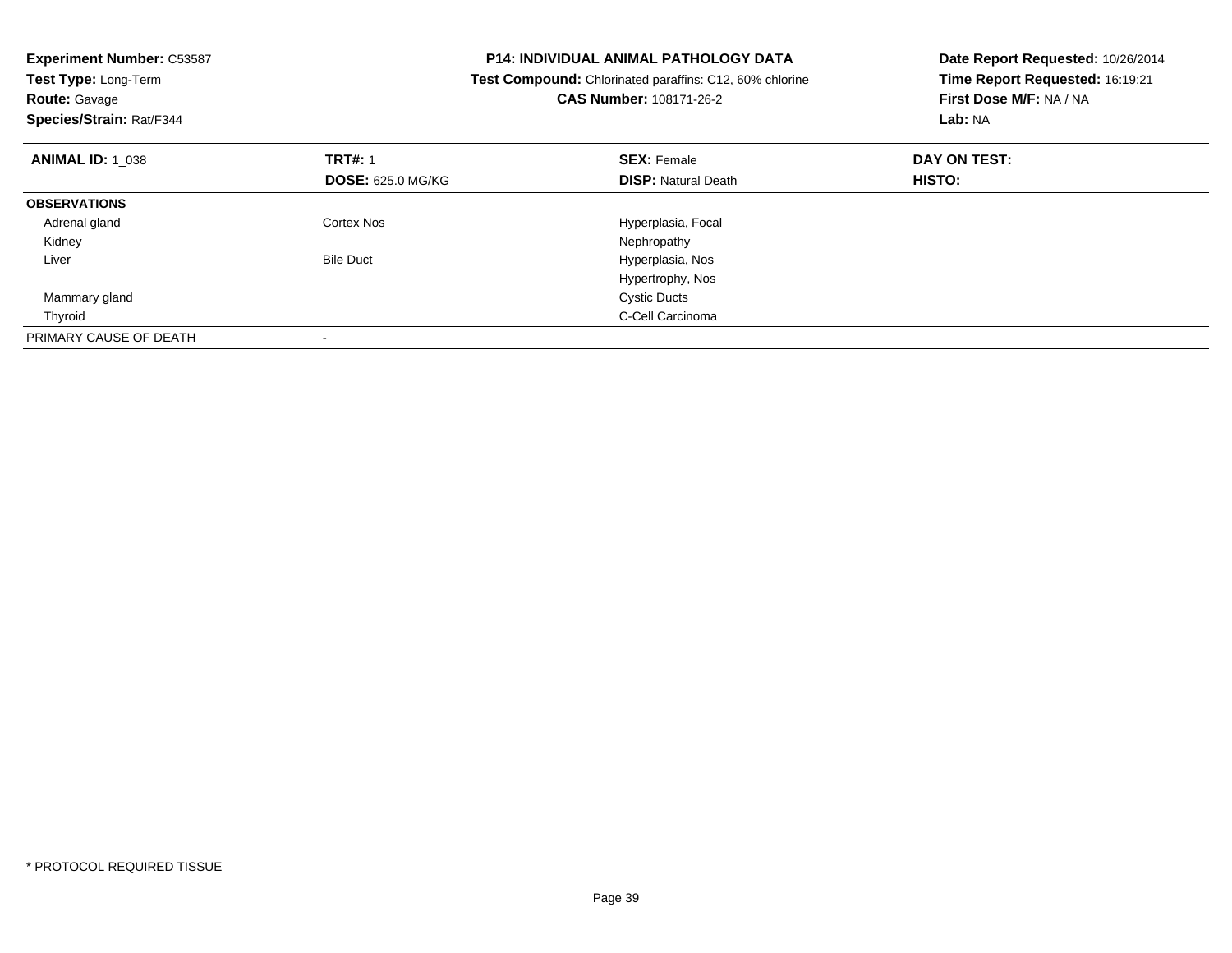**Experiment Number:** C53587
**Test Type:** Long-Term
**Route:** Gavage
**Species/Strain:** Rat/F344

**P14: INDIVIDUAL ANIMAL PATHOLOGY DATA**
**Test Compound:** Chlorinated paraffins: C12, 60% chlorine
**CAS Number:** 108171-26-2

**Date Report Requested:** 10/26/2014
**Time Report Requested:** 16:19:21
**First Dose M/F:** NA / NA
**Lab:** NA

| **ANIMAL ID:** 1_038 | **TRT#:** 1 | **SEX:** Female | **DAY ON TEST:** |
|---|---|---|---|
| | **DOSE:** 625.0 MG/KG | **DISP:** Natural Death | **HISTO:** |
| **OBSERVATIONS** | | | |
| Adrenal gland | Cortex Nos | Hyperplasia, Focal | |
| Kidney | | Nephropathy | |
| Liver | Bile Duct | Hyperplasia, Nos | |
| | | Hypertrophy, Nos | |
| Mammary gland | | Cystic Ducts | |
| Thyroid | | C-Cell Carcinoma | |
| PRIMARY CAUSE OF DEATH | - | | |

* PROTOCOL REQUIRED TISSUE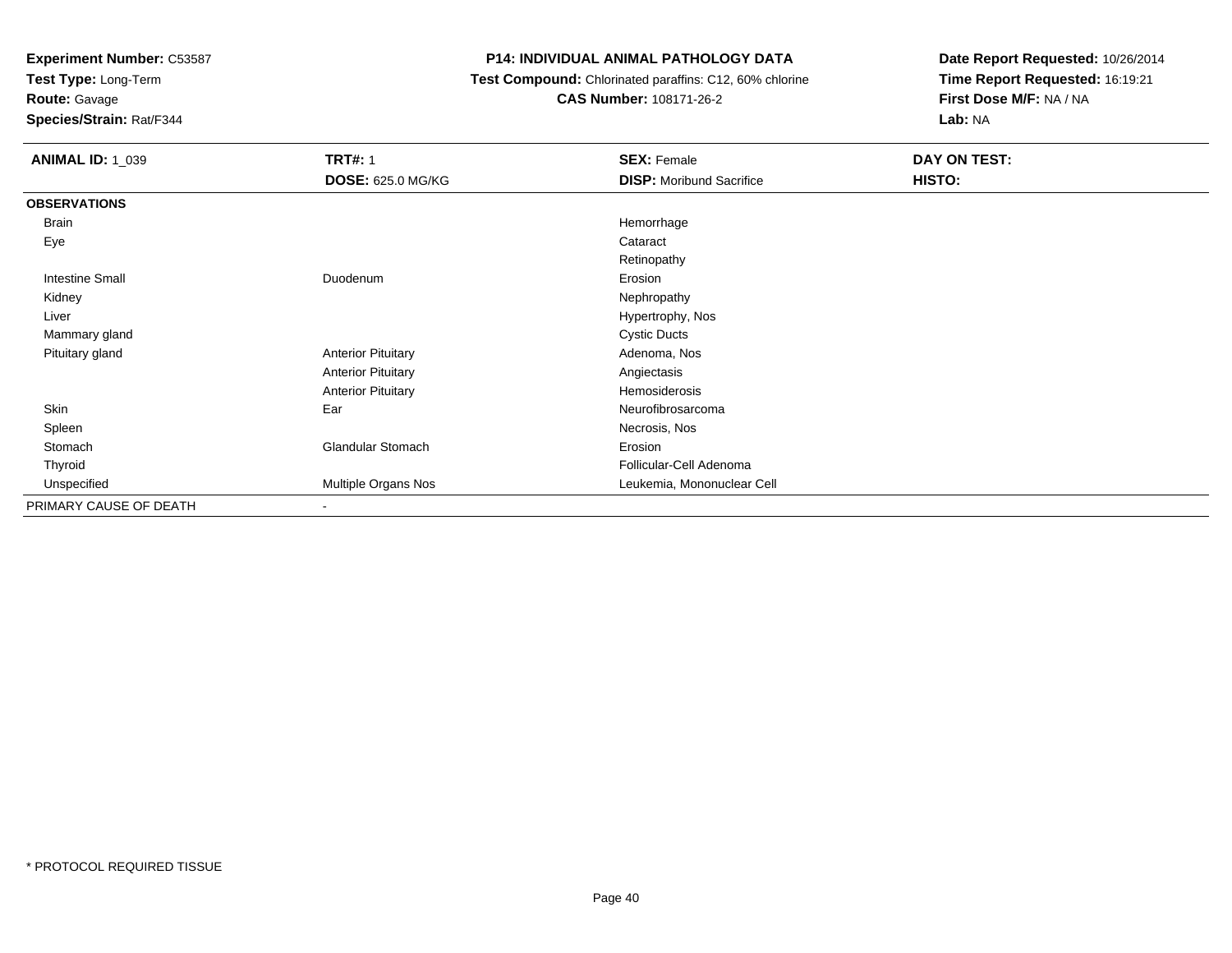**Experiment Number:** C53587
**Test Type:** Long-Term
**Route:** Gavage
**Species/Strain:** Rat/F344

**P14: INDIVIDUAL ANIMAL PATHOLOGY DATA**
**Test Compound:** Chlorinated paraffins: C12, 60% chlorine
**CAS Number:** 108171-26-2

**Date Report Requested:** 10/26/2014
**Time Report Requested:** 16:19:21
**First Dose M/F:** NA / NA
**Lab:** NA

| **ANIMAL ID:** 1_039 | **TRT#:** 1 | **SEX:** Female | **DAY ON TEST:** |
|---|---|---|---|
| | **DOSE:** 625.0 MG/KG | **DISP:** Moribund Sacrifice | **HISTO:** |
| **OBSERVATIONS** | | | |
| Brain | | Hemorrhage | |
| Eye | | Cataract | |
| | | Retinopathy | |
| Intestine Small | Duodenum | Erosion | |
| Kidney | | Nephropathy | |
| Liver | | Hypertrophy, Nos | |
| Mammary gland | | Cystic Ducts | |
| Pituitary gland | Anterior Pituitary | Adenoma, Nos | |
| | Anterior Pituitary | Angiectasis | |
| | Anterior Pituitary | Hemosiderosis | |
| Skin | Ear | Neurofibrosarcoma | |
| Spleen | | Necrosis, Nos | |
| Stomach | Glandular Stomach | Erosion | |
| Thyroid | | Follicular-Cell Adenoma | |
| Unspecified | Multiple Organs Nos | Leukemia, Mononuclear Cell | |
| PRIMARY CAUSE OF DEATH | - | | |

* PROTOCOL REQUIRED TISSUE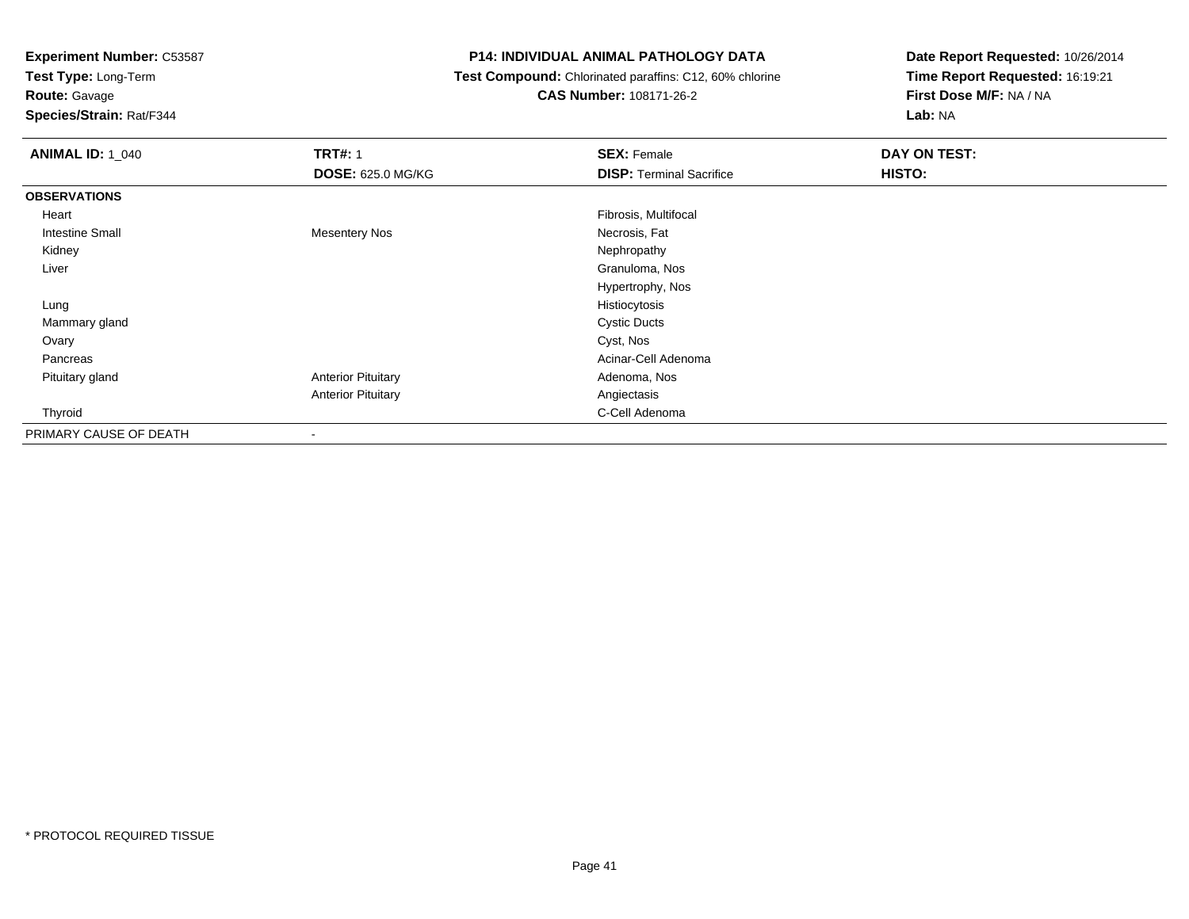**Experiment Number:** C53587
**Test Type:** Long-Term
**Route:** Gavage
**Species/Strain:** Rat/F344

**P14: INDIVIDUAL ANIMAL PATHOLOGY DATA**
**Test Compound:** Chlorinated paraffins: C12, 60% chlorine
**CAS Number:** 108171-26-2

**Date Report Requested:** 10/26/2014
**Time Report Requested:** 16:19:21
**First Dose M/F:** NA / NA
**Lab:** NA

| **ANIMAL ID:** 1_040 | **TRT#:** 1 | **SEX:** Female | **DAY ON TEST:** |
|---|---|---|---|
| | **DOSE:** 625.0 MG/KG | **DISP:** Terminal Sacrifice | **HISTO:** |
| **OBSERVATIONS** | | | |
| Heart | | Fibrosis, Multifocal | |
| Intestine Small | Mesentery Nos | Necrosis, Fat | |
| Kidney | | Nephropathy | |
| Liver | | Granuloma, Nos | |
| | | Hypertrophy, Nos | |
| Lung | | Histiocytosis | |
| Mammary gland | | Cystic Ducts | |
| Ovary | | Cyst, Nos | |
| Pancreas | | Acinar-Cell Adenoma | |
| Pituitary gland | Anterior Pituitary | Adenoma, Nos | |
| | Anterior Pituitary | Angiectasis | |
| Thyroid | | C-Cell Adenoma | |
| PRIMARY CAUSE OF DEATH | - | | |

* PROTOCOL REQUIRED TISSUE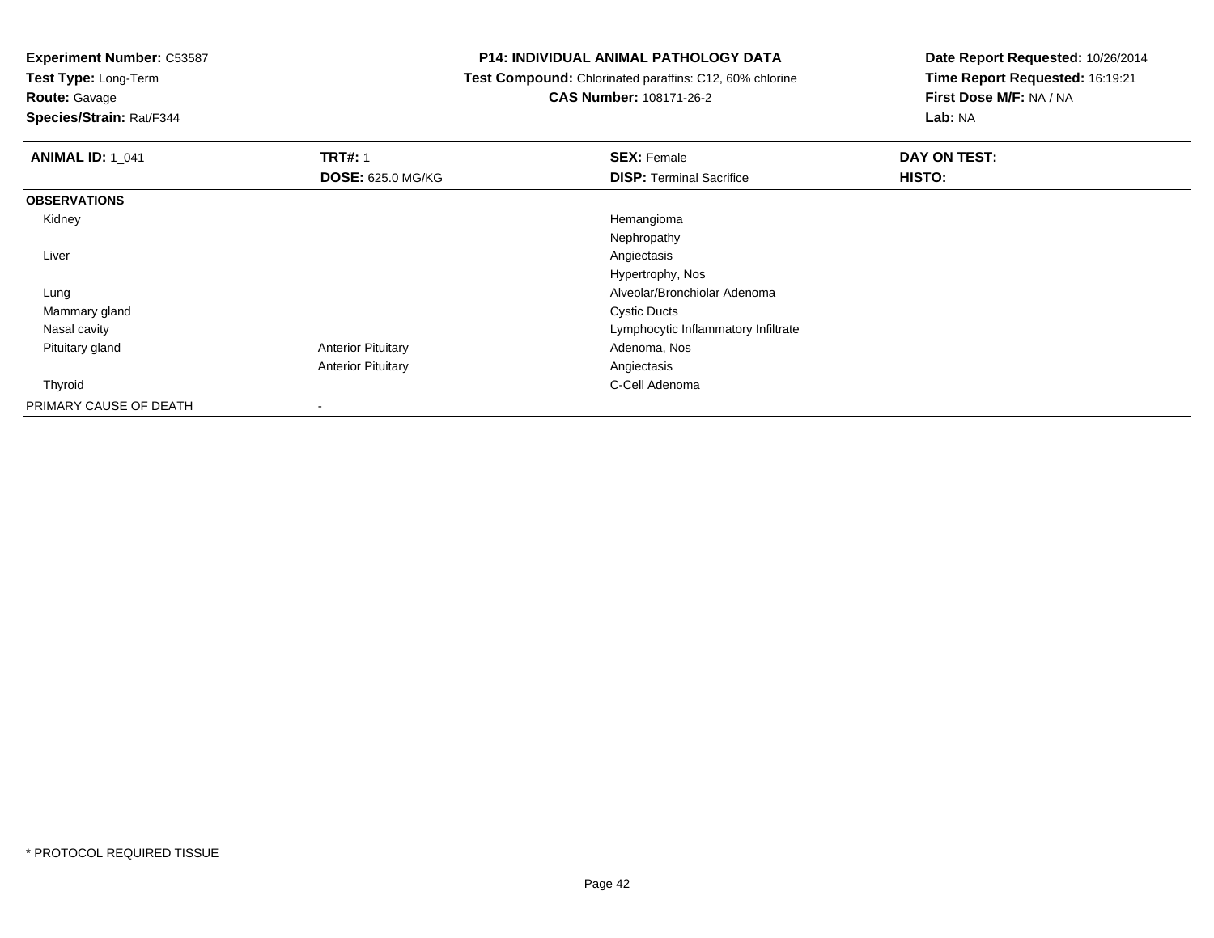**Experiment Number:** C53587
**Test Type:** Long-Term
**Route:** Gavage
**Species/Strain:** Rat/F344

**P14: INDIVIDUAL ANIMAL PATHOLOGY DATA**
**Test Compound:** Chlorinated paraffins: C12, 60% chlorine
**CAS Number:** 108171-26-2

**Date Report Requested:** 10/26/2014
**Time Report Requested:** 16:19:21
**First Dose M/F:** NA / NA
**Lab:** NA

| **ANIMAL ID:** 1_041 | **TRT#:** 1 | **SEX:** Female | **DAY ON TEST:** |
|---|---|---|---|
| | **DOSE:** 625.0 MG/KG | **DISP:** Terminal Sacrifice | **HISTO:** |
| **OBSERVATIONS** | | | |
| Kidney | | Hemangioma | |
| | | Nephropathy | |
| Liver | | Angiectasis | |
| | | Hypertrophy, Nos | |
| Lung | | Alveolar/Bronchiolar Adenoma | |
| Mammary gland | | Cystic Ducts | |
| Nasal cavity | | Lymphocytic Inflammatory Infiltrate | |
| Pituitary gland | Anterior Pituitary | Adenoma, Nos | |
| | Anterior Pituitary | Angiectasis | |
| Thyroid | | C-Cell Adenoma | |
| PRIMARY CAUSE OF DEATH | - | | |

* PROTOCOL REQUIRED TISSUE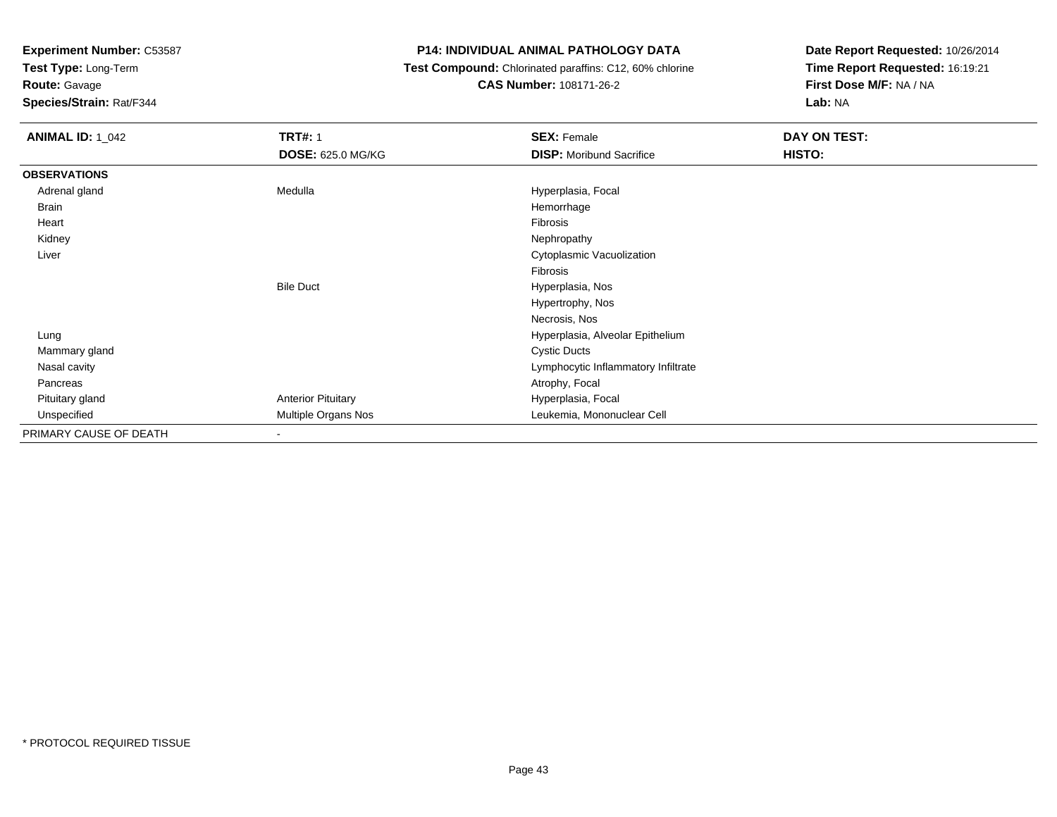**Experiment Number:** C53587
**Test Type:** Long-Term
**Route:** Gavage
**Species/Strain:** Rat/F344

**P14: INDIVIDUAL ANIMAL PATHOLOGY DATA**
**Test Compound:** Chlorinated paraffins: C12, 60% chlorine
**CAS Number:** 108171-26-2

**Date Report Requested:** 10/26/2014
**Time Report Requested:** 16:19:21
**First Dose M/F:** NA / NA
**Lab:** NA

| **ANIMAL ID:** 1_042 | **TRT#:** 1 | **SEX:** Female | **DAY ON TEST:** |
|---|---|---|---|
| | **DOSE:** 625.0 MG/KG | **DISP:** Moribund Sacrifice | **HISTO:** |
| **OBSERVATIONS** | | | |
| Adrenal gland | Medulla | Hyperplasia, Focal | |
| Brain | | Hemorrhage | |
| Heart | | Fibrosis | |
| Kidney | | Nephropathy | |
| Liver | | Cytoplasmic Vacuolization | |
| | | Fibrosis | |
| | Bile Duct | Hyperplasia, Nos | |
| | | Hypertrophy, Nos | |
| | | Necrosis, Nos | |
| Lung | | Hyperplasia, Alveolar Epithelium | |
| Mammary gland | | Cystic Ducts | |
| Nasal cavity | | Lymphocytic Inflammatory Infiltrate | |
| Pancreas | | Atrophy, Focal | |
| Pituitary gland | Anterior Pituitary | Hyperplasia, Focal | |
| Unspecified | Multiple Organs Nos | Leukemia, Mononuclear Cell | |
| PRIMARY CAUSE OF DEATH | - | | |

* PROTOCOL REQUIRED TISSUE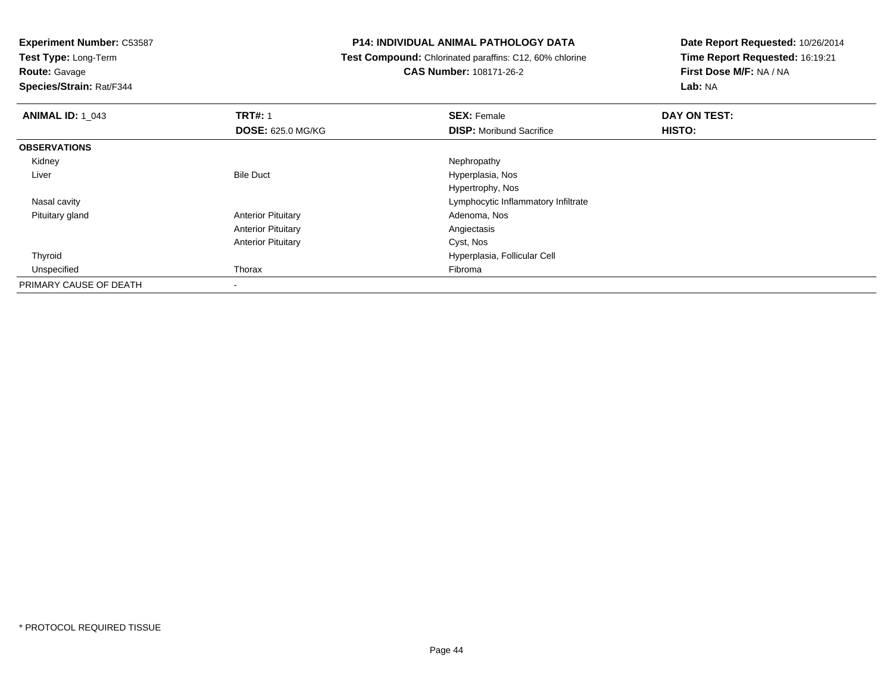**Experiment Number:** C53587
**Test Type:** Long-Term
**Route:** Gavage
**Species/Strain:** Rat/F344

**P14: INDIVIDUAL ANIMAL PATHOLOGY DATA**
**Test Compound:** Chlorinated paraffins: C12, 60% chlorine
**CAS Number:** 108171-26-2

**Date Report Requested:** 10/26/2014
**Time Report Requested:** 16:19:21
**First Dose M/F:** NA / NA
**Lab:** NA

| **ANIMAL ID:** 1_043 | **TRT#:** 1 | **SEX:** Female | **DAY ON TEST:** |
|---|---|---|---|
| | **DOSE:** 625.0 MG/KG | **DISP:** Moribund Sacrifice | **HISTO:** |
| **OBSERVATIONS** | | | |
| Kidney | | Nephropathy | |
| Liver | Bile Duct | Hyperplasia, Nos | |
| | | Hypertrophy, Nos | |
| Nasal cavity | | Lymphocytic Inflammatory Infiltrate | |
| Pituitary gland | Anterior Pituitary | Adenoma, Nos | |
| | Anterior Pituitary | Angiectasis | |
| | Anterior Pituitary | Cyst, Nos | |
| Thyroid | | Hyperplasia, Follicular Cell | |
| Unspecified | Thorax | Fibroma | |
| PRIMARY CAUSE OF DEATH | - | | |

* PROTOCOL REQUIRED TISSUE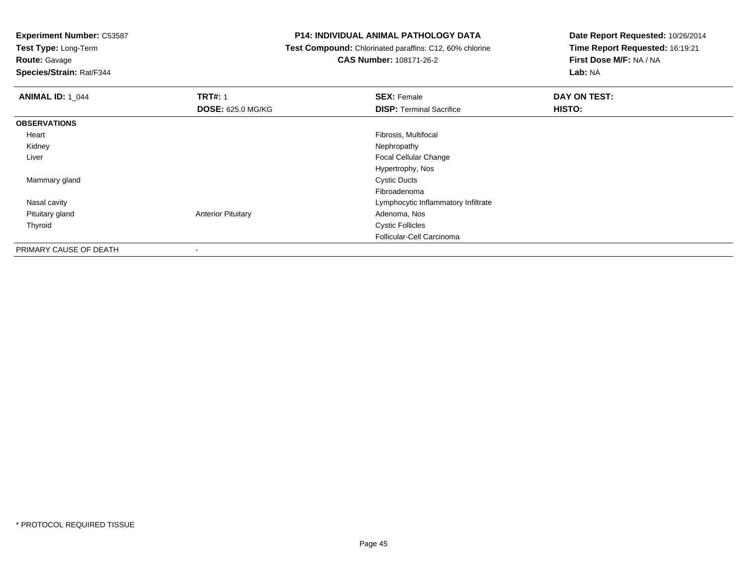**Experiment Number:** C53587
**Test Type:** Long-Term
**Route:** Gavage
**Species/Strain:** Rat/F344

**P14: INDIVIDUAL ANIMAL PATHOLOGY DATA**
**Test Compound:** Chlorinated paraffins: C12, 60% chlorine
**CAS Number:** 108171-26-2

**Date Report Requested:** 10/26/2014
**Time Report Requested:** 16:19:21
**First Dose M/F:** NA / NA
**Lab:** NA

| **ANIMAL ID:** 1_044 | **TRT#:** 1 | **SEX:** Female | **DAY ON TEST:** |
|---|---|---|---|
| | **DOSE:** 625.0 MG/KG | **DISP:** Terminal Sacrifice | **HISTO:** |
| **OBSERVATIONS** | | | |
| Heart | | Fibrosis, Multifocal | |
| Kidney | | Nephropathy | |
| Liver | | Focal Cellular Change | |
| | | Hypertrophy, Nos | |
| Mammary gland | | Cystic Ducts | |
| | | Fibroadenoma | |
| Nasal cavity | | Lymphocytic Inflammatory Infiltrate | |
| Pituitary gland | Anterior Pituitary | Adenoma, Nos | |
| Thyroid | | Cystic Follicles | |
| | | Follicular-Cell Carcinoma | |
| PRIMARY CAUSE OF DEATH | - | | |

* PROTOCOL REQUIRED TISSUE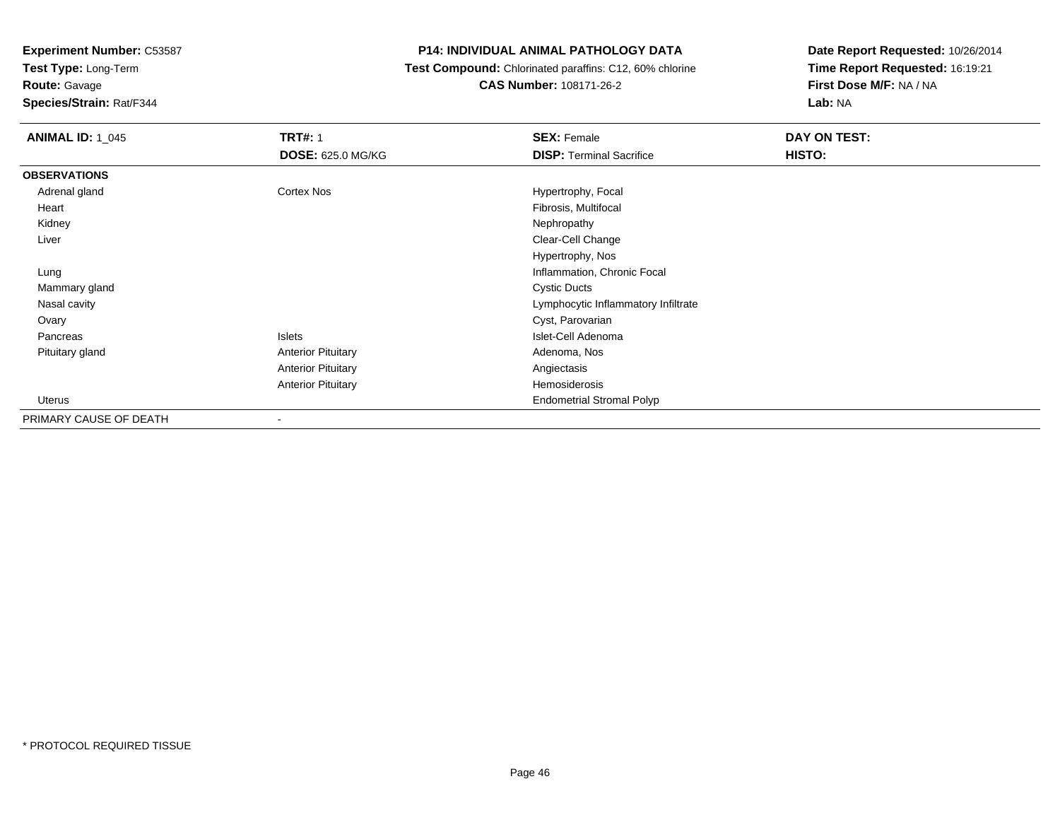**Experiment Number:** C53587
**Test Type:** Long-Term
**Route:** Gavage
**Species/Strain:** Rat/F344

**P14: INDIVIDUAL ANIMAL PATHOLOGY DATA**
**Test Compound:** Chlorinated paraffins: C12, 60% chlorine
**CAS Number:** 108171-26-2

**Date Report Requested:** 10/26/2014
**Time Report Requested:** 16:19:21
**First Dose M/F:** NA / NA
**Lab:** NA

| **ANIMAL ID:** 1_045 | **TRT#:** 1 | **SEX:** Female | **DAY ON TEST:** |
|---|---|---|---|
| | **DOSE:** 625.0 MG/KG | **DISP:** Terminal Sacrifice | **HISTO:** |
| **OBSERVATIONS** | | | |
| Adrenal gland | Cortex Nos | Hypertrophy, Focal | |
| Heart | | Fibrosis, Multifocal | |
| Kidney | | Nephropathy | |
| Liver | | Clear-Cell Change | |
| | | Hypertrophy, Nos | |
| Lung | | Inflammation, Chronic Focal | |
| Mammary gland | | Cystic Ducts | |
| Nasal cavity | | Lymphocytic Inflammatory Infiltrate | |
| Ovary | | Cyst, Parovarian | |
| Pancreas | Islets | Islet-Cell Adenoma | |
| Pituitary gland | Anterior Pituitary | Adenoma, Nos | |
| | Anterior Pituitary | Angiectasis | |
| | Anterior Pituitary | Hemosiderosis | |
| Uterus | | Endometrial Stromal Polyp | |
| PRIMARY CAUSE OF DEATH | - | | |

* PROTOCOL REQUIRED TISSUE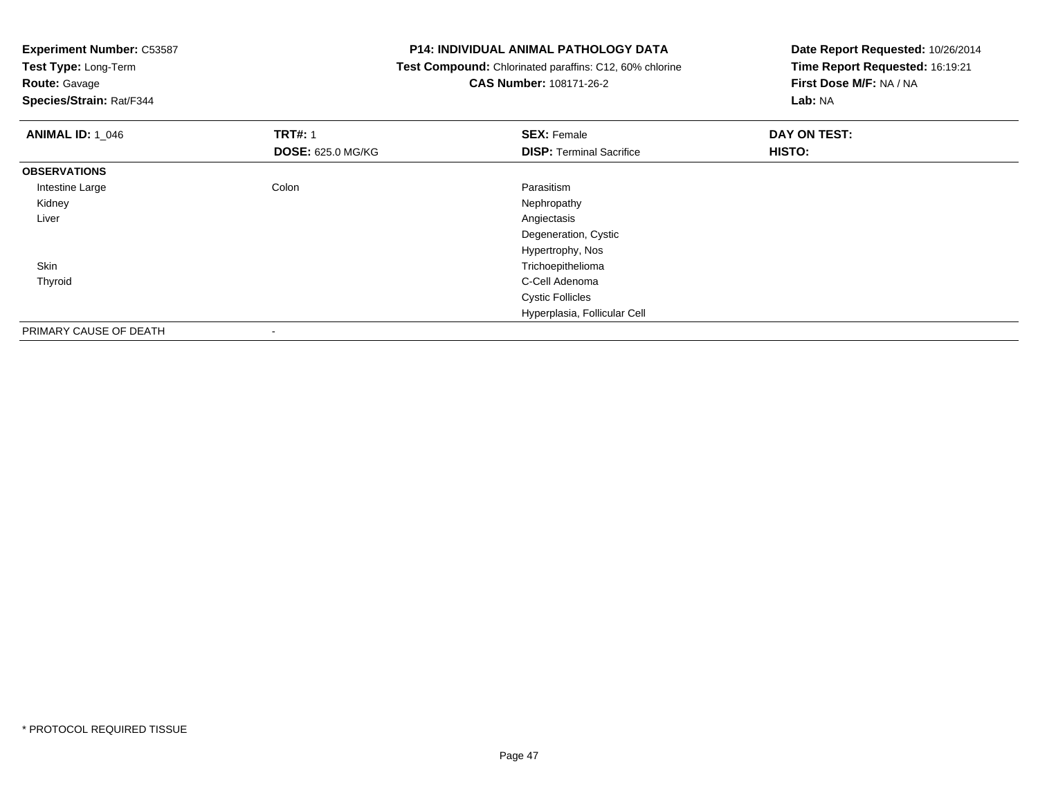**Experiment Number:** C53587
**Test Type:** Long-Term
**Route:** Gavage
**Species/Strain:** Rat/F344

**P14: INDIVIDUAL ANIMAL PATHOLOGY DATA**
**Test Compound:** Chlorinated paraffins: C12, 60% chlorine
**CAS Number:** 108171-26-2

**Date Report Requested:** 10/26/2014
**Time Report Requested:** 16:19:21
**First Dose M/F:** NA / NA
**Lab:** NA

| **ANIMAL ID:** 1_046 | **TRT#:** 1 | **SEX:** Female | **DAY ON TEST:** |
|---|---|---|---|
| | **DOSE:** 625.0 MG/KG | **DISP:** Terminal Sacrifice | **HISTO:** |
| **OBSERVATIONS** | | | |
| Intestine Large | Colon | Parasitism | |
| Kidney | | Nephropathy | |
| Liver | | Angiectasis | |
| | | Degeneration, Cystic | |
| | | Hypertrophy, Nos | |
| Skin | | Trichoepithelioma | |
| Thyroid | | C-Cell Adenoma | |
| | | Cystic Follicles | |
| | | Hyperplasia, Follicular Cell | |
| PRIMARY CAUSE OF DEATH | - | | |

\* PROTOCOL REQUIRED TISSUE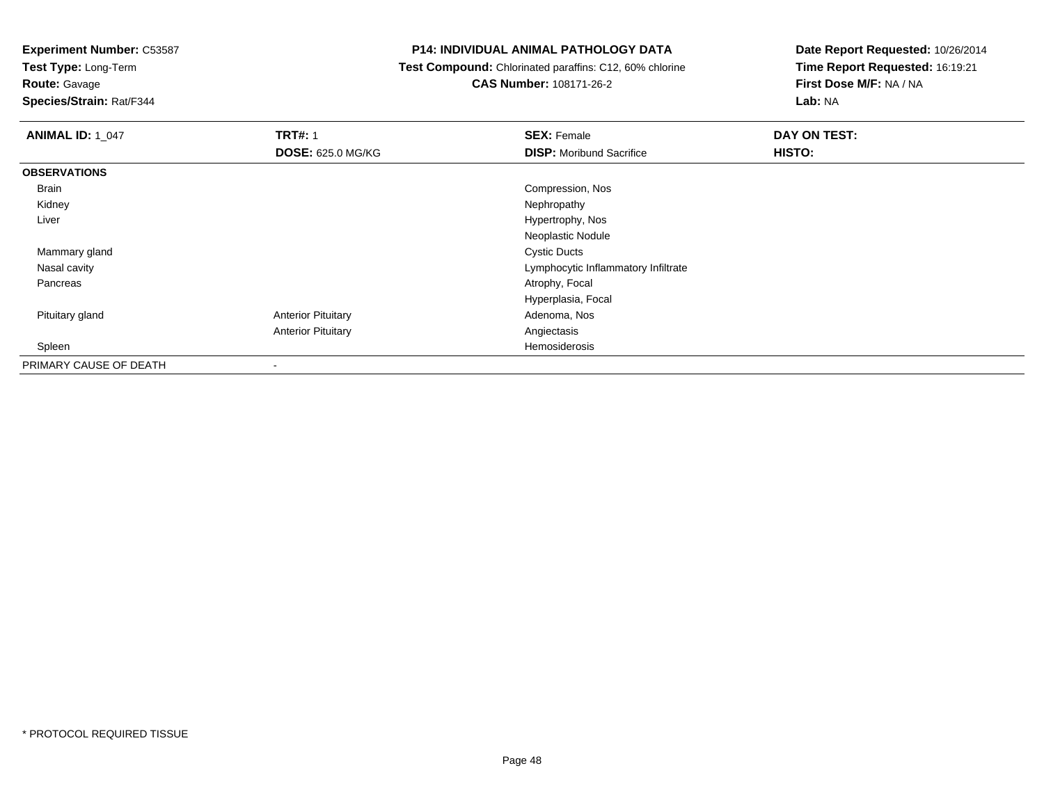**Experiment Number:** C53587
**Test Type:** Long-Term
**Route:** Gavage
**Species/Strain:** Rat/F344

**P14: INDIVIDUAL ANIMAL PATHOLOGY DATA**
**Test Compound:** Chlorinated paraffins: C12, 60% chlorine
**CAS Number:** 108171-26-2

**Date Report Requested:** 10/26/2014
**Time Report Requested:** 16:19:21
**First Dose M/F:** NA / NA
**Lab:** NA

| **ANIMAL ID:** 1_047 | **TRT#:** 1<br>**DOSE:** 625.0 MG/KG | **SEX:** Female<br>**DISP:** Moribund Sacrifice | **DAY ON TEST:**<br>**HISTO:** |
|---|---|---|---|
| **OBSERVATIONS** | | | |
| Brain | | Compression, Nos | |
| Kidney | | Nephropathy | |
| Liver | | Hypertrophy, Nos | |
| | | Neoplastic Nodule | |
| Mammary gland | | Cystic Ducts | |
| Nasal cavity | | Lymphocytic Inflammatory Infiltrate | |
| Pancreas | | Atrophy, Focal | |
| | | Hyperplasia, Focal | |
| Pituitary gland | Anterior Pituitary | Adenoma, Nos | |
| | Anterior Pituitary | Angiectasis | |
| Spleen | | Hemosiderosis | |
| PRIMARY CAUSE OF DEATH | - | | |

* PROTOCOL REQUIRED TISSUE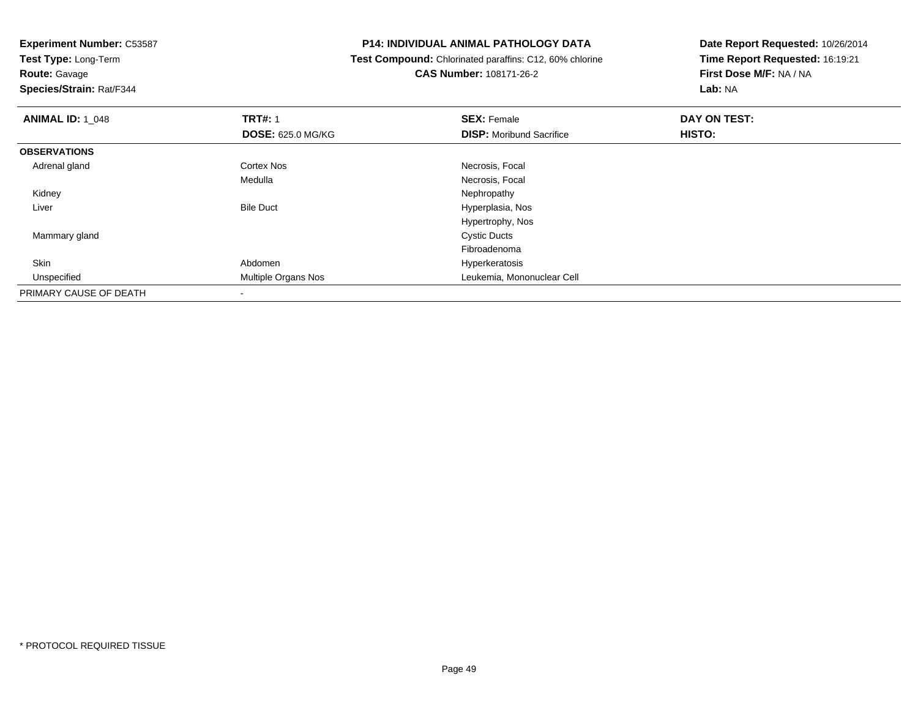**Experiment Number:** C53587
**Test Type:** Long-Term
**Route:** Gavage
**Species/Strain:** Rat/F344

**P14: INDIVIDUAL ANIMAL PATHOLOGY DATA**
**Test Compound:** Chlorinated paraffins: C12, 60% chlorine
**CAS Number:** 108171-26-2

**Date Report Requested:** 10/26/2014
**Time Report Requested:** 16:19:21
**First Dose M/F:** NA / NA
**Lab:** NA

| **ANIMAL ID:** 1_048 | **TRT#:** 1 | **SEX:** Female | **DAY ON TEST:** |
|---|---|---|---|
| | **DOSE:** 625.0 MG/KG | **DISP:** Moribund Sacrifice | **HISTO:** |
| **OBSERVATIONS** | | | |
| Adrenal gland | Cortex Nos | Necrosis, Focal | |
| | Medulla | Necrosis, Focal | |
| Kidney | | Nephropathy | |
| Liver | Bile Duct | Hyperplasia, Nos | |
| | | Hypertrophy, Nos | |
| Mammary gland | | Cystic Ducts | |
| | | Fibroadenoma | |
| Skin | Abdomen | Hyperkeratosis | |
| Unspecified | Multiple Organs Nos | Leukemia, Mononuclear Cell | |
| PRIMARY CAUSE OF DEATH | - | | |

* PROTOCOL REQUIRED TISSUE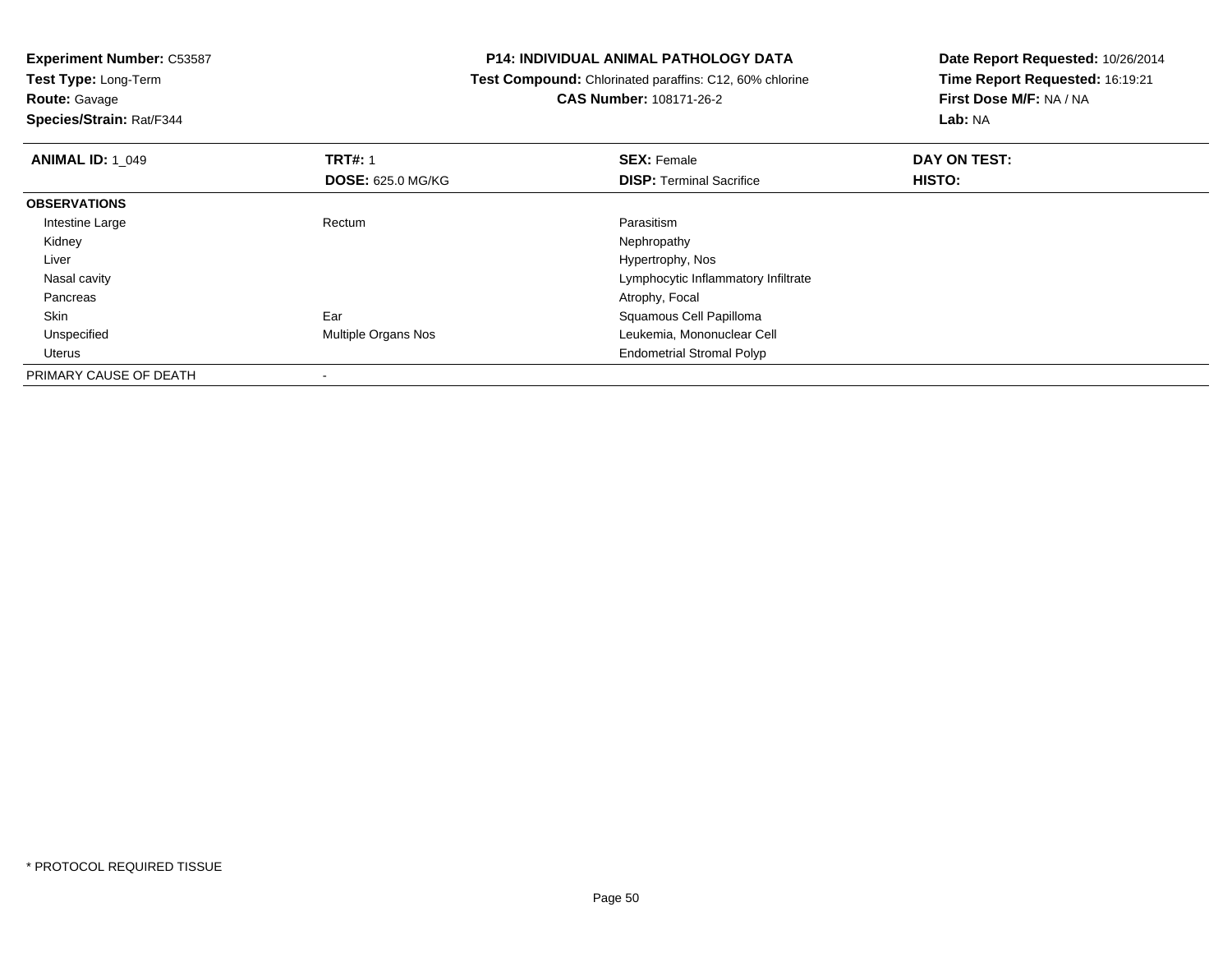**Experiment Number:** C53587
**Test Type:** Long-Term
**Route:** Gavage
**Species/Strain:** Rat/F344

**P14: INDIVIDUAL ANIMAL PATHOLOGY DATA**
**Test Compound:** Chlorinated paraffins: C12, 60% chlorine
**CAS Number:** 108171-26-2

**Date Report Requested:** 10/26/2014
**Time Report Requested:** 16:19:21
**First Dose M/F:** NA / NA
**Lab:** NA

| **ANIMAL ID:** 1_049 | **TRT#:** 1 | **SEX:** Female | **DAY ON TEST:** |
|---|---|---|---|
| | **DOSE:** 625.0 MG/KG | **DISP:** Terminal Sacrifice | **HISTO:** |
| **OBSERVATIONS** | | | |
| Intestine Large | Rectum | Parasitism | |
| Kidney | | Nephropathy | |
| Liver | | Hypertrophy, Nos | |
| Nasal cavity | | Lymphocytic Inflammatory Infiltrate | |
| Pancreas | | Atrophy, Focal | |
| Skin | Ear | Squamous Cell Papilloma | |
| Unspecified | Multiple Organs Nos | Leukemia, Mononuclear Cell | |
| Uterus | | Endometrial Stromal Polyp | |
| PRIMARY CAUSE OF DEATH | - | | |

* PROTOCOL REQUIRED TISSUE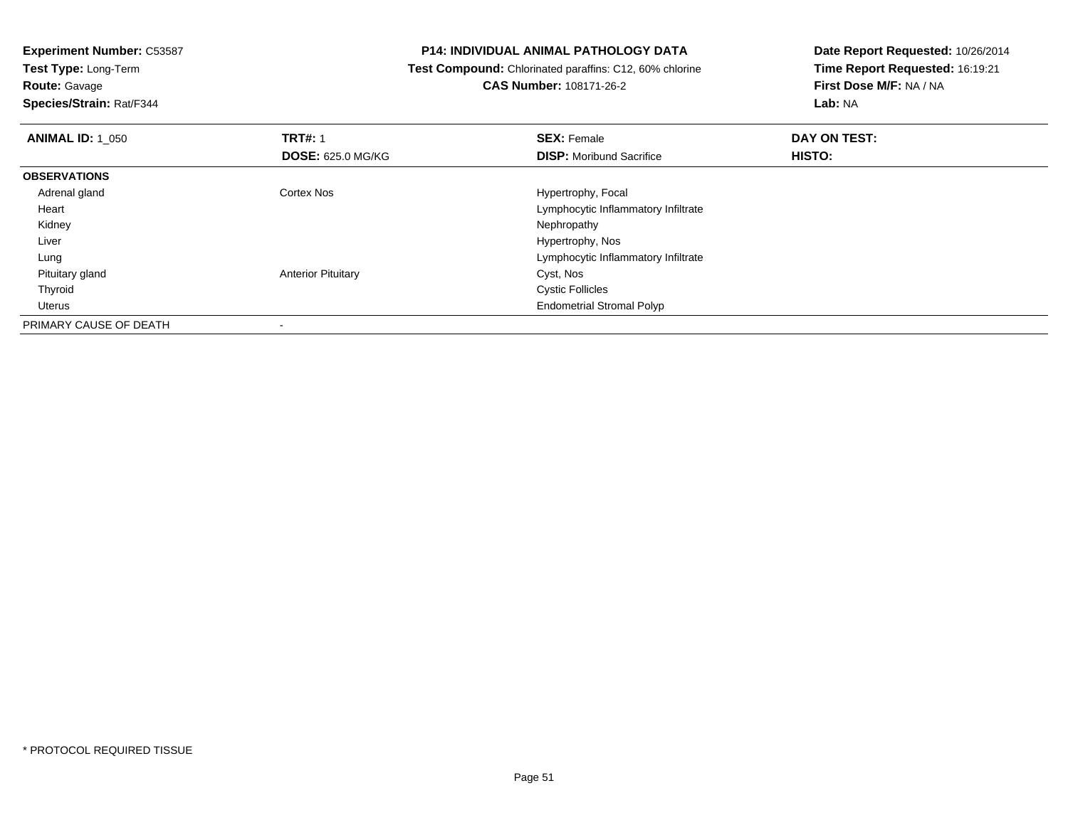**Experiment Number:** C53587
**Test Type:** Long-Term
**Route:** Gavage
**Species/Strain:** Rat/F344

**P14: INDIVIDUAL ANIMAL PATHOLOGY DATA**
**Test Compound:** Chlorinated paraffins: C12, 60% chlorine
**CAS Number:** 108171-26-2

**Date Report Requested:** 10/26/2014
**Time Report Requested:** 16:19:21
**First Dose M/F:** NA / NA
**Lab:** NA

| **ANIMAL ID:** 1_050 | **TRT#:** 1 | **SEX:** Female | **DAY ON TEST:** |
|---|---|---|---|
| | **DOSE:** 625.0 MG/KG | **DISP:** Moribund Sacrifice | **HISTO:** |
| **OBSERVATIONS** | | | |
| Adrenal gland | Cortex Nos | Hypertrophy, Focal | |
| Heart | | Lymphocytic Inflammatory Infiltrate | |
| Kidney | | Nephropathy | |
| Liver | | Hypertrophy, Nos | |
| Lung | | Lymphocytic Inflammatory Infiltrate | |
| Pituitary gland | Anterior Pituitary | Cyst, Nos | |
| Thyroid | | Cystic Follicles | |
| Uterus | | Endometrial Stromal Polyp | |
| PRIMARY CAUSE OF DEATH | - | | |

* PROTOCOL REQUIRED TISSUE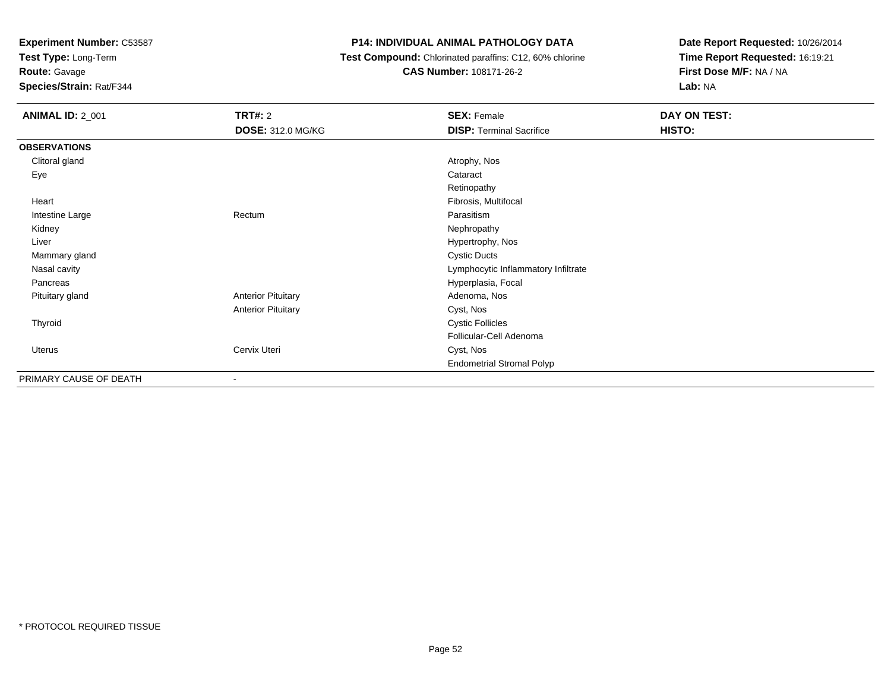**Experiment Number:** C53587
**Test Type:** Long-Term
**Route:** Gavage
**Species/Strain:** Rat/F344

**P14: INDIVIDUAL ANIMAL PATHOLOGY DATA**
**Test Compound:** Chlorinated paraffins: C12, 60% chlorine
**CAS Number:** 108171-26-2

**Date Report Requested:** 10/26/2014
**Time Report Requested:** 16:19:21
**First Dose M/F:** NA / NA
**Lab:** NA

| **ANIMAL ID:** 2_001 | **TRT#:** 2 | **SEX:** Female | **DAY ON TEST:** |
|---|---|---|---|
| | **DOSE:** 312.0 MG/KG | **DISP:** Terminal Sacrifice | **HISTO:** |
| **OBSERVATIONS** | | | |
| Clitoral gland | | Atrophy, Nos | |
| Eye | | Cataract | |
| | | Retinopathy | |
| Heart | | Fibrosis, Multifocal | |
| Intestine Large | Rectum | Parasitism | |
| Kidney | | Nephropathy | |
| Liver | | Hypertrophy, Nos | |
| Mammary gland | | Cystic Ducts | |
| Nasal cavity | | Lymphocytic Inflammatory Infiltrate | |
| Pancreas | | Hyperplasia, Focal | |
| Pituitary gland | Anterior Pituitary | Adenoma, Nos | |
| | Anterior Pituitary | Cyst, Nos | |
| Thyroid | | Cystic Follicles | |
| | | Follicular-Cell Adenoma | |
| Uterus | Cervix Uteri | Cyst, Nos | |
| | | Endometrial Stromal Polyp | |
| PRIMARY CAUSE OF DEATH | - | | |

* PROTOCOL REQUIRED TISSUE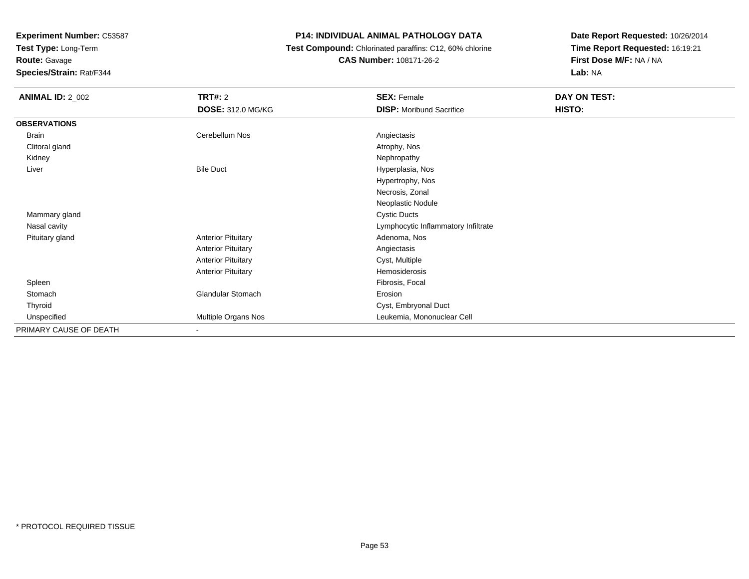**Experiment Number:** C53587

**Test Type:** Long-Term

**Route:** Gavage

**Species/Strain:** Rat/F344

**P14: INDIVIDUAL ANIMAL PATHOLOGY DATA**

**Test Compound:** Chlorinated paraffins: C12, 60% chlorine

**CAS Number:** 108171-26-2

**Date Report Requested:** 10/26/2014

**Time Report Requested:** 16:19:21

**First Dose M/F:** NA / NA

**Lab:** NA

| **ANIMAL ID:** 2_002 | **TRT#:** 2 | **SEX:** Female | **DAY ON TEST:** |
|---|---|---|---|
| | **DOSE:** 312.0 MG/KG | **DISP:** Moribund Sacrifice | **HISTO:** |
| **OBSERVATIONS** | | | |
| Brain | Cerebellum Nos | Angiectasis | |
| Clitoral gland | | Atrophy, Nos | |
| Kidney | | Nephropathy | |
| Liver | Bile Duct | Hyperplasia, Nos | |
| | | Hypertrophy, Nos | |
| | | Necrosis, Zonal | |
| | | Neoplastic Nodule | |
| Mammary gland | | Cystic Ducts | |
| Nasal cavity | | Lymphocytic Inflammatory Infiltrate | |
| Pituitary gland | Anterior Pituitary | Adenoma, Nos | |
| | Anterior Pituitary | Angiectasis | |
| | Anterior Pituitary | Cyst, Multiple | |
| | Anterior Pituitary | Hemosiderosis | |
| Spleen | | Fibrosis, Focal | |
| Stomach | Glandular Stomach | Erosion | |
| Thyroid | | Cyst, Embryonal Duct | |
| Unspecified | Multiple Organs Nos | Leukemia, Mononuclear Cell | |
| PRIMARY CAUSE OF DEATH | - | | |

* PROTOCOL REQUIRED TISSUE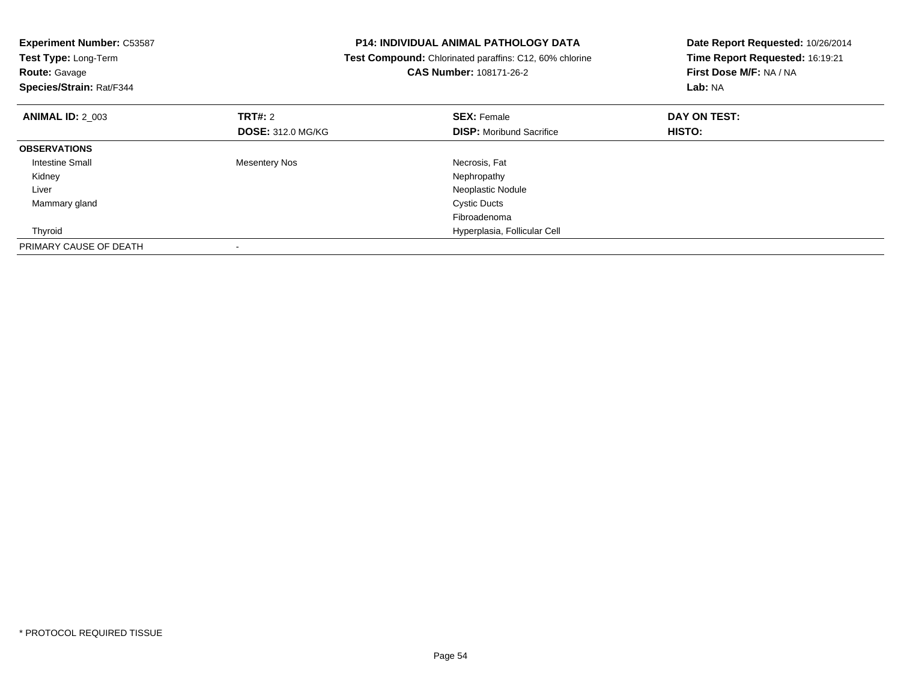**Experiment Number:** C53587
**Test Type:** Long-Term
**Route:** Gavage
**Species/Strain:** Rat/F344

**P14: INDIVIDUAL ANIMAL PATHOLOGY DATA**
**Test Compound:** Chlorinated paraffins: C12, 60% chlorine
**CAS Number:** 108171-26-2

**Date Report Requested:** 10/26/2014
**Time Report Requested:** 16:19:21
**First Dose M/F:** NA / NA
**Lab:** NA

| **ANIMAL ID:** 2_003 | **TRT#:** 2 | **SEX:** Female | **DAY ON TEST:** |
|---|---|---|---|
| | **DOSE:** 312.0 MG/KG | **DISP:** Moribund Sacrifice | **HISTO:** |
| **OBSERVATIONS** | | | |
| Intestine Small | Mesentery Nos | Necrosis, Fat | |
| Kidney | | Nephropathy | |
| Liver | | Neoplastic Nodule | |
| Mammary gland | | Cystic Ducts | |
| | | Fibroadenoma | |
| Thyroid | | Hyperplasia, Follicular Cell | |
| PRIMARY CAUSE OF DEATH | - | | |

* PROTOCOL REQUIRED TISSUE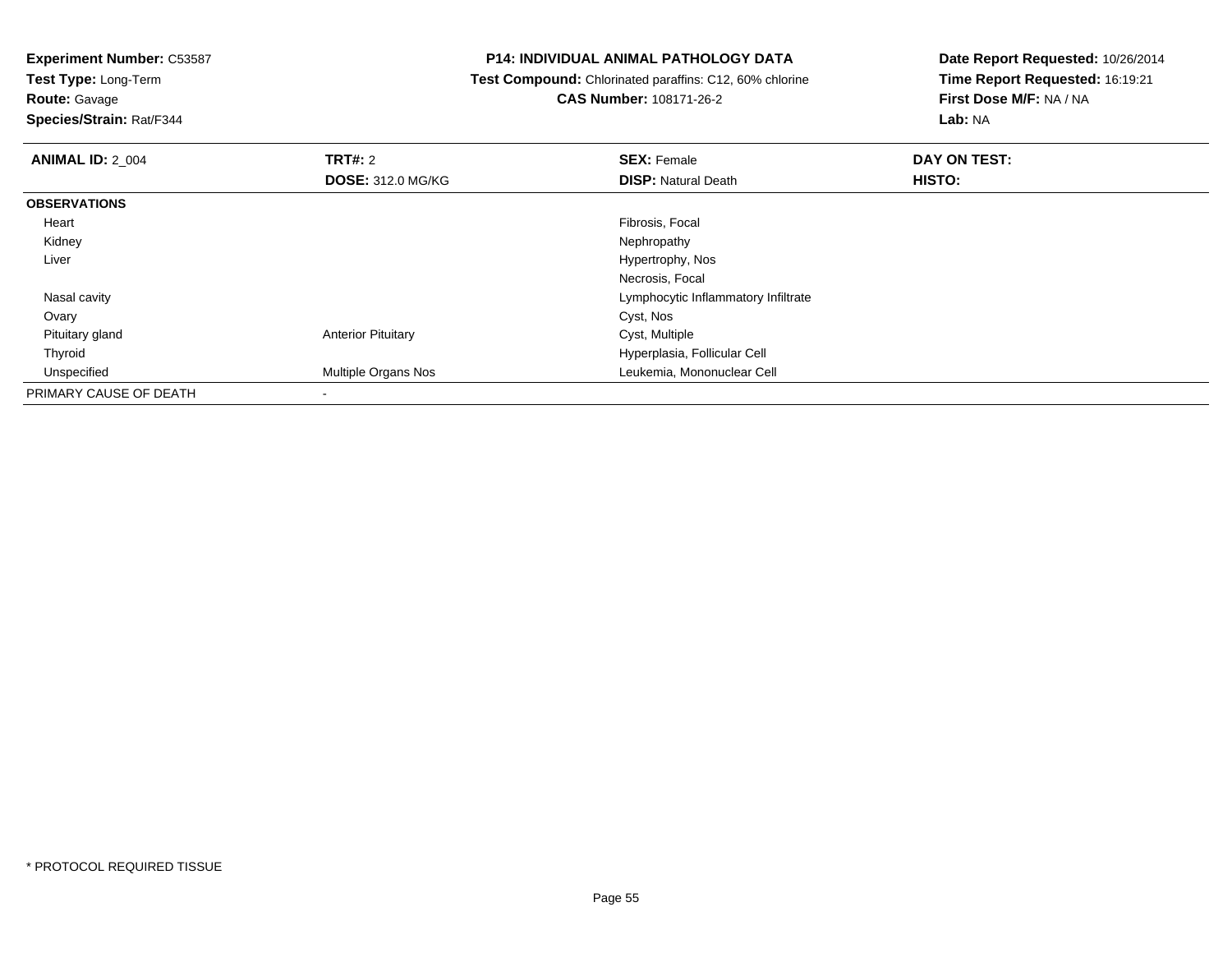**Experiment Number:** C53587
**Test Type:** Long-Term
**Route:** Gavage
**Species/Strain:** Rat/F344

**P14: INDIVIDUAL ANIMAL PATHOLOGY DATA**
**Test Compound:** Chlorinated paraffins: C12, 60% chlorine
**CAS Number:** 108171-26-2

**Date Report Requested:** 10/26/2014
**Time Report Requested:** 16:19:21
**First Dose M/F:** NA / NA
**Lab:** NA

| **ANIMAL ID:** 2_004 | **TRT#:** 2 | **SEX:** Female | **DAY ON TEST:** |
|---|---|---|---|
| | **DOSE:** 312.0 MG/KG | **DISP:** Natural Death | **HISTO:** |
| **OBSERVATIONS** | | | |
| Heart | | Fibrosis, Focal | |
| Kidney | | Nephropathy | |
| Liver | | Hypertrophy, Nos | |
| | | Necrosis, Focal | |
| Nasal cavity | | Lymphocytic Inflammatory Infiltrate | |
| Ovary | | Cyst, Nos | |
| Pituitary gland | Anterior Pituitary | Cyst, Multiple | |
| Thyroid | | Hyperplasia, Follicular Cell | |
| Unspecified | Multiple Organs Nos | Leukemia, Mononuclear Cell | |
| PRIMARY CAUSE OF DEATH | - | | |

* PROTOCOL REQUIRED TISSUE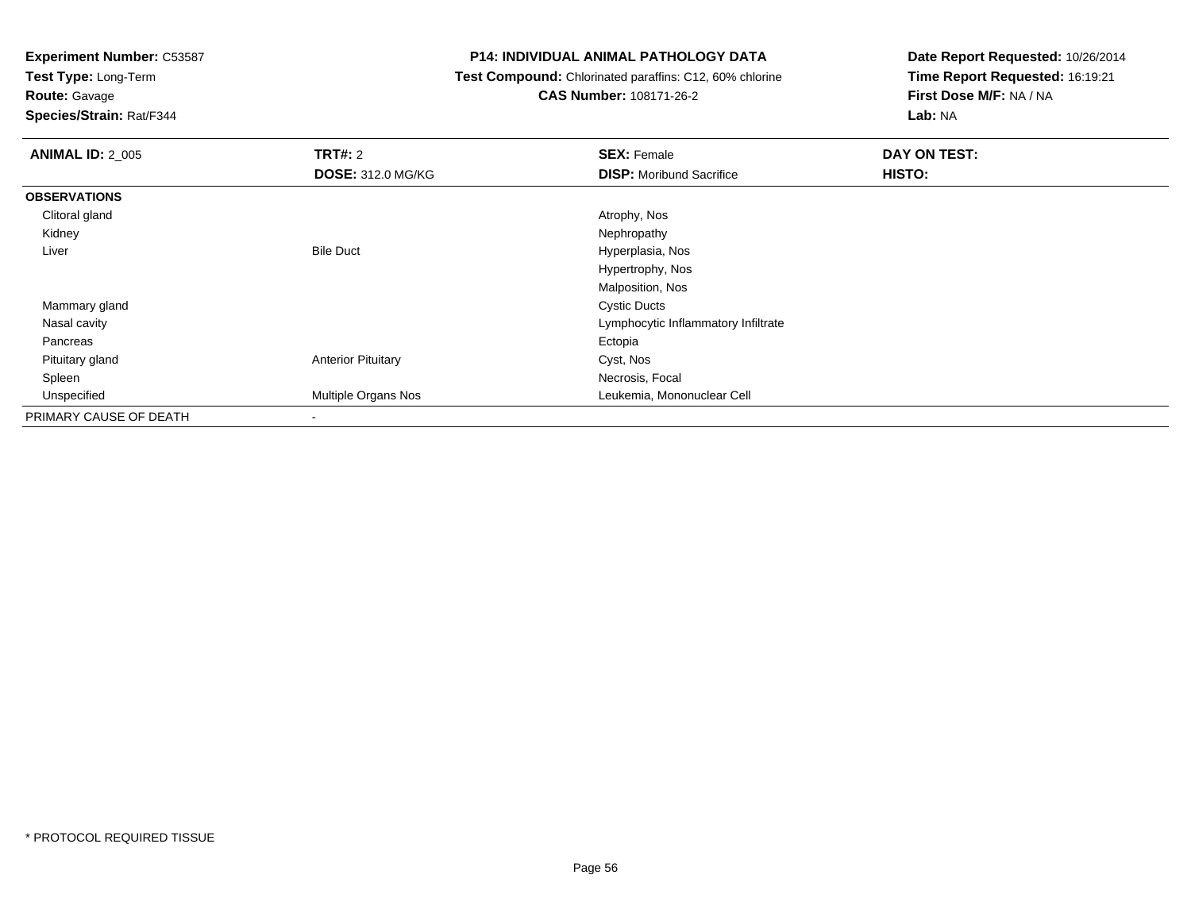**Experiment Number:** C53587
**Test Type:** Long-Term
**Route:** Gavage
**Species/Strain:** Rat/F344

# P14: INDIVIDUAL ANIMAL PATHOLOGY DATA

**Test Compound:** Chlorinated paraffins: C12, 60% chlorine
**CAS Number:** 108171-26-2

**Date Report Requested:** 10/26/2014
**Time Report Requested:** 16:19:21
**First Dose M/F:** NA / NA
**Lab:** NA

| **ANIMAL ID:** 2_005 | **TRT#:** 2 | **SEX:** Female | **DAY ON TEST:** |
|---|---|---|---|
| | **DOSE:** 312.0 MG/KG | **DISP:** Moribund Sacrifice | **HISTO:** |
| **OBSERVATIONS** | | | |
| Clitoral gland | | Atrophy, Nos | |
| Kidney | | Nephropathy | |
| Liver | Bile Duct | Hyperplasia, Nos | |
| | | Hypertrophy, Nos | |
| | | Malposition, Nos | |
| Mammary gland | | Cystic Ducts | |
| Nasal cavity | | Lymphocytic Inflammatory Infiltrate | |
| Pancreas | | Ectopia | |
| Pituitary gland | Anterior Pituitary | Cyst, Nos | |
| Spleen | | Necrosis, Focal | |
| Unspecified | Multiple Organs Nos | Leukemia, Mononuclear Cell | |
| PRIMARY CAUSE OF DEATH | - | | |

* PROTOCOL REQUIRED TISSUE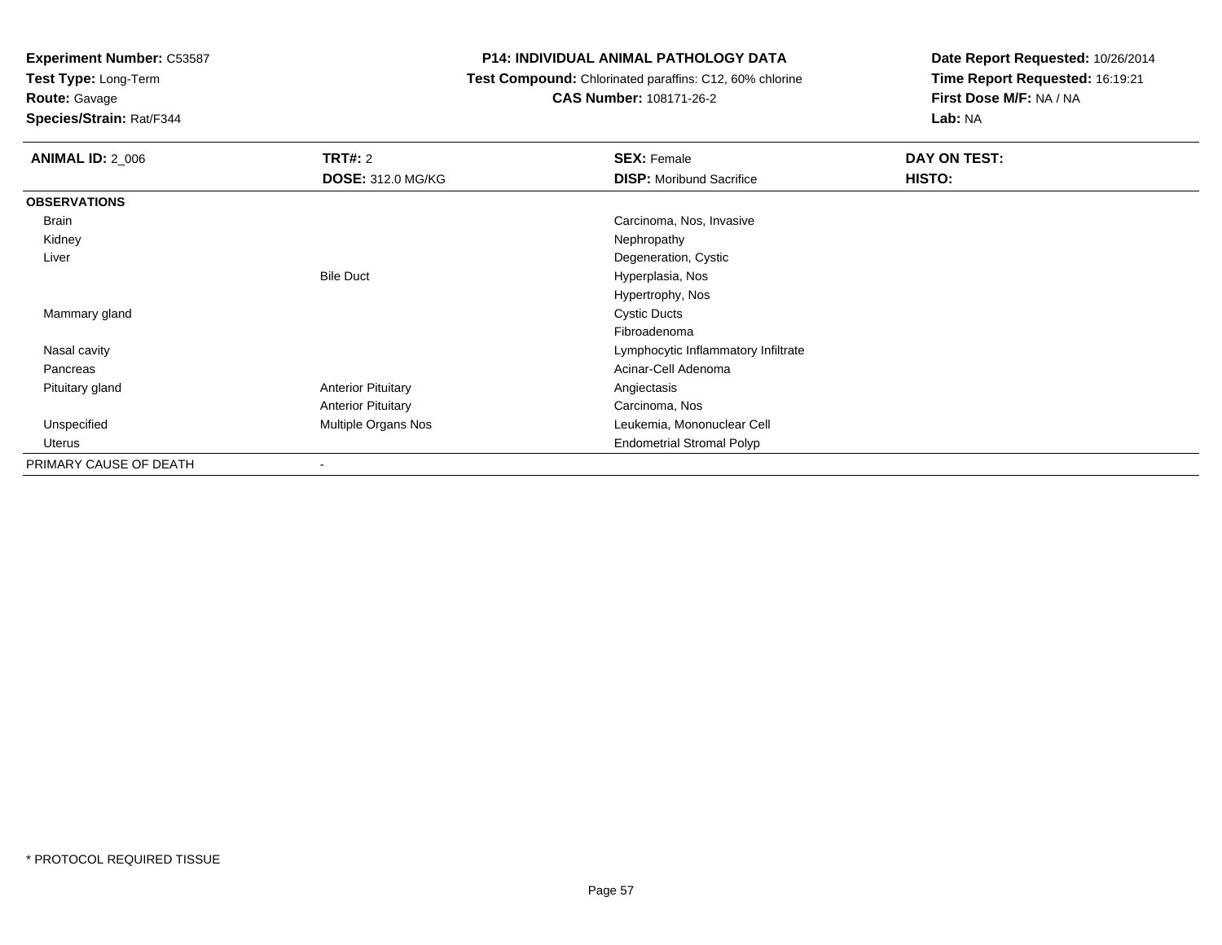**Experiment Number:** C53587
**Test Type:** Long-Term
**Route:** Gavage
**Species/Strain:** Rat/F344

**P14: INDIVIDUAL ANIMAL PATHOLOGY DATA**
**Test Compound:** Chlorinated paraffins: C12, 60% chlorine
**CAS Number:** 108171-26-2

**Date Report Requested:** 10/26/2014
**Time Report Requested:** 16:19:21
**First Dose M/F:** NA / NA
**Lab:** NA

| **ANIMAL ID:** 2_006 | **TRT#:** 2 | **SEX:** Female | **DAY ON TEST:** |
|---|---|---|---|
| | **DOSE:** 312.0 MG/KG | **DISP:** Moribund Sacrifice | **HISTO:** |
| **OBSERVATIONS** | | | |
| Brain | | Carcinoma, Nos, Invasive | |
| Kidney | | Nephropathy | |
| Liver | | Degeneration, Cystic | |
| | Bile Duct | Hyperplasia, Nos | |
| | | Hypertrophy, Nos | |
| Mammary gland | | Cystic Ducts | |
| | | Fibroadenoma | |
| Nasal cavity | | Lymphocytic Inflammatory Infiltrate | |
| Pancreas | | Acinar-Cell Adenoma | |
| Pituitary gland | Anterior Pituitary | Angiectasis | |
| | Anterior Pituitary | Carcinoma, Nos | |
| Unspecified | Multiple Organs Nos | Leukemia, Mononuclear Cell | |
| Uterus | | Endometrial Stromal Polyp | |
| PRIMARY CAUSE OF DEATH | - | | |

* PROTOCOL REQUIRED TISSUE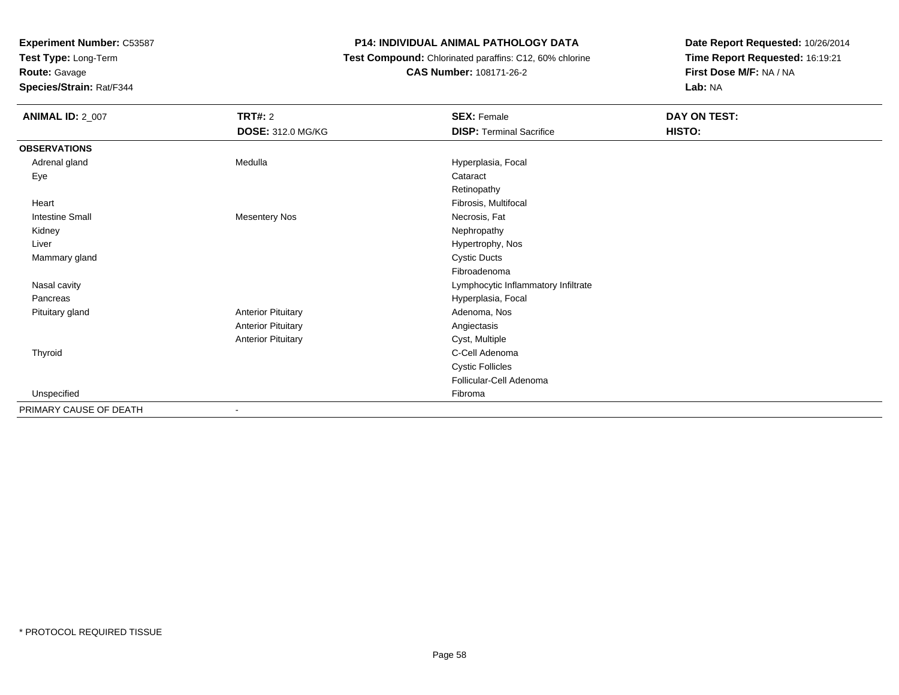**Experiment Number:** C53587
**Test Type:** Long-Term
**Route:** Gavage
**Species/Strain:** Rat/F344

**P14: INDIVIDUAL ANIMAL PATHOLOGY DATA**
**Test Compound:** Chlorinated paraffins: C12, 60% chlorine
**CAS Number:** 108171-26-2

**Date Report Requested:** 10/26/2014
**Time Report Requested:** 16:19:21
**First Dose M/F:** NA / NA
**Lab:** NA

| **ANIMAL ID:** 2_007 | **TRT#:** 2 | **SEX:** Female | **DAY ON TEST:** |
|---|---|---|---|
| | **DOSE:** 312.0 MG/KG | **DISP:** Terminal Sacrifice | **HISTO:** |
| **OBSERVATIONS** | | | |
| Adrenal gland | Medulla | Hyperplasia, Focal | |
| Eye | | Cataract | |
| | | Retinopathy | |
| Heart | | Fibrosis, Multifocal | |
| Intestine Small | Mesentery Nos | Necrosis, Fat | |
| Kidney | | Nephropathy | |
| Liver | | Hypertrophy, Nos | |
| Mammary gland | | Cystic Ducts | |
| | | Fibroadenoma | |
| Nasal cavity | | Lymphocytic Inflammatory Infiltrate | |
| Pancreas | | Hyperplasia, Focal | |
| Pituitary gland | Anterior Pituitary | Adenoma, Nos | |
| | Anterior Pituitary | Angiectasis | |
| | Anterior Pituitary | Cyst, Multiple | |
| Thyroid | | C-Cell Adenoma | |
| | | Cystic Follicles | |
| | | Follicular-Cell Adenoma | |
| Unspecified | | Fibroma | |
| PRIMARY CAUSE OF DEATH | - | | |

* PROTOCOL REQUIRED TISSUE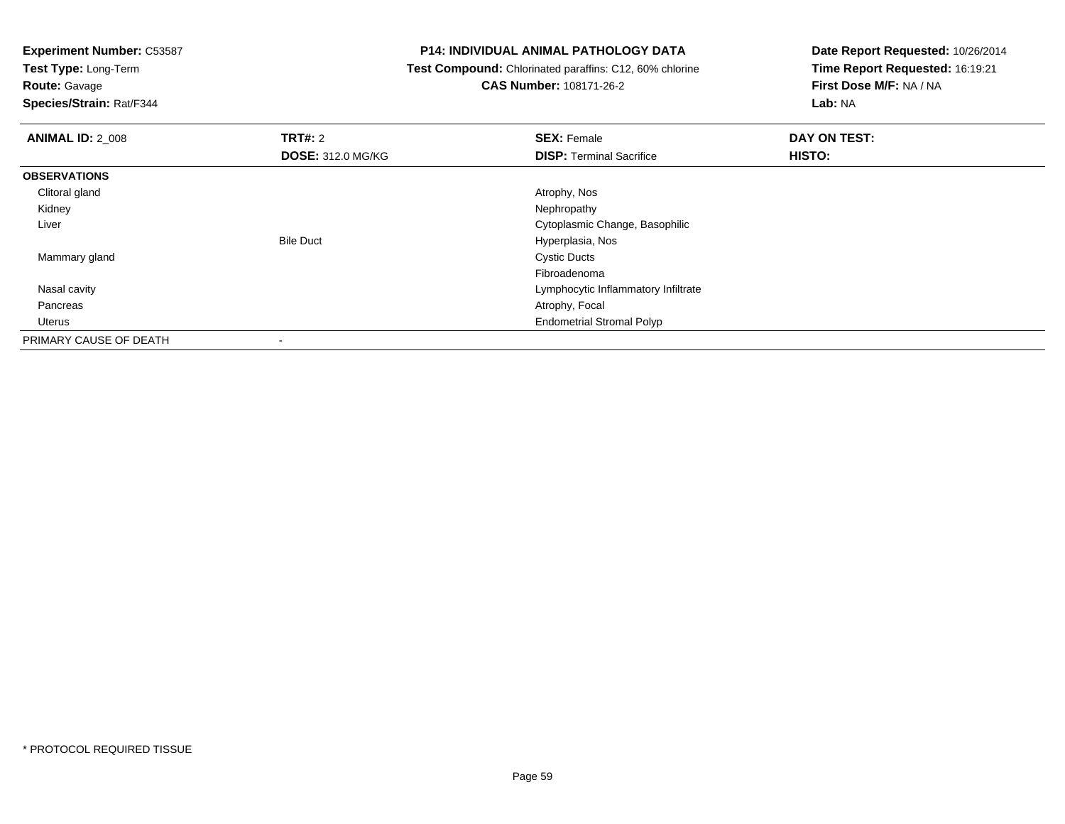**Experiment Number:** C53587
**Test Type:** Long-Term
**Route:** Gavage
**Species/Strain:** Rat/F344

# P14: INDIVIDUAL ANIMAL PATHOLOGY DATA

**Test Compound:** Chlorinated paraffins: C12, 60% chlorine
**CAS Number:** 108171-26-2

**Date Report Requested:** 10/26/2014
**Time Report Requested:** 16:19:21
**First Dose M/F:** NA / NA
**Lab:** NA

| **ANIMAL ID:** 2_008 | **TRT#:** 2 | **SEX:** Female | **DAY ON TEST:** |
|---|---|---|---|
| | **DOSE:** 312.0 MG/KG | **DISP:** Terminal Sacrifice | **HISTO:** |
| **OBSERVATIONS** | | | |
| Clitoral gland | | Atrophy, Nos | |
| Kidney | | Nephropathy | |
| Liver | | Cytoplasmic Change, Basophilic | |
| | Bile Duct | Hyperplasia, Nos | |
| Mammary gland | | Cystic Ducts | |
| | | Fibroadenoma | |
| Nasal cavity | | Lymphocytic Inflammatory Infiltrate | |
| Pancreas | | Atrophy, Focal | |
| Uterus | | Endometrial Stromal Polyp | |
| PRIMARY CAUSE OF DEATH | - | | |

* PROTOCOL REQUIRED TISSUE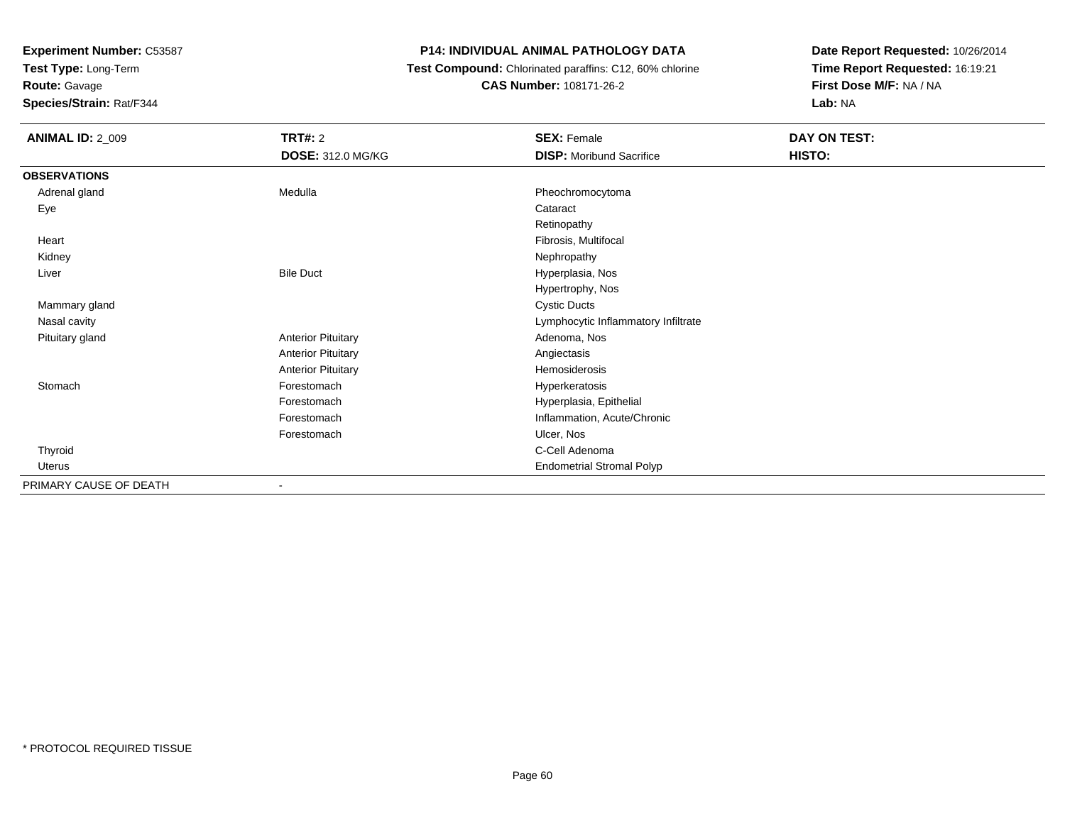**Experiment Number:** C53587
**Test Type:** Long-Term
**Route:** Gavage
**Species/Strain:** Rat/F344

**P14: INDIVIDUAL ANIMAL PATHOLOGY DATA**
**Test Compound:** Chlorinated paraffins: C12, 60% chlorine
**CAS Number:** 108171-26-2

**Date Report Requested:** 10/26/2014
**Time Report Requested:** 16:19:21
**First Dose M/F:** NA / NA
**Lab:** NA

| **ANIMAL ID:** 2_009 | **TRT#:** 2 | **SEX:** Female | **DAY ON TEST:** |
|---|---|---|---|
| | **DOSE:** 312.0 MG/KG | **DISP:** Moribund Sacrifice | **HISTO:** |
| **OBSERVATIONS** | | | |
| Adrenal gland | Medulla | Pheochromocytoma | |
| Eye | | Cataract | |
| | | Retinopathy | |
| Heart | | Fibrosis, Multifocal | |
| Kidney | | Nephropathy | |
| Liver | Bile Duct | Hyperplasia, Nos | |
| | | Hypertrophy, Nos | |
| Mammary gland | | Cystic Ducts | |
| Nasal cavity | | Lymphocytic Inflammatory Infiltrate | |
| Pituitary gland | Anterior Pituitary | Adenoma, Nos | |
| | Anterior Pituitary | Angiectasis | |
| | Anterior Pituitary | Hemosiderosis | |
| Stomach | Forestomach | Hyperkeratosis | |
| | Forestomach | Hyperplasia, Epithelial | |
| | Forestomach | Inflammation, Acute/Chronic | |
| | Forestomach | Ulcer, Nos | |
| Thyroid | | C-Cell Adenoma | |
| Uterus | | Endometrial Stromal Polyp | |
| PRIMARY CAUSE OF DEATH | - | | |

* PROTOCOL REQUIRED TISSUE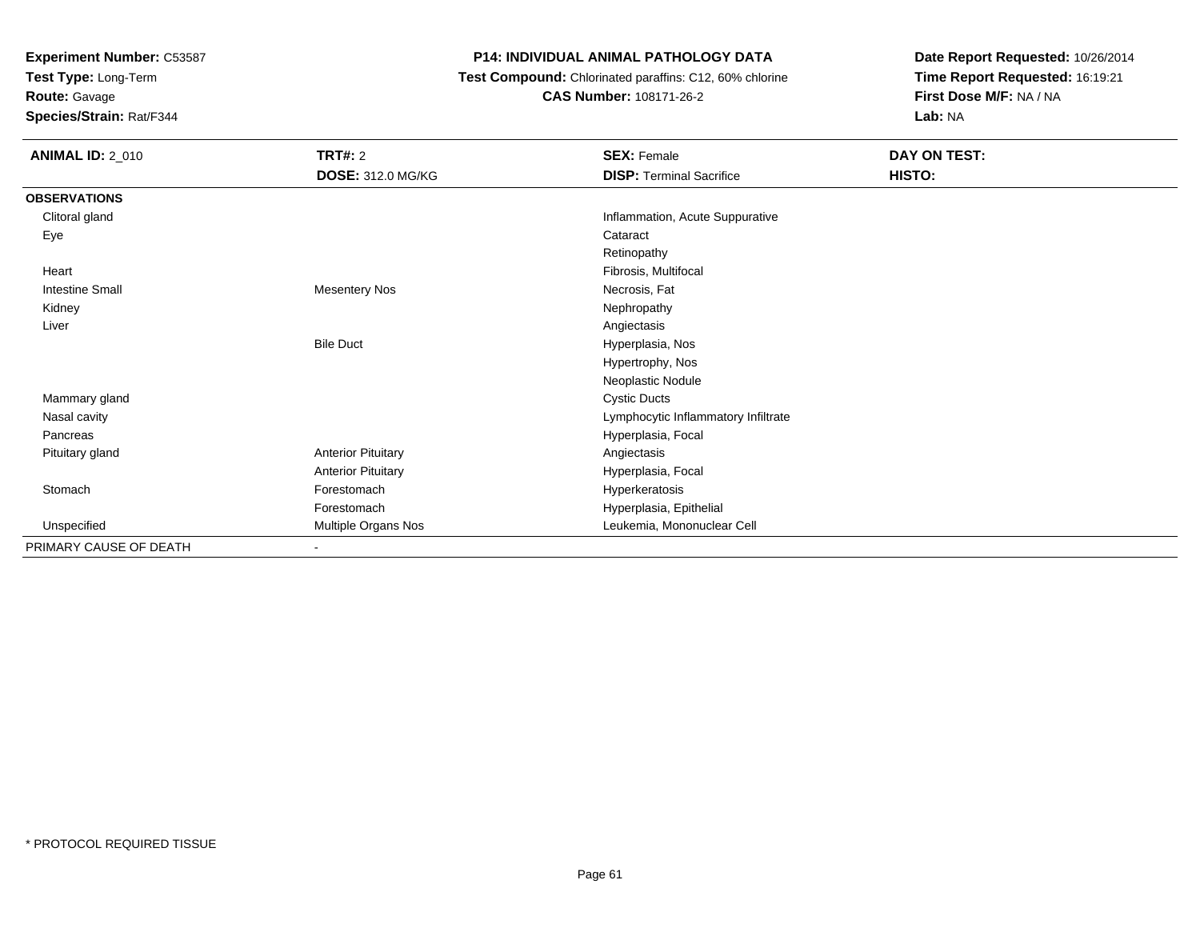**Experiment Number:** C53587
**Test Type:** Long-Term
**Route:** Gavage
**Species/Strain:** Rat/F344

**P14: INDIVIDUAL ANIMAL PATHOLOGY DATA**
**Test Compound:** Chlorinated paraffins: C12, 60% chlorine
**CAS Number:** 108171-26-2

**Date Report Requested:** 10/26/2014
**Time Report Requested:** 16:19:21
**First Dose M/F:** NA / NA
**Lab:** NA

| **ANIMAL ID:** 2_010 | **TRT#:** 2 | **SEX:** Female | **DAY ON TEST:** |
|---|---|---|---|
| | **DOSE:** 312.0 MG/KG | **DISP:** Terminal Sacrifice | **HISTO:** |
| **OBSERVATIONS** | | | |
| Clitoral gland | | Inflammation, Acute Suppurative | |
| Eye | | Cataract | |
| | | Retinopathy | |
| Heart | | Fibrosis, Multifocal | |
| Intestine Small | Mesentery Nos | Necrosis, Fat | |
| Kidney | | Nephropathy | |
| Liver | | Angiectasis | |
| | Bile Duct | Hyperplasia, Nos | |
| | | Hypertrophy, Nos | |
| | | Neoplastic Nodule | |
| Mammary gland | | Cystic Ducts | |
| Nasal cavity | | Lymphocytic Inflammatory Infiltrate | |
| Pancreas | | Hyperplasia, Focal | |
| Pituitary gland | Anterior Pituitary | Angiectasis | |
| | Anterior Pituitary | Hyperplasia, Focal | |
| Stomach | Forestomach | Hyperkeratosis | |
| | Forestomach | Hyperplasia, Epithelial | |
| Unspecified | Multiple Organs Nos | Leukemia, Mononuclear Cell | |
| PRIMARY CAUSE OF DEATH | - | | |

* PROTOCOL REQUIRED TISSUE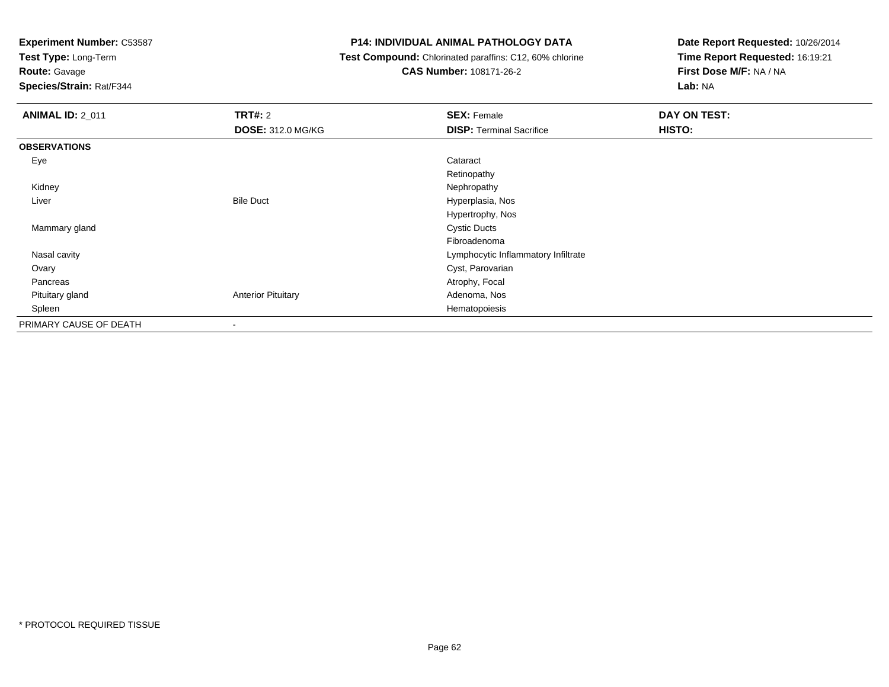**Experiment Number:** C53587
**Test Type:** Long-Term
**Route:** Gavage
**Species/Strain:** Rat/F344

**P14: INDIVIDUAL ANIMAL PATHOLOGY DATA**
**Test Compound:** Chlorinated paraffins: C12, 60% chlorine
**CAS Number:** 108171-26-2

**Date Report Requested:** 10/26/2014
**Time Report Requested:** 16:19:21
**First Dose M/F:** NA / NA
**Lab:** NA

| **ANIMAL ID:** 2_011 | **TRT#:** 2 | **SEX:** Female | **DAY ON TEST:** |
|---|---|---|---|
| | **DOSE:** 312.0 MG/KG | **DISP:** Terminal Sacrifice | **HISTO:** |
| **OBSERVATIONS** | | | |
| Eye | | Cataract | |
| | | Retinopathy | |
| Kidney | | Nephropathy | |
| Liver | Bile Duct | Hyperplasia, Nos | |
| | | Hypertrophy, Nos | |
| Mammary gland | | Cystic Ducts | |
| | | Fibroadenoma | |
| Nasal cavity | | Lymphocytic Inflammatory Infiltrate | |
| Ovary | | Cyst, Parovarian | |
| Pancreas | | Atrophy, Focal | |
| Pituitary gland | Anterior Pituitary | Adenoma, Nos | |
| Spleen | | Hematopoiesis | |
| PRIMARY CAUSE OF DEATH | - | | |

* PROTOCOL REQUIRED TISSUE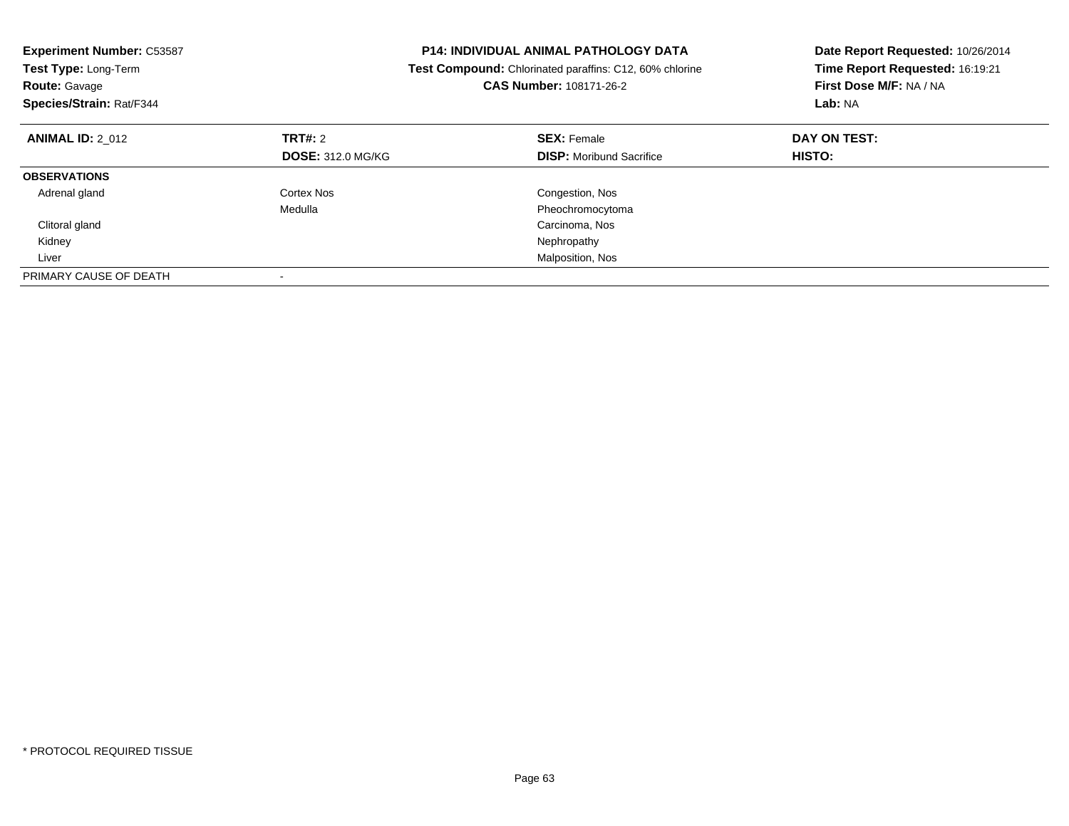**Experiment Number:** C53587
**Test Type:** Long-Term
**Route:** Gavage
**Species/Strain:** Rat/F344

**P14: INDIVIDUAL ANIMAL PATHOLOGY DATA**
**Test Compound:** Chlorinated paraffins: C12, 60% chlorine
**CAS Number:** 108171-26-2

**Date Report Requested:** 10/26/2014
**Time Report Requested:** 16:19:21
**First Dose M/F:** NA / NA
**Lab:** NA

| **ANIMAL ID:** 2_012 | **TRT#:** 2 | **SEX:** Female | **DAY ON TEST:** |
|---|---|---|---|
| | **DOSE:** 312.0 MG/KG | **DISP:** Moribund Sacrifice | **HISTO:** |
| **OBSERVATIONS** | | | |
| Adrenal gland | Cortex Nos | Congestion, Nos | |
| | Medulla | Pheochromocytoma | |
| Clitoral gland | | Carcinoma, Nos | |
| Kidney | | Nephropathy | |
| Liver | | Malposition, Nos | |
| PRIMARY CAUSE OF DEATH | - | | |

* PROTOCOL REQUIRED TISSUE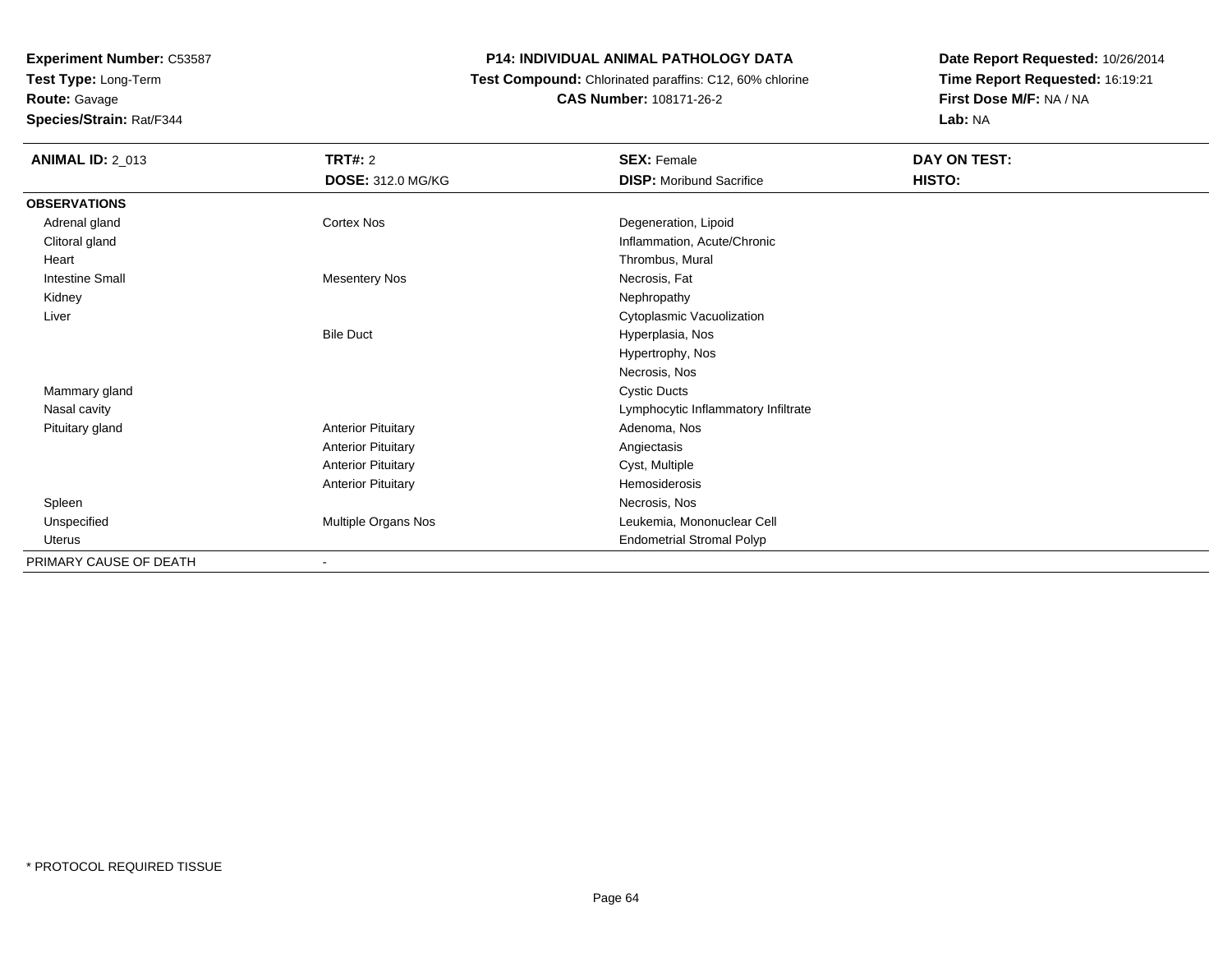**Experiment Number:** C53587
**Test Type:** Long-Term
**Route:** Gavage
**Species/Strain:** Rat/F344

**P14: INDIVIDUAL ANIMAL PATHOLOGY DATA**
**Test Compound:** Chlorinated paraffins: C12, 60% chlorine
**CAS Number:** 108171-26-2

**Date Report Requested:** 10/26/2014
**Time Report Requested:** 16:19:21
**First Dose M/F:** NA / NA
**Lab:** NA

| **ANIMAL ID:** 2_013 | **TRT#:** 2 | **SEX:** Female | **DAY ON TEST:** |
|---|---|---|---|
| | **DOSE:** 312.0 MG/KG | **DISP:** Moribund Sacrifice | **HISTO:** |
| **OBSERVATIONS** | | | |
| Adrenal gland | Cortex Nos | Degeneration, Lipoid | |
| Clitoral gland | | Inflammation, Acute/Chronic | |
| Heart | | Thrombus, Mural | |
| Intestine Small | Mesentery Nos | Necrosis, Fat | |
| Kidney | | Nephropathy | |
| Liver | | Cytoplasmic Vacuolization | |
| | Bile Duct | Hyperplasia, Nos | |
| | | Hypertrophy, Nos | |
| | | Necrosis, Nos | |
| Mammary gland | | Cystic Ducts | |
| Nasal cavity | | Lymphocytic Inflammatory Infiltrate | |
| Pituitary gland | Anterior Pituitary | Adenoma, Nos | |
| | Anterior Pituitary | Angiectasis | |
| | Anterior Pituitary | Cyst, Multiple | |
| | Anterior Pituitary | Hemosiderosis | |
| Spleen | | Necrosis, Nos | |
| Unspecified | Multiple Organs Nos | Leukemia, Mononuclear Cell | |
| Uterus | | Endometrial Stromal Polyp | |
| PRIMARY CAUSE OF DEATH | - | | |

* PROTOCOL REQUIRED TISSUE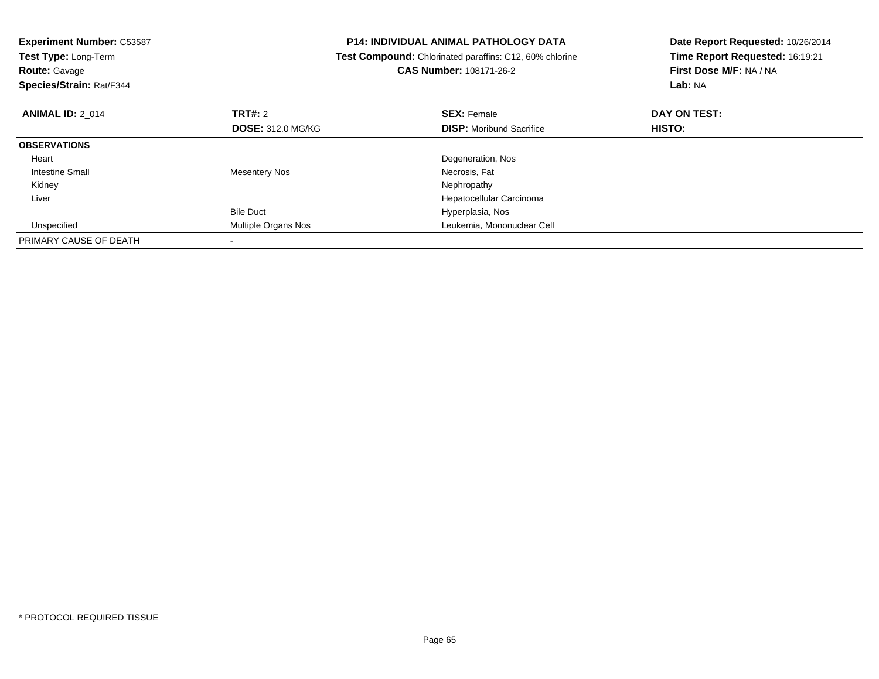**Experiment Number:** C53587
**Test Type:** Long-Term
**Route:** Gavage
**Species/Strain:** Rat/F344

**P14: INDIVIDUAL ANIMAL PATHOLOGY DATA**
**Test Compound:** Chlorinated paraffins: C12, 60% chlorine
**CAS Number:** 108171-26-2

**Date Report Requested:** 10/26/2014
**Time Report Requested:** 16:19:21
**First Dose M/F:** NA / NA
**Lab:** NA

| **ANIMAL ID:** 2_014 | **TRT#:** 2 | **SEX:** Female | **DAY ON TEST:** |
|---|---|---|---|
| | **DOSE:** 312.0 MG/KG | **DISP:** Moribund Sacrifice | **HISTO:** |
| **OBSERVATIONS** | | | |
| Heart | | Degeneration, Nos | |
| Intestine Small | Mesentery Nos | Necrosis, Fat | |
| Kidney | | Nephropathy | |
| Liver | | Hepatocellular Carcinoma | |
| | Bile Duct | Hyperplasia, Nos | |
| Unspecified | Multiple Organs Nos | Leukemia, Mononuclear Cell | |
| PRIMARY CAUSE OF DEATH | - | | |

* PROTOCOL REQUIRED TISSUE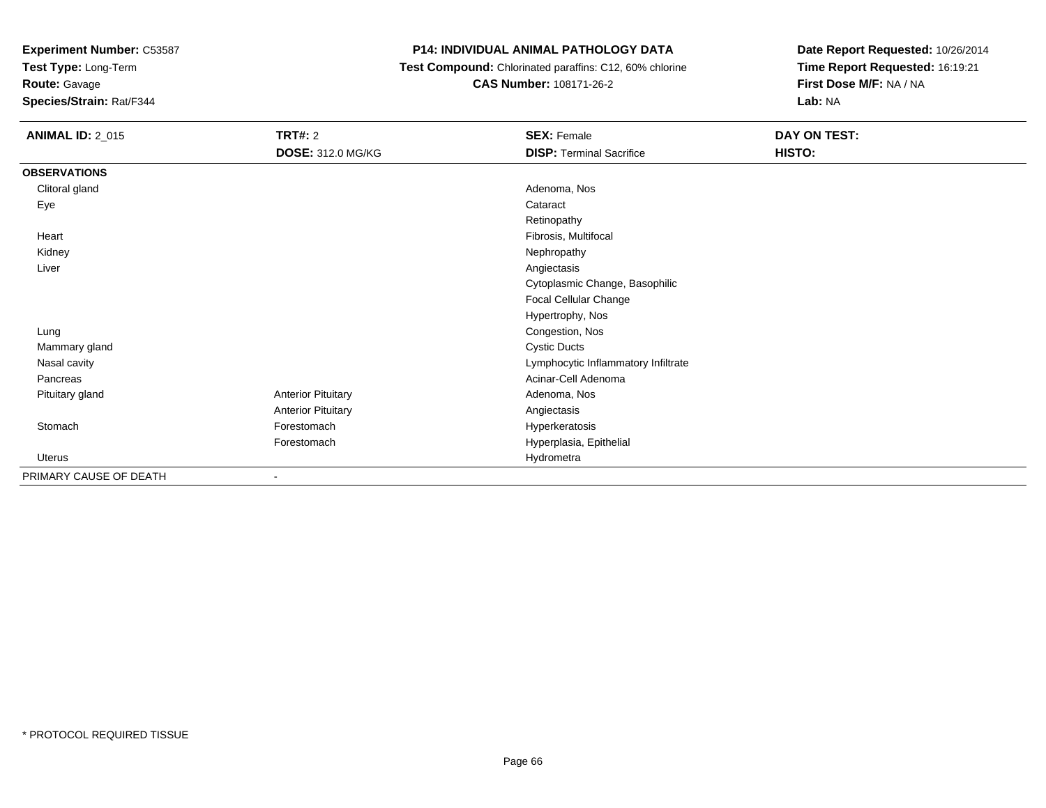**Experiment Number:** C53587
**Test Type:** Long-Term
**Route:** Gavage
**Species/Strain:** Rat/F344

**P14: INDIVIDUAL ANIMAL PATHOLOGY DATA**
**Test Compound:** Chlorinated paraffins: C12, 60% chlorine
**CAS Number:** 108171-26-2

**Date Report Requested:** 10/26/2014
**Time Report Requested:** 16:19:21
**First Dose M/F:** NA / NA
**Lab:** NA

| **ANIMAL ID:** 2_015 | **TRT#:** 2 | **SEX:** Female | **DAY ON TEST:** |
|---|---|---|---|
| | **DOSE:** 312.0 MG/KG | **DISP:** Terminal Sacrifice | **HISTO:** |
| **OBSERVATIONS** | | | |
| Clitoral gland | | Adenoma, Nos | |
| Eye | | Cataract | |
| | | Retinopathy | |
| Heart | | Fibrosis, Multifocal | |
| Kidney | | Nephropathy | |
| Liver | | Angiectasis | |
| | | Cytoplasmic Change, Basophilic | |
| | | Focal Cellular Change | |
| | | Hypertrophy, Nos | |
| Lung | | Congestion, Nos | |
| Mammary gland | | Cystic Ducts | |
| Nasal cavity | | Lymphocytic Inflammatory Infiltrate | |
| Pancreas | | Acinar-Cell Adenoma | |
| Pituitary gland | Anterior Pituitary | Adenoma, Nos | |
| | Anterior Pituitary | Angiectasis | |
| Stomach | Forestomach | Hyperkeratosis | |
| | Forestomach | Hyperplasia, Epithelial | |
| Uterus | | Hydrometra | |
| PRIMARY CAUSE OF DEATH | - | | |

* PROTOCOL REQUIRED TISSUE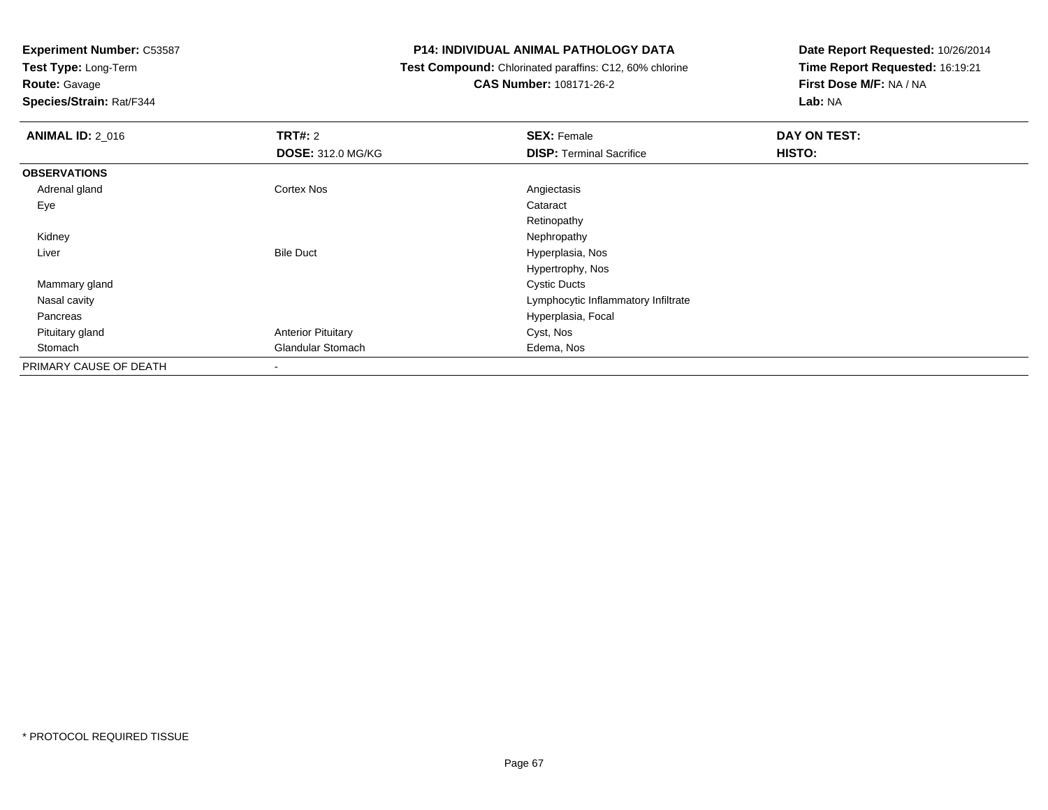**Experiment Number:** C53587
**Test Type:** Long-Term
**Route:** Gavage
**Species/Strain:** Rat/F344

**P14: INDIVIDUAL ANIMAL PATHOLOGY DATA**
**Test Compound:** Chlorinated paraffins: C12, 60% chlorine
**CAS Number:** 108171-26-2

**Date Report Requested:** 10/26/2014
**Time Report Requested:** 16:19:21
**First Dose M/F:** NA / NA
**Lab:** NA

| **ANIMAL ID:** 2_016 | **TRT#:** 2 | **SEX:** Female | **DAY ON TEST:** |
|---|---|---|---|
| | **DOSE:** 312.0 MG/KG | **DISP:** Terminal Sacrifice | **HISTO:** |
| **OBSERVATIONS** | | | |
| Adrenal gland | Cortex Nos | Angiectasis | |
| Eye | | Cataract | |
| | | Retinopathy | |
| Kidney | | Nephropathy | |
| Liver | Bile Duct | Hyperplasia, Nos | |
| | | Hypertrophy, Nos | |
| Mammary gland | | Cystic Ducts | |
| Nasal cavity | | Lymphocytic Inflammatory Infiltrate | |
| Pancreas | | Hyperplasia, Focal | |
| Pituitary gland | Anterior Pituitary | Cyst, Nos | |
| Stomach | Glandular Stomach | Edema, Nos | |
| PRIMARY CAUSE OF DEATH | - | | |

\* PROTOCOL REQUIRED TISSUE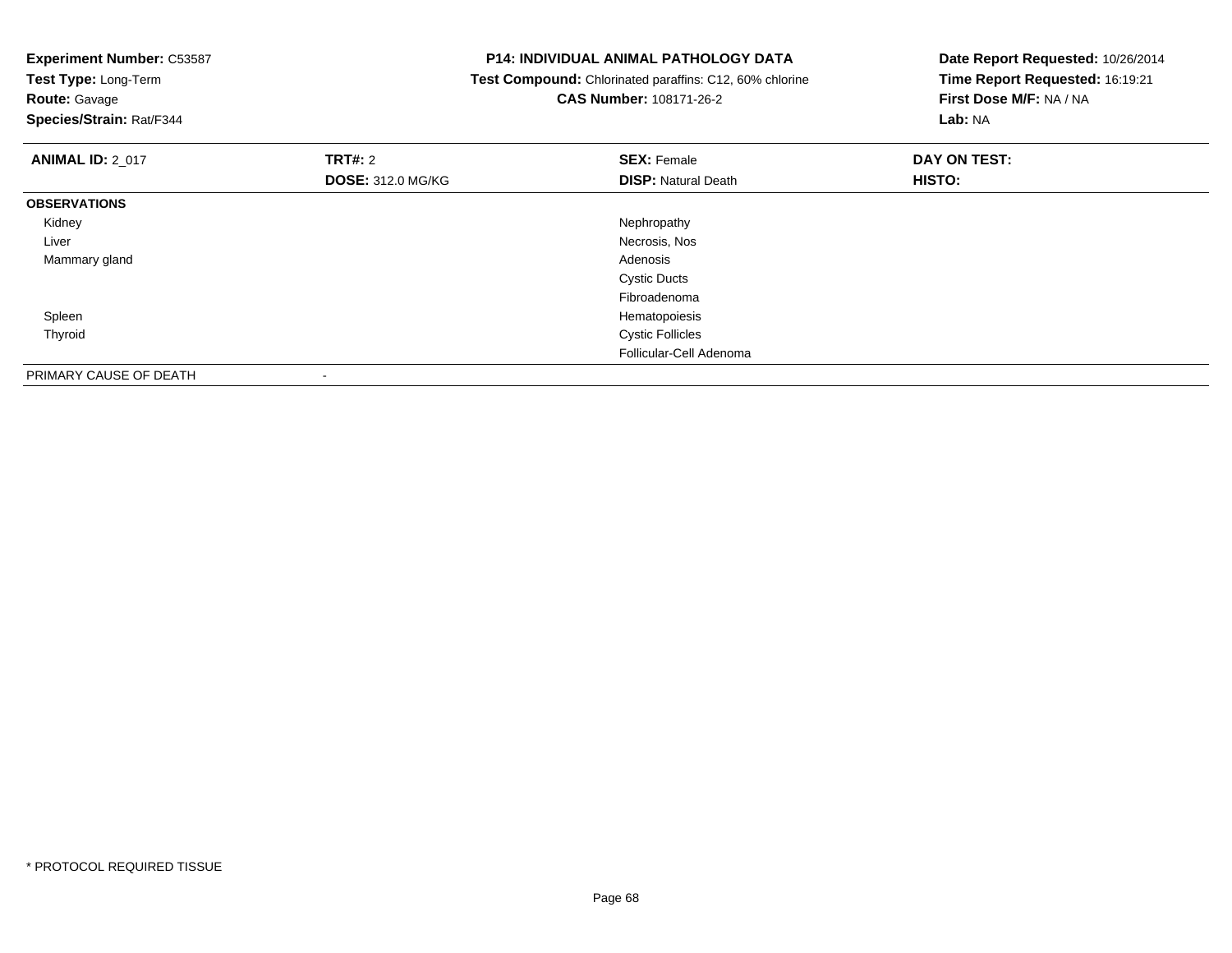**Experiment Number:** C53587
**Test Type:** Long-Term
**Route:** Gavage
**Species/Strain:** Rat/F344

**P14: INDIVIDUAL ANIMAL PATHOLOGY DATA**
**Test Compound:** Chlorinated paraffins: C12, 60% chlorine
**CAS Number:** 108171-26-2

**Date Report Requested:** 10/26/2014
**Time Report Requested:** 16:19:21
**First Dose M/F:** NA / NA
**Lab:** NA

| **ANIMAL ID:** 2_017 | **TRT#:** 2 | **SEX:** Female | **DAY ON TEST:** |
|---|---|---|---|
| | **DOSE:** 312.0 MG/KG | **DISP:** Natural Death | **HISTO:** |
| **OBSERVATIONS** | | | |
| Kidney | | Nephropathy | |
| Liver | | Necrosis, Nos | |
| Mammary gland | | Adenosis | |
| | | Cystic Ducts | |
| | | Fibroadenoma | |
| Spleen | | Hematopoiesis | |
| Thyroid | | Cystic Follicles | |
| | | Follicular-Cell Adenoma | |
| PRIMARY CAUSE OF DEATH | - | | |

* PROTOCOL REQUIRED TISSUE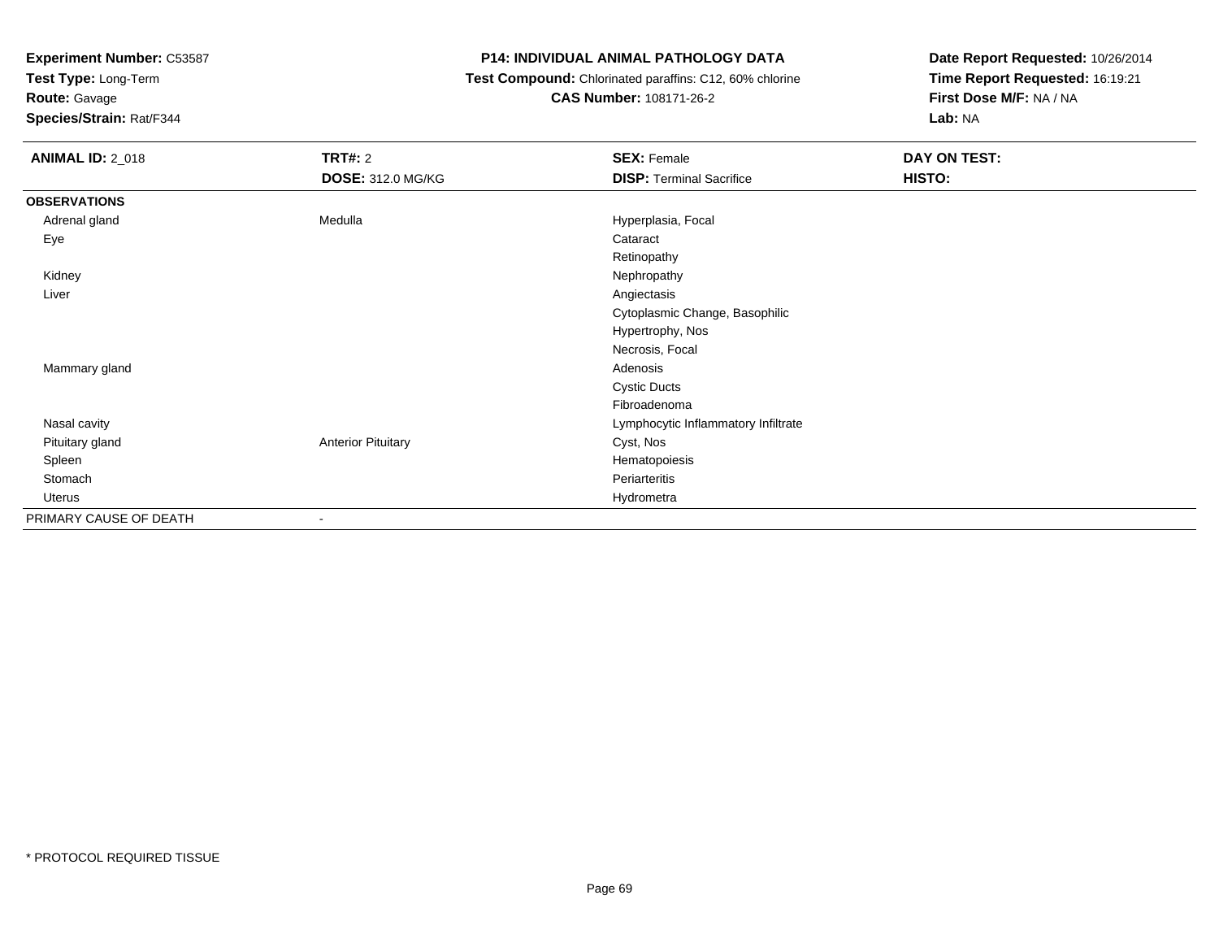**Experiment Number:** C53587
**Test Type:** Long-Term
**Route:** Gavage
**Species/Strain:** Rat/F344

**P14: INDIVIDUAL ANIMAL PATHOLOGY DATA**
**Test Compound:** Chlorinated paraffins: C12, 60% chlorine
**CAS Number:** 108171-26-2

**Date Report Requested:** 10/26/2014
**Time Report Requested:** 16:19:21
**First Dose M/F:** NA / NA
**Lab:** NA

| **ANIMAL ID:** 2_018 | **TRT#:** 2 | **SEX:** Female | **DAY ON TEST:** |
|---|---|---|---|
| | **DOSE:** 312.0 MG/KG | **DISP:** Terminal Sacrifice | **HISTO:** |
| **OBSERVATIONS** | | | |
| Adrenal gland | Medulla | Hyperplasia, Focal | |
| Eye | | Cataract | |
| | | Retinopathy | |
| Kidney | | Nephropathy | |
| Liver | | Angiectasis | |
| | | Cytoplasmic Change, Basophilic | |
| | | Hypertrophy, Nos | |
| | | Necrosis, Focal | |
| Mammary gland | | Adenosis | |
| | | Cystic Ducts | |
| | | Fibroadenoma | |
| Nasal cavity | | Lymphocytic Inflammatory Infiltrate | |
| Pituitary gland | Anterior Pituitary | Cyst, Nos | |
| Spleen | | Hematopoiesis | |
| Stomach | | Periarteritis | |
| Uterus | | Hydrometra | |
| PRIMARY CAUSE OF DEATH | - | | |

* PROTOCOL REQUIRED TISSUE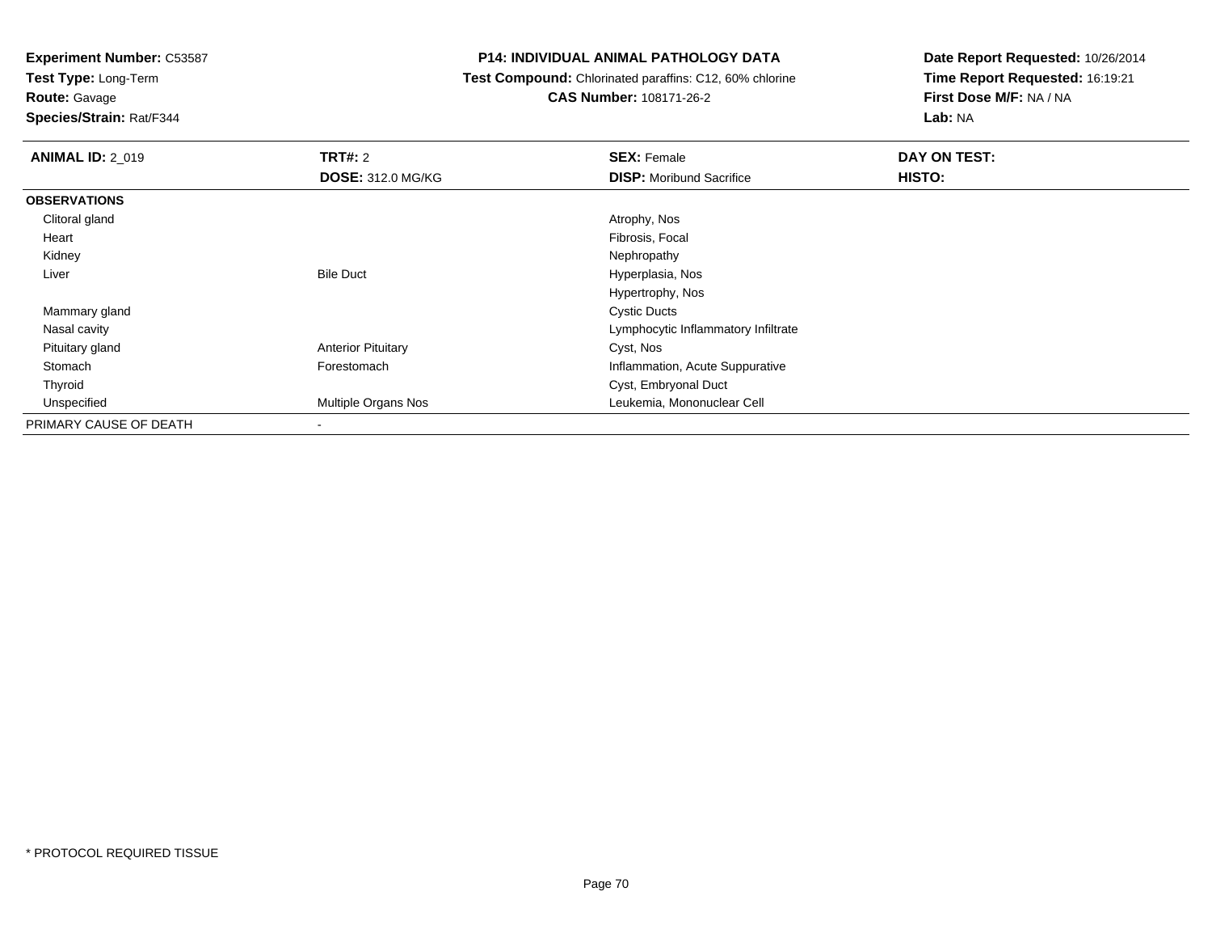**Experiment Number:** C53587
**Test Type:** Long-Term
**Route:** Gavage
**Species/Strain:** Rat/F344

**P14: INDIVIDUAL ANIMAL PATHOLOGY DATA**
**Test Compound:** Chlorinated paraffins: C12, 60% chlorine
**CAS Number:** 108171-26-2

**Date Report Requested:** 10/26/2014
**Time Report Requested:** 16:19:21
**First Dose M/F:** NA / NA
**Lab:** NA

| **ANIMAL ID:** 2_019 | **TRT#:** 2 | **SEX:** Female | **DAY ON TEST:** |
|---|---|---|---|
| | **DOSE:** 312.0 MG/KG | **DISP:** Moribund Sacrifice | **HISTO:** |
| **OBSERVATIONS** | | | |
| Clitoral gland | | Atrophy, Nos | |
| Heart | | Fibrosis, Focal | |
| Kidney | | Nephropathy | |
| Liver | Bile Duct | Hyperplasia, Nos | |
| | | Hypertrophy, Nos | |
| Mammary gland | | Cystic Ducts | |
| Nasal cavity | | Lymphocytic Inflammatory Infiltrate | |
| Pituitary gland | Anterior Pituitary | Cyst, Nos | |
| Stomach | Forestomach | Inflammation, Acute Suppurative | |
| Thyroid | | Cyst, Embryonal Duct | |
| Unspecified | Multiple Organs Nos | Leukemia, Mononuclear Cell | |
| PRIMARY CAUSE OF DEATH | - | | |

* PROTOCOL REQUIRED TISSUE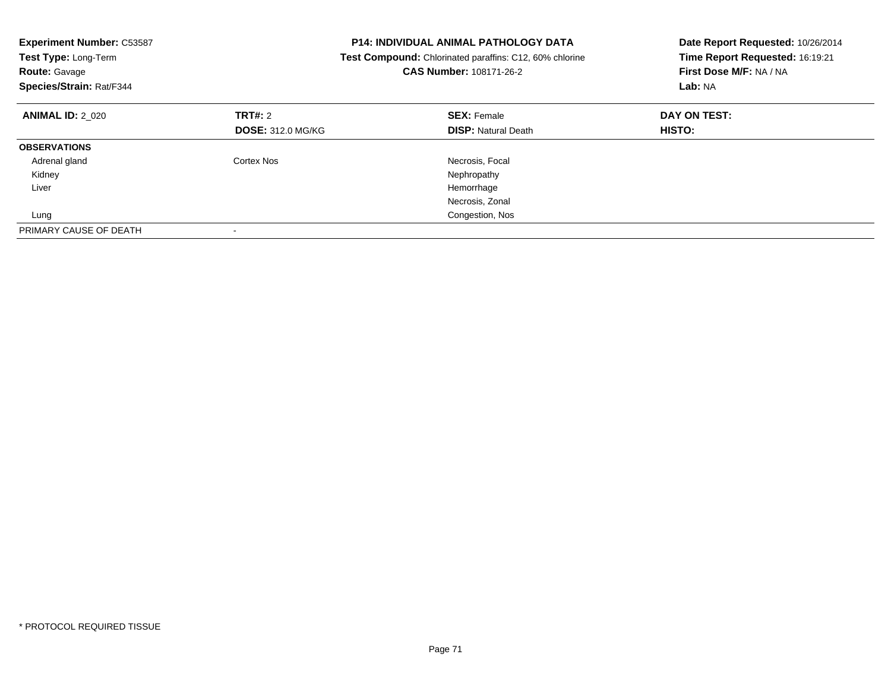**Experiment Number:** C53587
**Test Type:** Long-Term
**Route:** Gavage
**Species/Strain:** Rat/F344

**P14: INDIVIDUAL ANIMAL PATHOLOGY DATA**
**Test Compound:** Chlorinated paraffins: C12, 60% chlorine
**CAS Number:** 108171-26-2

**Date Report Requested:** 10/26/2014
**Time Report Requested:** 16:19:21
**First Dose M/F:** NA / NA
**Lab:** NA

| **ANIMAL ID:** 2_020 | **TRT#:** 2 | **SEX:** Female | **DAY ON TEST:** |
|---|---|---|---|
| | **DOSE:** 312.0 MG/KG | **DISP:** Natural Death | **HISTO:** |
| **OBSERVATIONS** | | | |
| Adrenal gland | Cortex Nos | Necrosis, Focal | |
| Kidney | | Nephropathy | |
| Liver | | Hemorrhage | |
| | | Necrosis, Zonal | |
| Lung | | Congestion, Nos | |
| PRIMARY CAUSE OF DEATH | - | | |

* PROTOCOL REQUIRED TISSUE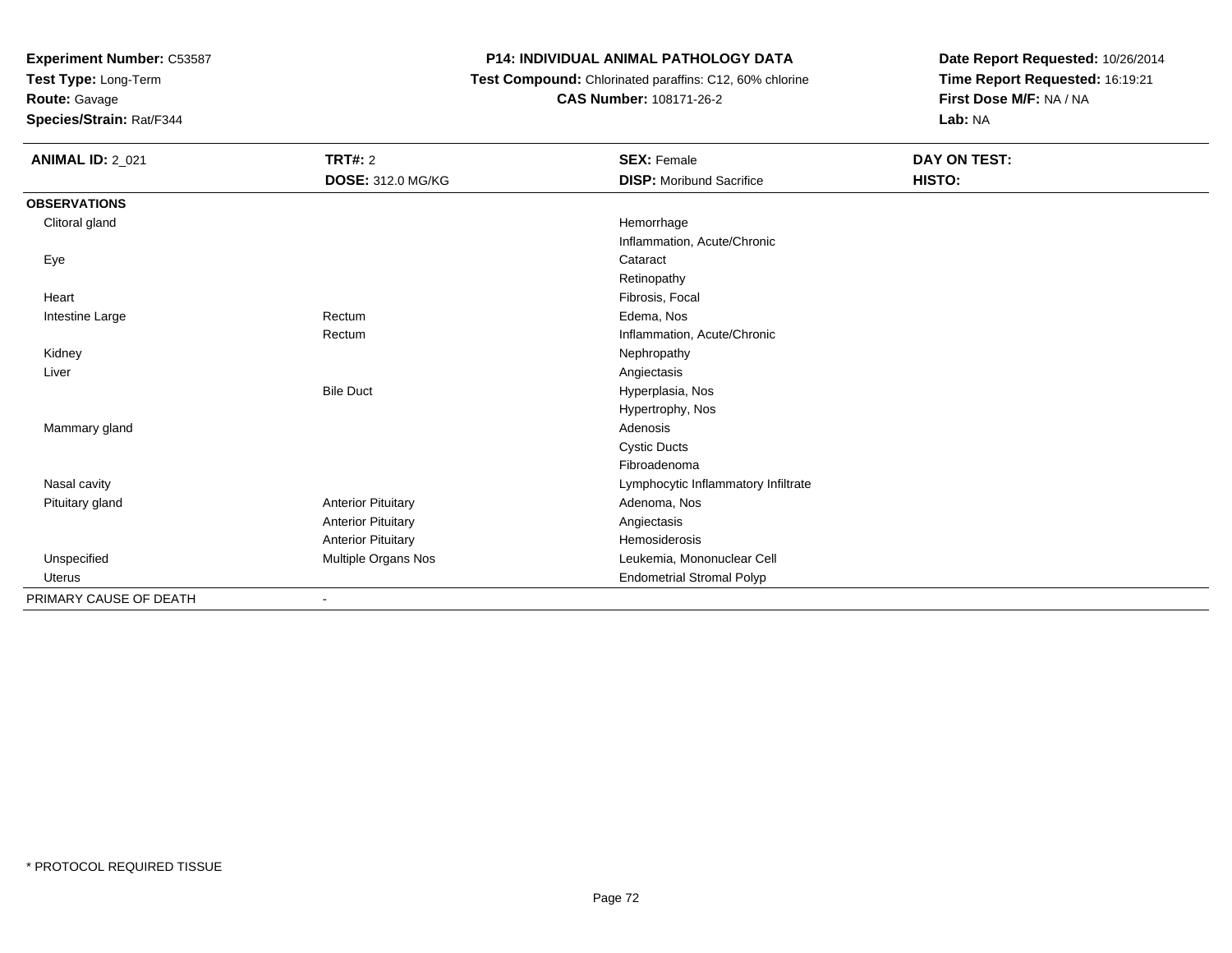**Experiment Number:** C53587
**Test Type:** Long-Term
**Route:** Gavage
**Species/Strain:** Rat/F344

**P14: INDIVIDUAL ANIMAL PATHOLOGY DATA**
**Test Compound:** Chlorinated paraffins: C12, 60% chlorine
**CAS Number:** 108171-26-2

**Date Report Requested:** 10/26/2014
**Time Report Requested:** 16:19:21
**First Dose M/F:** NA / NA
**Lab:** NA

| **ANIMAL ID:** 2_021 | **TRT#:** 2 | **SEX:** Female | **DAY ON TEST:** |
|---|---|---|---|
| | **DOSE:** 312.0 MG/KG | **DISP:** Moribund Sacrifice | **HISTO:** |
| **OBSERVATIONS** | | | |
| Clitoral gland | | Hemorrhage | |
| | | Inflammation, Acute/Chronic | |
| Eye | | Cataract | |
| | | Retinopathy | |
| Heart | | Fibrosis, Focal | |
| Intestine Large | Rectum | Edema, Nos | |
| | Rectum | Inflammation, Acute/Chronic | |
| Kidney | | Nephropathy | |
| Liver | | Angiectasis | |
| | Bile Duct | Hyperplasia, Nos | |
| | | Hypertrophy, Nos | |
| Mammary gland | | Adenosis | |
| | | Cystic Ducts | |
| | | Fibroadenoma | |
| Nasal cavity | | Lymphocytic Inflammatory Infiltrate | |
| Pituitary gland | Anterior Pituitary | Adenoma, Nos | |
| | Anterior Pituitary | Angiectasis | |
| | Anterior Pituitary | Hemosiderosis | |
| Unspecified | Multiple Organs Nos | Leukemia, Mononuclear Cell | |
| Uterus | | Endometrial Stromal Polyp | |
| PRIMARY CAUSE OF DEATH | - | | |

* PROTOCOL REQUIRED TISSUE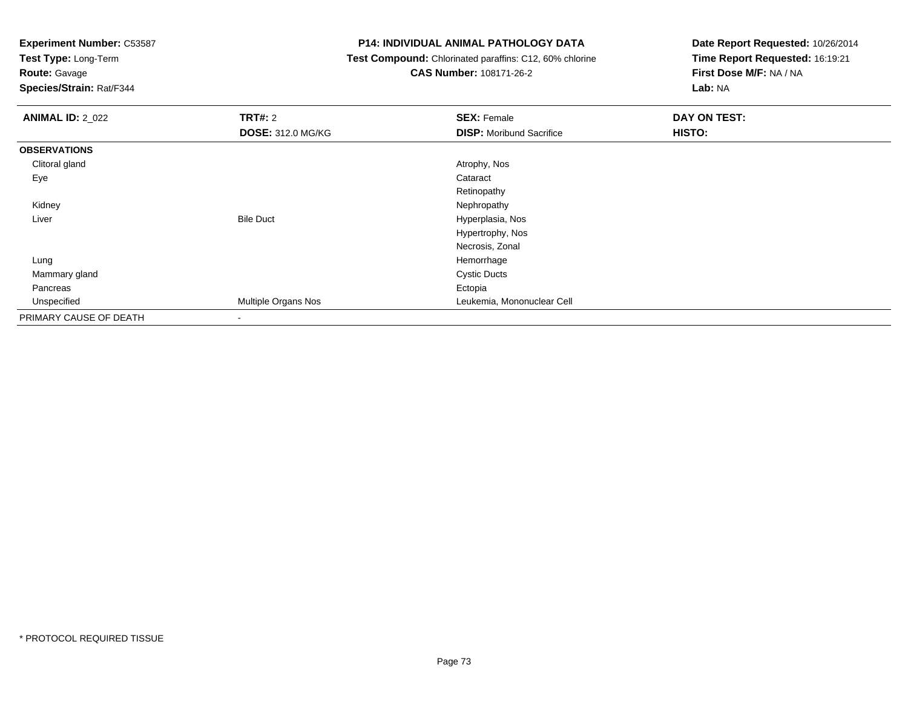**Experiment Number:** C53587
**Test Type:** Long-Term
**Route:** Gavage
**Species/Strain:** Rat/F344

**P14: INDIVIDUAL ANIMAL PATHOLOGY DATA**
**Test Compound:** Chlorinated paraffins: C12, 60% chlorine
**CAS Number:** 108171-26-2

**Date Report Requested:** 10/26/2014
**Time Report Requested:** 16:19:21
**First Dose M/F:** NA / NA
**Lab:** NA

| **ANIMAL ID:** 2_022 | **TRT#:** 2 | **SEX:** Female | **DAY ON TEST:** |
|---|---|---|---|
| | **DOSE:** 312.0 MG/KG | **DISP:** Moribund Sacrifice | **HISTO:** |
| **OBSERVATIONS** | | | |
| Clitoral gland | | Atrophy, Nos | |
| Eye | | Cataract | |
| | | Retinopathy | |
| Kidney | | Nephropathy | |
| Liver | Bile Duct | Hyperplasia, Nos | |
| | | Hypertrophy, Nos | |
| | | Necrosis, Zonal | |
| Lung | | Hemorrhage | |
| Mammary gland | | Cystic Ducts | |
| Pancreas | | Ectopia | |
| Unspecified | Multiple Organs Nos | Leukemia, Mononuclear Cell | |
| PRIMARY CAUSE OF DEATH | - | | |

* PROTOCOL REQUIRED TISSUE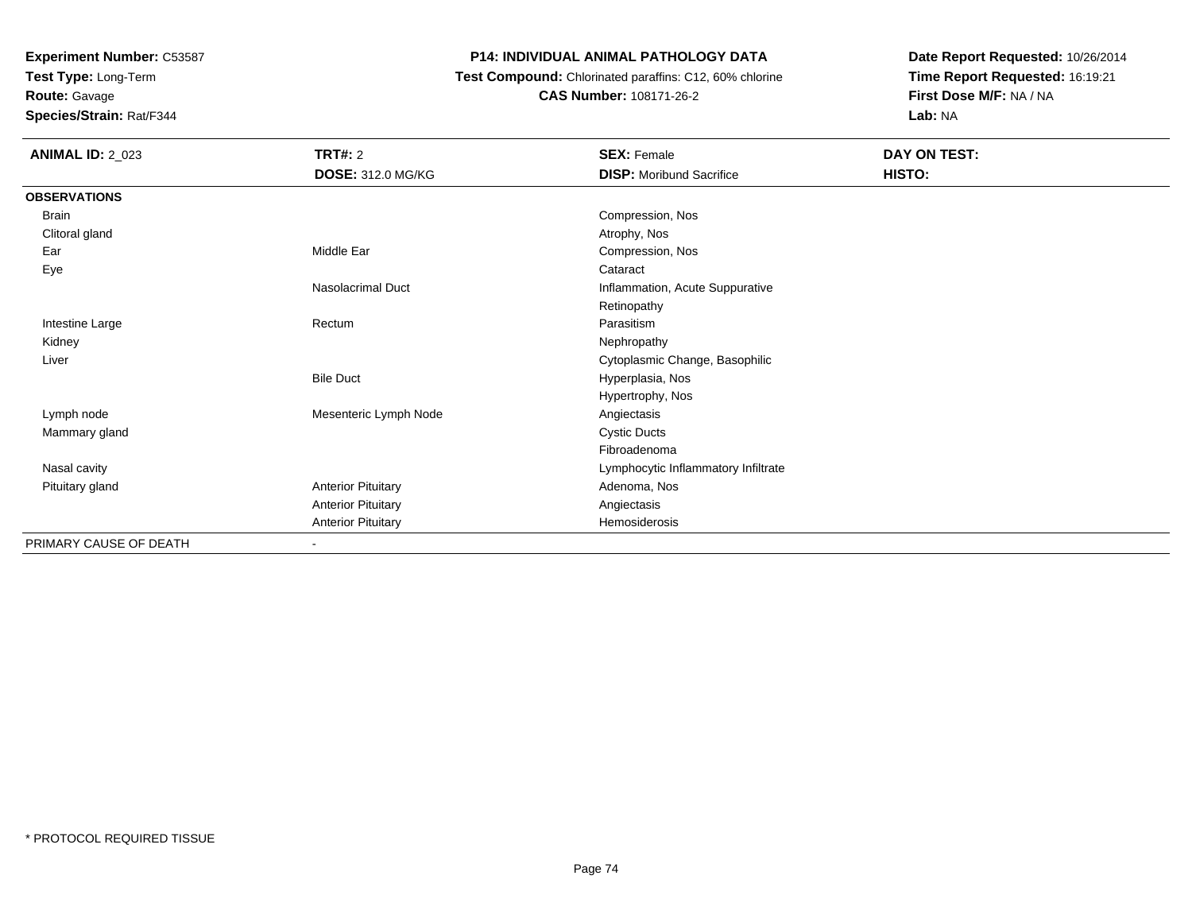**Experiment Number:** C53587
**Test Type:** Long-Term
**Route:** Gavage
**Species/Strain:** Rat/F344

**P14: INDIVIDUAL ANIMAL PATHOLOGY DATA**
**Test Compound:** Chlorinated paraffins: C12, 60% chlorine
**CAS Number:** 108171-26-2

**Date Report Requested:** 10/26/2014
**Time Report Requested:** 16:19:21
**First Dose M/F:** NA / NA
**Lab:** NA

| **ANIMAL ID:** 2_023 | **TRT#:** 2 | **SEX:** Female | **DAY ON TEST:** |
|---|---|---|---|
| | **DOSE:** 312.0 MG/KG | **DISP:** Moribund Sacrifice | **HISTO:** |
| **OBSERVATIONS** | | | |
| Brain | | Compression, Nos | |
| Clitoral gland | | Atrophy, Nos | |
| Ear | Middle Ear | Compression, Nos | |
| Eye | | Cataract | |
| | Nasolacrimal Duct | Inflammation, Acute Suppurative | |
| | | Retinopathy | |
| Intestine Large | Rectum | Parasitism | |
| Kidney | | Nephropathy | |
| Liver | | Cytoplasmic Change, Basophilic | |
| | Bile Duct | Hyperplasia, Nos | |
| | | Hypertrophy, Nos | |
| Lymph node | Mesenteric Lymph Node | Angiectasis | |
| Mammary gland | | Cystic Ducts | |
| | | Fibroadenoma | |
| Nasal cavity | | Lymphocytic Inflammatory Infiltrate | |
| Pituitary gland | Anterior Pituitary | Adenoma, Nos | |
| | Anterior Pituitary | Angiectasis | |
| | Anterior Pituitary | Hemosiderosis | |
| PRIMARY CAUSE OF DEATH | - | | |

* PROTOCOL REQUIRED TISSUE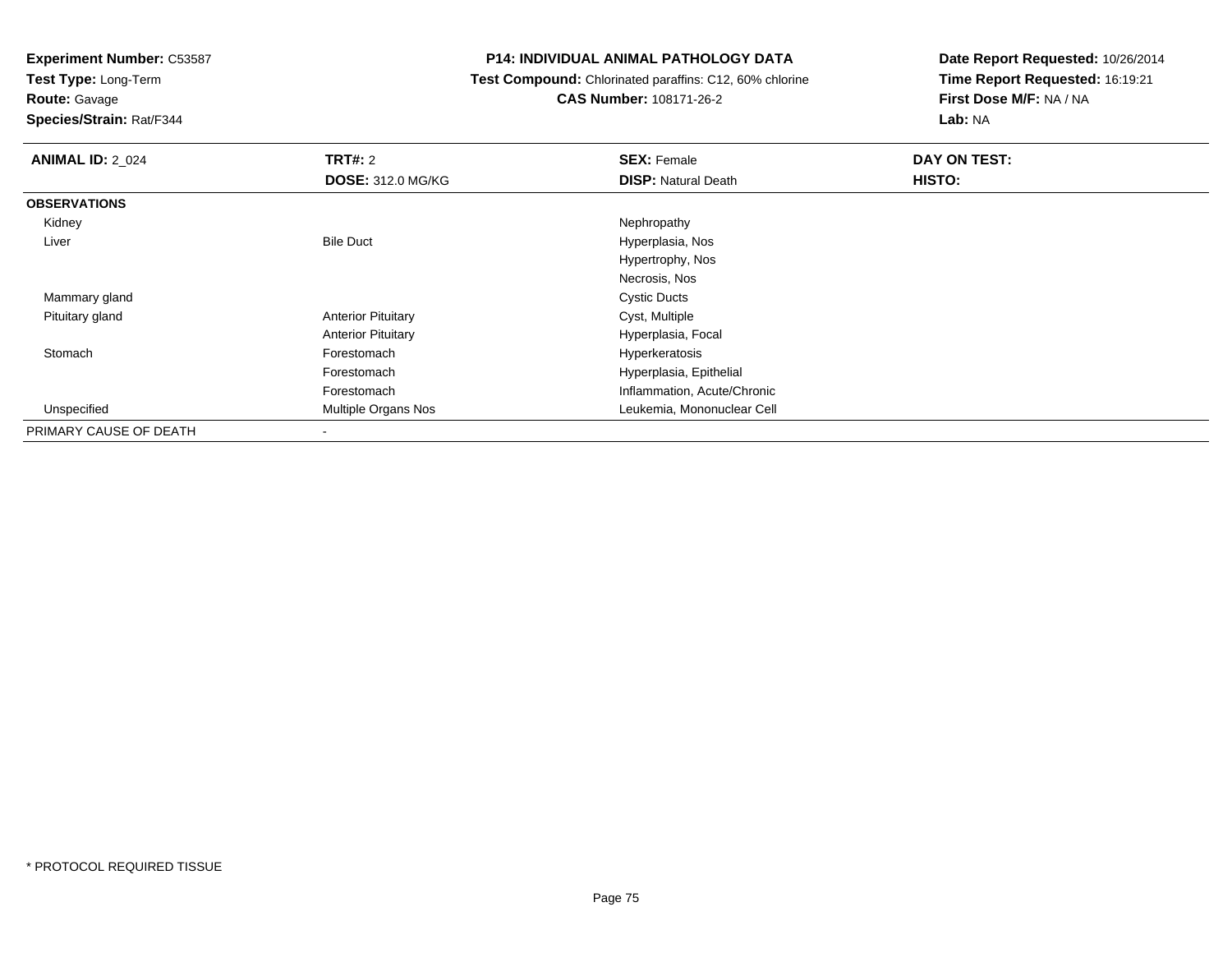**Experiment Number:** C53587
**Test Type:** Long-Term
**Route:** Gavage
**Species/Strain:** Rat/F344

**P14: INDIVIDUAL ANIMAL PATHOLOGY DATA**
**Test Compound:** Chlorinated paraffins: C12, 60% chlorine
**CAS Number:** 108171-26-2

**Date Report Requested:** 10/26/2014
**Time Report Requested:** 16:19:21
**First Dose M/F:** NA / NA
**Lab:** NA

| **ANIMAL ID:** 2_024 | **TRT#:** 2 | **SEX:** Female | **DAY ON TEST:** |
|---|---|---|---|
| | **DOSE:** 312.0 MG/KG | **DISP:** Natural Death | **HISTO:** |
| **OBSERVATIONS** | | | |
| Kidney | | Nephropathy | |
| Liver | Bile Duct | Hyperplasia, Nos | |
| | | Hypertrophy, Nos | |
| | | Necrosis, Nos | |
| Mammary gland | | Cystic Ducts | |
| Pituitary gland | Anterior Pituitary | Cyst, Multiple | |
| | Anterior Pituitary | Hyperplasia, Focal | |
| Stomach | Forestomach | Hyperkeratosis | |
| | Forestomach | Hyperplasia, Epithelial | |
| | Forestomach | Inflammation, Acute/Chronic | |
| Unspecified | Multiple Organs Nos | Leukemia, Mononuclear Cell | |
| PRIMARY CAUSE OF DEATH | - | | |

* PROTOCOL REQUIRED TISSUE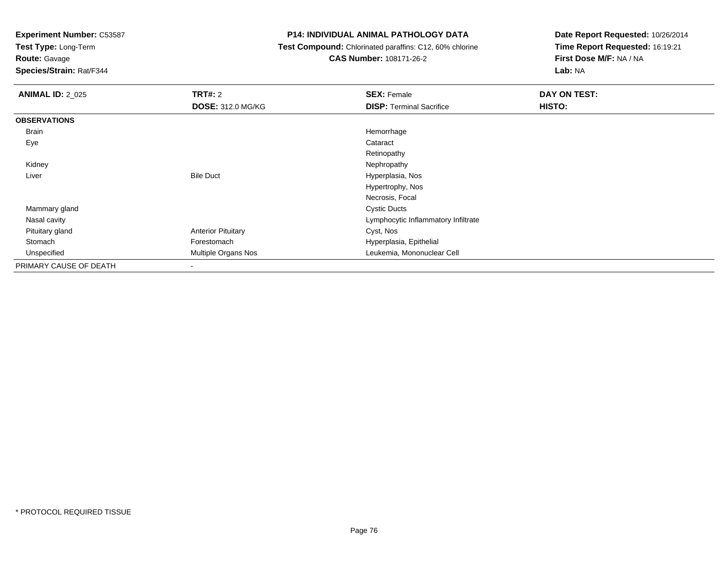**Experiment Number:** C53587
**Test Type:** Long-Term
**Route:** Gavage
**Species/Strain:** Rat/F344

**P14: INDIVIDUAL ANIMAL PATHOLOGY DATA**
**Test Compound:** Chlorinated paraffins: C12, 60% chlorine
**CAS Number:** 108171-26-2

**Date Report Requested:** 10/26/2014
**Time Report Requested:** 16:19:21
**First Dose M/F:** NA / NA
**Lab:** NA

| **ANIMAL ID:** 2_025 | **TRT#:** 2 | **SEX:** Female | **DAY ON TEST:** |
|---|---|---|---|
| | **DOSE:** 312.0 MG/KG | **DISP:** Terminal Sacrifice | **HISTO:** |
| **OBSERVATIONS** | | | |
| Brain | | Hemorrhage | |
| Eye | | Cataract | |
| | | Retinopathy | |
| Kidney | | Nephropathy | |
| Liver | Bile Duct | Hyperplasia, Nos | |
| | | Hypertrophy, Nos | |
| | | Necrosis, Focal | |
| Mammary gland | | Cystic Ducts | |
| Nasal cavity | | Lymphocytic Inflammatory Infiltrate | |
| Pituitary gland | Anterior Pituitary | Cyst, Nos | |
| Stomach | Forestomach | Hyperplasia, Epithelial | |
| Unspecified | Multiple Organs Nos | Leukemia, Mononuclear Cell | |
| PRIMARY CAUSE OF DEATH | - | | |

* PROTOCOL REQUIRED TISSUE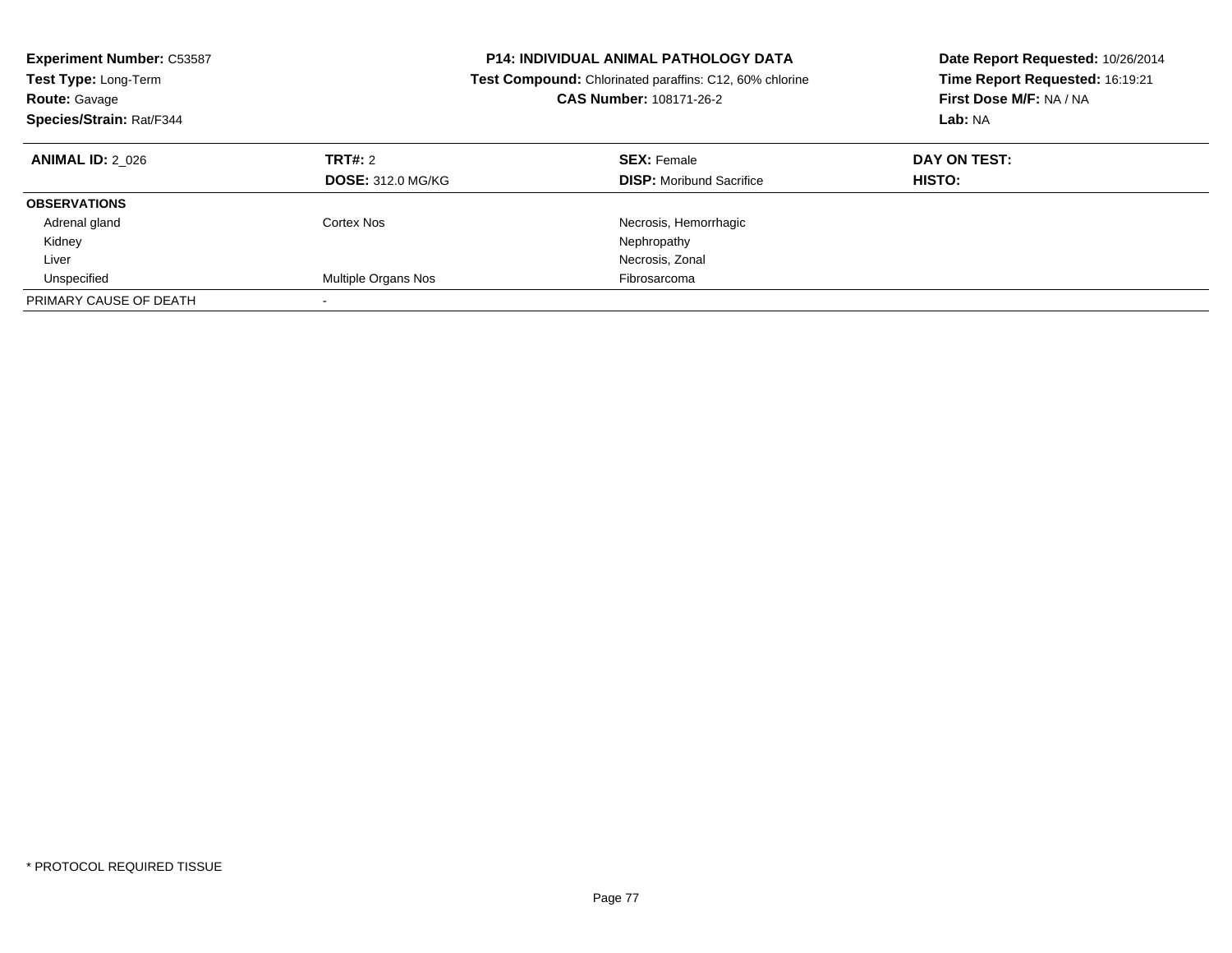**Experiment Number:** C53587
**Test Type:** Long-Term
**Route:** Gavage
**Species/Strain:** Rat/F344

**P14: INDIVIDUAL ANIMAL PATHOLOGY DATA**
**Test Compound:** Chlorinated paraffins: C12, 60% chlorine
**CAS Number:** 108171-26-2

**Date Report Requested:** 10/26/2014
**Time Report Requested:** 16:19:21
**First Dose M/F:** NA / NA
**Lab:** NA

| **ANIMAL ID:** 2_026 | **TRT#:** 2 | **SEX:** Female | **DAY ON TEST:** |
|---|---|---|---|
| | **DOSE:** 312.0 MG/KG | **DISP:** Moribund Sacrifice | **HISTO:** |
| **OBSERVATIONS** | | | |
| Adrenal gland | Cortex Nos | Necrosis, Hemorrhagic | |
| Kidney | | Nephropathy | |
| Liver | | Necrosis, Zonal | |
| Unspecified | Multiple Organs Nos | Fibrosarcoma | |
| PRIMARY CAUSE OF DEATH | - | | |

\* PROTOCOL REQUIRED TISSUE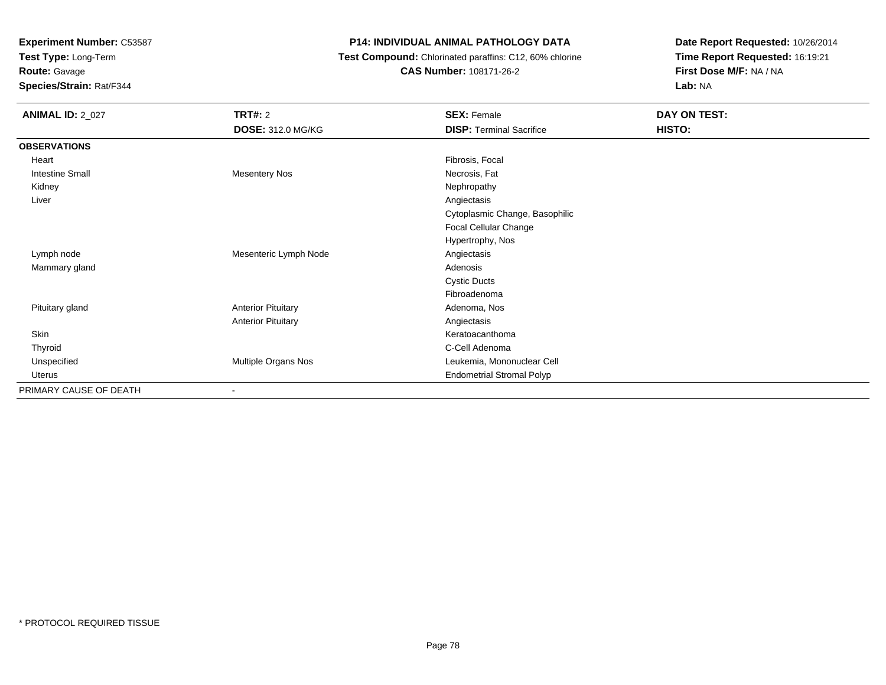**Experiment Number:** C53587
**Test Type:** Long-Term
**Route:** Gavage
**Species/Strain:** Rat/F344

**P14: INDIVIDUAL ANIMAL PATHOLOGY DATA**
**Test Compound:** Chlorinated paraffins: C12, 60% chlorine
**CAS Number:** 108171-26-2

**Date Report Requested:** 10/26/2014
**Time Report Requested:** 16:19:21
**First Dose M/F:** NA / NA
**Lab:** NA

| **ANIMAL ID:** 2_027 | **TRT#:** 2 | **SEX:** Female | **DAY ON TEST:** |
|---|---|---|---|
| | **DOSE:** 312.0 MG/KG | **DISP:** Terminal Sacrifice | **HISTO:** |
| **OBSERVATIONS** | | | |
| Heart | | Fibrosis, Focal | |
| Intestine Small | Mesentery Nos | Necrosis, Fat | |
| Kidney | | Nephropathy | |
| Liver | | Angiectasis | |
| | | Cytoplasmic Change, Basophilic | |
| | | Focal Cellular Change | |
| | | Hypertrophy, Nos | |
| Lymph node | Mesenteric Lymph Node | Angiectasis | |
| Mammary gland | | Adenosis | |
| | | Cystic Ducts | |
| | | Fibroadenoma | |
| Pituitary gland | Anterior Pituitary | Adenoma, Nos | |
| | Anterior Pituitary | Angiectasis | |
| Skin | | Keratoacanthoma | |
| Thyroid | | C-Cell Adenoma | |
| Unspecified | Multiple Organs Nos | Leukemia, Mononuclear Cell | |
| Uterus | | Endometrial Stromal Polyp | |
| PRIMARY CAUSE OF DEATH | - | | |

* PROTOCOL REQUIRED TISSUE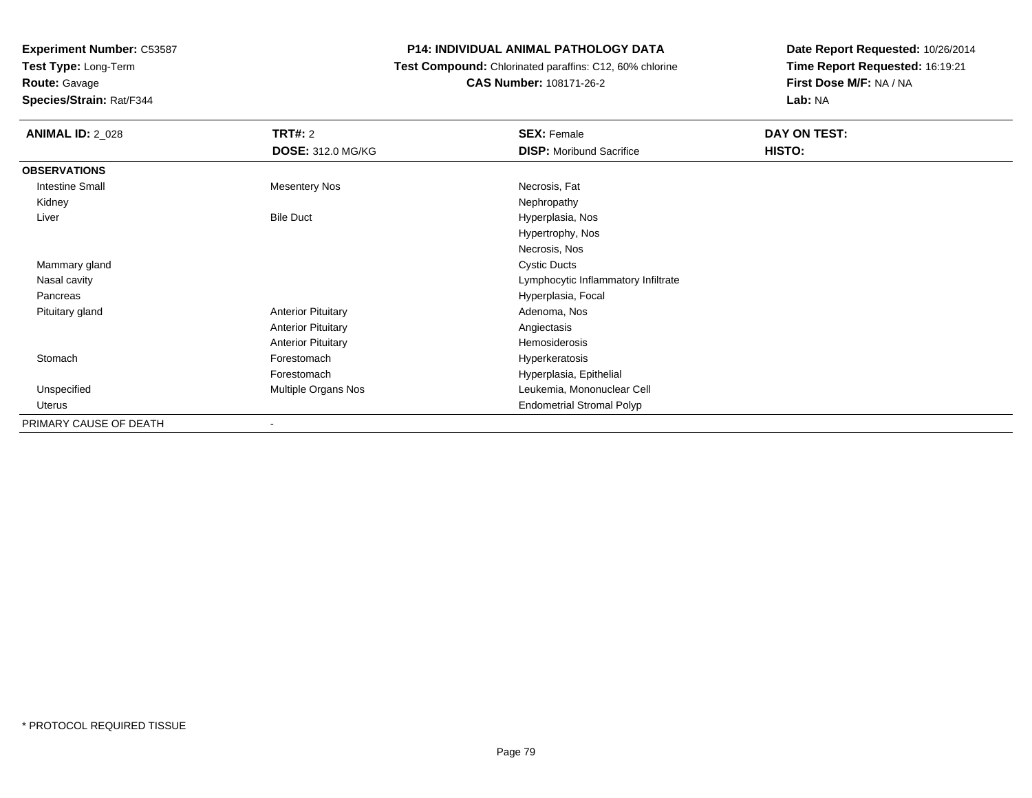**Experiment Number:** C53587
**Test Type:** Long-Term
**Route:** Gavage
**Species/Strain:** Rat/F344

**P14: INDIVIDUAL ANIMAL PATHOLOGY DATA**
**Test Compound:** Chlorinated paraffins: C12, 60% chlorine
**CAS Number:** 108171-26-2

**Date Report Requested:** 10/26/2014
**Time Report Requested:** 16:19:21
**First Dose M/F:** NA / NA
**Lab:** NA

| **ANIMAL ID:** 2_028 | **TRT#:** 2 | **SEX:** Female | **DAY ON TEST:** |
|---|---|---|---|
| | **DOSE:** 312.0 MG/KG | **DISP:** Moribund Sacrifice | **HISTO:** |
| **OBSERVATIONS** | | | |
| Intestine Small | Mesentery Nos | Necrosis, Fat | |
| Kidney | | Nephropathy | |
| Liver | Bile Duct | Hyperplasia, Nos | |
| | | Hypertrophy, Nos | |
| | | Necrosis, Nos | |
| Mammary gland | | Cystic Ducts | |
| Nasal cavity | | Lymphocytic Inflammatory Infiltrate | |
| Pancreas | | Hyperplasia, Focal | |
| Pituitary gland | Anterior Pituitary | Adenoma, Nos | |
| | Anterior Pituitary | Angiectasis | |
| | Anterior Pituitary | Hemosiderosis | |
| Stomach | Forestomach | Hyperkeratosis | |
| | Forestomach | Hyperplasia, Epithelial | |
| Unspecified | Multiple Organs Nos | Leukemia, Mononuclear Cell | |
| Uterus | | Endometrial Stromal Polyp | |
| PRIMARY CAUSE OF DEATH | - | | |

* PROTOCOL REQUIRED TISSUE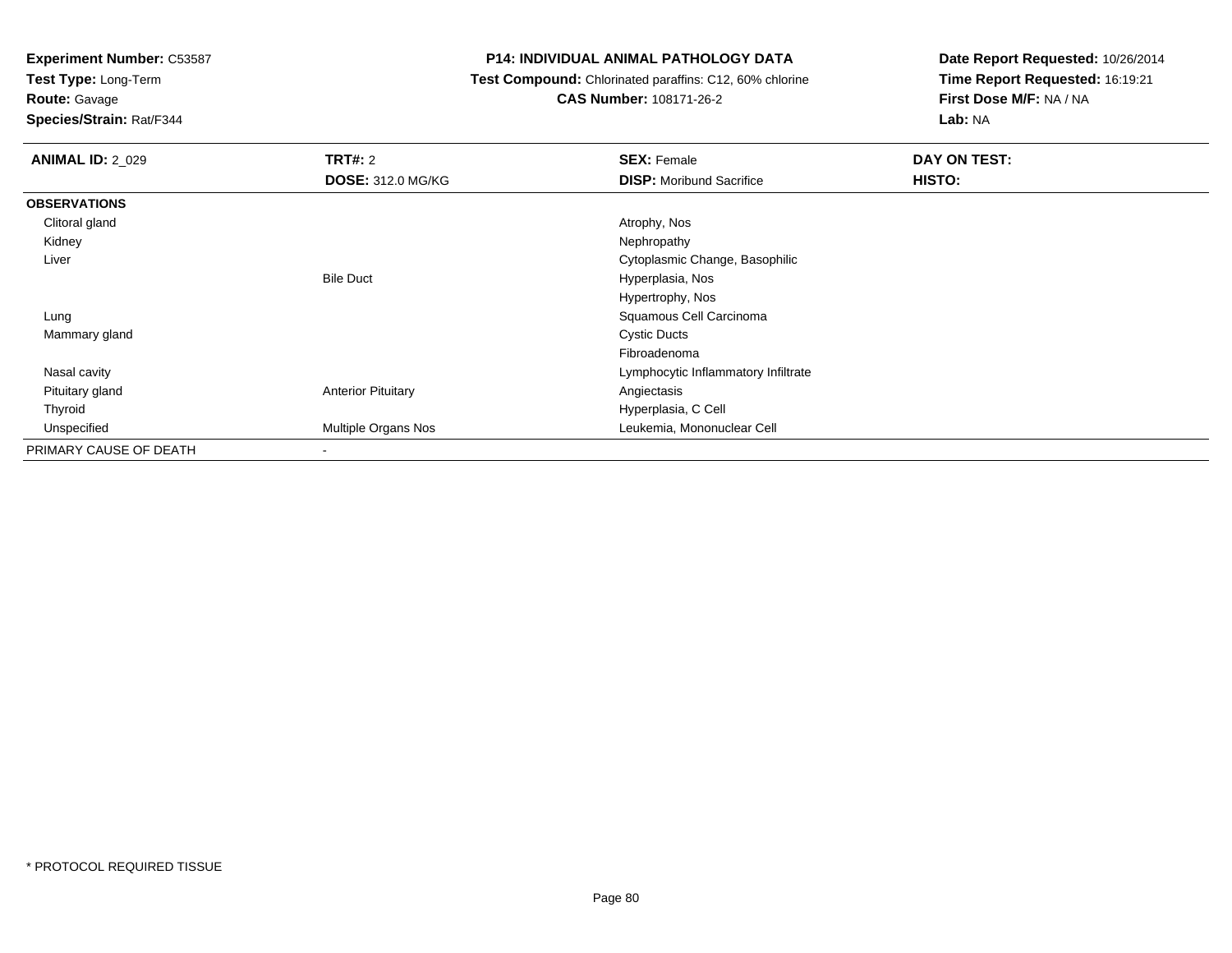**Experiment Number:** C53587
**Test Type:** Long-Term
**Route:** Gavage
**Species/Strain:** Rat/F344

# P14: INDIVIDUAL ANIMAL PATHOLOGY DATA

**Test Compound:** Chlorinated paraffins: C12, 60% chlorine
**CAS Number:** 108171-26-2

**Date Report Requested:** 10/26/2014
**Time Report Requested:** 16:19:21
**First Dose M/F:** NA / NA
**Lab:** NA

| **ANIMAL ID:** 2_029 | **TRT#:** 2 | **SEX:** Female | **DAY ON TEST:** |
|---|---|---|---|
| | **DOSE:** 312.0 MG/KG | **DISP:** Moribund Sacrifice | **HISTO:** |
| **OBSERVATIONS** | | | |
| Clitoral gland | | Atrophy, Nos | |
| Kidney | | Nephropathy | |
| Liver | | Cytoplasmic Change, Basophilic | |
| | Bile Duct | Hyperplasia, Nos | |
| | | Hypertrophy, Nos | |
| Lung | | Squamous Cell Carcinoma | |
| Mammary gland | | Cystic Ducts | |
| | | Fibroadenoma | |
| Nasal cavity | | Lymphocytic Inflammatory Infiltrate | |
| Pituitary gland | Anterior Pituitary | Angiectasis | |
| Thyroid | | Hyperplasia, C Cell | |
| Unspecified | Multiple Organs Nos | Leukemia, Mononuclear Cell | |
| PRIMARY CAUSE OF DEATH | - | | |

* PROTOCOL REQUIRED TISSUE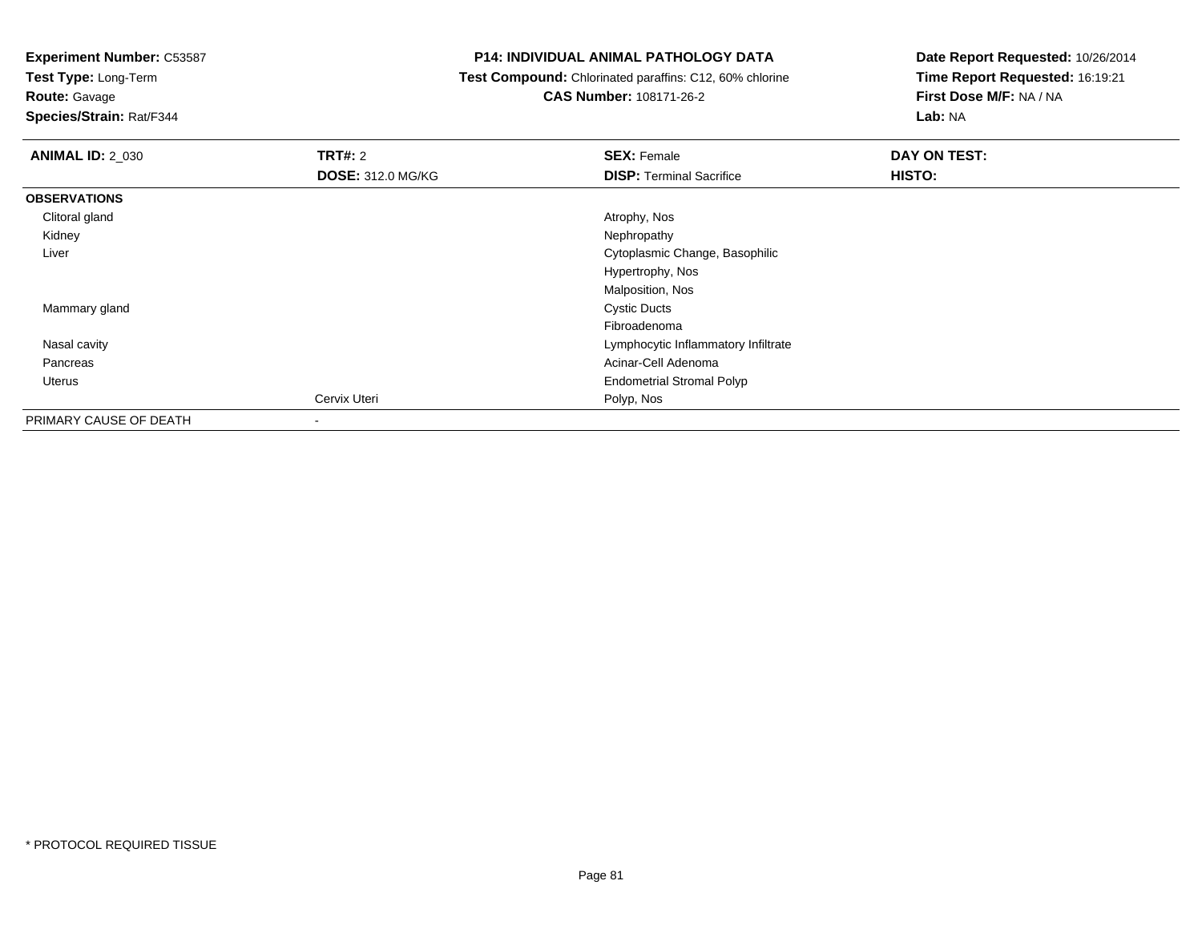**Experiment Number:** C53587
**Test Type:** Long-Term
**Route:** Gavage
**Species/Strain:** Rat/F344

**P14: INDIVIDUAL ANIMAL PATHOLOGY DATA**
**Test Compound:** Chlorinated paraffins: C12, 60% chlorine
**CAS Number:** 108171-26-2

**Date Report Requested:** 10/26/2014
**Time Report Requested:** 16:19:21
**First Dose M/F:** NA / NA
**Lab:** NA

| **ANIMAL ID:** 2_030 | **TRT#:** 2 | **SEX:** Female | **DAY ON TEST:** |
|---|---|---|---|
| | **DOSE:** 312.0 MG/KG | **DISP:** Terminal Sacrifice | **HISTO:** |
| **OBSERVATIONS** | | | |
| Clitoral gland | | Atrophy, Nos | |
| Kidney | | Nephropathy | |
| Liver | | Cytoplasmic Change, Basophilic | |
| | | Hypertrophy, Nos | |
| | | Malposition, Nos | |
| Mammary gland | | Cystic Ducts | |
| | | Fibroadenoma | |
| Nasal cavity | | Lymphocytic Inflammatory Infiltrate | |
| Pancreas | | Acinar-Cell Adenoma | |
| Uterus | | Endometrial Stromal Polyp | |
| | Cervix Uteri | Polyp, Nos | |
| PRIMARY CAUSE OF DEATH | - | | |

* PROTOCOL REQUIRED TISSUE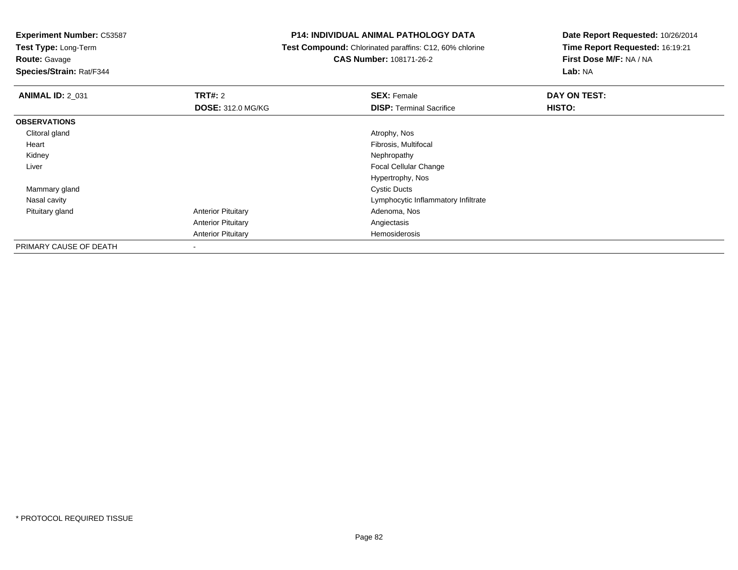**Experiment Number:** C53587
**Test Type:** Long-Term
**Route:** Gavage
**Species/Strain:** Rat/F344

**P14: INDIVIDUAL ANIMAL PATHOLOGY DATA**
**Test Compound:** Chlorinated paraffins: C12, 60% chlorine
**CAS Number:** 108171-26-2

**Date Report Requested:** 10/26/2014
**Time Report Requested:** 16:19:21
**First Dose M/F:** NA / NA
**Lab:** NA

| **ANIMAL ID:** 2_031 | **TRT#:** 2 | **SEX:** Female | **DAY ON TEST:** |
|---|---|---|---|
| | **DOSE:** 312.0 MG/KG | **DISP:** Terminal Sacrifice | **HISTO:** |
| **OBSERVATIONS** | | | |
| Clitoral gland | | Atrophy, Nos | |
| Heart | | Fibrosis, Multifocal | |
| Kidney | | Nephropathy | |
| Liver | | Focal Cellular Change | |
| | | Hypertrophy, Nos | |
| Mammary gland | | Cystic Ducts | |
| Nasal cavity | | Lymphocytic Inflammatory Infiltrate | |
| Pituitary gland | Anterior Pituitary | Adenoma, Nos | |
| | Anterior Pituitary | Angiectasis | |
| | Anterior Pituitary | Hemosiderosis | |
| PRIMARY CAUSE OF DEATH | - | | |

\* PROTOCOL REQUIRED TISSUE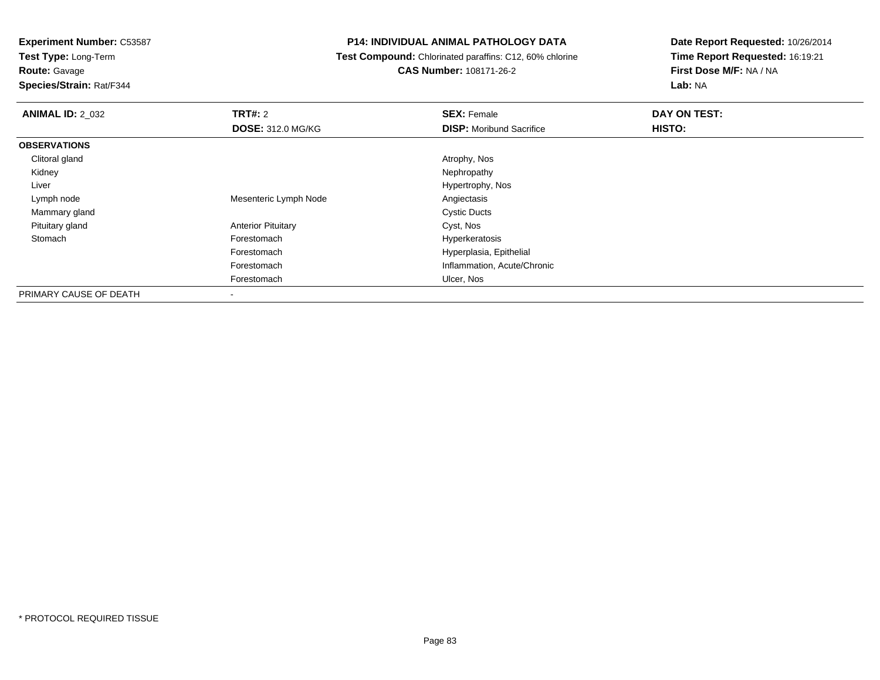**Experiment Number:** C53587
**Test Type:** Long-Term
**Route:** Gavage
**Species/Strain:** Rat/F344

**P14: INDIVIDUAL ANIMAL PATHOLOGY DATA**
**Test Compound:** Chlorinated paraffins: C12, 60% chlorine
**CAS Number:** 108171-26-2

**Date Report Requested:** 10/26/2014
**Time Report Requested:** 16:19:21
**First Dose M/F:** NA / NA
**Lab:** NA

| **ANIMAL ID:** 2_032 | **TRT#:** 2 | **SEX:** Female | **DAY ON TEST:** |
|---|---|---|---|
| | **DOSE:** 312.0 MG/KG | **DISP:** Moribund Sacrifice | **HISTO:** |
| **OBSERVATIONS** | | | |
| Clitoral gland | | Atrophy, Nos | |
| Kidney | | Nephropathy | |
| Liver | | Hypertrophy, Nos | |
| Lymph node | Mesenteric Lymph Node | Angiectasis | |
| Mammary gland | | Cystic Ducts | |
| Pituitary gland | Anterior Pituitary | Cyst, Nos | |
| Stomach | Forestomach | Hyperkeratosis | |
| | Forestomach | Hyperplasia, Epithelial | |
| | Forestomach | Inflammation, Acute/Chronic | |
| | Forestomach | Ulcer, Nos | |
| PRIMARY CAUSE OF DEATH | - | | |

* PROTOCOL REQUIRED TISSUE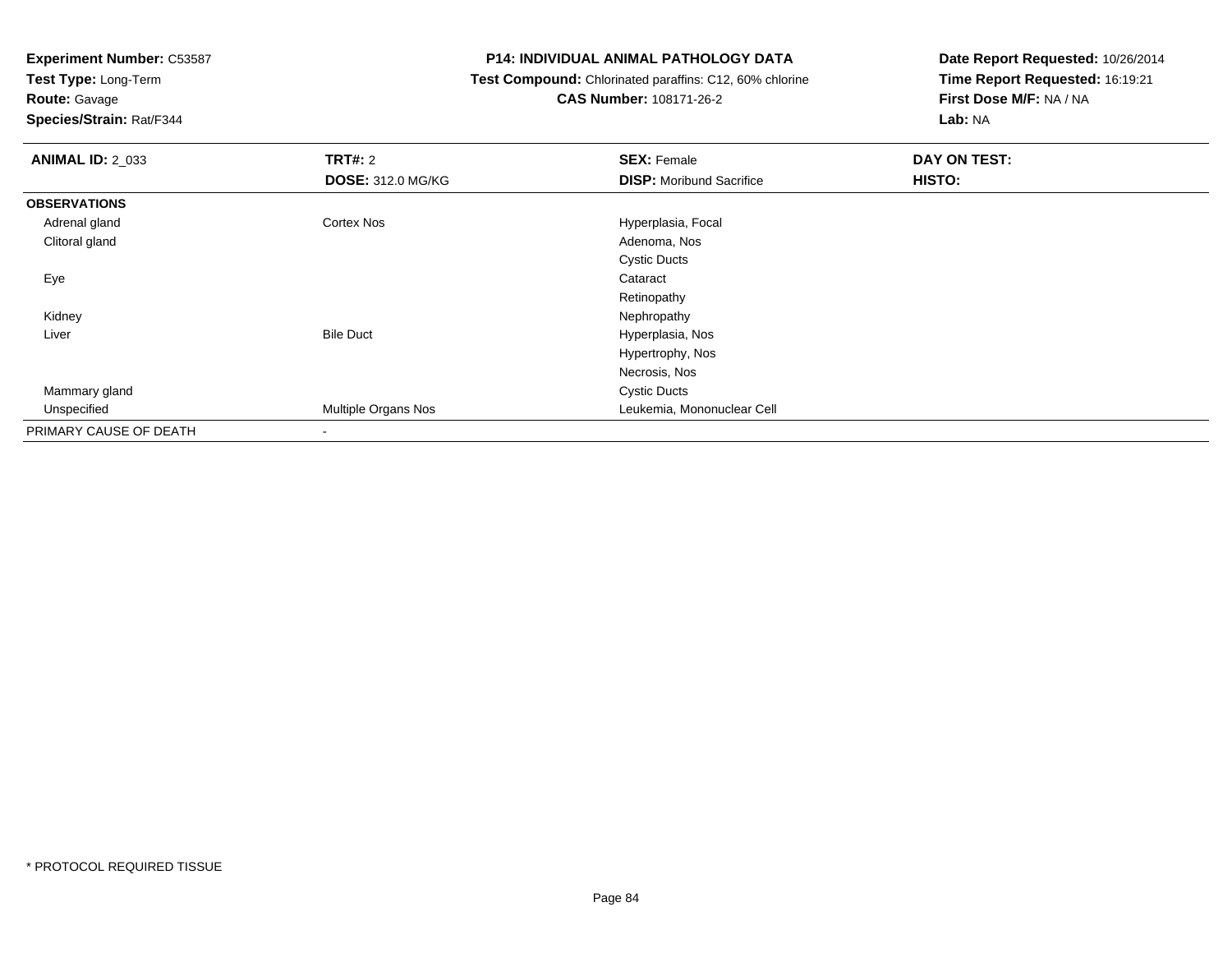**Experiment Number:** C53587
**Test Type:** Long-Term
**Route:** Gavage
**Species/Strain:** Rat/F344

**P14: INDIVIDUAL ANIMAL PATHOLOGY DATA**
**Test Compound:** Chlorinated paraffins: C12, 60% chlorine
**CAS Number:** 108171-26-2

**Date Report Requested:** 10/26/2014
**Time Report Requested:** 16:19:21
**First Dose M/F:** NA / NA
**Lab:** NA

| **ANIMAL ID:** 2_033 | **TRT#:** 2 | **SEX:** Female | **DAY ON TEST:** |
|---|---|---|---|
| | **DOSE:** 312.0 MG/KG | **DISP:** Moribund Sacrifice | **HISTO:** |
| **OBSERVATIONS** | | | |
| Adrenal gland | Cortex Nos | Hyperplasia, Focal | |
| Clitoral gland | | Adenoma, Nos | |
| | | Cystic Ducts | |
| Eye | | Cataract | |
| | | Retinopathy | |
| Kidney | | Nephropathy | |
| Liver | Bile Duct | Hyperplasia, Nos | |
| | | Hypertrophy, Nos | |
| | | Necrosis, Nos | |
| Mammary gland | | Cystic Ducts | |
| Unspecified | Multiple Organs Nos | Leukemia, Mononuclear Cell | |
| PRIMARY CAUSE OF DEATH | - | | |

\* PROTOCOL REQUIRED TISSUE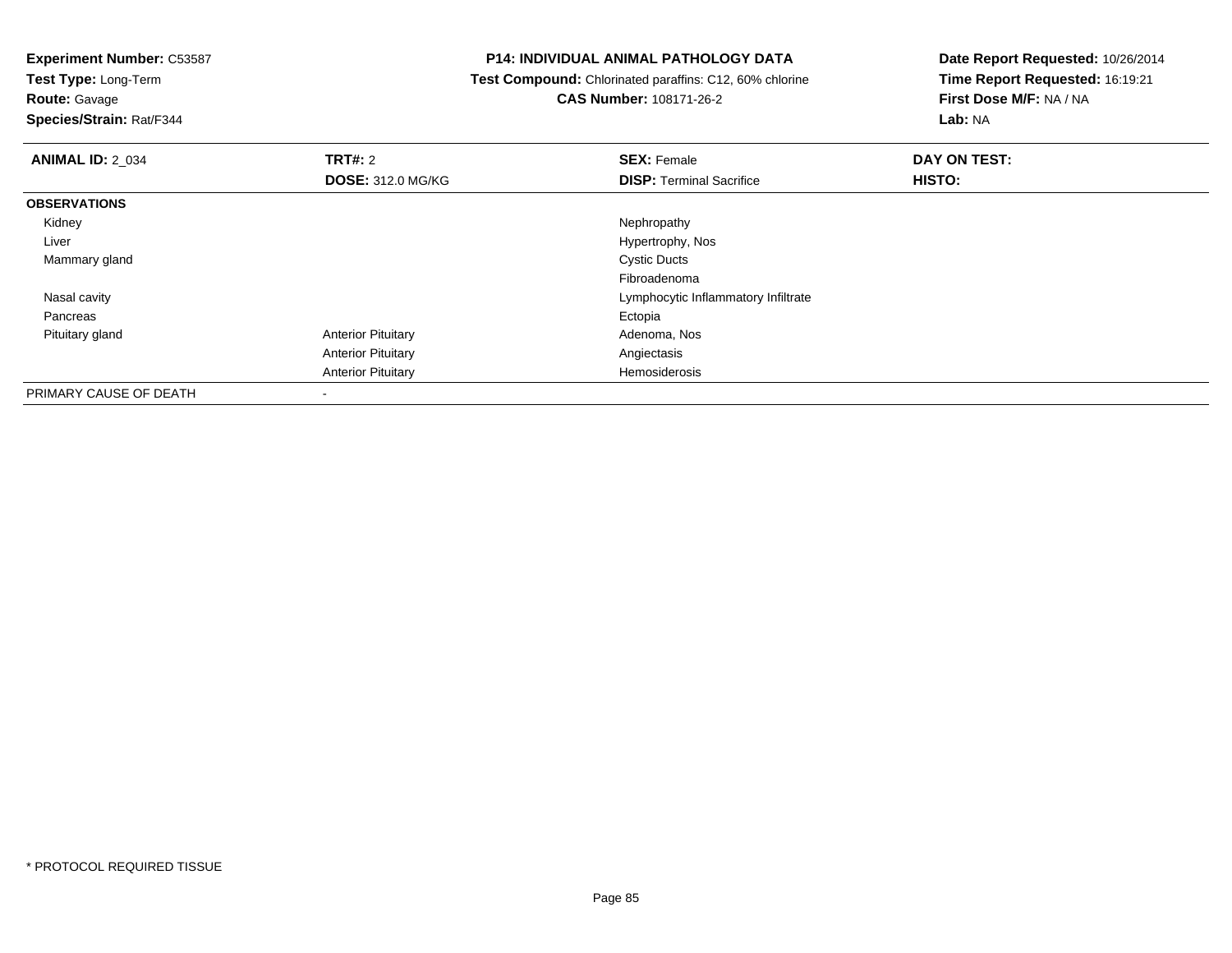**Experiment Number:** C53587
**Test Type:** Long-Term
**Route:** Gavage
**Species/Strain:** Rat/F344

**P14: INDIVIDUAL ANIMAL PATHOLOGY DATA**
**Test Compound:** Chlorinated paraffins: C12, 60% chlorine
**CAS Number:** 108171-26-2

**Date Report Requested:** 10/26/2014
**Time Report Requested:** 16:19:21
**First Dose M/F:** NA / NA
**Lab:** NA

| **ANIMAL ID:** 2_034 | **TRT#:** 2 | **SEX:** Female | **DAY ON TEST:** |
|---|---|---|---|
| | **DOSE:** 312.0 MG/KG | **DISP:** Terminal Sacrifice | **HISTO:** |
| **OBSERVATIONS** | | | |
| Kidney | | Nephropathy | |
| Liver | | Hypertrophy, Nos | |
| Mammary gland | | Cystic Ducts | |
| | | Fibroadenoma | |
| Nasal cavity | | Lymphocytic Inflammatory Infiltrate | |
| Pancreas | | Ectopia | |
| Pituitary gland | Anterior Pituitary | Adenoma, Nos | |
| | Anterior Pituitary | Angiectasis | |
| | Anterior Pituitary | Hemosiderosis | |
| PRIMARY CAUSE OF DEATH | - | | |

* PROTOCOL REQUIRED TISSUE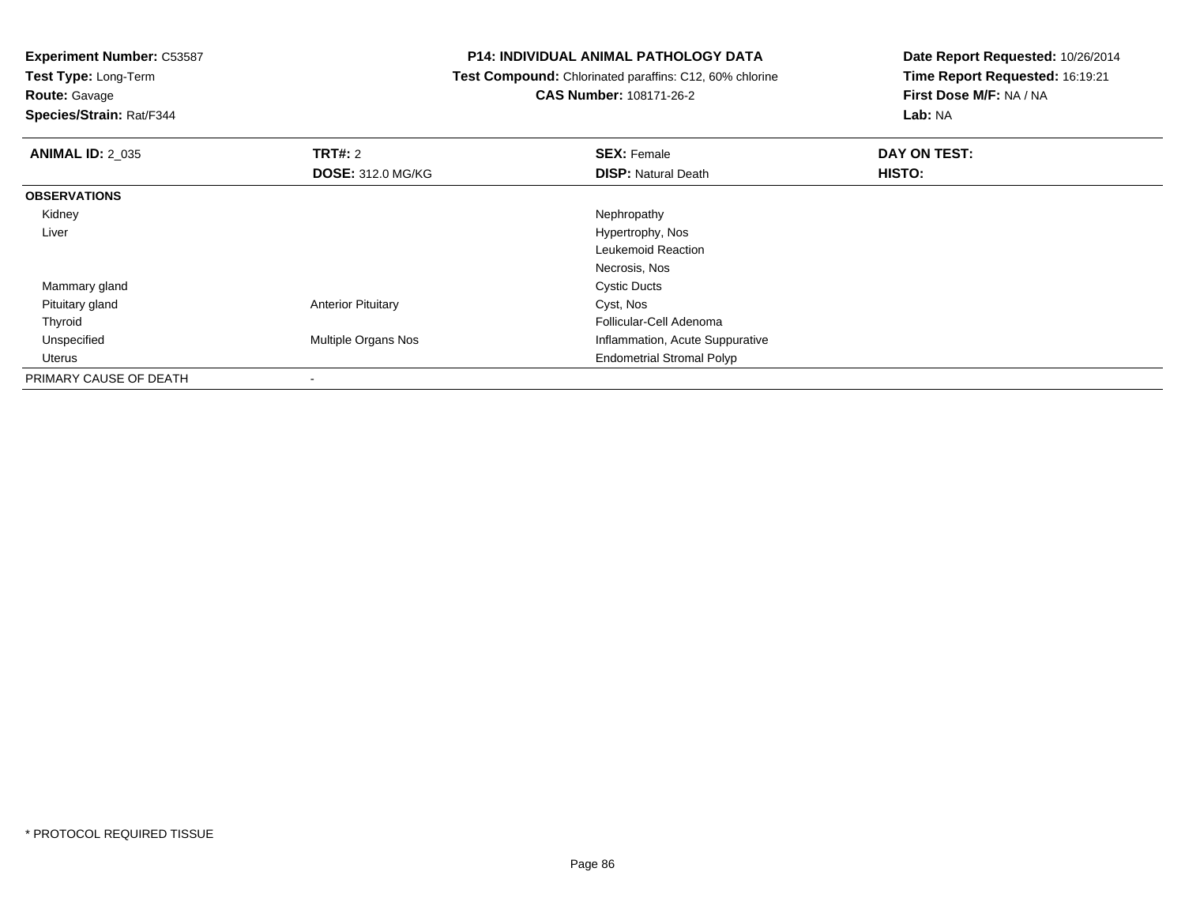**Experiment Number:** C53587
**Test Type:** Long-Term
**Route:** Gavage
**Species/Strain:** Rat/F344

**P14: INDIVIDUAL ANIMAL PATHOLOGY DATA**
**Test Compound:** Chlorinated paraffins: C12, 60% chlorine
**CAS Number:** 108171-26-2

**Date Report Requested:** 10/26/2014
**Time Report Requested:** 16:19:21
**First Dose M/F:** NA / NA
**Lab:** NA

| **ANIMAL ID:** 2_035 | **TRT#:** 2 | **SEX:** Female | **DAY ON TEST:** |
|---|---|---|---|
| | **DOSE:** 312.0 MG/KG | **DISP:** Natural Death | **HISTO:** |
| **OBSERVATIONS** | | | |
| Kidney | | Nephropathy | |
| Liver | | Hypertrophy, Nos | |
| | | Leukemoid Reaction | |
| | | Necrosis, Nos | |
| Mammary gland | | Cystic Ducts | |
| Pituitary gland | Anterior Pituitary | Cyst, Nos | |
| Thyroid | | Follicular-Cell Adenoma | |
| Unspecified | Multiple Organs Nos | Inflammation, Acute Suppurative | |
| Uterus | | Endometrial Stromal Polyp | |
| PRIMARY CAUSE OF DEATH | - | | |

* PROTOCOL REQUIRED TISSUE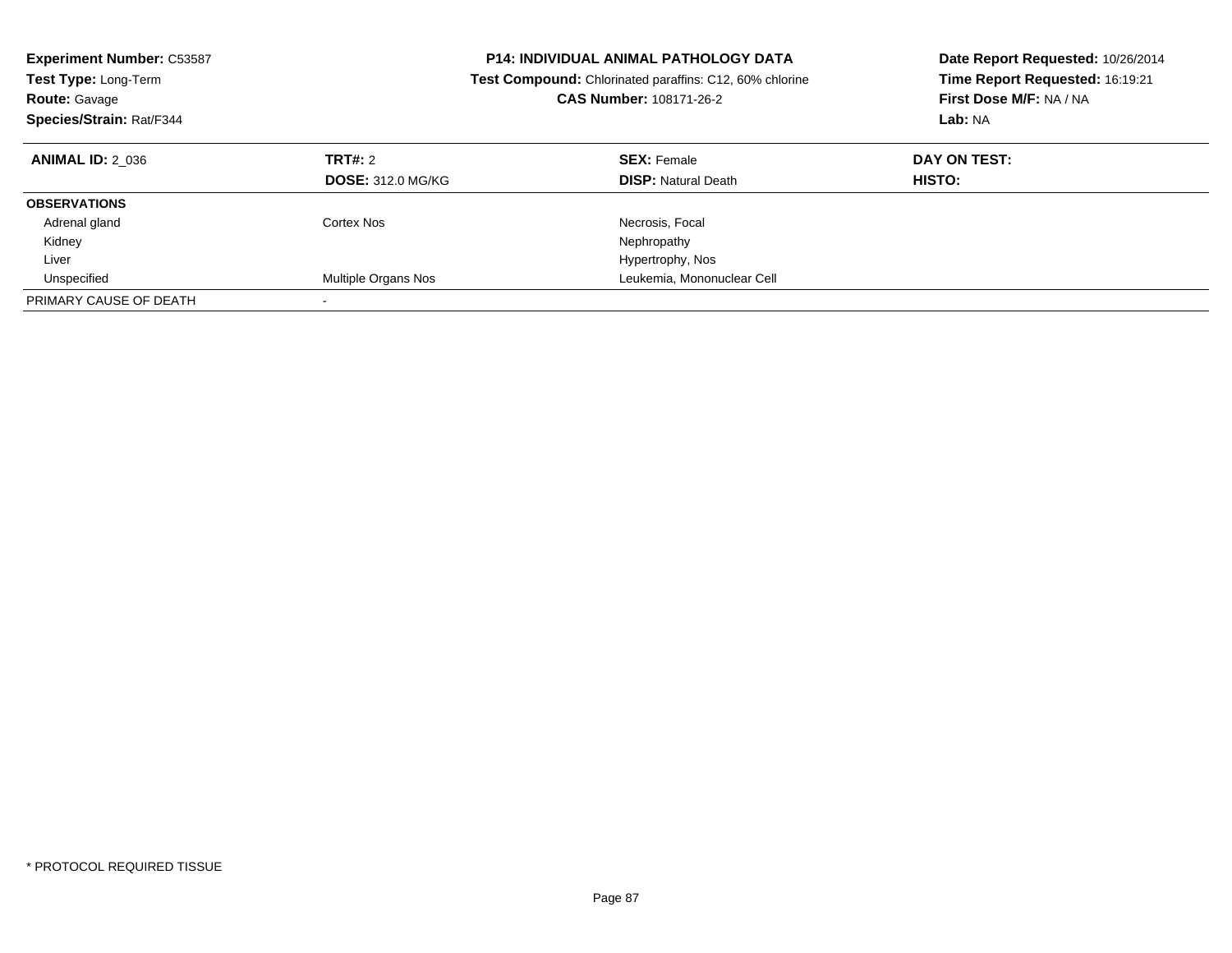**Experiment Number:** C53587
**Test Type:** Long-Term
**Route:** Gavage
**Species/Strain:** Rat/F344

**P14: INDIVIDUAL ANIMAL PATHOLOGY DATA**
**Test Compound:** Chlorinated paraffins: C12, 60% chlorine
**CAS Number:** 108171-26-2

**Date Report Requested:** 10/26/2014
**Time Report Requested:** 16:19:21
**First Dose M/F:** NA / NA
**Lab:** NA

| **ANIMAL ID:** 2_036 | **TRT#:** 2 | **SEX:** Female | **DAY ON TEST:** |
|---|---|---|---|
| | **DOSE:** 312.0 MG/KG | **DISP:** Natural Death | **HISTO:** |
| **OBSERVATIONS** | | | |
| Adrenal gland | Cortex Nos | Necrosis, Focal | |
| Kidney | | Nephropathy | |
| Liver | | Hypertrophy, Nos | |
| Unspecified | Multiple Organs Nos | Leukemia, Mononuclear Cell | |
| PRIMARY CAUSE OF DEATH | - | | |

\* PROTOCOL REQUIRED TISSUE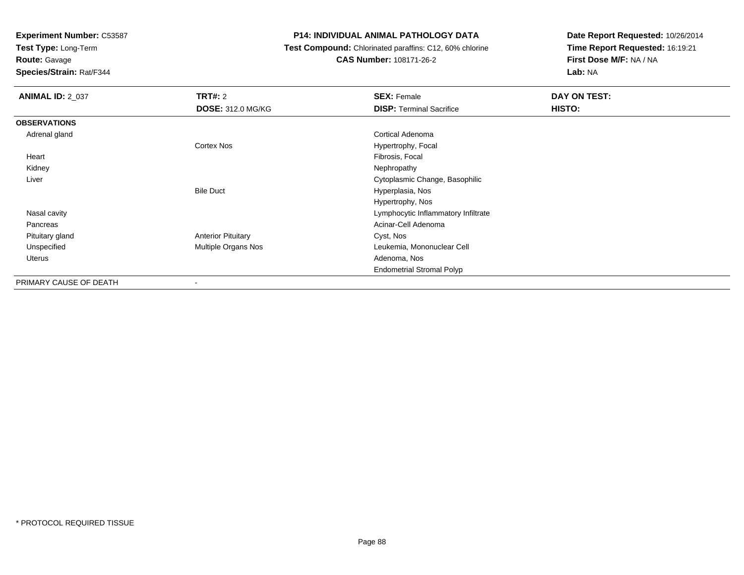**Experiment Number:** C53587
**Test Type:** Long-Term
**Route:** Gavage
**Species/Strain:** Rat/F344

**P14: INDIVIDUAL ANIMAL PATHOLOGY DATA**
**Test Compound:** Chlorinated paraffins: C12, 60% chlorine
**CAS Number:** 108171-26-2

**Date Report Requested:** 10/26/2014
**Time Report Requested:** 16:19:21
**First Dose M/F:** NA / NA
**Lab:** NA

| **ANIMAL ID:** 2_037 | **TRT#:** 2 | **SEX:** Female | **DAY ON TEST:** |
|---|---|---|---|
| | **DOSE:** 312.0 MG/KG | **DISP:** Terminal Sacrifice | **HISTO:** |
| **OBSERVATIONS** | | | |
| Adrenal gland | | Cortical Adenoma | |
| | Cortex Nos | Hypertrophy, Focal | |
| Heart | | Fibrosis, Focal | |
| Kidney | | Nephropathy | |
| Liver | | Cytoplasmic Change, Basophilic | |
| | Bile Duct | Hyperplasia, Nos | |
| | | Hypertrophy, Nos | |
| Nasal cavity | | Lymphocytic Inflammatory Infiltrate | |
| Pancreas | | Acinar-Cell Adenoma | |
| Pituitary gland | Anterior Pituitary | Cyst, Nos | |
| Unspecified | Multiple Organs Nos | Leukemia, Mononuclear Cell | |
| Uterus | | Adenoma, Nos | |
| | | Endometrial Stromal Polyp | |
| PRIMARY CAUSE OF DEATH | - | | |

* PROTOCOL REQUIRED TISSUE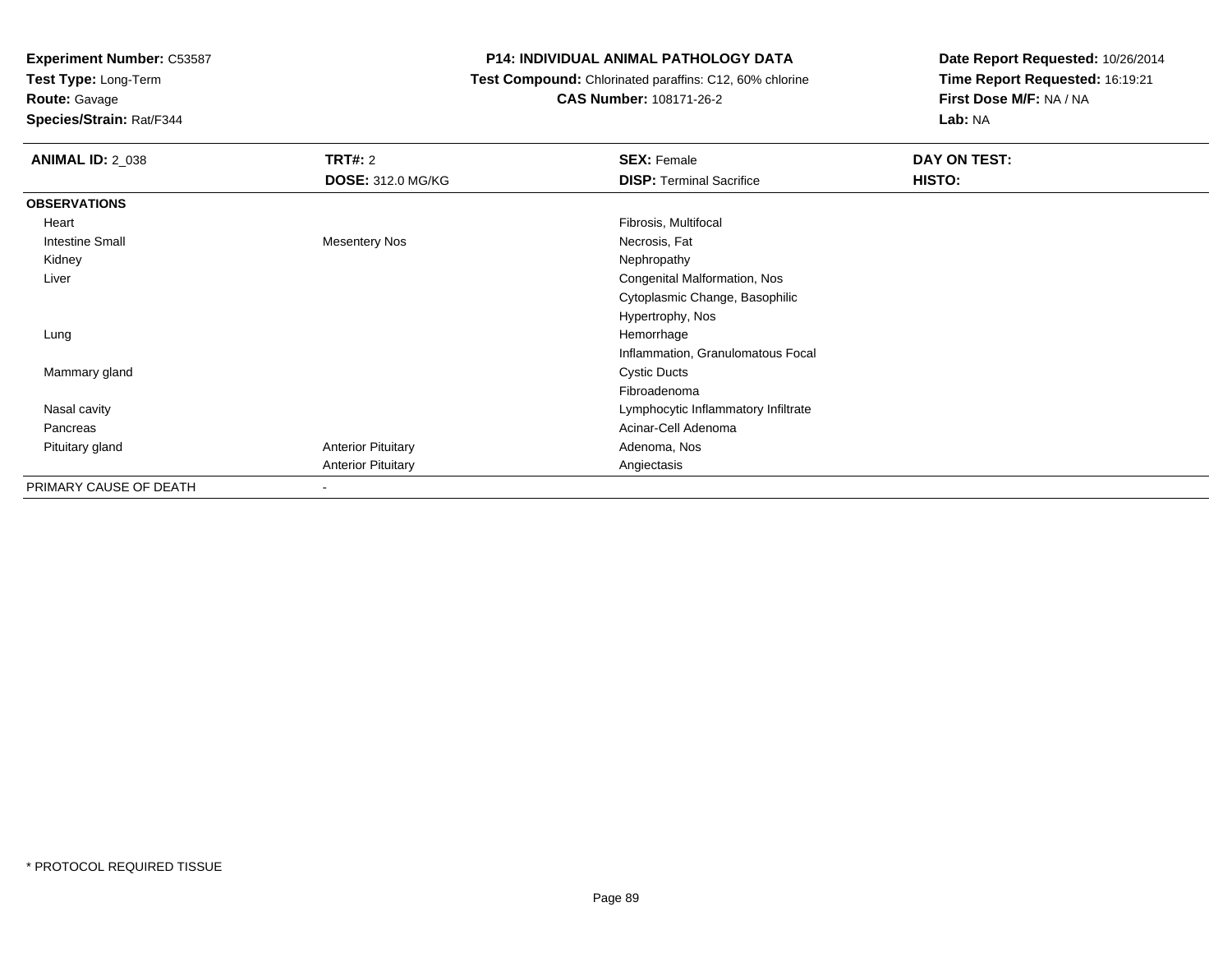**Experiment Number:** C53587
**Test Type:** Long-Term
**Route:** Gavage
**Species/Strain:** Rat/F344

**P14: INDIVIDUAL ANIMAL PATHOLOGY DATA**
**Test Compound:** Chlorinated paraffins: C12, 60% chlorine
**CAS Number:** 108171-26-2

**Date Report Requested:** 10/26/2014
**Time Report Requested:** 16:19:21
**First Dose M/F:** NA / NA
**Lab:** NA

| **ANIMAL ID:** 2_038 | **TRT#:** 2 | **SEX:** Female | **DAY ON TEST:** |
|---|---|---|---|
| | **DOSE:** 312.0 MG/KG | **DISP:** Terminal Sacrifice | **HISTO:** |
| **OBSERVATIONS** | | | |
| Heart | | Fibrosis, Multifocal | |
| Intestine Small | Mesentery Nos | Necrosis, Fat | |
| Kidney | | Nephropathy | |
| Liver | | Congenital Malformation, Nos | |
| | | Cytoplasmic Change, Basophilic | |
| | | Hypertrophy, Nos | |
| Lung | | Hemorrhage | |
| | | Inflammation, Granulomatous Focal | |
| Mammary gland | | Cystic Ducts | |
| | | Fibroadenoma | |
| Nasal cavity | | Lymphocytic Inflammatory Infiltrate | |
| Pancreas | | Acinar-Cell Adenoma | |
| Pituitary gland | Anterior Pituitary | Adenoma, Nos | |
| | Anterior Pituitary | Angiectasis | |
| PRIMARY CAUSE OF DEATH | - | | |

\* PROTOCOL REQUIRED TISSUE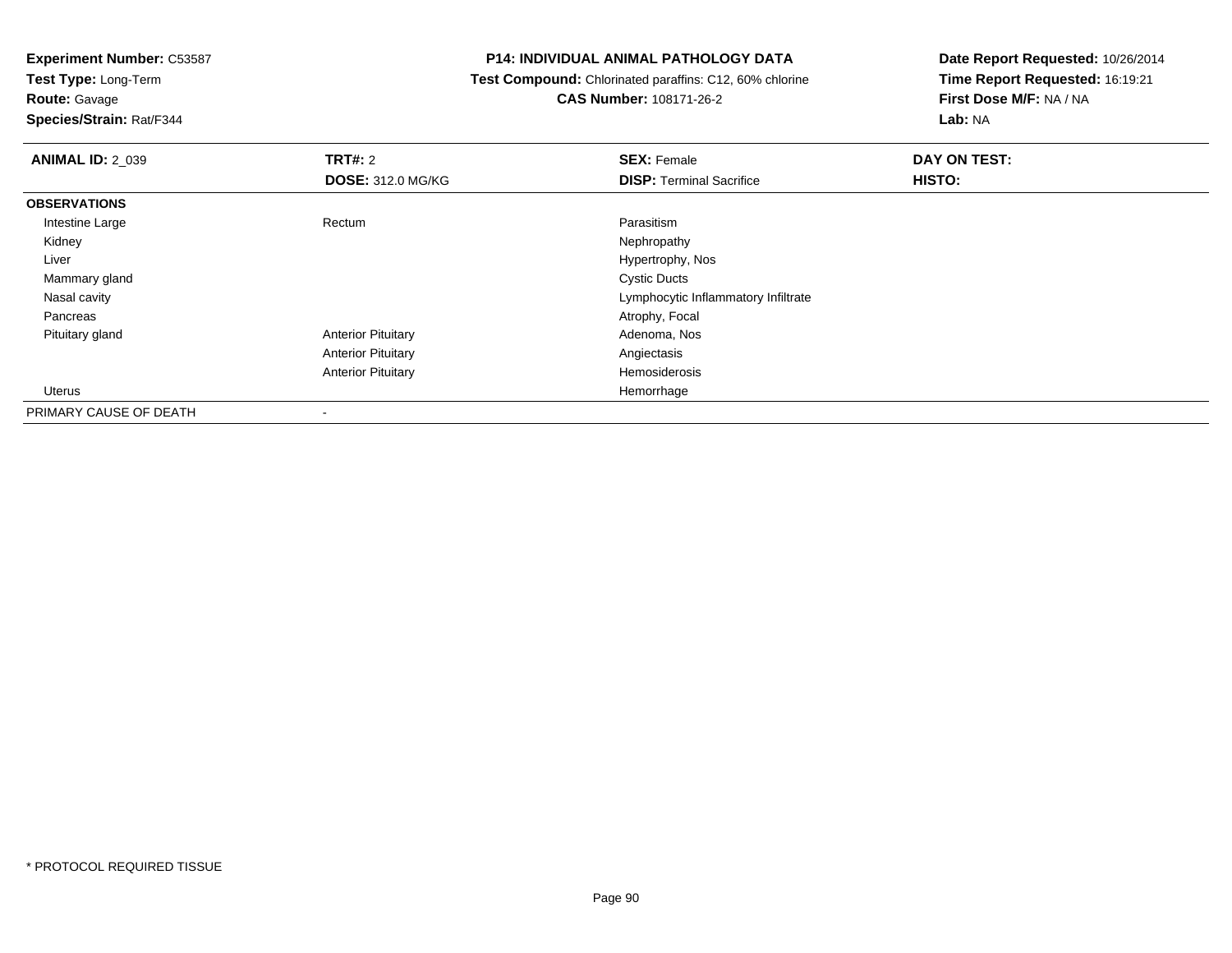**Experiment Number:** C53587
**Test Type:** Long-Term
**Route:** Gavage
**Species/Strain:** Rat/F344

**P14: INDIVIDUAL ANIMAL PATHOLOGY DATA**
**Test Compound:** Chlorinated paraffins: C12, 60% chlorine
**CAS Number:** 108171-26-2

**Date Report Requested:** 10/26/2014
**Time Report Requested:** 16:19:21
**First Dose M/F:** NA / NA
**Lab:** NA

| **ANIMAL ID:** 2_039 | **TRT#:** 2 | **SEX:** Female | **DAY ON TEST:** |
|---|---|---|---|
| | **DOSE:** 312.0 MG/KG | **DISP:** Terminal Sacrifice | **HISTO:** |
| **OBSERVATIONS** | | | |
| Intestine Large | Rectum | Parasitism | |
| Kidney | | Nephropathy | |
| Liver | | Hypertrophy, Nos | |
| Mammary gland | | Cystic Ducts | |
| Nasal cavity | | Lymphocytic Inflammatory Infiltrate | |
| Pancreas | | Atrophy, Focal | |
| Pituitary gland | Anterior Pituitary | Adenoma, Nos | |
| | Anterior Pituitary | Angiectasis | |
| | Anterior Pituitary | Hemosiderosis | |
| Uterus | | Hemorrhage | |
| PRIMARY CAUSE OF DEATH | - | | |

* PROTOCOL REQUIRED TISSUE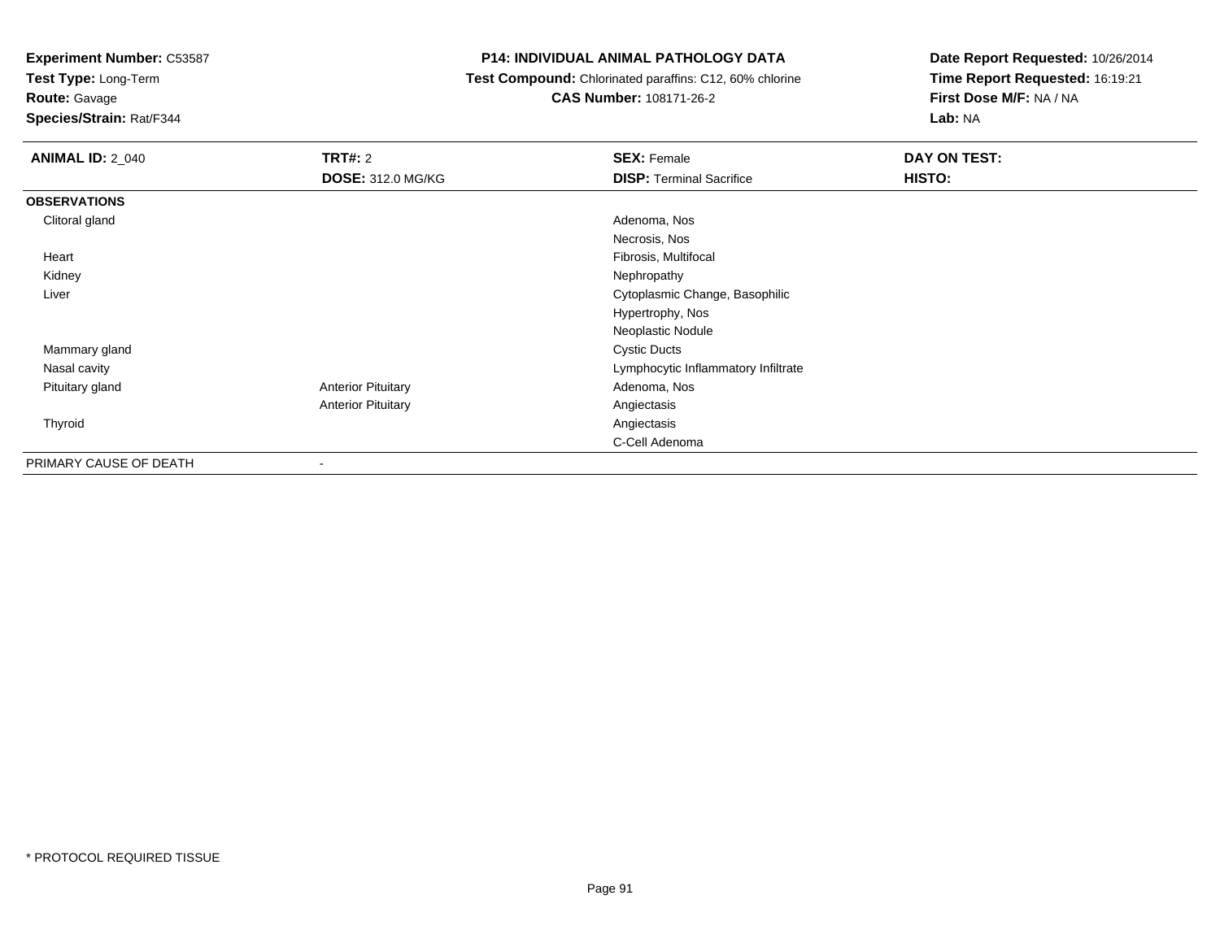**Experiment Number:** C53587
**Test Type:** Long-Term
**Route:** Gavage
**Species/Strain:** Rat/F344

# P14: INDIVIDUAL ANIMAL PATHOLOGY DATA

**Test Compound:** Chlorinated paraffins: C12, 60% chlorine
**CAS Number:** 108171-26-2

**Date Report Requested:** 10/26/2014
**Time Report Requested:** 16:19:21
**First Dose M/F:** NA / NA
**Lab:** NA

| **ANIMAL ID:** 2_040 | **TRT#:** 2 | **SEX:** Female | **DAY ON TEST:** |
|---|---|---|---|
| | **DOSE:** 312.0 MG/KG | **DISP:** Terminal Sacrifice | **HISTO:** |
| **OBSERVATIONS** | | | |
| Clitoral gland | | Adenoma, Nos | |
| | | Necrosis, Nos | |
| Heart | | Fibrosis, Multifocal | |
| Kidney | | Nephropathy | |
| Liver | | Cytoplasmic Change, Basophilic | |
| | | Hypertrophy, Nos | |
| | | Neoplastic Nodule | |
| Mammary gland | | Cystic Ducts | |
| Nasal cavity | | Lymphocytic Inflammatory Infiltrate | |
| Pituitary gland | Anterior Pituitary | Adenoma, Nos | |
| | Anterior Pituitary | Angiectasis | |
| Thyroid | | Angiectasis | |
| | | C-Cell Adenoma | |
| PRIMARY CAUSE OF DEATH | - | | |

* PROTOCOL REQUIRED TISSUE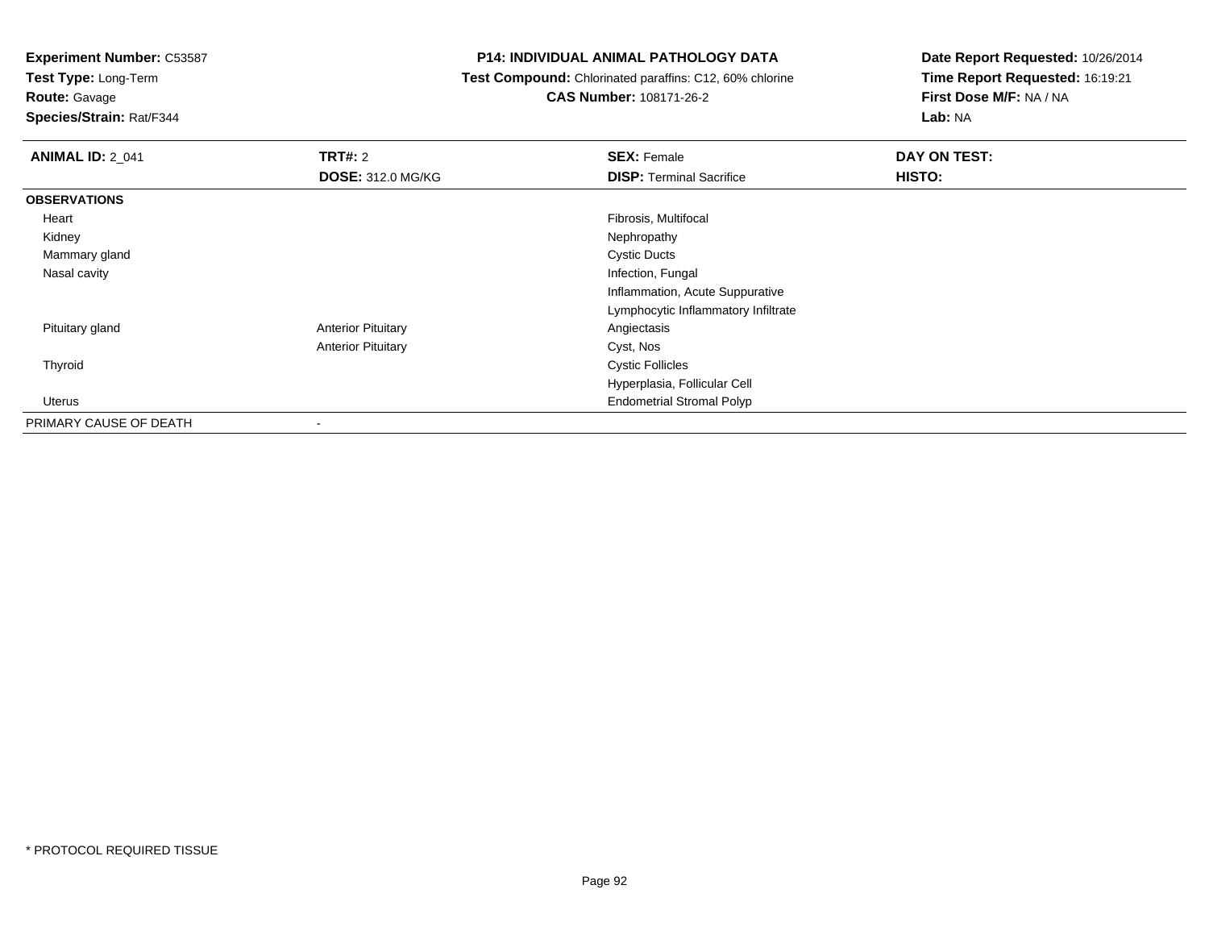**Experiment Number:** C53587
**Test Type:** Long-Term
**Route:** Gavage
**Species/Strain:** Rat/F344

**P14: INDIVIDUAL ANIMAL PATHOLOGY DATA**
**Test Compound:** Chlorinated paraffins: C12, 60% chlorine
**CAS Number:** 108171-26-2

**Date Report Requested:** 10/26/2014
**Time Report Requested:** 16:19:21
**First Dose M/F:** NA / NA
**Lab:** NA

| **ANIMAL ID:** 2_041 | **TRT#:** 2 | **SEX:** Female | **DAY ON TEST:** |
|---|---|---|---|
| | **DOSE:** 312.0 MG/KG | **DISP:** Terminal Sacrifice | **HISTO:** |
| **OBSERVATIONS** | | | |
| Heart | | Fibrosis, Multifocal | |
| Kidney | | Nephropathy | |
| Mammary gland | | Cystic Ducts | |
| Nasal cavity | | Infection, Fungal | |
| | | Inflammation, Acute Suppurative | |
| | | Lymphocytic Inflammatory Infiltrate | |
| Pituitary gland | Anterior Pituitary | Angiectasis | |
| | Anterior Pituitary | Cyst, Nos | |
| Thyroid | | Cystic Follicles | |
| | | Hyperplasia, Follicular Cell | |
| Uterus | | Endometrial Stromal Polyp | |
| PRIMARY CAUSE OF DEATH | - | | |

* PROTOCOL REQUIRED TISSUE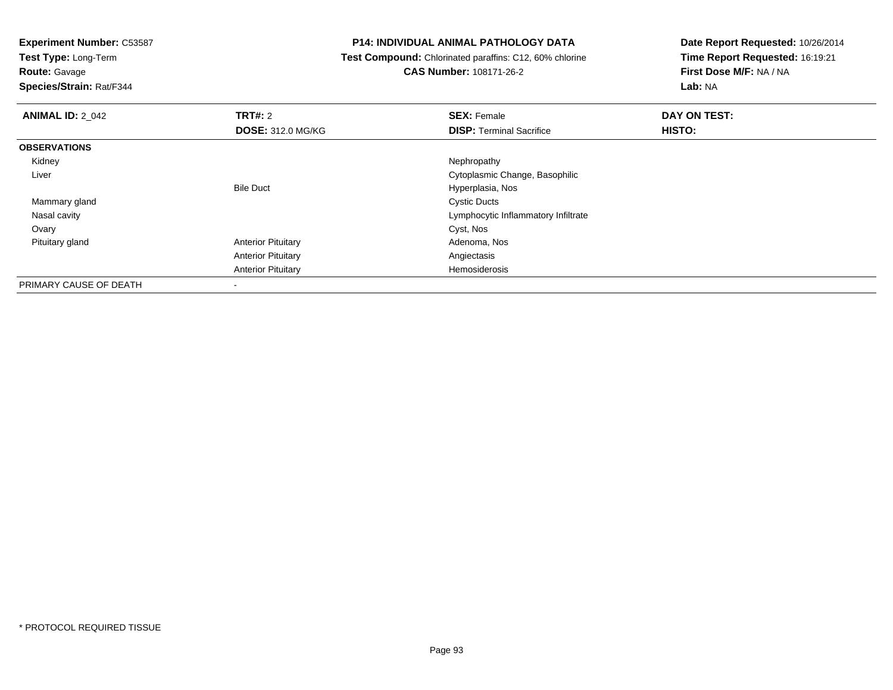**Experiment Number:** C53587
**Test Type:** Long-Term
**Route:** Gavage
**Species/Strain:** Rat/F344

**P14: INDIVIDUAL ANIMAL PATHOLOGY DATA**
**Test Compound:** Chlorinated paraffins: C12, 60% chlorine
**CAS Number:** 108171-26-2

**Date Report Requested:** 10/26/2014
**Time Report Requested:** 16:19:21
**First Dose M/F:** NA / NA
**Lab:** NA

| **ANIMAL ID:** 2_042 | **TRT#:** 2 | **SEX:** Female | **DAY ON TEST:** |
|---|---|---|---|
| | **DOSE:** 312.0 MG/KG | **DISP:** Terminal Sacrifice | **HISTO:** |
| **OBSERVATIONS** | | | |
| Kidney | | Nephropathy | |
| Liver | | Cytoplasmic Change, Basophilic | |
| | Bile Duct | Hyperplasia, Nos | |
| Mammary gland | | Cystic Ducts | |
| Nasal cavity | | Lymphocytic Inflammatory Infiltrate | |
| Ovary | | Cyst, Nos | |
| Pituitary gland | Anterior Pituitary | Adenoma, Nos | |
| | Anterior Pituitary | Angiectasis | |
| | Anterior Pituitary | Hemosiderosis | |
| PRIMARY CAUSE OF DEATH | - | | |

* PROTOCOL REQUIRED TISSUE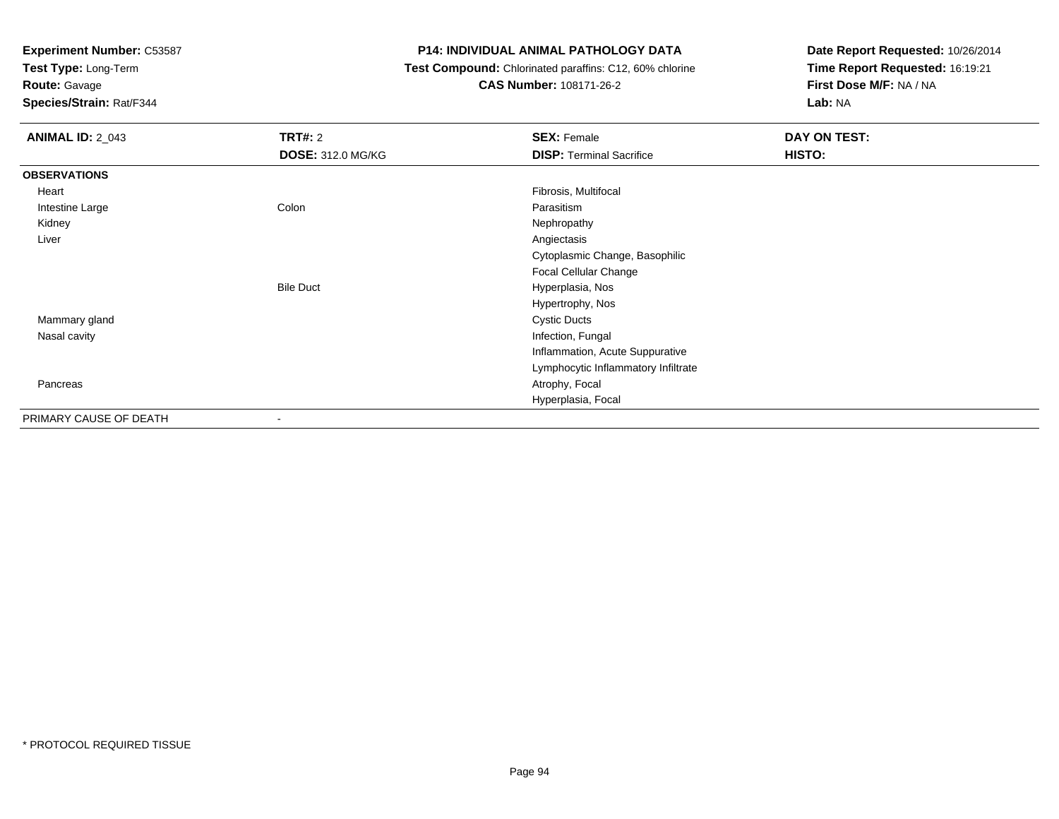**Experiment Number:** C53587
**Test Type:** Long-Term
**Route:** Gavage
**Species/Strain:** Rat/F344

**P14: INDIVIDUAL ANIMAL PATHOLOGY DATA**
**Test Compound:** Chlorinated paraffins: C12, 60% chlorine
**CAS Number:** 108171-26-2

**Date Report Requested:** 10/26/2014
**Time Report Requested:** 16:19:21
**First Dose M/F:** NA / NA
**Lab:** NA

| **ANIMAL ID:** 2_043 | **TRT#:** 2 | **SEX:** Female | **DAY ON TEST:** |
|---|---|---|---|
| | **DOSE:** 312.0 MG/KG | **DISP:** Terminal Sacrifice | **HISTO:** |
| **OBSERVATIONS** | | | |
| Heart | | Fibrosis, Multifocal | |
| Intestine Large | Colon | Parasitism | |
| Kidney | | Nephropathy | |
| Liver | | Angiectasis | |
| | | Cytoplasmic Change, Basophilic | |
| | | Focal Cellular Change | |
| | Bile Duct | Hyperplasia, Nos | |
| | | Hypertrophy, Nos | |
| Mammary gland | | Cystic Ducts | |
| Nasal cavity | | Infection, Fungal | |
| | | Inflammation, Acute Suppurative | |
| | | Lymphocytic Inflammatory Infiltrate | |
| Pancreas | | Atrophy, Focal | |
| | | Hyperplasia, Focal | |
| PRIMARY CAUSE OF DEATH | - | | |

* PROTOCOL REQUIRED TISSUE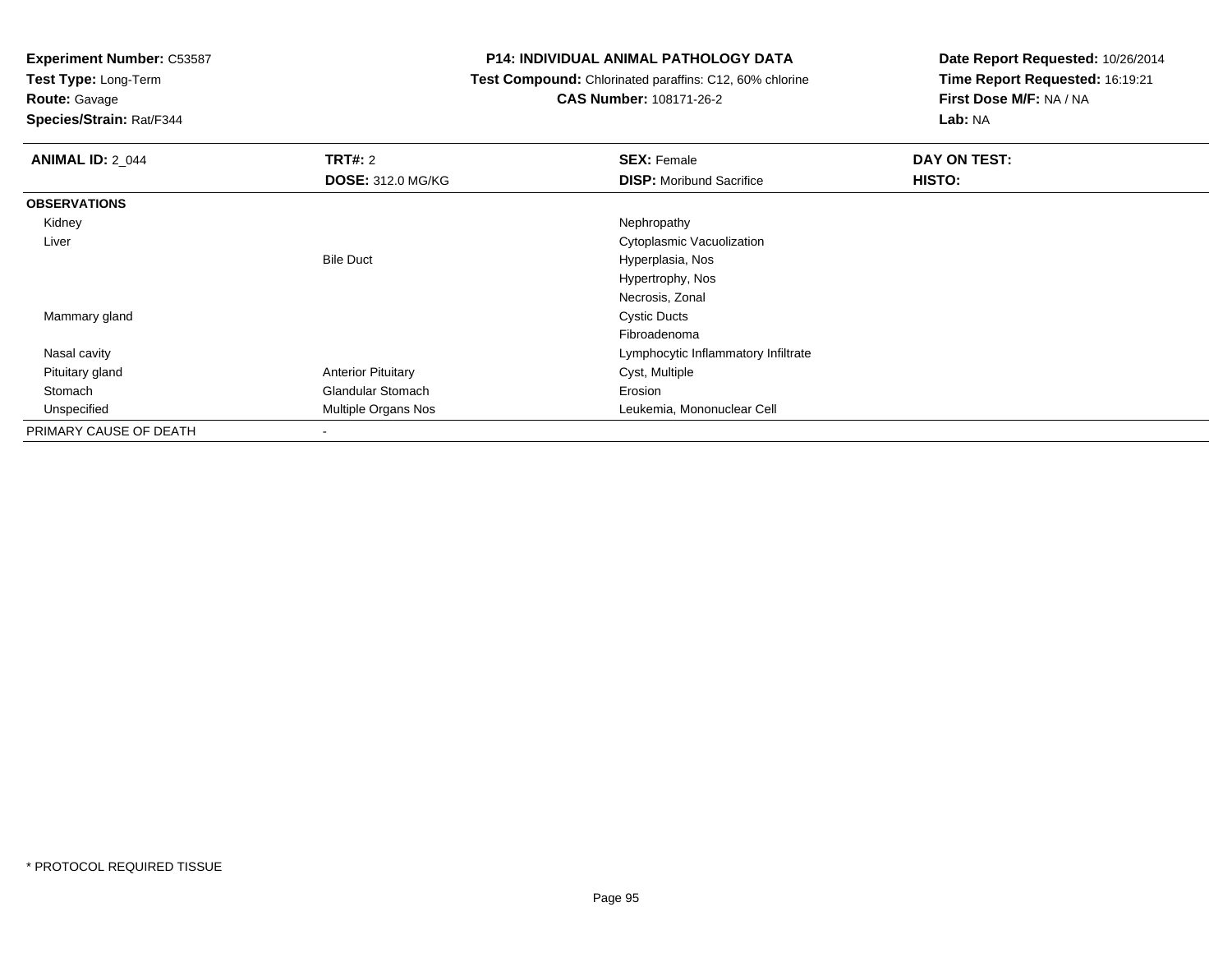**Experiment Number:** C53587
**Test Type:** Long-Term
**Route:** Gavage
**Species/Strain:** Rat/F344

**P14: INDIVIDUAL ANIMAL PATHOLOGY DATA**
**Test Compound:** Chlorinated paraffins: C12, 60% chlorine
**CAS Number:** 108171-26-2

**Date Report Requested:** 10/26/2014
**Time Report Requested:** 16:19:21
**First Dose M/F:** NA / NA
**Lab:** NA

| **ANIMAL ID:** 2_044 | **TRT#:** 2 | **SEX:** Female | **DAY ON TEST:** |
|---|---|---|---|
| | **DOSE:** 312.0 MG/KG | **DISP:** Moribund Sacrifice | **HISTO:** |
| **OBSERVATIONS** | | | |
| Kidney | | Nephropathy | |
| Liver | | Cytoplasmic Vacuolization | |
| | Bile Duct | Hyperplasia, Nos | |
| | | Hypertrophy, Nos | |
| | | Necrosis, Zonal | |
| Mammary gland | | Cystic Ducts | |
| | | Fibroadenoma | |
| Nasal cavity | | Lymphocytic Inflammatory Infiltrate | |
| Pituitary gland | Anterior Pituitary | Cyst, Multiple | |
| Stomach | Glandular Stomach | Erosion | |
| Unspecified | Multiple Organs Nos | Leukemia, Mononuclear Cell | |
| PRIMARY CAUSE OF DEATH | - | | |

* PROTOCOL REQUIRED TISSUE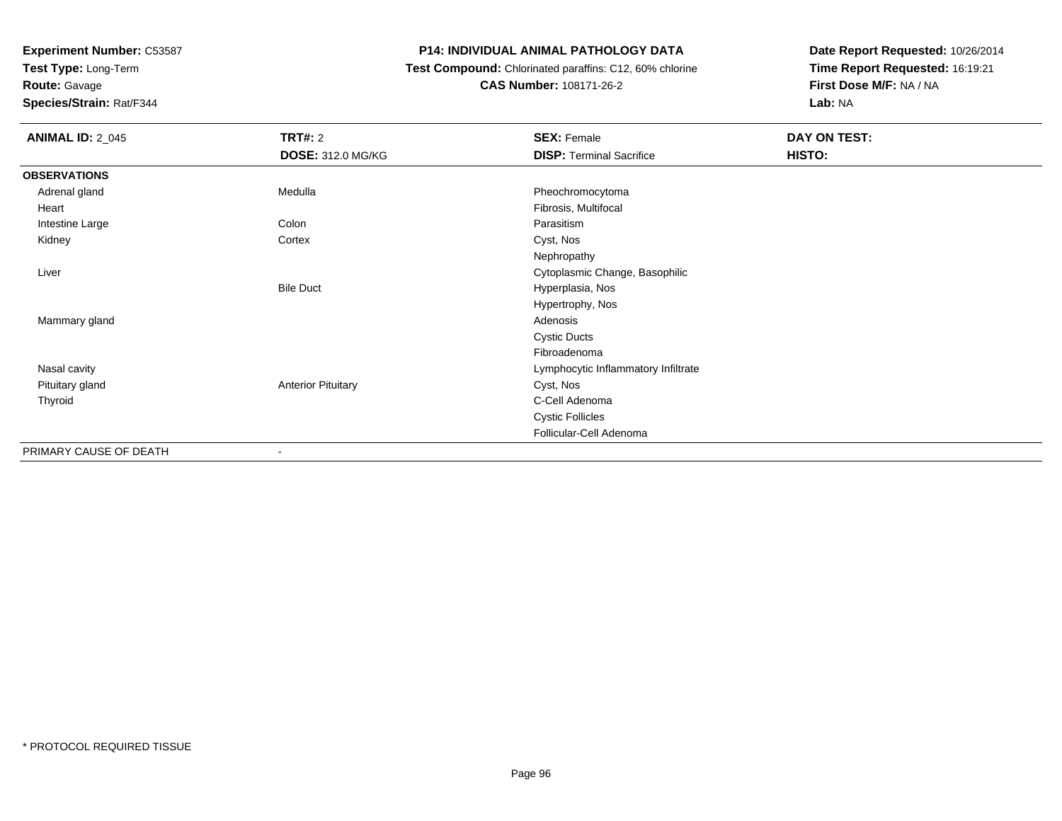**Experiment Number:** C53587
**Test Type:** Long-Term
**Route:** Gavage
**Species/Strain:** Rat/F344

**P14: INDIVIDUAL ANIMAL PATHOLOGY DATA**
**Test Compound:** Chlorinated paraffins: C12, 60% chlorine
**CAS Number:** 108171-26-2

**Date Report Requested:** 10/26/2014
**Time Report Requested:** 16:19:21
**First Dose M/F:** NA / NA
**Lab:** NA

| **ANIMAL ID:** 2_045 | **TRT#:** 2 | **SEX:** Female | **DAY ON TEST:** |
|---|---|---|---|
| | **DOSE:** 312.0 MG/KG | **DISP:** Terminal Sacrifice | **HISTO:** |
| **OBSERVATIONS** | | | |
| Adrenal gland | Medulla | Pheochromocytoma | |
| Heart | | Fibrosis, Multifocal | |
| Intestine Large | Colon | Parasitism | |
| Kidney | Cortex | Cyst, Nos | |
| | | Nephropathy | |
| Liver | | Cytoplasmic Change, Basophilic | |
| | Bile Duct | Hyperplasia, Nos | |
| | | Hypertrophy, Nos | |
| Mammary gland | | Adenosis | |
| | | Cystic Ducts | |
| | | Fibroadenoma | |
| Nasal cavity | | Lymphocytic Inflammatory Infiltrate | |
| Pituitary gland | Anterior Pituitary | Cyst, Nos | |
| Thyroid | | C-Cell Adenoma | |
| | | Cystic Follicles | |
| | | Follicular-Cell Adenoma | |
| PRIMARY CAUSE OF DEATH | - | | |

* PROTOCOL REQUIRED TISSUE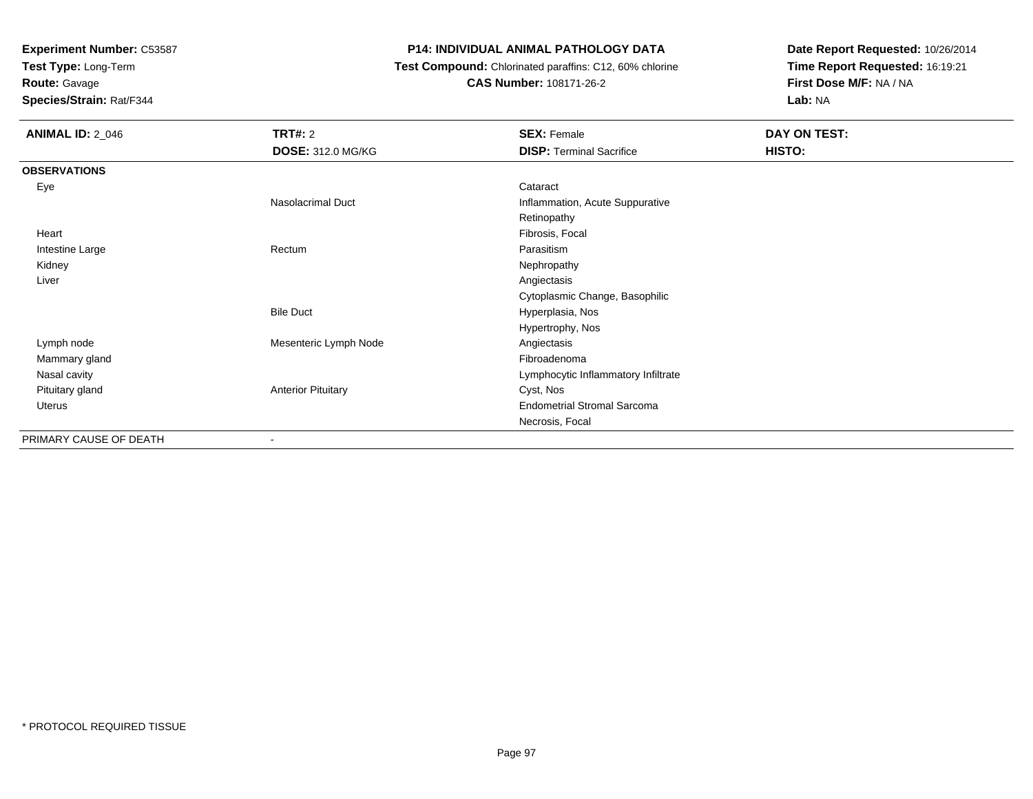**Experiment Number:** C53587
**Test Type:** Long-Term
**Route:** Gavage
**Species/Strain:** Rat/F344

**P14: INDIVIDUAL ANIMAL PATHOLOGY DATA**
**Test Compound:** Chlorinated paraffins: C12, 60% chlorine
**CAS Number:** 108171-26-2

**Date Report Requested:** 10/26/2014
**Time Report Requested:** 16:19:21
**First Dose M/F:** NA / NA
**Lab:** NA

| **ANIMAL ID:** 2_046 | **TRT#:** 2 | **SEX:** Female | **DAY ON TEST:** |
|---|---|---|---|
| | **DOSE:** 312.0 MG/KG | **DISP:** Terminal Sacrifice | **HISTO:** |
| **OBSERVATIONS** | | | |
| Eye | | Cataract | |
| | Nasolacrimal Duct | Inflammation, Acute Suppurative | |
| | | Retinopathy | |
| Heart | | Fibrosis, Focal | |
| Intestine Large | Rectum | Parasitism | |
| Kidney | | Nephropathy | |
| Liver | | Angiectasis | |
| | | Cytoplasmic Change, Basophilic | |
| | Bile Duct | Hyperplasia, Nos | |
| | | Hypertrophy, Nos | |
| Lymph node | Mesenteric Lymph Node | Angiectasis | |
| Mammary gland | | Fibroadenoma | |
| Nasal cavity | | Lymphocytic Inflammatory Infiltrate | |
| Pituitary gland | Anterior Pituitary | Cyst, Nos | |
| Uterus | | Endometrial Stromal Sarcoma | |
| | | Necrosis, Focal | |
| PRIMARY CAUSE OF DEATH | - | | |

\* PROTOCOL REQUIRED TISSUE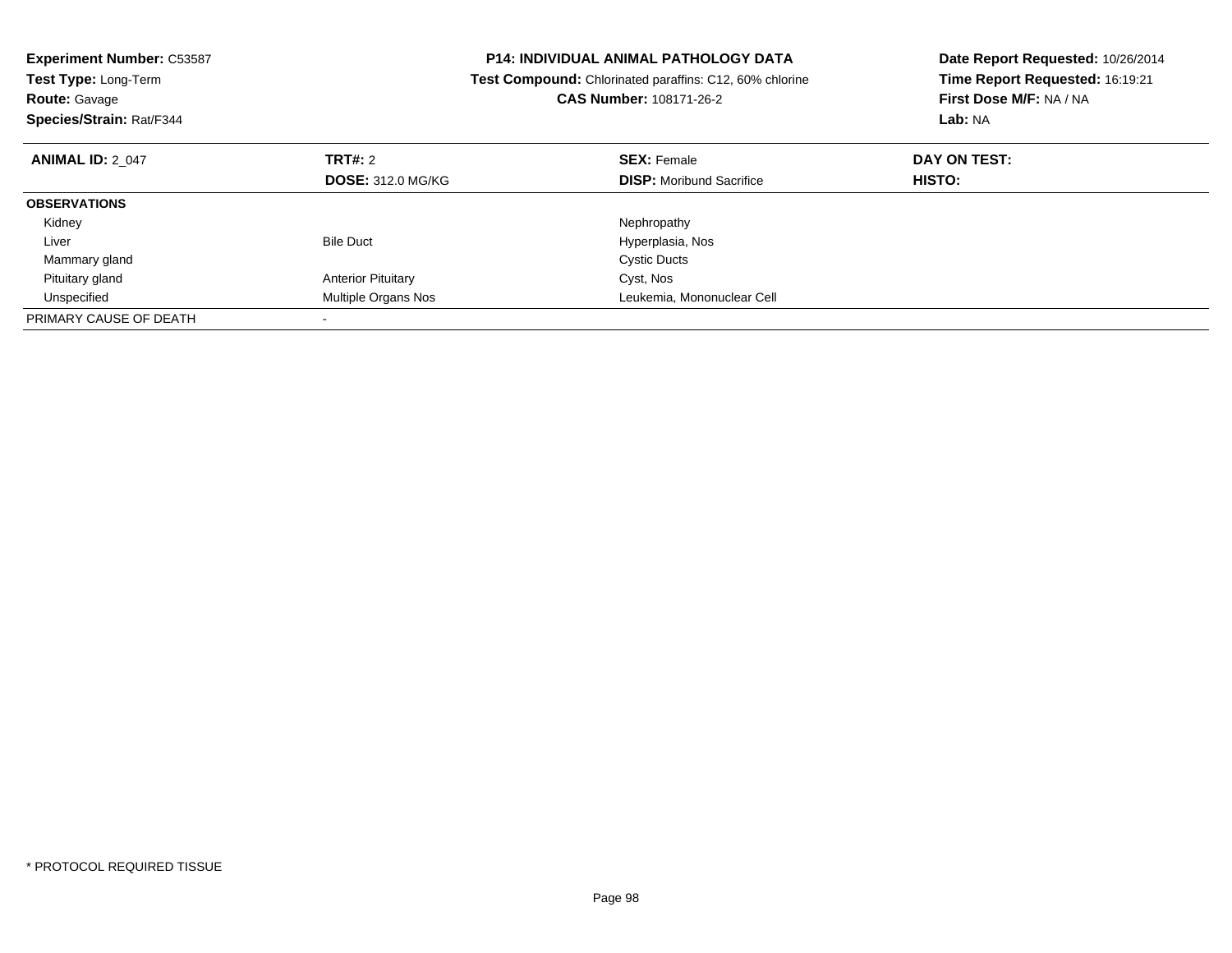**Experiment Number:** C53587
**Test Type:** Long-Term
**Route:** Gavage
**Species/Strain:** Rat/F344

**P14: INDIVIDUAL ANIMAL PATHOLOGY DATA**
**Test Compound:** Chlorinated paraffins: C12, 60% chlorine
**CAS Number:** 108171-26-2

**Date Report Requested:** 10/26/2014
**Time Report Requested:** 16:19:21
**First Dose M/F:** NA / NA
**Lab:** NA

| **ANIMAL ID:** 2_047 | **TRT#:** 2 | **SEX:** Female | **DAY ON TEST:** |
|---|---|---|---|
| | **DOSE:** 312.0 MG/KG | **DISP:** Moribund Sacrifice | **HISTO:** |
| **OBSERVATIONS** | | | |
| Kidney | | Nephropathy | |
| Liver | Bile Duct | Hyperplasia, Nos | |
| Mammary gland | | Cystic Ducts | |
| Pituitary gland | Anterior Pituitary | Cyst, Nos | |
| Unspecified | Multiple Organs Nos | Leukemia, Mononuclear Cell | |
| PRIMARY CAUSE OF DEATH | - | | |

* PROTOCOL REQUIRED TISSUE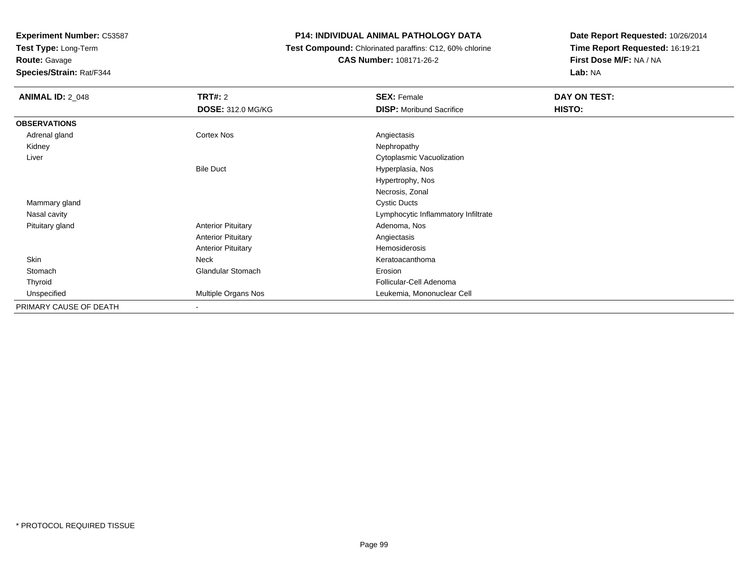**Experiment Number:** C53587
**Test Type:** Long-Term
**Route:** Gavage
**Species/Strain:** Rat/F344

**P14: INDIVIDUAL ANIMAL PATHOLOGY DATA**
**Test Compound:** Chlorinated paraffins: C12, 60% chlorine
**CAS Number:** 108171-26-2

**Date Report Requested:** 10/26/2014
**Time Report Requested:** 16:19:21
**First Dose M/F:** NA / NA
**Lab:** NA

| **ANIMAL ID:** 2_048 | **TRT#:** 2<br>**DOSE:** 312.0 MG/KG | **SEX:** Female<br>**DISP:** Moribund Sacrifice | **DAY ON TEST:**<br>**HISTO:** |
|---|---|---|---|
| **OBSERVATIONS** | | | |
| Adrenal gland | Cortex Nos | Angiectasis | |
| Kidney | | Nephropathy | |
| Liver | | Cytoplasmic Vacuolization | |
| | Bile Duct | Hyperplasia, Nos | |
| | | Hypertrophy, Nos | |
| | | Necrosis, Zonal | |
| Mammary gland | | Cystic Ducts | |
| Nasal cavity | | Lymphocytic Inflammatory Infiltrate | |
| Pituitary gland | Anterior Pituitary | Adenoma, Nos | |
| | Anterior Pituitary | Angiectasis | |
| | Anterior Pituitary | Hemosiderosis | |
| Skin | Neck | Keratoacanthoma | |
| Stomach | Glandular Stomach | Erosion | |
| Thyroid | | Follicular-Cell Adenoma | |
| Unspecified | Multiple Organs Nos | Leukemia, Mononuclear Cell | |
| PRIMARY CAUSE OF DEATH | - | | |

* PROTOCOL REQUIRED TISSUE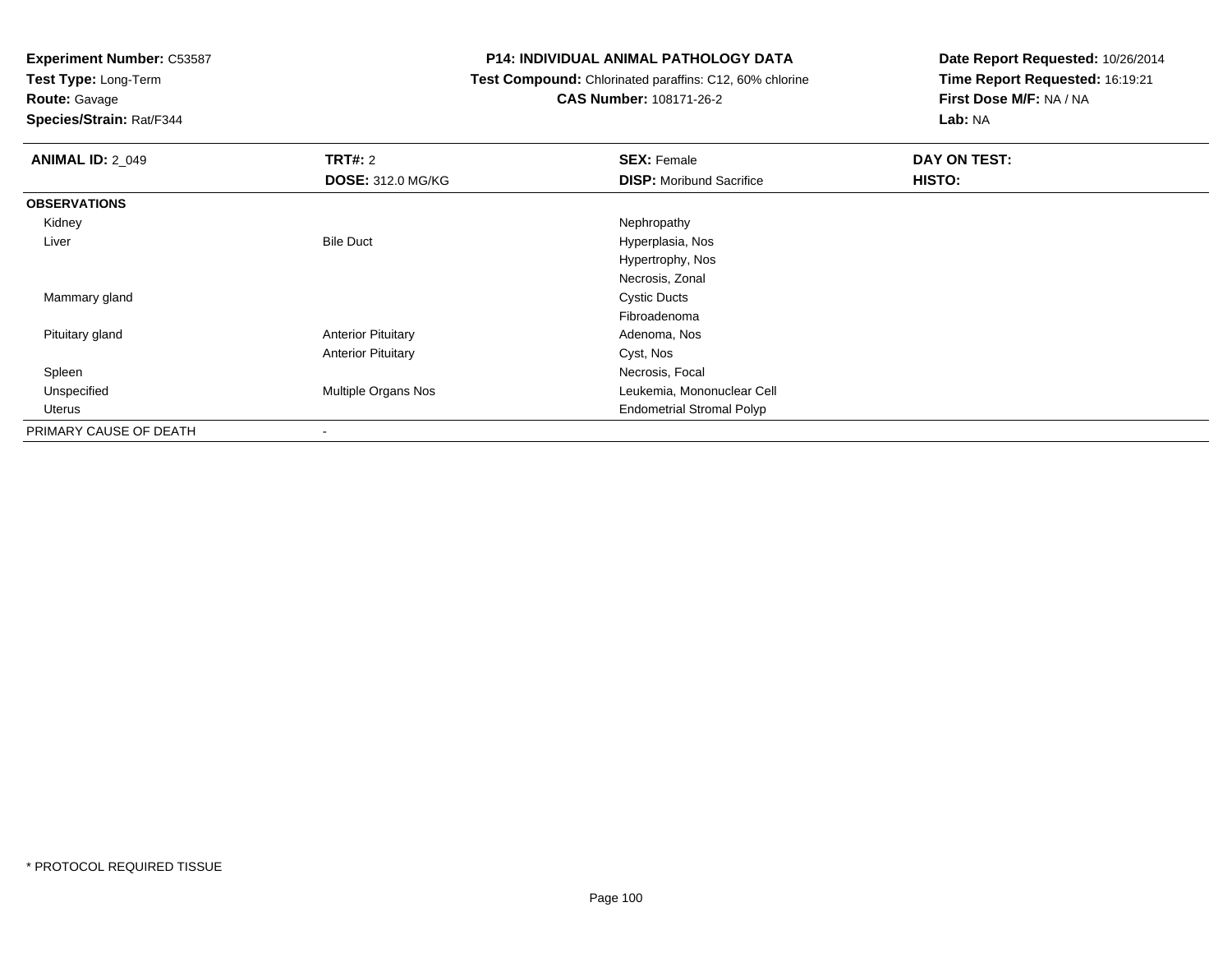**Experiment Number:** C53587
**Test Type:** Long-Term
**Route:** Gavage
**Species/Strain:** Rat/F344

## P14: INDIVIDUAL ANIMAL PATHOLOGY DATA

**Test Compound:** Chlorinated paraffins: C12, 60% chlorine
**CAS Number:** 108171-26-2

**Date Report Requested:** 10/26/2014
**Time Report Requested:** 16:19:21
**First Dose M/F:** NA / NA
**Lab:** NA

| **ANIMAL ID:** 2_049 | **TRT#:** 2<br>**DOSE:** 312.0 MG/KG | **SEX:** Female<br>**DISP:** Moribund Sacrifice | **DAY ON TEST:**<br>**HISTO:** |
|---|---|---|---|
| **OBSERVATIONS** | | | |
| Kidney | | Nephropathy | |
| Liver | Bile Duct | Hyperplasia, Nos | |
| | | Hypertrophy, Nos | |
| | | Necrosis, Zonal | |
| Mammary gland | | Cystic Ducts | |
| | | Fibroadenoma | |
| Pituitary gland | Anterior Pituitary | Adenoma, Nos | |
| | Anterior Pituitary | Cyst, Nos | |
| Spleen | | Necrosis, Focal | |
| Unspecified | Multiple Organs Nos | Leukemia, Mononuclear Cell | |
| Uterus | | Endometrial Stromal Polyp | |
| PRIMARY CAUSE OF DEATH | - | | |

* PROTOCOL REQUIRED TISSUE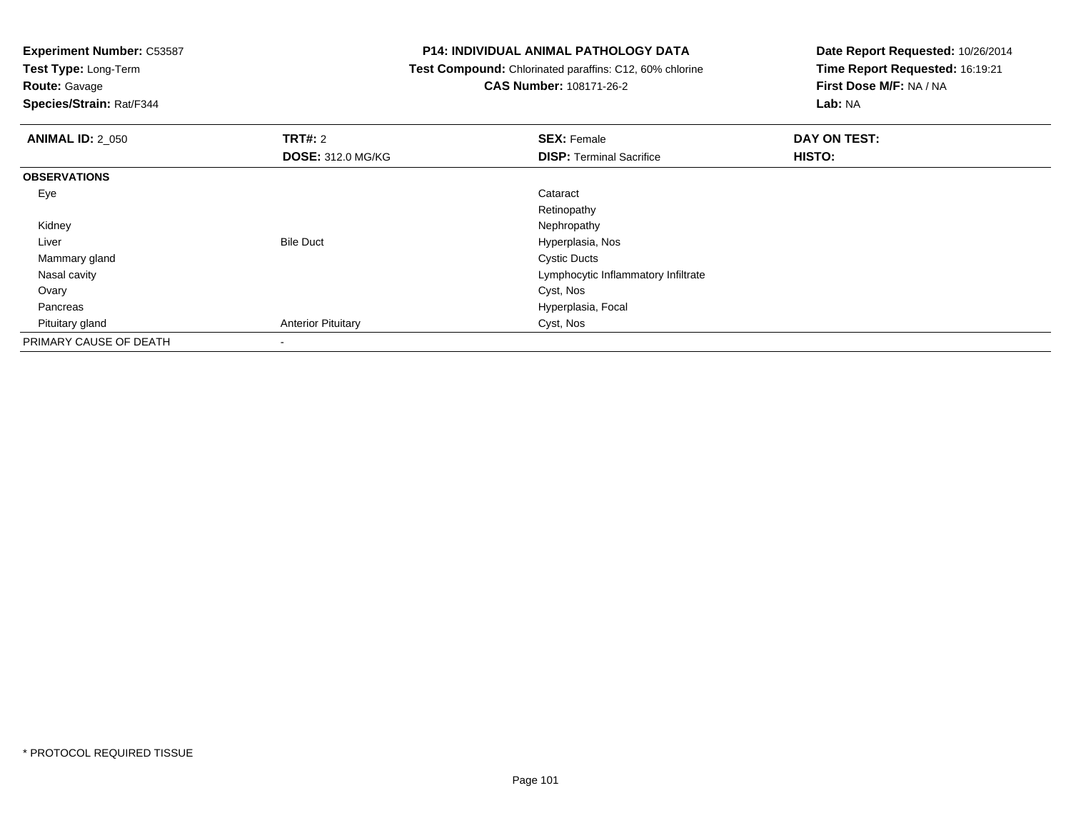**Experiment Number:** C53587
**Test Type:** Long-Term
**Route:** Gavage
**Species/Strain:** Rat/F344

**P14: INDIVIDUAL ANIMAL PATHOLOGY DATA**
**Test Compound:** Chlorinated paraffins: C12, 60% chlorine
**CAS Number:** 108171-26-2

**Date Report Requested:** 10/26/2014
**Time Report Requested:** 16:19:21
**First Dose M/F:** NA / NA
**Lab:** NA

| **ANIMAL ID:** 2_050 | **TRT#:** 2 | **SEX:** Female | **DAY ON TEST:** |
|---|---|---|---|
| | **DOSE:** 312.0 MG/KG | **DISP:** Terminal Sacrifice | **HISTO:** |
| **OBSERVATIONS** | | | |
| Eye | | Cataract | |
| | | Retinopathy | |
| Kidney | | Nephropathy | |
| Liver | Bile Duct | Hyperplasia, Nos | |
| Mammary gland | | Cystic Ducts | |
| Nasal cavity | | Lymphocytic Inflammatory Infiltrate | |
| Ovary | | Cyst, Nos | |
| Pancreas | | Hyperplasia, Focal | |
| Pituitary gland | Anterior Pituitary | Cyst, Nos | |
| PRIMARY CAUSE OF DEATH | - | | |

* PROTOCOL REQUIRED TISSUE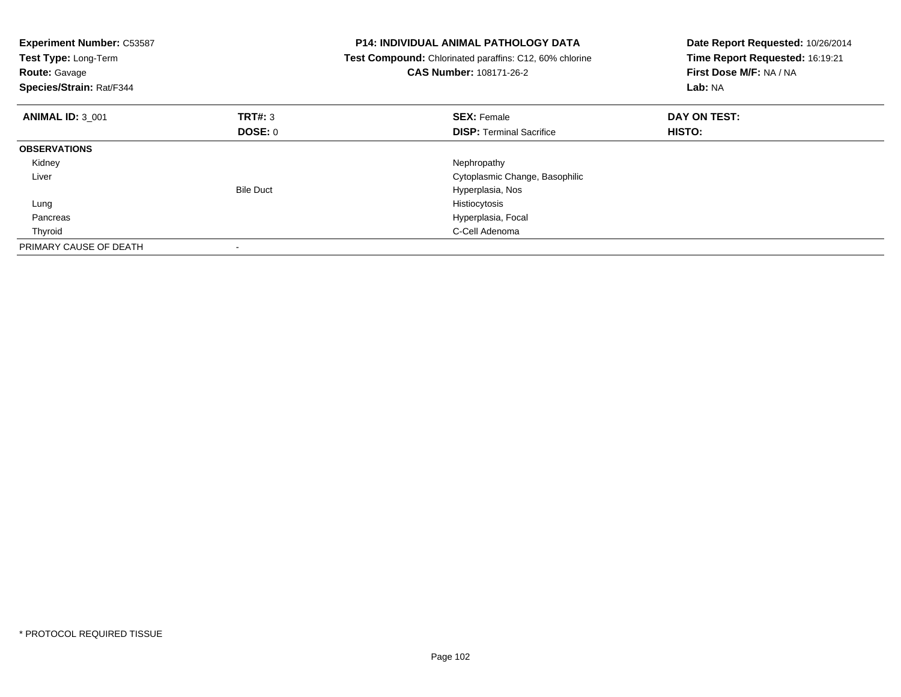**Experiment Number:** C53587
**Test Type:** Long-Term
**Route:** Gavage
**Species/Strain:** Rat/F344

**P14: INDIVIDUAL ANIMAL PATHOLOGY DATA**
**Test Compound:** Chlorinated paraffins: C12, 60% chlorine
**CAS Number:** 108171-26-2

**Date Report Requested:** 10/26/2014
**Time Report Requested:** 16:19:21
**First Dose M/F:** NA / NA
**Lab:** NA

| **ANIMAL ID:** 3_001 | **TRT#:** 3 | **SEX:** Female | **DAY ON TEST:** |
|---|---|---|---|
| | **DOSE:** 0 | **DISP:** Terminal Sacrifice | **HISTO:** |
| **OBSERVATIONS** | | | |
| Kidney | | Nephropathy | |
| Liver | | Cytoplasmic Change, Basophilic | |
| | Bile Duct | Hyperplasia, Nos | |
| Lung | | Histiocytosis | |
| Pancreas | | Hyperplasia, Focal | |
| Thyroid | | C-Cell Adenoma | |
| PRIMARY CAUSE OF DEATH | - | | |

* PROTOCOL REQUIRED TISSUE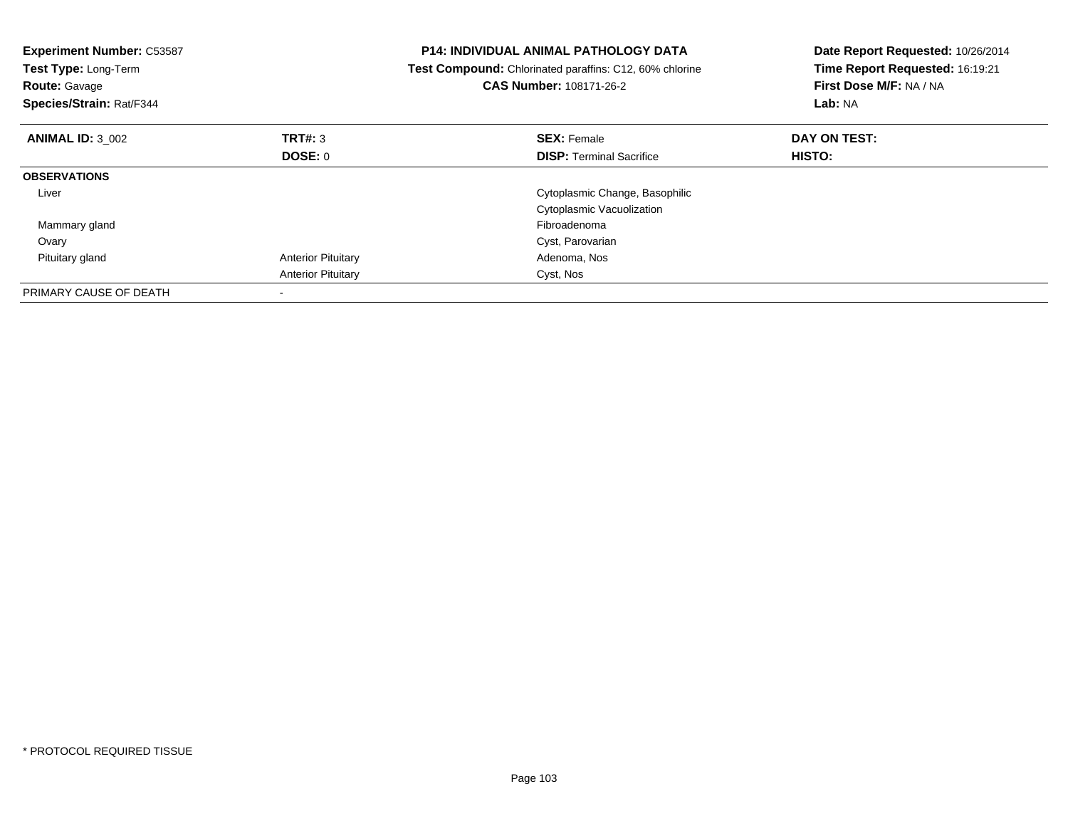**Experiment Number:** C53587
**Test Type:** Long-Term
**Route:** Gavage
**Species/Strain:** Rat/F344

**P14: INDIVIDUAL ANIMAL PATHOLOGY DATA**
**Test Compound:** Chlorinated paraffins: C12, 60% chlorine
**CAS Number:** 108171-26-2

**Date Report Requested:** 10/26/2014
**Time Report Requested:** 16:19:21
**First Dose M/F:** NA / NA
**Lab:** NA

| **ANIMAL ID:** 3_002 | **TRT#:** 3 | **SEX:** Female | **DAY ON TEST:** |
|---|---|---|---|
| | **DOSE:** 0 | **DISP:** Terminal Sacrifice | **HISTO:** |
| **OBSERVATIONS** | | | |
| Liver | | Cytoplasmic Change, Basophilic | |
| | | Cytoplasmic Vacuolization | |
| Mammary gland | | Fibroadenoma | |
| Ovary | | Cyst, Parovarian | |
| Pituitary gland | Anterior Pituitary | Adenoma, Nos | |
| | Anterior Pituitary | Cyst, Nos | |
| PRIMARY CAUSE OF DEATH | - | | |

* PROTOCOL REQUIRED TISSUE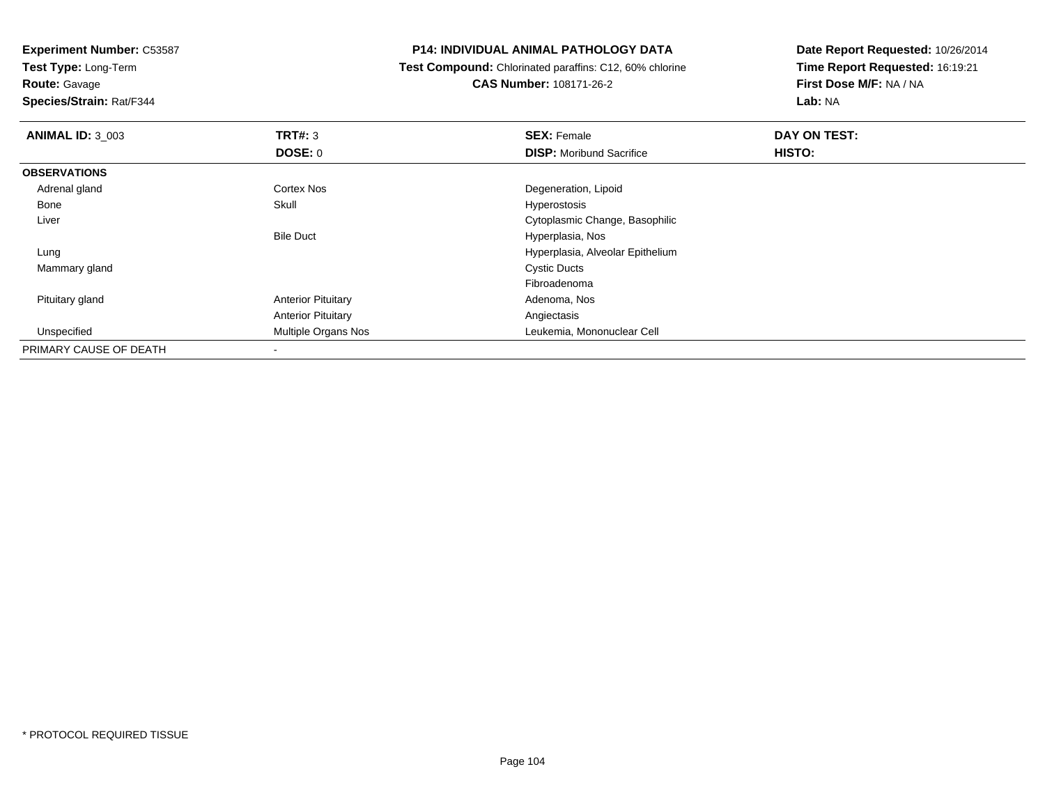**Experiment Number:** C53587
**Test Type:** Long-Term
**Route:** Gavage
**Species/Strain:** Rat/F344

**P14: INDIVIDUAL ANIMAL PATHOLOGY DATA**
**Test Compound:** Chlorinated paraffins: C12, 60% chlorine
**CAS Number:** 108171-26-2

**Date Report Requested:** 10/26/2014
**Time Report Requested:** 16:19:21
**First Dose M/F:** NA / NA
**Lab:** NA

| **ANIMAL ID:** 3_003 | **TRT#:** 3 | **SEX:** Female | **DAY ON TEST:** |
|---|---|---|---|
| | **DOSE:** 0 | **DISP:** Moribund Sacrifice | **HISTO:** |
| **OBSERVATIONS** | | | |
| Adrenal gland | Cortex Nos | Degeneration, Lipoid | |
| Bone | Skull | Hyperostosis | |
| Liver | | Cytoplasmic Change, Basophilic | |
| | Bile Duct | Hyperplasia, Nos | |
| Lung | | Hyperplasia, Alveolar Epithelium | |
| Mammary gland | | Cystic Ducts | |
| | | Fibroadenoma | |
| Pituitary gland | Anterior Pituitary | Adenoma, Nos | |
| | Anterior Pituitary | Angiectasis | |
| Unspecified | Multiple Organs Nos | Leukemia, Mononuclear Cell | |
| PRIMARY CAUSE OF DEATH | - | | |

* PROTOCOL REQUIRED TISSUE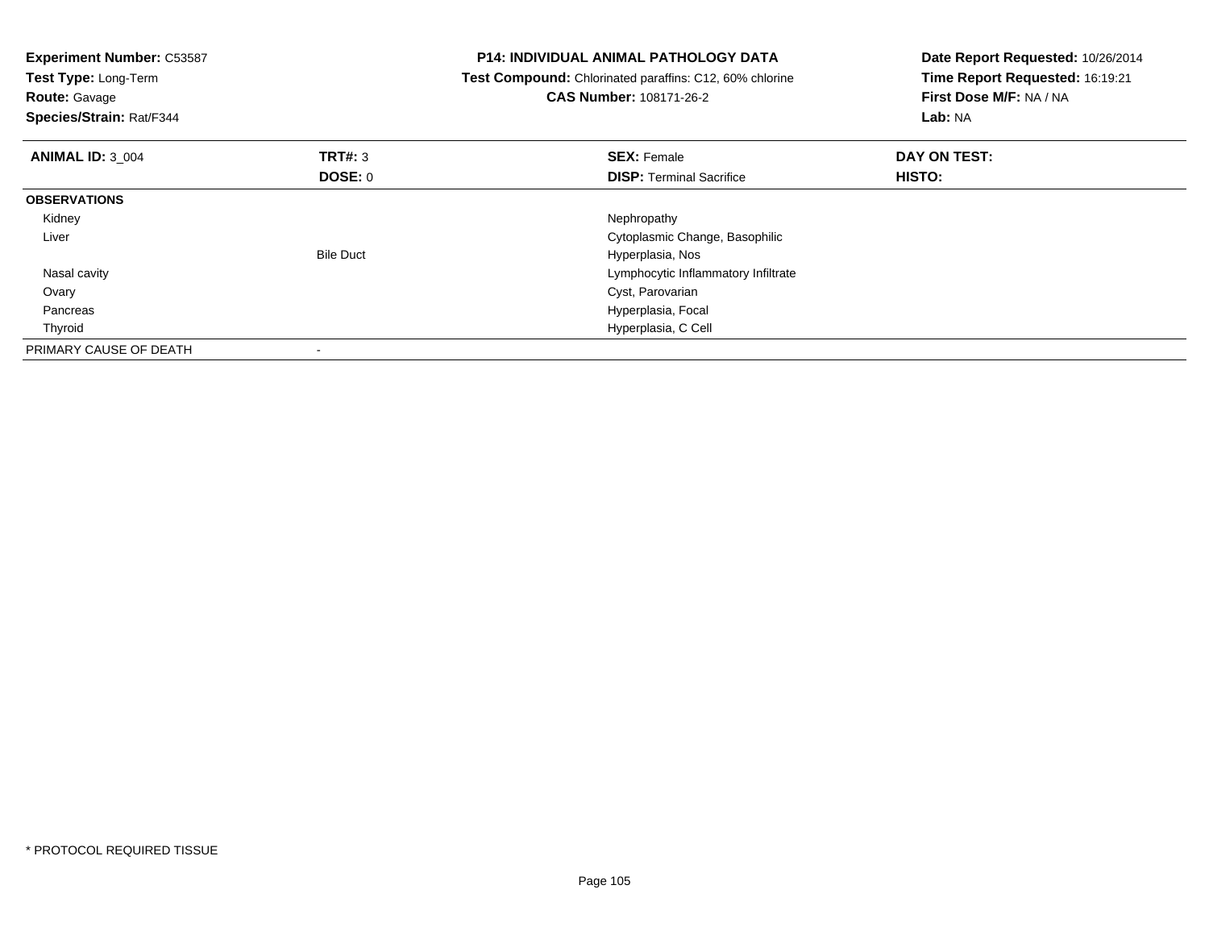**Experiment Number:** C53587
**Test Type:** Long-Term
**Route:** Gavage
**Species/Strain:** Rat/F344

**P14: INDIVIDUAL ANIMAL PATHOLOGY DATA**
**Test Compound:** Chlorinated paraffins: C12, 60% chlorine
**CAS Number:** 108171-26-2

**Date Report Requested:** 10/26/2014
**Time Report Requested:** 16:19:21
**First Dose M/F:** NA / NA
**Lab:** NA

| **ANIMAL ID:** 3_004 | **TRT#:** 3 | **SEX:** Female | **DAY ON TEST:** |
|---|---|---|---|
| | **DOSE:** 0 | **DISP:** Terminal Sacrifice | **HISTO:** |
| **OBSERVATIONS** | | | |
| Kidney | | Nephropathy | |
| Liver | | Cytoplasmic Change, Basophilic | |
| | Bile Duct | Hyperplasia, Nos | |
| Nasal cavity | | Lymphocytic Inflammatory Infiltrate | |
| Ovary | | Cyst, Parovarian | |
| Pancreas | | Hyperplasia, Focal | |
| Thyroid | | Hyperplasia, C Cell | |
| PRIMARY CAUSE OF DEATH | - | | |

* PROTOCOL REQUIRED TISSUE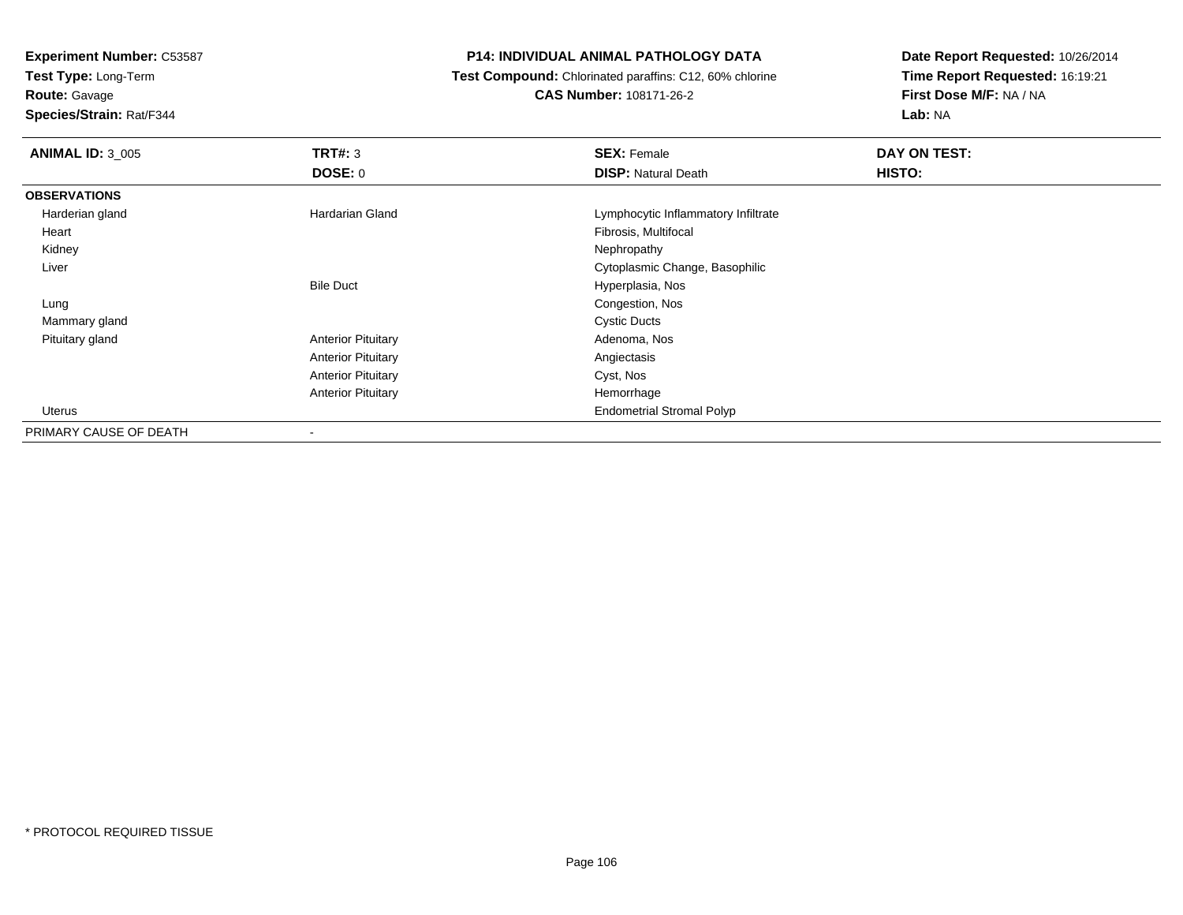**Experiment Number:** C53587
**Test Type:** Long-Term
**Route:** Gavage
**Species/Strain:** Rat/F344

**P14: INDIVIDUAL ANIMAL PATHOLOGY DATA**
**Test Compound:** Chlorinated paraffins: C12, 60% chlorine
**CAS Number:** 108171-26-2

**Date Report Requested:** 10/26/2014
**Time Report Requested:** 16:19:21
**First Dose M/F:** NA / NA
**Lab:** NA

| **ANIMAL ID:** 3_005 | **TRT#:** 3 | **SEX:** Female | **DAY ON TEST:** |
|---|---|---|---|
| | **DOSE:** 0 | **DISP:** Natural Death | **HISTO:** |
| **OBSERVATIONS** | | | |
| Harderian gland | Hardarian Gland | Lymphocytic Inflammatory Infiltrate | |
| Heart | | Fibrosis, Multifocal | |
| Kidney | | Nephropathy | |
| Liver | | Cytoplasmic Change, Basophilic | |
| | Bile Duct | Hyperplasia, Nos | |
| Lung | | Congestion, Nos | |
| Mammary gland | | Cystic Ducts | |
| Pituitary gland | Anterior Pituitary | Adenoma, Nos | |
| | Anterior Pituitary | Angiectasis | |
| | Anterior Pituitary | Cyst, Nos | |
| | Anterior Pituitary | Hemorrhage | |
| Uterus | | Endometrial Stromal Polyp | |
| PRIMARY CAUSE OF DEATH | - | | |

* PROTOCOL REQUIRED TISSUE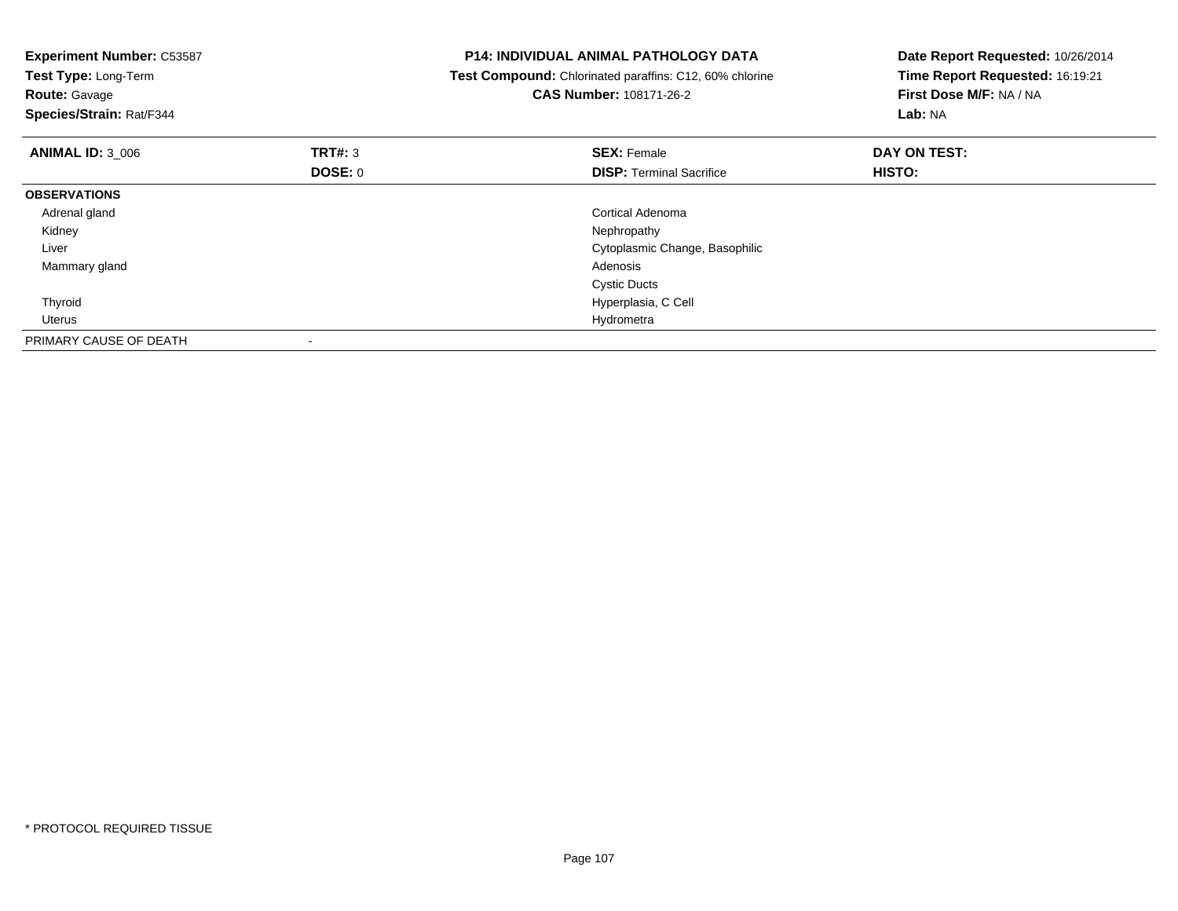**Experiment Number:** C53587
**Test Type:** Long-Term
**Route:** Gavage
**Species/Strain:** Rat/F344

**P14: INDIVIDUAL ANIMAL PATHOLOGY DATA**
**Test Compound:** Chlorinated paraffins: C12, 60% chlorine
**CAS Number:** 108171-26-2

**Date Report Requested:** 10/26/2014
**Time Report Requested:** 16:19:21
**First Dose M/F:** NA / NA
**Lab:** NA

| **ANIMAL ID:** 3_006 | **TRT#:** 3 | **SEX:** Female | **DAY ON TEST:** |
|---|---|---|---|
| | **DOSE:** 0 | **DISP:** Terminal Sacrifice | **HISTO:** |
| **OBSERVATIONS** | | | |
| Adrenal gland | | Cortical Adenoma | |
| Kidney | | Nephropathy | |
| Liver | | Cytoplasmic Change, Basophilic | |
| Mammary gland | | Adenosis | |
| | | Cystic Ducts | |
| Thyroid | | Hyperplasia, C Cell | |
| Uterus | | Hydrometra | |
| PRIMARY CAUSE OF DEATH | - | | |

\* PROTOCOL REQUIRED TISSUE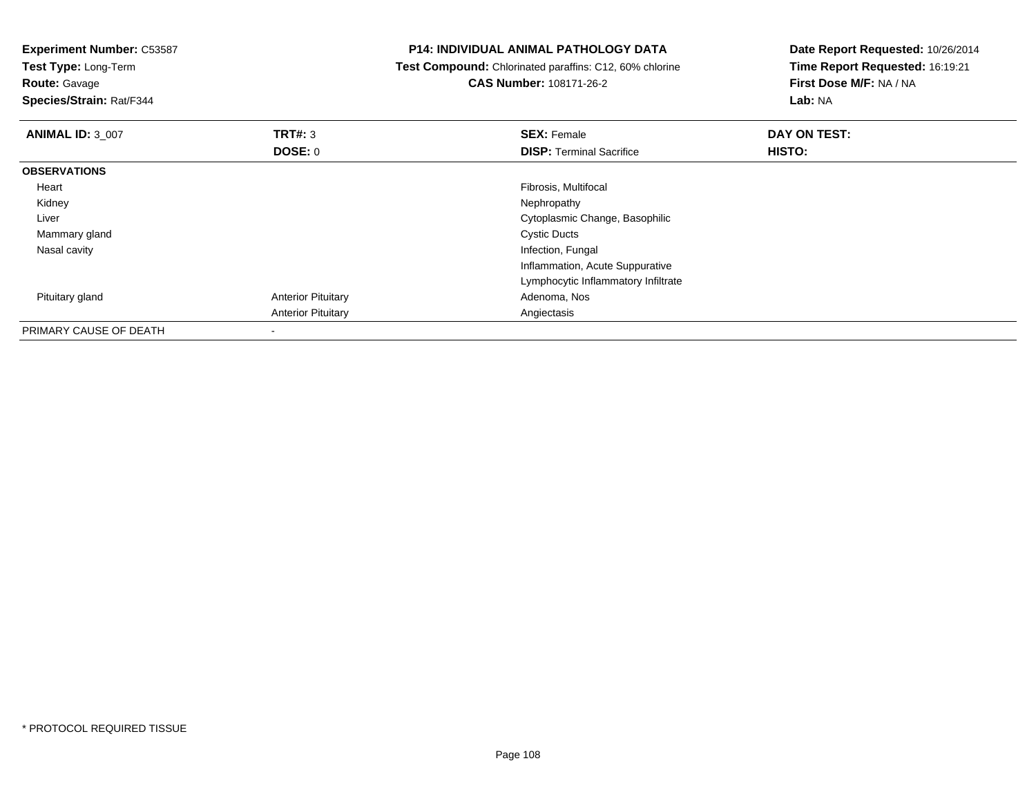**Experiment Number:** C53587
**Test Type:** Long-Term
**Route:** Gavage
**Species/Strain:** Rat/F344

**P14: INDIVIDUAL ANIMAL PATHOLOGY DATA**
**Test Compound:** Chlorinated paraffins: C12, 60% chlorine
**CAS Number:** 108171-26-2

**Date Report Requested:** 10/26/2014
**Time Report Requested:** 16:19:21
**First Dose M/F:** NA / NA
**Lab:** NA

| **ANIMAL ID:** 3_007 | **TRT#:** 3 | **SEX:** Female | **DAY ON TEST:** |
|---|---|---|---|
| | **DOSE:** 0 | **DISP:** Terminal Sacrifice | **HISTO:** |
| **OBSERVATIONS** | | | |
| Heart | | Fibrosis, Multifocal | |
| Kidney | | Nephropathy | |
| Liver | | Cytoplasmic Change, Basophilic | |
| Mammary gland | | Cystic Ducts | |
| Nasal cavity | | Infection, Fungal | |
| | | Inflammation, Acute Suppurative | |
| | | Lymphocytic Inflammatory Infiltrate | |
| Pituitary gland | Anterior Pituitary | Adenoma, Nos | |
| | Anterior Pituitary | Angiectasis | |
| PRIMARY CAUSE OF DEATH | - | | |

* PROTOCOL REQUIRED TISSUE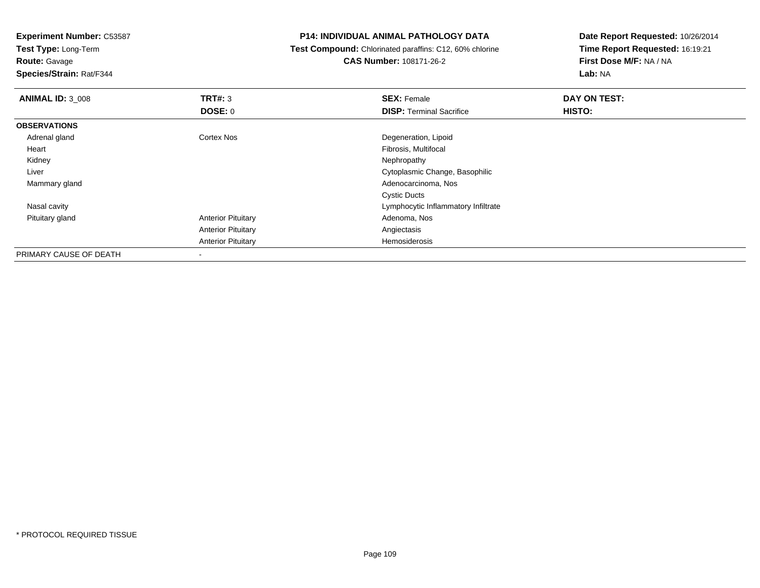**Experiment Number:** C53587
**Test Type:** Long-Term
**Route:** Gavage
**Species/Strain:** Rat/F344

**P14: INDIVIDUAL ANIMAL PATHOLOGY DATA**
**Test Compound:** Chlorinated paraffins: C12, 60% chlorine
**CAS Number:** 108171-26-2

**Date Report Requested:** 10/26/2014
**Time Report Requested:** 16:19:21
**First Dose M/F:** NA / NA
**Lab:** NA

| **ANIMAL ID:** 3_008 | **TRT#:** 3 | **SEX:** Female | **DAY ON TEST:** |
|---|---|---|---|
| | **DOSE:** 0 | **DISP:** Terminal Sacrifice | **HISTO:** |
| **OBSERVATIONS** | | | |
| Adrenal gland | Cortex Nos | Degeneration, Lipoid | |
| Heart | | Fibrosis, Multifocal | |
| Kidney | | Nephropathy | |
| Liver | | Cytoplasmic Change, Basophilic | |
| Mammary gland | | Adenocarcinoma, Nos | |
| | | Cystic Ducts | |
| Nasal cavity | | Lymphocytic Inflammatory Infiltrate | |
| Pituitary gland | Anterior Pituitary | Adenoma, Nos | |
| | Anterior Pituitary | Angiectasis | |
| | Anterior Pituitary | Hemosiderosis | |
| PRIMARY CAUSE OF DEATH | - | | |

\* PROTOCOL REQUIRED TISSUE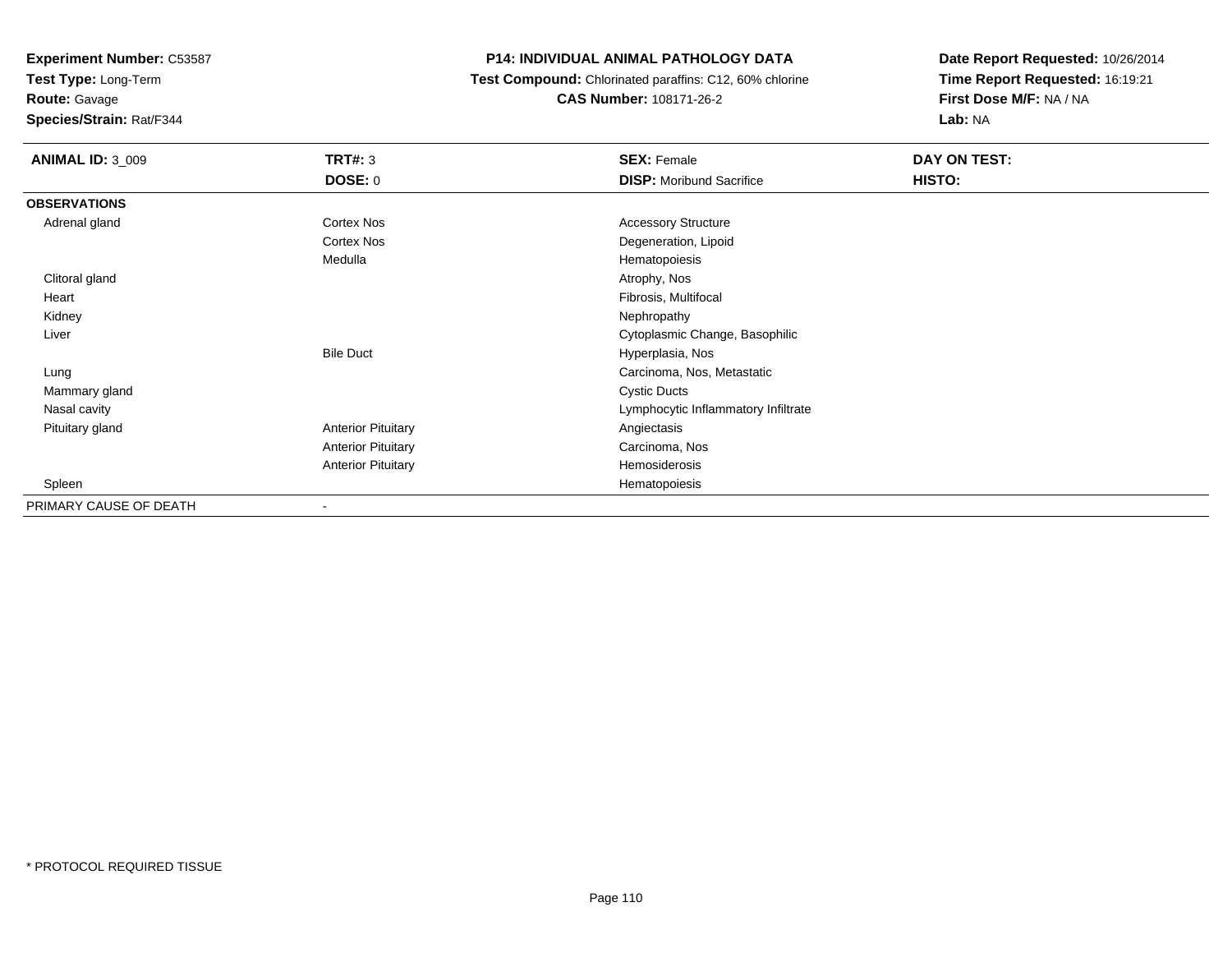**Experiment Number:** C53587
**Test Type:** Long-Term
**Route:** Gavage
**Species/Strain:** Rat/F344

**P14: INDIVIDUAL ANIMAL PATHOLOGY DATA**
**Test Compound:** Chlorinated paraffins: C12, 60% chlorine
**CAS Number:** 108171-26-2

**Date Report Requested:** 10/26/2014
**Time Report Requested:** 16:19:21
**First Dose M/F:** NA / NA
**Lab:** NA

| **ANIMAL ID:** 3_009 | **TRT#:** 3 | **SEX:** Female | **DAY ON TEST:** |
|---|---|---|---|
| | **DOSE:** 0 | **DISP:** Moribund Sacrifice | **HISTO:** |
| **OBSERVATIONS** | | | |
| Adrenal gland | Cortex Nos | Accessory Structure | |
| | Cortex Nos | Degeneration, Lipoid | |
| | Medulla | Hematopoiesis | |
| Clitoral gland | | Atrophy, Nos | |
| Heart | | Fibrosis, Multifocal | |
| Kidney | | Nephropathy | |
| Liver | | Cytoplasmic Change, Basophilic | |
| | Bile Duct | Hyperplasia, Nos | |
| Lung | | Carcinoma, Nos, Metastatic | |
| Mammary gland | | Cystic Ducts | |
| Nasal cavity | | Lymphocytic Inflammatory Infiltrate | |
| Pituitary gland | Anterior Pituitary | Angiectasis | |
| | Anterior Pituitary | Carcinoma, Nos | |
| | Anterior Pituitary | Hemosiderosis | |
| Spleen | | Hematopoiesis | |
| PRIMARY CAUSE OF DEATH | - | | |

* PROTOCOL REQUIRED TISSUE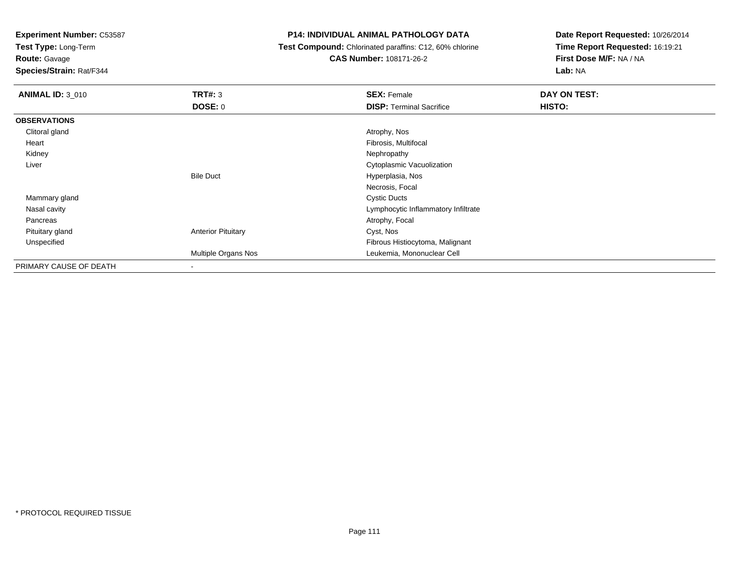**Experiment Number:** C53587
**Test Type:** Long-Term
**Route:** Gavage
**Species/Strain:** Rat/F344

**P14: INDIVIDUAL ANIMAL PATHOLOGY DATA**
**Test Compound:** Chlorinated paraffins: C12, 60% chlorine
**CAS Number:** 108171-26-2

**Date Report Requested:** 10/26/2014
**Time Report Requested:** 16:19:21
**First Dose M/F:** NA / NA
**Lab:** NA

| **ANIMAL ID:** 3_010 | **TRT#:** 3 | **SEX:** Female | **DAY ON TEST:** |
|---|---|---|---|
| | **DOSE:** 0 | **DISP:** Terminal Sacrifice | **HISTO:** |
| **OBSERVATIONS** | | | |
| Clitoral gland | | Atrophy, Nos | |
| Heart | | Fibrosis, Multifocal | |
| Kidney | | Nephropathy | |
| Liver | | Cytoplasmic Vacuolization | |
| | Bile Duct | Hyperplasia, Nos | |
| | | Necrosis, Focal | |
| Mammary gland | | Cystic Ducts | |
| Nasal cavity | | Lymphocytic Inflammatory Infiltrate | |
| Pancreas | | Atrophy, Focal | |
| Pituitary gland | Anterior Pituitary | Cyst, Nos | |
| Unspecified | | Fibrous Histiocytoma, Malignant | |
| | Multiple Organs Nos | Leukemia, Mononuclear Cell | |
| PRIMARY CAUSE OF DEATH | - | | |

\* PROTOCOL REQUIRED TISSUE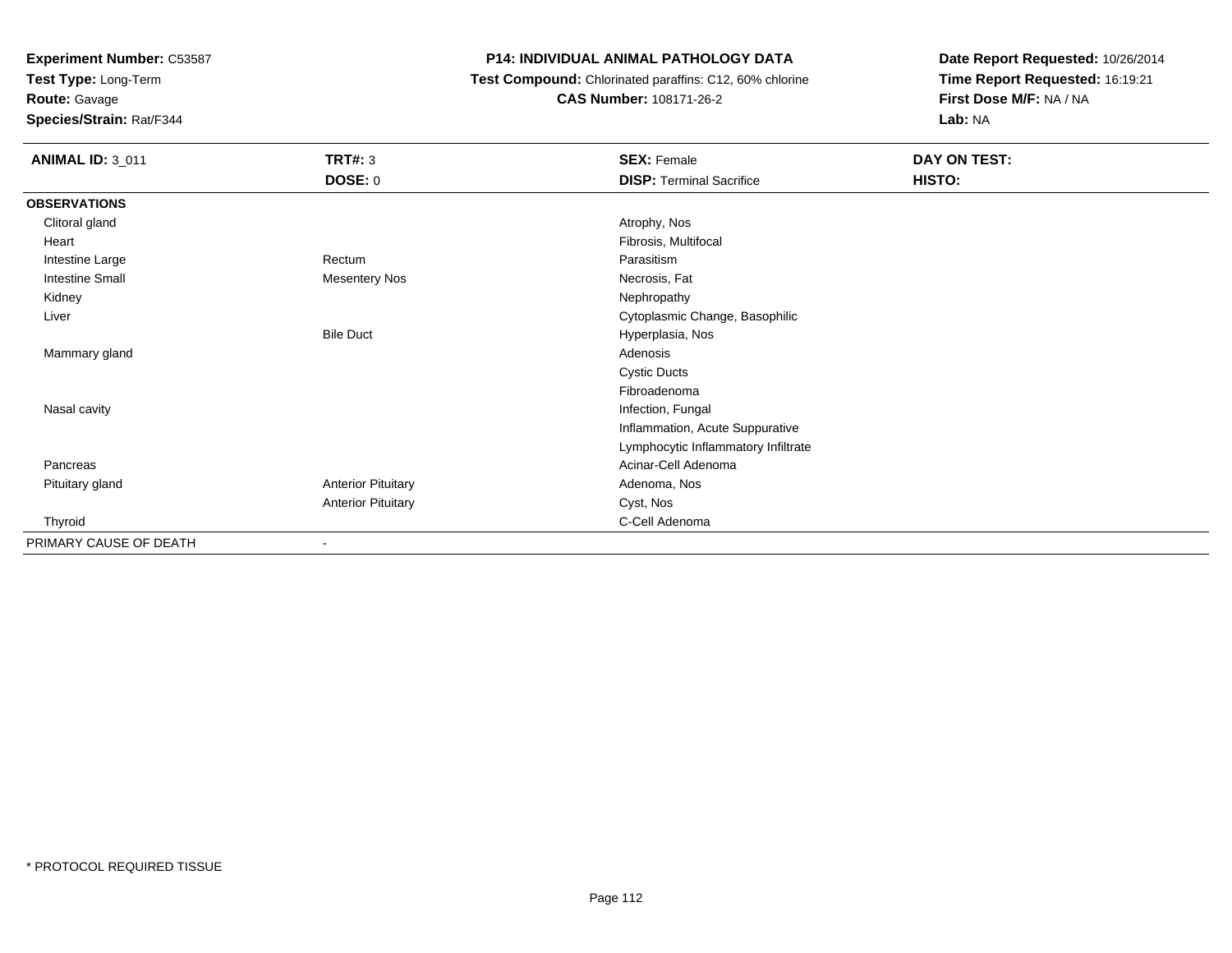**Experiment Number:** C53587
**Test Type:** Long-Term
**Route:** Gavage
**Species/Strain:** Rat/F344

**P14: INDIVIDUAL ANIMAL PATHOLOGY DATA**
**Test Compound:** Chlorinated paraffins: C12, 60% chlorine
**CAS Number:** 108171-26-2

**Date Report Requested:** 10/26/2014
**Time Report Requested:** 16:19:21
**First Dose M/F:** NA / NA
**Lab:** NA

| **ANIMAL ID:** 3_011 | **TRT#:** 3 | **SEX:** Female | **DAY ON TEST:** |
|---|---|---|---|
| | **DOSE:** 0 | **DISP:** Terminal Sacrifice | **HISTO:** |
| **OBSERVATIONS** | | | |
| Clitoral gland | | Atrophy, Nos | |
| Heart | | Fibrosis, Multifocal | |
| Intestine Large | Rectum | Parasitism | |
| Intestine Small | Mesentery Nos | Necrosis, Fat | |
| Kidney | | Nephropathy | |
| Liver | | Cytoplasmic Change, Basophilic | |
| | Bile Duct | Hyperplasia, Nos | |
| Mammary gland | | Adenosis | |
| | | Cystic Ducts | |
| | | Fibroadenoma | |
| Nasal cavity | | Infection, Fungal | |
| | | Inflammation, Acute Suppurative | |
| | | Lymphocytic Inflammatory Infiltrate | |
| Pancreas | | Acinar-Cell Adenoma | |
| Pituitary gland | Anterior Pituitary | Adenoma, Nos | |
| | Anterior Pituitary | Cyst, Nos | |
| Thyroid | | C-Cell Adenoma | |
| PRIMARY CAUSE OF DEATH | - | | |

* PROTOCOL REQUIRED TISSUE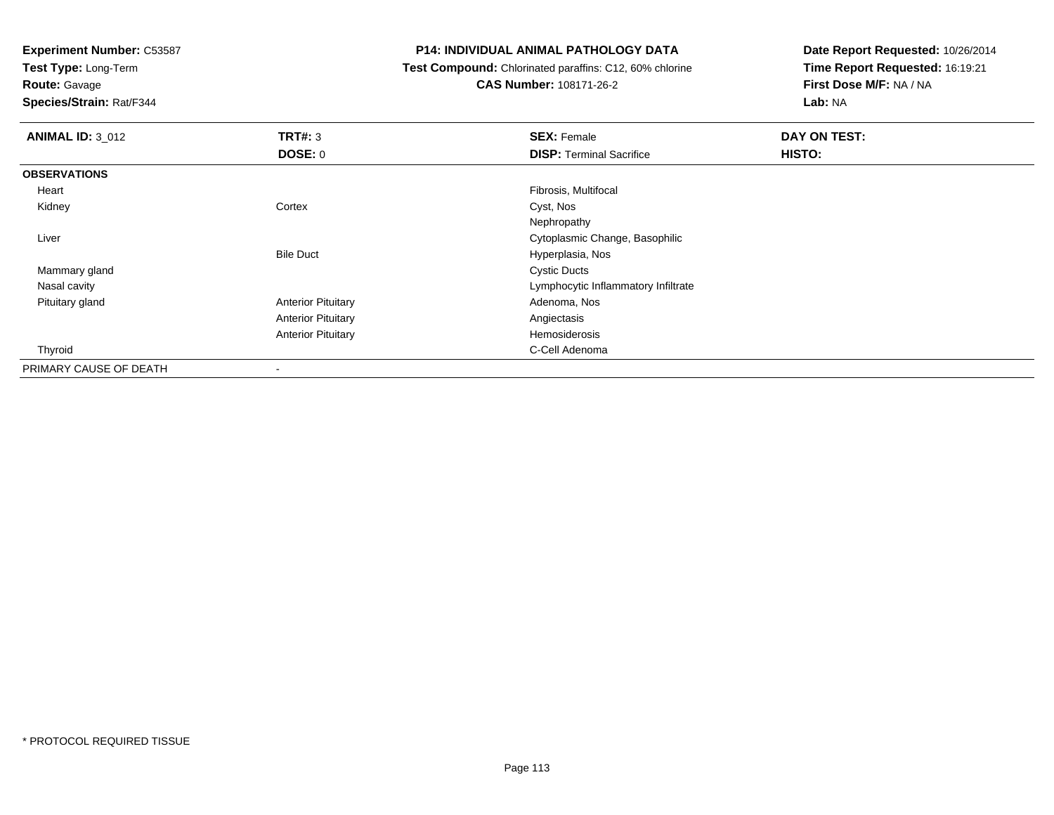**Experiment Number:** C53587
**Test Type:** Long-Term
**Route:** Gavage
**Species/Strain:** Rat/F344

**P14: INDIVIDUAL ANIMAL PATHOLOGY DATA**
**Test Compound:** Chlorinated paraffins: C12, 60% chlorine
**CAS Number:** 108171-26-2

**Date Report Requested:** 10/26/2014
**Time Report Requested:** 16:19:21
**First Dose M/F:** NA / NA
**Lab:** NA

| **ANIMAL ID:** 3_012 | **TRT#:** 3 | **SEX:** Female | **DAY ON TEST:** |
|---|---|---|---|
| | **DOSE:** 0 | **DISP:** Terminal Sacrifice | **HISTO:** |
| **OBSERVATIONS** | | | |
| Heart | | Fibrosis, Multifocal | |
| Kidney | Cortex | Cyst, Nos | |
| | | Nephropathy | |
| Liver | | Cytoplasmic Change, Basophilic | |
| | Bile Duct | Hyperplasia, Nos | |
| Mammary gland | | Cystic Ducts | |
| Nasal cavity | | Lymphocytic Inflammatory Infiltrate | |
| Pituitary gland | Anterior Pituitary | Adenoma, Nos | |
| | Anterior Pituitary | Angiectasis | |
| | Anterior Pituitary | Hemosiderosis | |
| Thyroid | | C-Cell Adenoma | |
| PRIMARY CAUSE OF DEATH | - | | |

* PROTOCOL REQUIRED TISSUE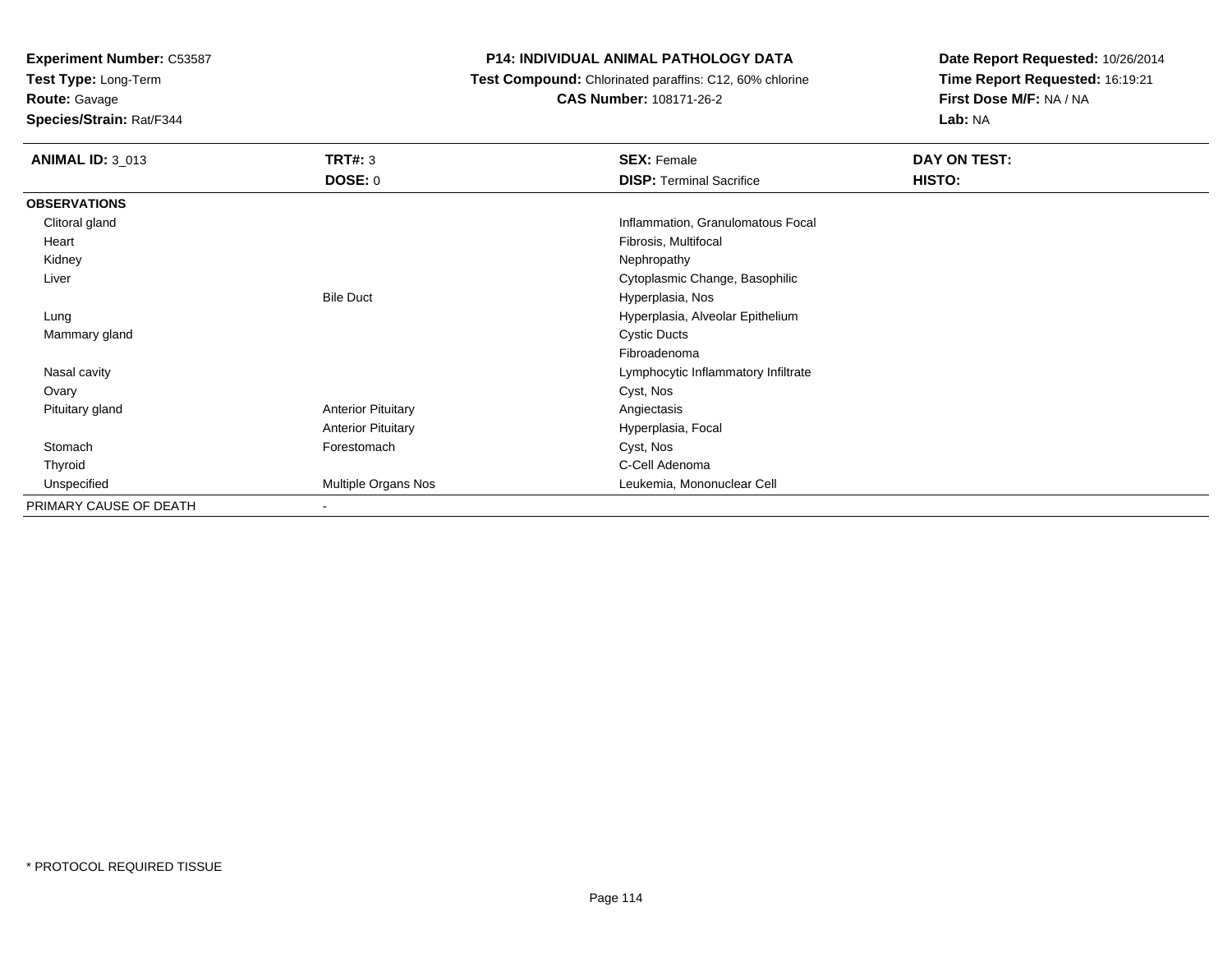**Experiment Number:** C53587
**Test Type:** Long-Term
**Route:** Gavage
**Species/Strain:** Rat/F344

**P14: INDIVIDUAL ANIMAL PATHOLOGY DATA**
**Test Compound:** Chlorinated paraffins: C12, 60% chlorine
**CAS Number:** 108171-26-2

**Date Report Requested:** 10/26/2014
**Time Report Requested:** 16:19:21
**First Dose M/F:** NA / NA
**Lab:** NA

| **ANIMAL ID:** 3_013 | **TRT#:** 3 | **SEX:** Female | **DAY ON TEST:** |
|---|---|---|---|
| | **DOSE:** 0 | **DISP:** Terminal Sacrifice | **HISTO:** |
| **OBSERVATIONS** | | | |
| Clitoral gland | | Inflammation, Granulomatous Focal | |
| Heart | | Fibrosis, Multifocal | |
| Kidney | | Nephropathy | |
| Liver | | Cytoplasmic Change, Basophilic | |
| | Bile Duct | Hyperplasia, Nos | |
| Lung | | Hyperplasia, Alveolar Epithelium | |
| Mammary gland | | Cystic Ducts | |
| | | Fibroadenoma | |
| Nasal cavity | | Lymphocytic Inflammatory Infiltrate | |
| Ovary | | Cyst, Nos | |
| Pituitary gland | Anterior Pituitary | Angiectasis | |
| | Anterior Pituitary | Hyperplasia, Focal | |
| Stomach | Forestomach | Cyst, Nos | |
| Thyroid | | C-Cell Adenoma | |
| Unspecified | Multiple Organs Nos | Leukemia, Mononuclear Cell | |
| PRIMARY CAUSE OF DEATH | - | | |

* PROTOCOL REQUIRED TISSUE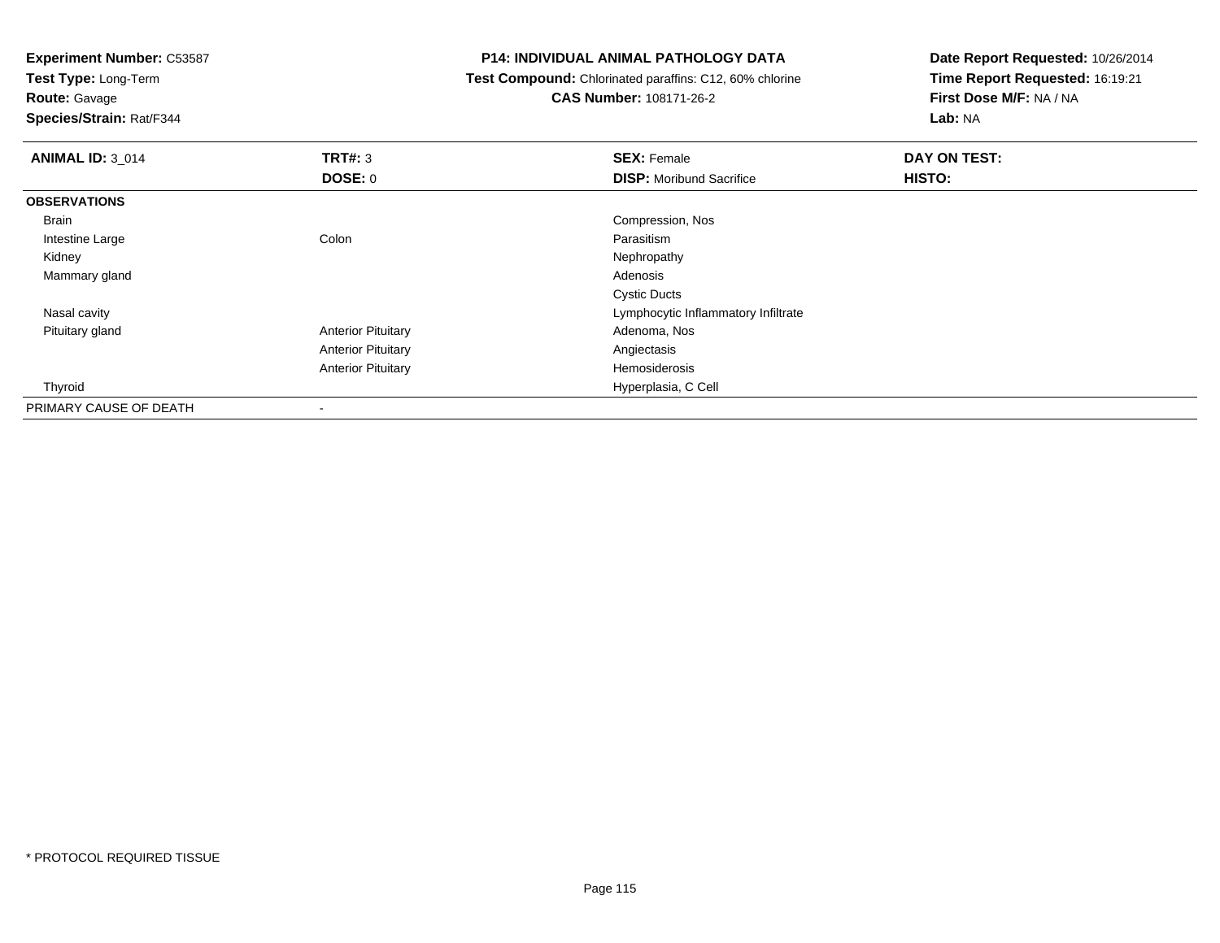**Experiment Number:** C53587
**Test Type:** Long-Term
**Route:** Gavage
**Species/Strain:** Rat/F344

**P14: INDIVIDUAL ANIMAL PATHOLOGY DATA**
**Test Compound:** Chlorinated paraffins: C12, 60% chlorine
**CAS Number:** 108171-26-2

**Date Report Requested:** 10/26/2014
**Time Report Requested:** 16:19:21
**First Dose M/F:** NA / NA
**Lab:** NA

| **ANIMAL ID:** 3_014 | **TRT#:** 3 | **SEX:** Female | **DAY ON TEST:** |
|---|---|---|---|
| | **DOSE:** 0 | **DISP:** Moribund Sacrifice | **HISTO:** |
| **OBSERVATIONS** | | | |
| Brain | | Compression, Nos | |
| Intestine Large | Colon | Parasitism | |
| Kidney | | Nephropathy | |
| Mammary gland | | Adenosis | |
| | | Cystic Ducts | |
| Nasal cavity | | Lymphocytic Inflammatory Infiltrate | |
| Pituitary gland | Anterior Pituitary | Adenoma, Nos | |
| | Anterior Pituitary | Angiectasis | |
| | Anterior Pituitary | Hemosiderosis | |
| Thyroid | | Hyperplasia, C Cell | |
| PRIMARY CAUSE OF DEATH | - | | |

* PROTOCOL REQUIRED TISSUE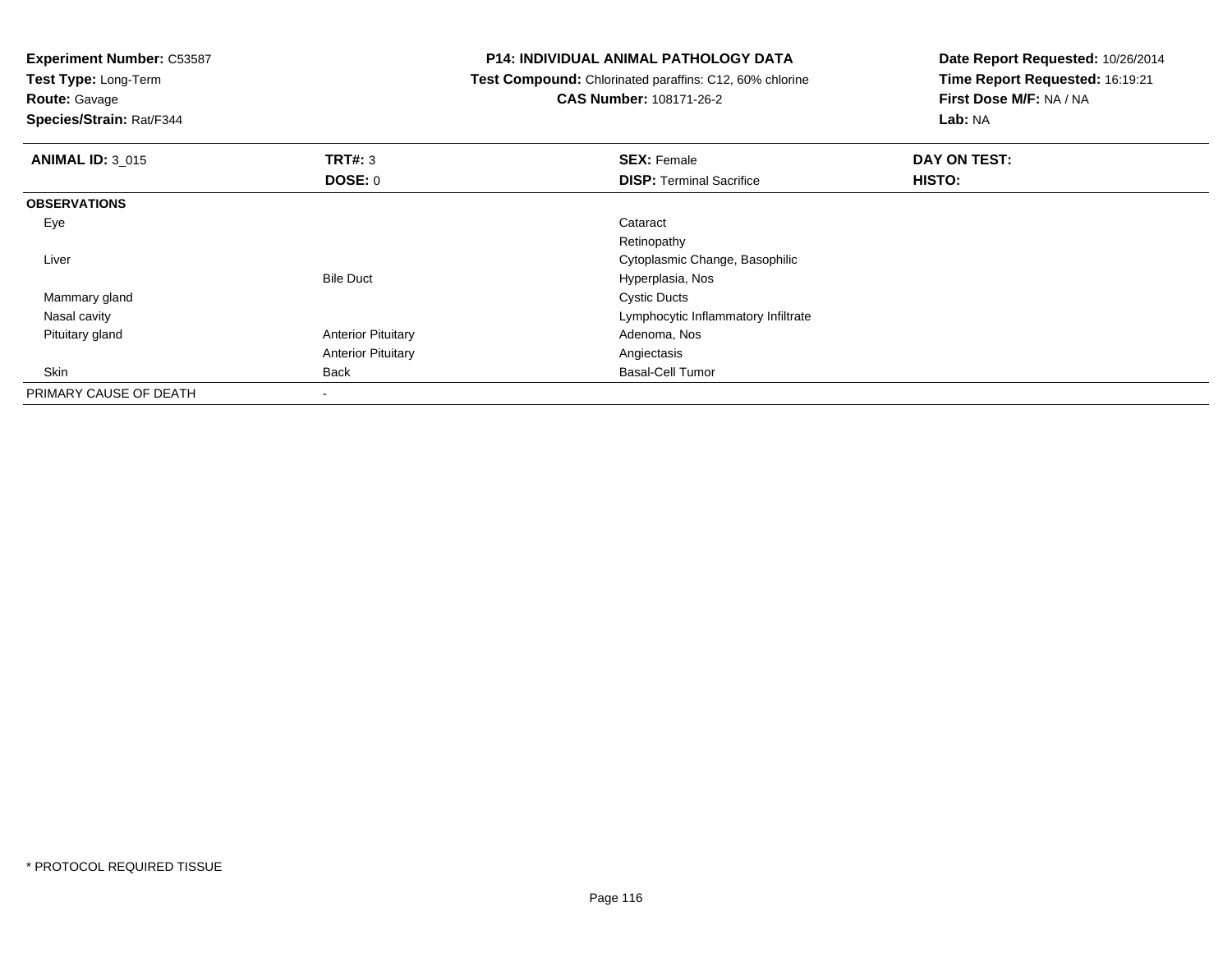**Experiment Number:** C53587
**Test Type:** Long-Term
**Route:** Gavage
**Species/Strain:** Rat/F344

**P14: INDIVIDUAL ANIMAL PATHOLOGY DATA**
**Test Compound:** Chlorinated paraffins: C12, 60% chlorine
**CAS Number:** 108171-26-2

**Date Report Requested:** 10/26/2014
**Time Report Requested:** 16:19:21
**First Dose M/F:** NA / NA
**Lab:** NA

| **ANIMAL ID:** 3_015 | **TRT#:** 3 | **SEX:** Female | **DAY ON TEST:** |
|---|---|---|---|
| | **DOSE:** 0 | **DISP:** Terminal Sacrifice | **HISTO:** |
| **OBSERVATIONS** | | | |
| Eye | | Cataract | |
| | | Retinopathy | |
| Liver | | Cytoplasmic Change, Basophilic | |
| | Bile Duct | Hyperplasia, Nos | |
| Mammary gland | | Cystic Ducts | |
| Nasal cavity | | Lymphocytic Inflammatory Infiltrate | |
| Pituitary gland | Anterior Pituitary | Adenoma, Nos | |
| | Anterior Pituitary | Angiectasis | |
| Skin | Back | Basal-Cell Tumor | |
| PRIMARY CAUSE OF DEATH | - | | |

* PROTOCOL REQUIRED TISSUE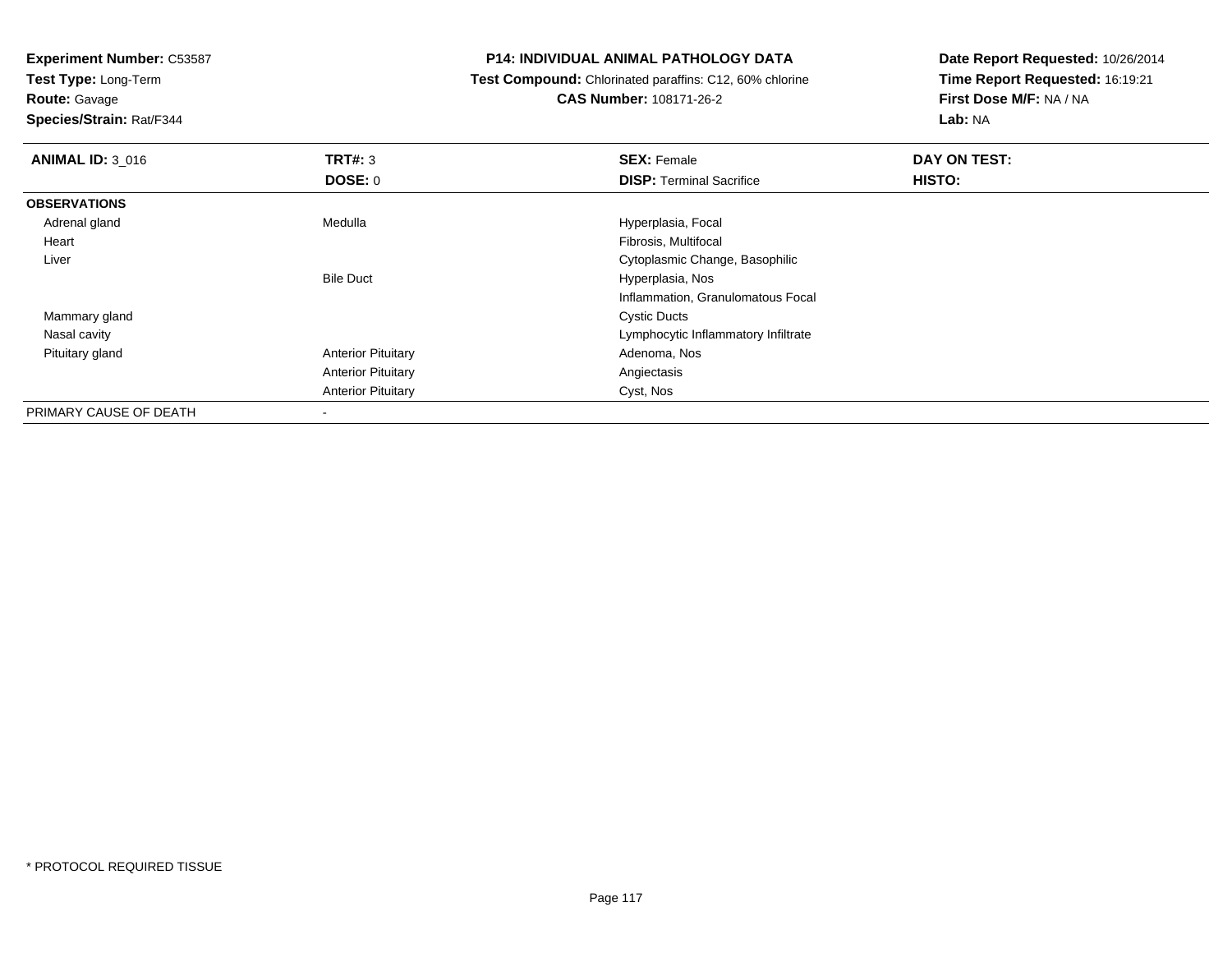**Experiment Number:** C53587
**Test Type:** Long-Term
**Route:** Gavage
**Species/Strain:** Rat/F344

**P14: INDIVIDUAL ANIMAL PATHOLOGY DATA**
**Test Compound:** Chlorinated paraffins: C12, 60% chlorine
**CAS Number:** 108171-26-2

**Date Report Requested:** 10/26/2014
**Time Report Requested:** 16:19:21
**First Dose M/F:** NA / NA
**Lab:** NA

| **ANIMAL ID:** 3_016 | **TRT#:** 3 | **SEX:** Female | **DAY ON TEST:** |
|---|---|---|---|
| | **DOSE:** 0 | **DISP:** Terminal Sacrifice | **HISTO:** |
| **OBSERVATIONS** | | | |
| Adrenal gland | Medulla | Hyperplasia, Focal | |
| Heart | | Fibrosis, Multifocal | |
| Liver | | Cytoplasmic Change, Basophilic | |
| | Bile Duct | Hyperplasia, Nos | |
| | | Inflammation, Granulomatous Focal | |
| Mammary gland | | Cystic Ducts | |
| Nasal cavity | | Lymphocytic Inflammatory Infiltrate | |
| Pituitary gland | Anterior Pituitary | Adenoma, Nos | |
| | Anterior Pituitary | Angiectasis | |
| | Anterior Pituitary | Cyst, Nos | |
| PRIMARY CAUSE OF DEATH | - | | |

* PROTOCOL REQUIRED TISSUE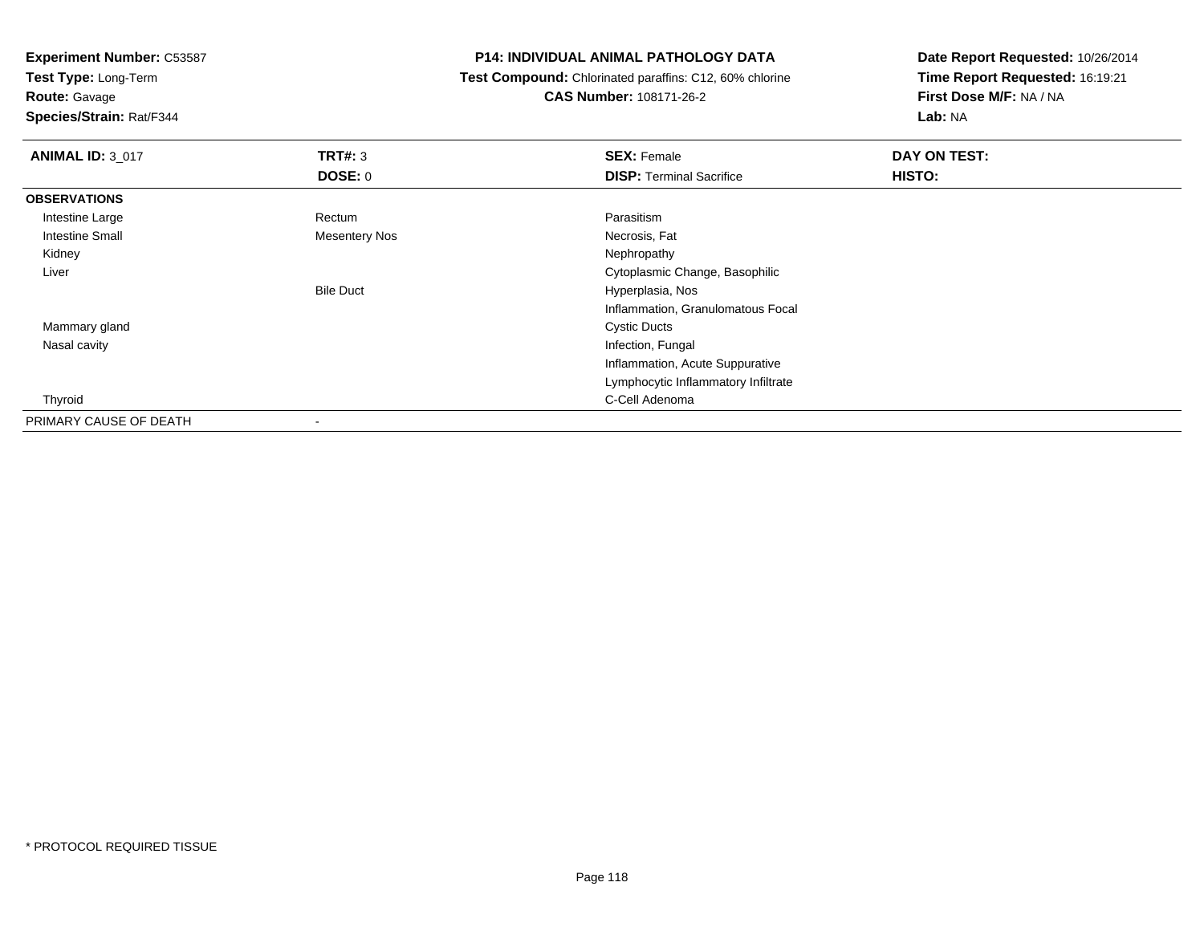**Experiment Number:** C53587
**Test Type:** Long-Term
**Route:** Gavage
**Species/Strain:** Rat/F344

**P14: INDIVIDUAL ANIMAL PATHOLOGY DATA**
**Test Compound:** Chlorinated paraffins: C12, 60% chlorine
**CAS Number:** 108171-26-2

**Date Report Requested:** 10/26/2014
**Time Report Requested:** 16:19:21
**First Dose M/F:** NA / NA
**Lab:** NA

| **ANIMAL ID:** 3_017 | **TRT#:** 3 | **SEX:** Female | **DAY ON TEST:** |
|---|---|---|---|
| | **DOSE:** 0 | **DISP:** Terminal Sacrifice | **HISTO:** |
| **OBSERVATIONS** | | | |
| Intestine Large | Rectum | Parasitism | |
| Intestine Small | Mesentery Nos | Necrosis, Fat | |
| Kidney | | Nephropathy | |
| Liver | | Cytoplasmic Change, Basophilic | |
| | Bile Duct | Hyperplasia, Nos | |
| | | Inflammation, Granulomatous Focal | |
| Mammary gland | | Cystic Ducts | |
| Nasal cavity | | Infection, Fungal | |
| | | Inflammation, Acute Suppurative | |
| | | Lymphocytic Inflammatory Infiltrate | |
| Thyroid | | C-Cell Adenoma | |
| PRIMARY CAUSE OF DEATH | - | | |

* PROTOCOL REQUIRED TISSUE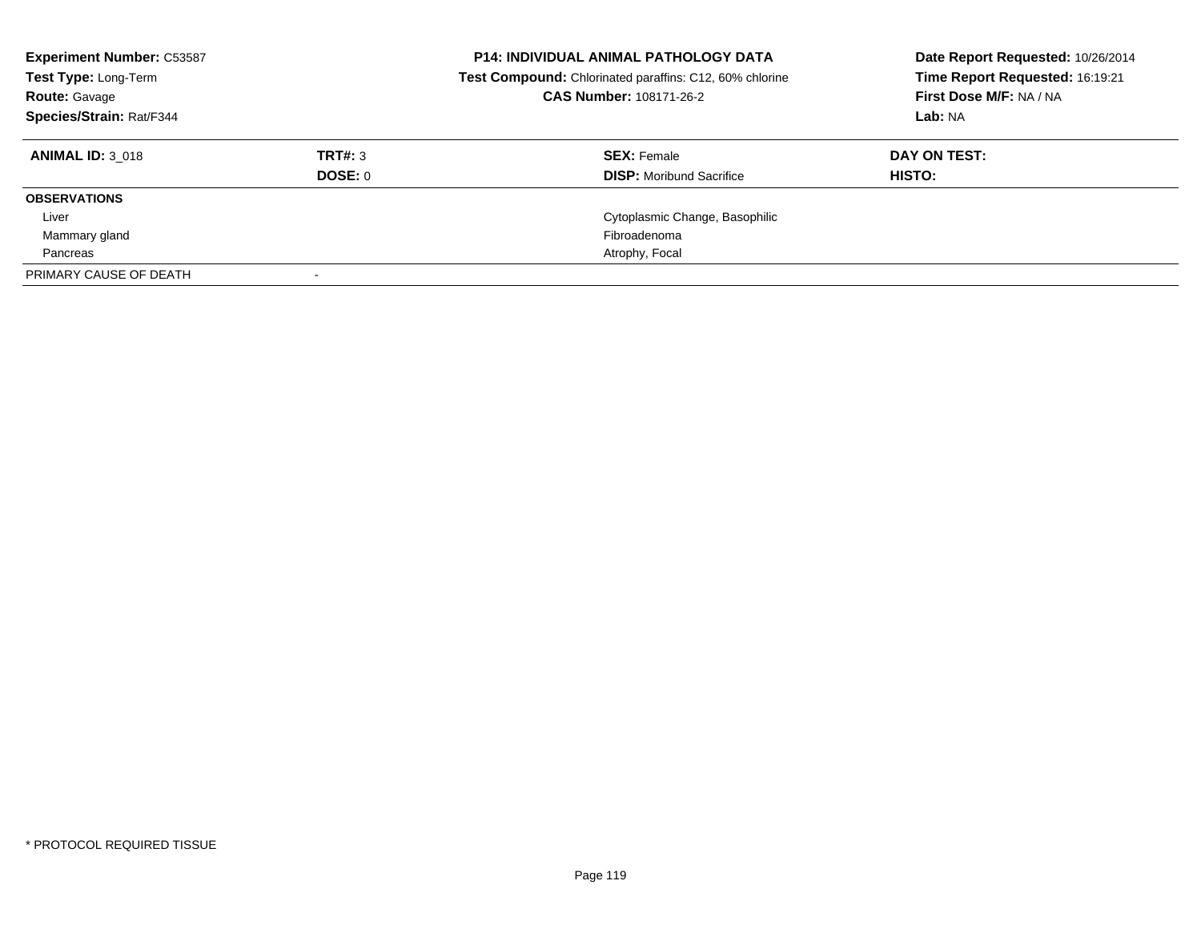**Experiment Number:** C53587
**Test Type:** Long-Term
**Route:** Gavage
**Species/Strain:** Rat/F344

**P14: INDIVIDUAL ANIMAL PATHOLOGY DATA**
**Test Compound:** Chlorinated paraffins: C12, 60% chlorine
**CAS Number:** 108171-26-2

**Date Report Requested:** 10/26/2014
**Time Report Requested:** 16:19:21
**First Dose M/F:** NA / NA
**Lab:** NA

| | | | |
|---|---|---|---|
| **ANIMAL ID:** 3_018 | **TRT#:** 3 | **SEX:** Female | **DAY ON TEST:** |
| | **DOSE:** 0 | **DISP:** Moribund Sacrifice | **HISTO:** |
| **OBSERVATIONS** | | | |
| Liver | | Cytoplasmic Change, Basophilic | |
| Mammary gland | | Fibroadenoma | |
| Pancreas | | Atrophy, Focal | |
| PRIMARY CAUSE OF DEATH | - | | |

* PROTOCOL REQUIRED TISSUE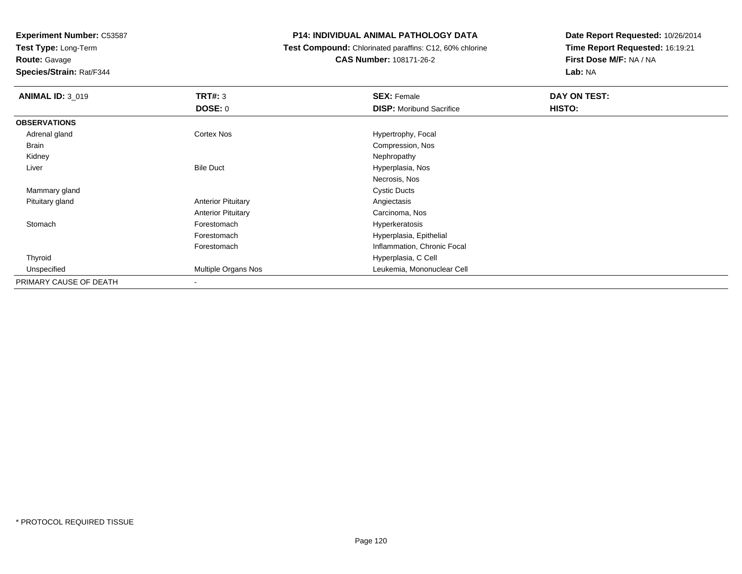**Experiment Number:** C53587
**Test Type:** Long-Term
**Route:** Gavage
**Species/Strain:** Rat/F344

**P14: INDIVIDUAL ANIMAL PATHOLOGY DATA**
**Test Compound:** Chlorinated paraffins: C12, 60% chlorine
**CAS Number:** 108171-26-2

**Date Report Requested:** 10/26/2014
**Time Report Requested:** 16:19:21
**First Dose M/F:** NA / NA
**Lab:** NA

| **ANIMAL ID:** 3_019 | **TRT#:** 3 | **SEX:** Female | **DAY ON TEST:** |
|---|---|---|---|
| | **DOSE:** 0 | **DISP:** Moribund Sacrifice | **HISTO:** |
| **OBSERVATIONS** | | | |
| Adrenal gland | Cortex Nos | Hypertrophy, Focal | |
| Brain | | Compression, Nos | |
| Kidney | | Nephropathy | |
| Liver | Bile Duct | Hyperplasia, Nos | |
| | | Necrosis, Nos | |
| Mammary gland | | Cystic Ducts | |
| Pituitary gland | Anterior Pituitary | Angiectasis | |
| | Anterior Pituitary | Carcinoma, Nos | |
| Stomach | Forestomach | Hyperkeratosis | |
| | Forestomach | Hyperplasia, Epithelial | |
| | Forestomach | Inflammation, Chronic Focal | |
| Thyroid | | Hyperplasia, C Cell | |
| Unspecified | Multiple Organs Nos | Leukemia, Mononuclear Cell | |
| PRIMARY CAUSE OF DEATH | - | | |

* PROTOCOL REQUIRED TISSUE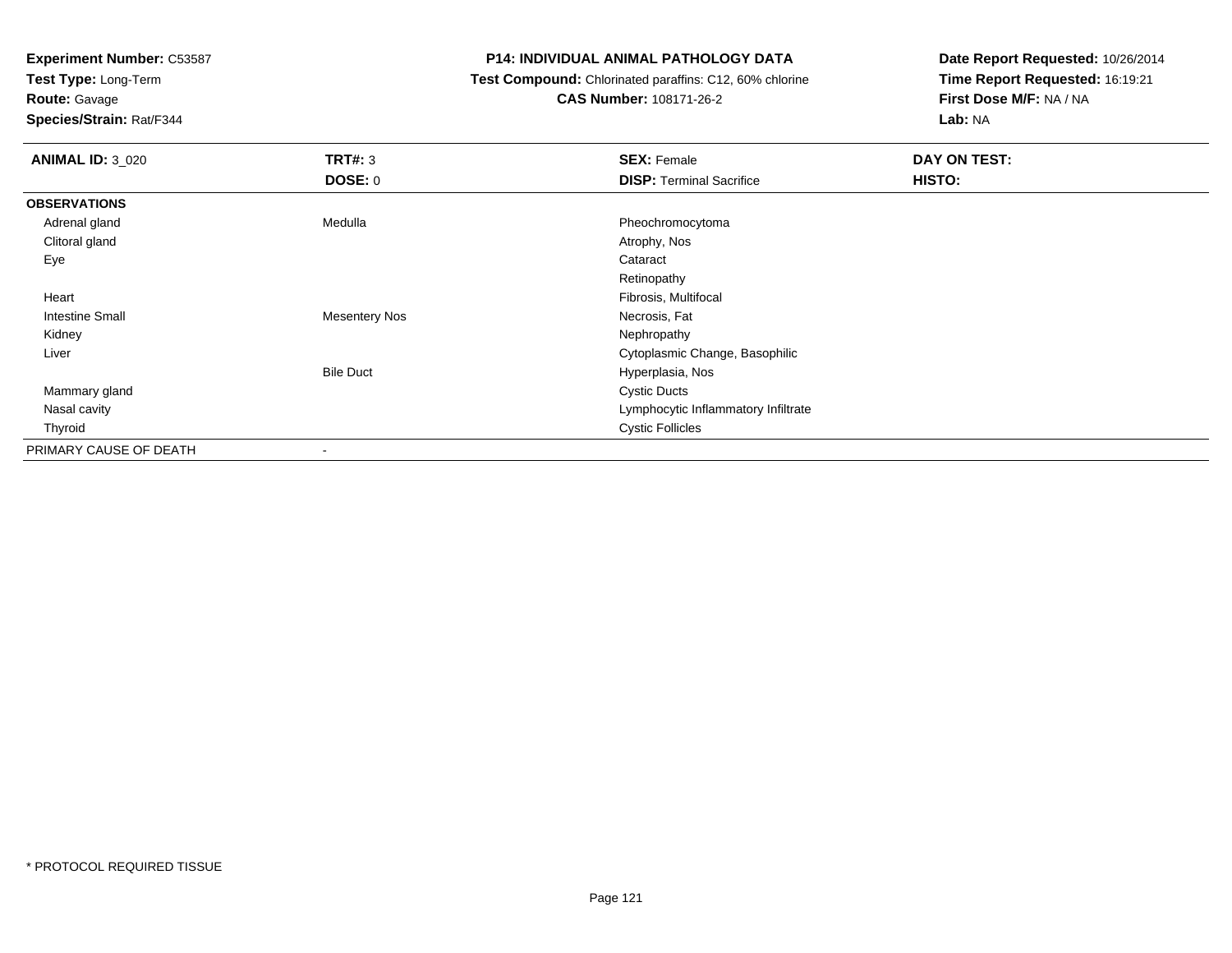**Experiment Number:** C53587
**Test Type:** Long-Term
**Route:** Gavage
**Species/Strain:** Rat/F344

**P14: INDIVIDUAL ANIMAL PATHOLOGY DATA**
**Test Compound:** Chlorinated paraffins: C12, 60% chlorine
**CAS Number:** 108171-26-2

**Date Report Requested:** 10/26/2014
**Time Report Requested:** 16:19:21
**First Dose M/F:** NA / NA
**Lab:** NA

| **ANIMAL ID:** 3_020 | **TRT#:** 3 | **SEX:** Female | **DAY ON TEST:** |
|---|---|---|---|
| | **DOSE:** 0 | **DISP:** Terminal Sacrifice | **HISTO:** |
| **OBSERVATIONS** | | | |
| Adrenal gland | Medulla | Pheochromocytoma | |
| Clitoral gland | | Atrophy, Nos | |
| Eye | | Cataract | |
| | | Retinopathy | |
| Heart | | Fibrosis, Multifocal | |
| Intestine Small | Mesentery Nos | Necrosis, Fat | |
| Kidney | | Nephropathy | |
| Liver | | Cytoplasmic Change, Basophilic | |
| | Bile Duct | Hyperplasia, Nos | |
| Mammary gland | | Cystic Ducts | |
| Nasal cavity | | Lymphocytic Inflammatory Infiltrate | |
| Thyroid | | Cystic Follicles | |
| PRIMARY CAUSE OF DEATH | - | | |

* PROTOCOL REQUIRED TISSUE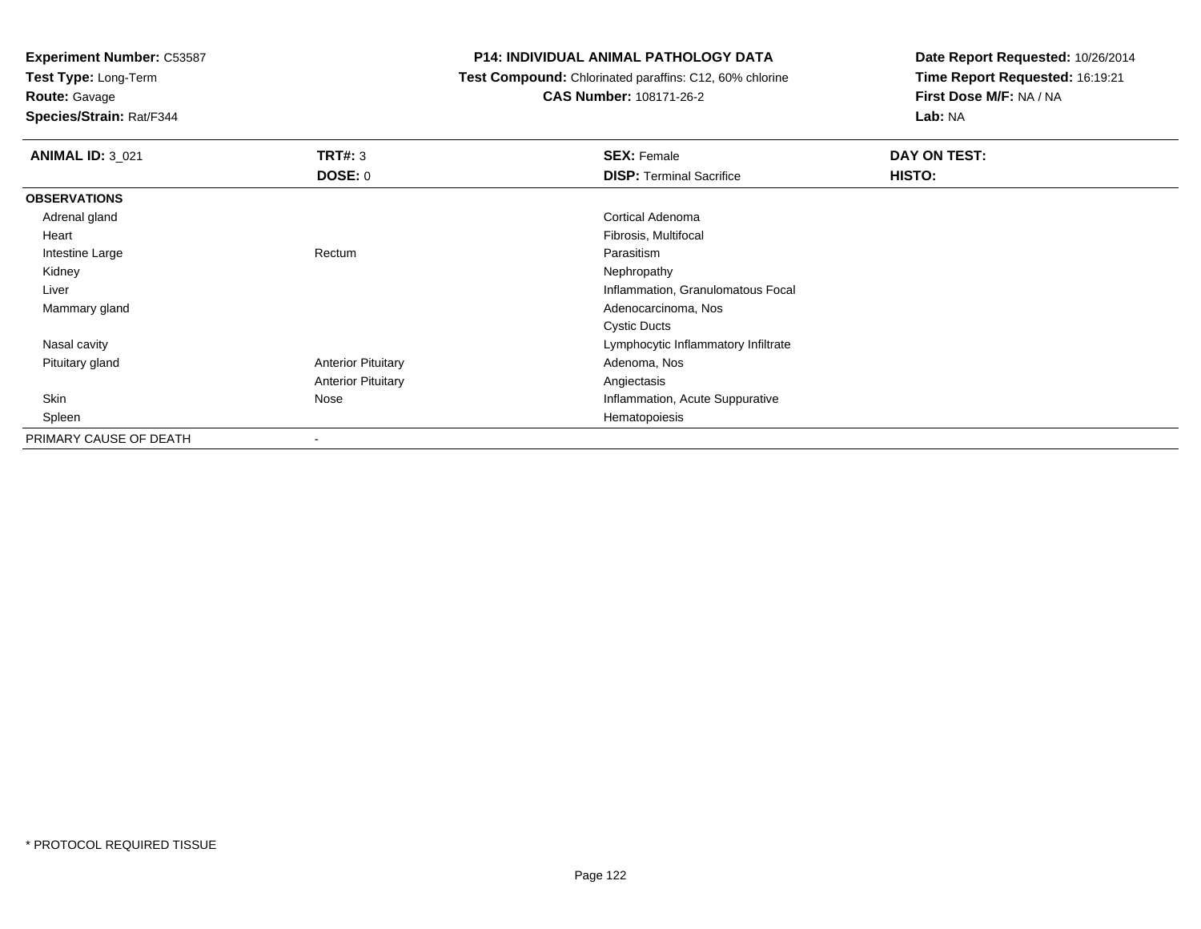**Experiment Number:** C53587
**Test Type:** Long-Term
**Route:** Gavage
**Species/Strain:** Rat/F344

**P14: INDIVIDUAL ANIMAL PATHOLOGY DATA**
**Test Compound:** Chlorinated paraffins: C12, 60% chlorine
**CAS Number:** 108171-26-2

**Date Report Requested:** 10/26/2014
**Time Report Requested:** 16:19:21
**First Dose M/F:** NA / NA
**Lab:** NA

| **ANIMAL ID:** 3_021 | **TRT#:** 3 | **SEX:** Female | **DAY ON TEST:** |
|---|---|---|---|
| | **DOSE:** 0 | **DISP:** Terminal Sacrifice | **HISTO:** |
| **OBSERVATIONS** | | | |
| Adrenal gland | | Cortical Adenoma | |
| Heart | | Fibrosis, Multifocal | |
| Intestine Large | Rectum | Parasitism | |
| Kidney | | Nephropathy | |
| Liver | | Inflammation, Granulomatous Focal | |
| Mammary gland | | Adenocarcinoma, Nos | |
| | | Cystic Ducts | |
| Nasal cavity | | Lymphocytic Inflammatory Infiltrate | |
| Pituitary gland | Anterior Pituitary | Adenoma, Nos | |
| | Anterior Pituitary | Angiectasis | |
| Skin | Nose | Inflammation, Acute Suppurative | |
| Spleen | | Hematopoiesis | |
| PRIMARY CAUSE OF DEATH | - | | |

* PROTOCOL REQUIRED TISSUE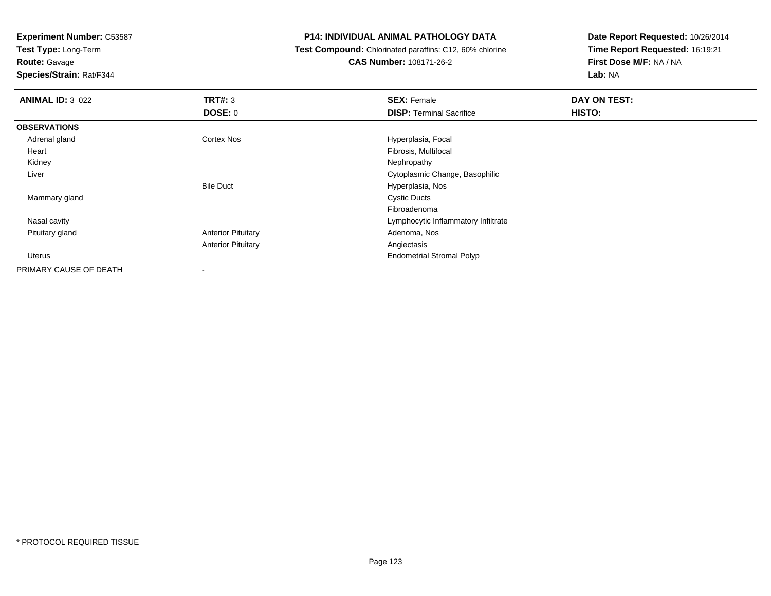**Experiment Number:** C53587
**Test Type:** Long-Term
**Route:** Gavage
**Species/Strain:** Rat/F344

**P14: INDIVIDUAL ANIMAL PATHOLOGY DATA**
**Test Compound:** Chlorinated paraffins: C12, 60% chlorine
**CAS Number:** 108171-26-2

**Date Report Requested:** 10/26/2014
**Time Report Requested:** 16:19:21
**First Dose M/F:** NA / NA
**Lab:** NA

| **ANIMAL ID:** 3_022 | **TRT#:** 3 | **SEX:** Female | **DAY ON TEST:** |
|---|---|---|---|
| | **DOSE:** 0 | **DISP:** Terminal Sacrifice | **HISTO:** |
| **OBSERVATIONS** | | | |
| Adrenal gland | Cortex Nos | Hyperplasia, Focal | |
| Heart | | Fibrosis, Multifocal | |
| Kidney | | Nephropathy | |
| Liver | | Cytoplasmic Change, Basophilic | |
| | Bile Duct | Hyperplasia, Nos | |
| Mammary gland | | Cystic Ducts | |
| | | Fibroadenoma | |
| Nasal cavity | | Lymphocytic Inflammatory Infiltrate | |
| Pituitary gland | Anterior Pituitary | Adenoma, Nos | |
| | Anterior Pituitary | Angiectasis | |
| Uterus | | Endometrial Stromal Polyp | |
| PRIMARY CAUSE OF DEATH | - | | |

\* PROTOCOL REQUIRED TISSUE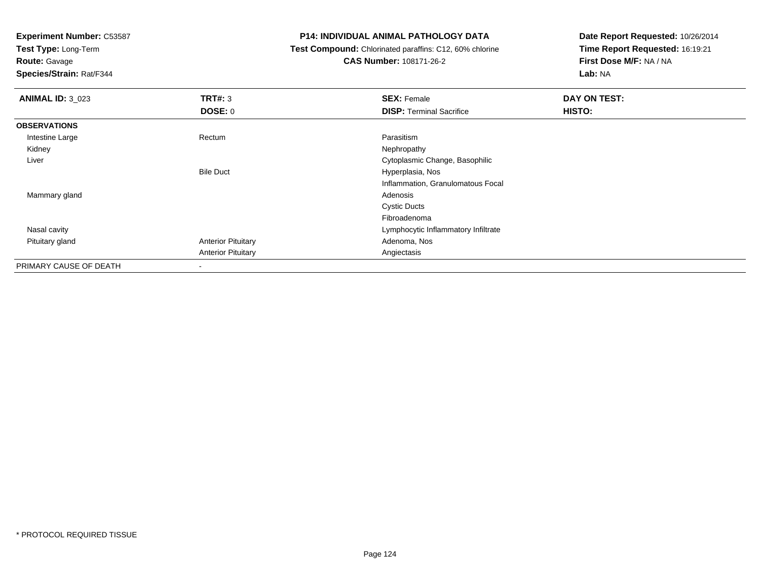**Experiment Number:** C53587
**Test Type:** Long-Term
**Route:** Gavage
**Species/Strain:** Rat/F344

**P14: INDIVIDUAL ANIMAL PATHOLOGY DATA**
**Test Compound:** Chlorinated paraffins: C12, 60% chlorine
**CAS Number:** 108171-26-2

**Date Report Requested:** 10/26/2014
**Time Report Requested:** 16:19:21
**First Dose M/F:** NA / NA
**Lab:** NA

| **ANIMAL ID:** 3_023 | **TRT#:** 3 | **SEX:** Female | **DAY ON TEST:** |
|---|---|---|---|
| | **DOSE:** 0 | **DISP:** Terminal Sacrifice | **HISTO:** |
| **OBSERVATIONS** | | | |
| Intestine Large | Rectum | Parasitism | |
| Kidney | | Nephropathy | |
| Liver | | Cytoplasmic Change, Basophilic | |
| | Bile Duct | Hyperplasia, Nos | |
| | | Inflammation, Granulomatous Focal | |
| Mammary gland | | Adenosis | |
| | | Cystic Ducts | |
| | | Fibroadenoma | |
| Nasal cavity | | Lymphocytic Inflammatory Infiltrate | |
| Pituitary gland | Anterior Pituitary | Adenoma, Nos | |
| | Anterior Pituitary | Angiectasis | |
| PRIMARY CAUSE OF DEATH | - | | |

* PROTOCOL REQUIRED TISSUE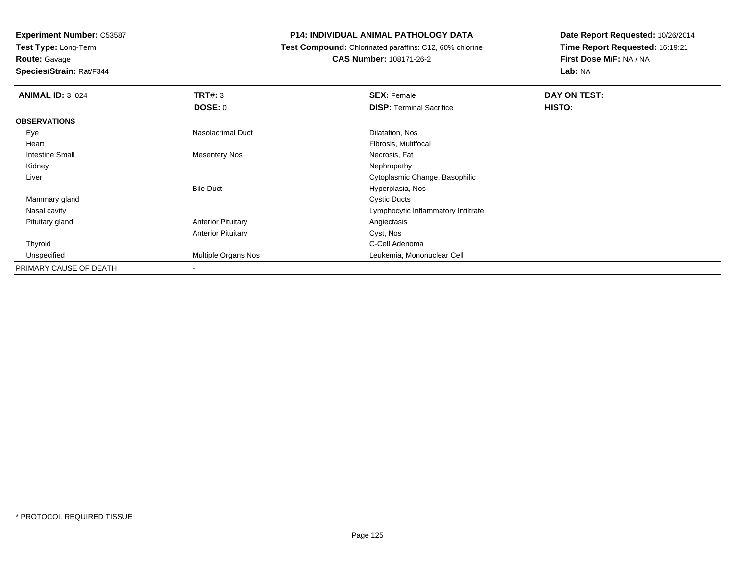**Experiment Number:** C53587
**Test Type:** Long-Term
**Route:** Gavage
**Species/Strain:** Rat/F344

# P14: INDIVIDUAL ANIMAL PATHOLOGY DATA

**Test Compound:** Chlorinated paraffins: C12, 60% chlorine
**CAS Number:** 108171-26-2

**Date Report Requested:** 10/26/2014
**Time Report Requested:** 16:19:21
**First Dose M/F:** NA / NA
**Lab:** NA

| **ANIMAL ID:** 3_024 | **TRT#:** 3 | **SEX:** Female | **DAY ON TEST:** |
|---|---|---|---|
| | **DOSE:** 0 | **DISP:** Terminal Sacrifice | **HISTO:** |
| **OBSERVATIONS** | | | |
| Eye | Nasolacrimal Duct | Dilatation, Nos | |
| Heart | | Fibrosis, Multifocal | |
| Intestine Small | Mesentery Nos | Necrosis, Fat | |
| Kidney | | Nephropathy | |
| Liver | | Cytoplasmic Change, Basophilic | |
| | Bile Duct | Hyperplasia, Nos | |
| Mammary gland | | Cystic Ducts | |
| Nasal cavity | | Lymphocytic Inflammatory Infiltrate | |
| Pituitary gland | Anterior Pituitary | Angiectasis | |
| | Anterior Pituitary | Cyst, Nos | |
| Thyroid | | C-Cell Adenoma | |
| Unspecified | Multiple Organs Nos | Leukemia, Mononuclear Cell | |
| PRIMARY CAUSE OF DEATH | - | | |

\* PROTOCOL REQUIRED TISSUE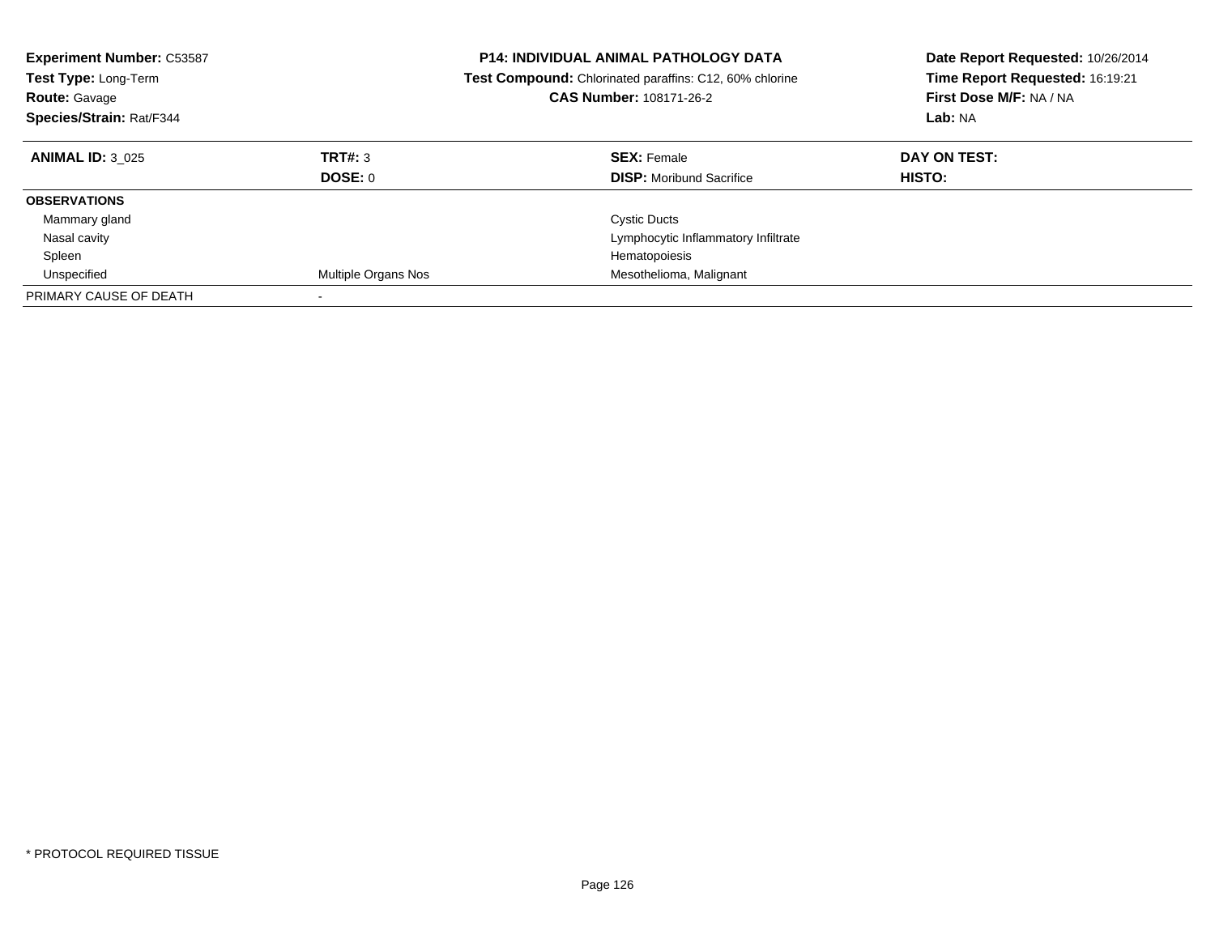**Experiment Number:** C53587
**Test Type:** Long-Term
**Route:** Gavage
**Species/Strain:** Rat/F344

**P14: INDIVIDUAL ANIMAL PATHOLOGY DATA**
**Test Compound:** Chlorinated paraffins: C12, 60% chlorine
**CAS Number:** 108171-26-2

**Date Report Requested:** 10/26/2014
**Time Report Requested:** 16:19:21
**First Dose M/F:** NA / NA
**Lab:** NA

| **ANIMAL ID:** 3_025 | **TRT#:** 3 | **SEX:** Female | **DAY ON TEST:** |
|---|---|---|---|
| | **DOSE:** 0 | **DISP:** Moribund Sacrifice | **HISTO:** |
| **OBSERVATIONS** | | | |
| Mammary gland | | Cystic Ducts | |
| Nasal cavity | | Lymphocytic Inflammatory Infiltrate | |
| Spleen | | Hematopoiesis | |
| Unspecified | Multiple Organs Nos | Mesothelioma, Malignant | |
| PRIMARY CAUSE OF DEATH | - | | |

* PROTOCOL REQUIRED TISSUE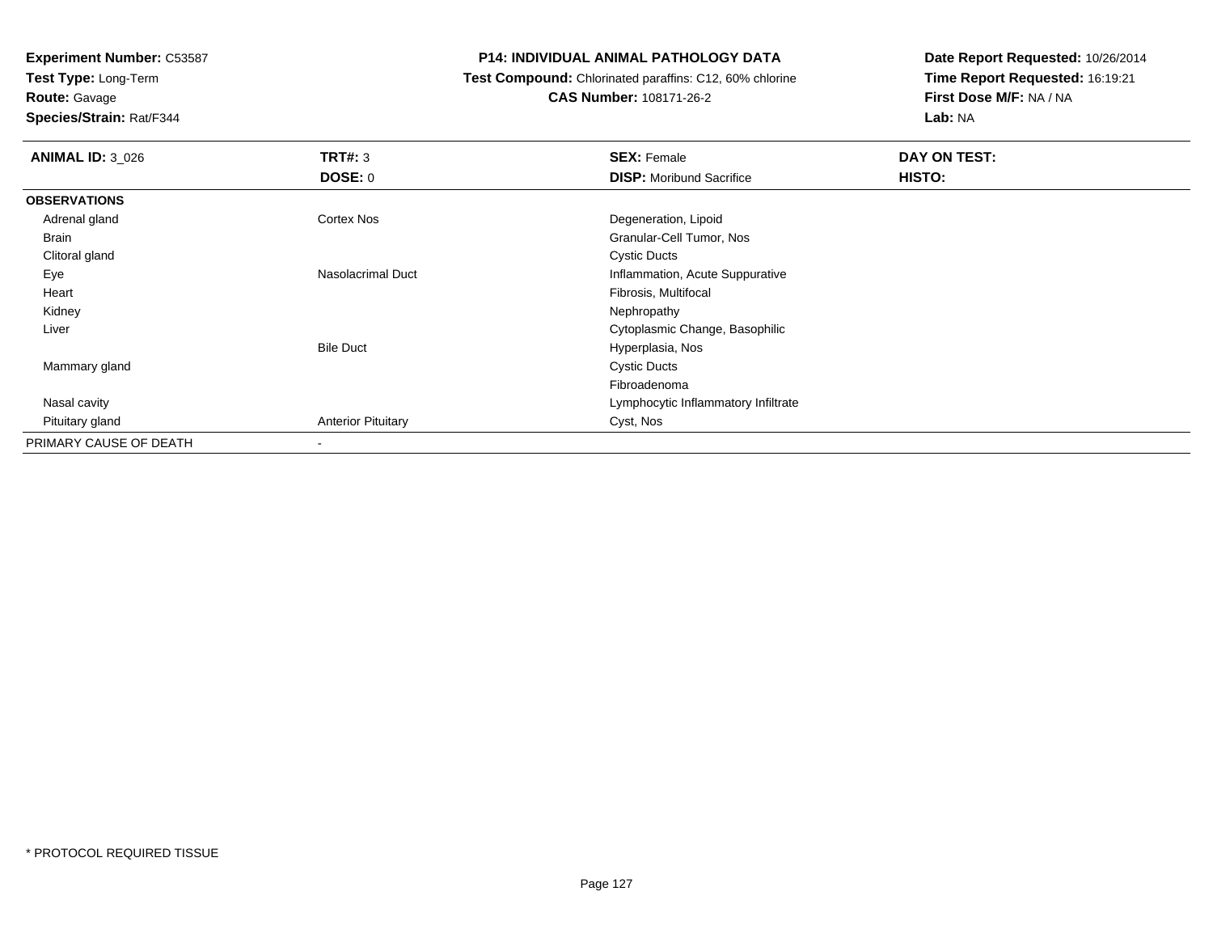**Experiment Number:** C53587
**Test Type:** Long-Term
**Route:** Gavage
**Species/Strain:** Rat/F344

# P14: INDIVIDUAL ANIMAL PATHOLOGY DATA

**Test Compound:** Chlorinated paraffins: C12, 60% chlorine
**CAS Number:** 108171-26-2

**Date Report Requested:** 10/26/2014
**Time Report Requested:** 16:19:21
**First Dose M/F:** NA / NA
**Lab:** NA

| **ANIMAL ID:** 3_026 | **TRT#:** 3 | **SEX:** Female | **DAY ON TEST:** |
|---|---|---|---|
| | **DOSE:** 0 | **DISP:** Moribund Sacrifice | **HISTO:** |
| **OBSERVATIONS** | | | |
| Adrenal gland | Cortex Nos | Degeneration, Lipoid | |
| Brain | | Granular-Cell Tumor, Nos | |
| Clitoral gland | | Cystic Ducts | |
| Eye | Nasolacrimal Duct | Inflammation, Acute Suppurative | |
| Heart | | Fibrosis, Multifocal | |
| Kidney | | Nephropathy | |
| Liver | | Cytoplasmic Change, Basophilic | |
| | Bile Duct | Hyperplasia, Nos | |
| Mammary gland | | Cystic Ducts | |
| | | Fibroadenoma | |
| Nasal cavity | | Lymphocytic Inflammatory Infiltrate | |
| Pituitary gland | Anterior Pituitary | Cyst, Nos | |
| PRIMARY CAUSE OF DEATH | - | | |

* PROTOCOL REQUIRED TISSUE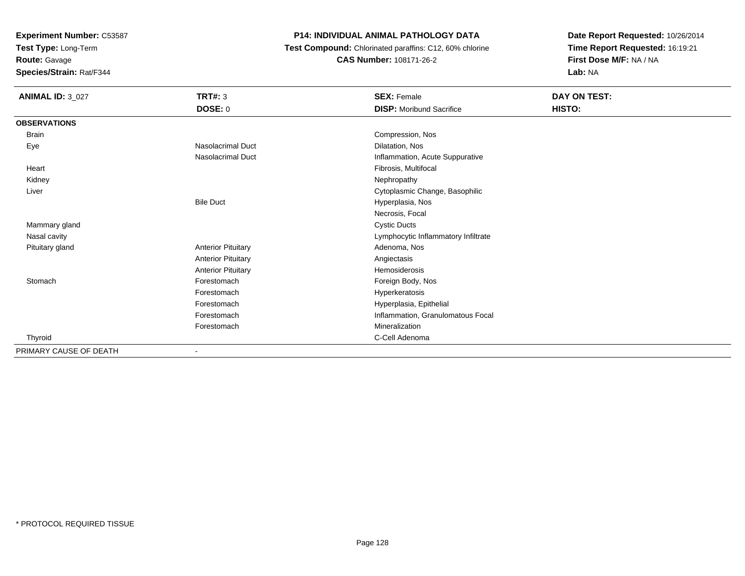**Experiment Number:** C53587
**Test Type:** Long-Term
**Route:** Gavage
**Species/Strain:** Rat/F344

**P14: INDIVIDUAL ANIMAL PATHOLOGY DATA**
**Test Compound:** Chlorinated paraffins: C12, 60% chlorine
**CAS Number:** 108171-26-2

**Date Report Requested:** 10/26/2014
**Time Report Requested:** 16:19:21
**First Dose M/F:** NA / NA
**Lab:** NA

| **ANIMAL ID:** 3_027 | **TRT#:** 3 | **SEX:** Female | **DAY ON TEST:** |
|---|---|---|---|
| | **DOSE:** 0 | **DISP:** Moribund Sacrifice | **HISTO:** |
| **OBSERVATIONS** | | | |
| Brain | | Compression, Nos | |
| Eye | Nasolacrimal Duct | Dilatation, Nos | |
| | Nasolacrimal Duct | Inflammation, Acute Suppurative | |
| Heart | | Fibrosis, Multifocal | |
| Kidney | | Nephropathy | |
| Liver | | Cytoplasmic Change, Basophilic | |
| | Bile Duct | Hyperplasia, Nos | |
| | | Necrosis, Focal | |
| Mammary gland | | Cystic Ducts | |
| Nasal cavity | | Lymphocytic Inflammatory Infiltrate | |
| Pituitary gland | Anterior Pituitary | Adenoma, Nos | |
| | Anterior Pituitary | Angiectasis | |
| | Anterior Pituitary | Hemosiderosis | |
| Stomach | Forestomach | Foreign Body, Nos | |
| | Forestomach | Hyperkeratosis | |
| | Forestomach | Hyperplasia, Epithelial | |
| | Forestomach | Inflammation, Granulomatous Focal | |
| | Forestomach | Mineralization | |
| Thyroid | | C-Cell Adenoma | |
| PRIMARY CAUSE OF DEATH | - | | |

* PROTOCOL REQUIRED TISSUE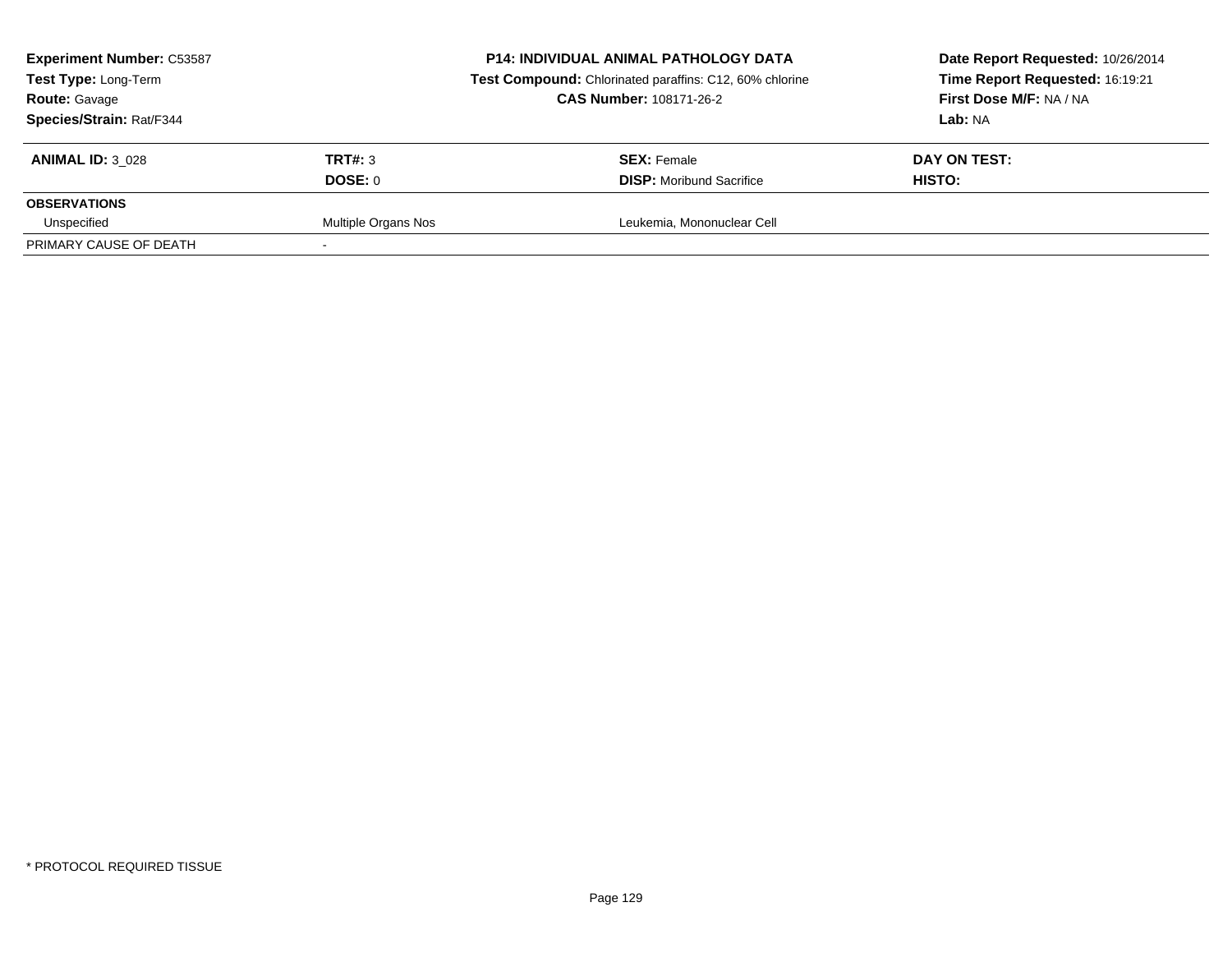**Experiment Number:** C53587
**Test Type:** Long-Term
**Route:** Gavage
**Species/Strain:** Rat/F344

**P14: INDIVIDUAL ANIMAL PATHOLOGY DATA**
**Test Compound:** Chlorinated paraffins: C12, 60% chlorine
**CAS Number:** 108171-26-2

**Date Report Requested:** 10/26/2014
**Time Report Requested:** 16:19:21
**First Dose M/F:** NA / NA
**Lab:** NA

| | | | |
|---|---|---|---|
| **ANIMAL ID:** 3_028 | **TRT#:** 3 | **SEX:** Female | **DAY ON TEST:** |
| | **DOSE:** 0 | **DISP:** Moribund Sacrifice | **HISTO:** |
| **OBSERVATIONS** | | | |
| Unspecified | Multiple Organs Nos | Leukemia, Mononuclear Cell | |
| PRIMARY CAUSE OF DEATH | - | | |

* PROTOCOL REQUIRED TISSUE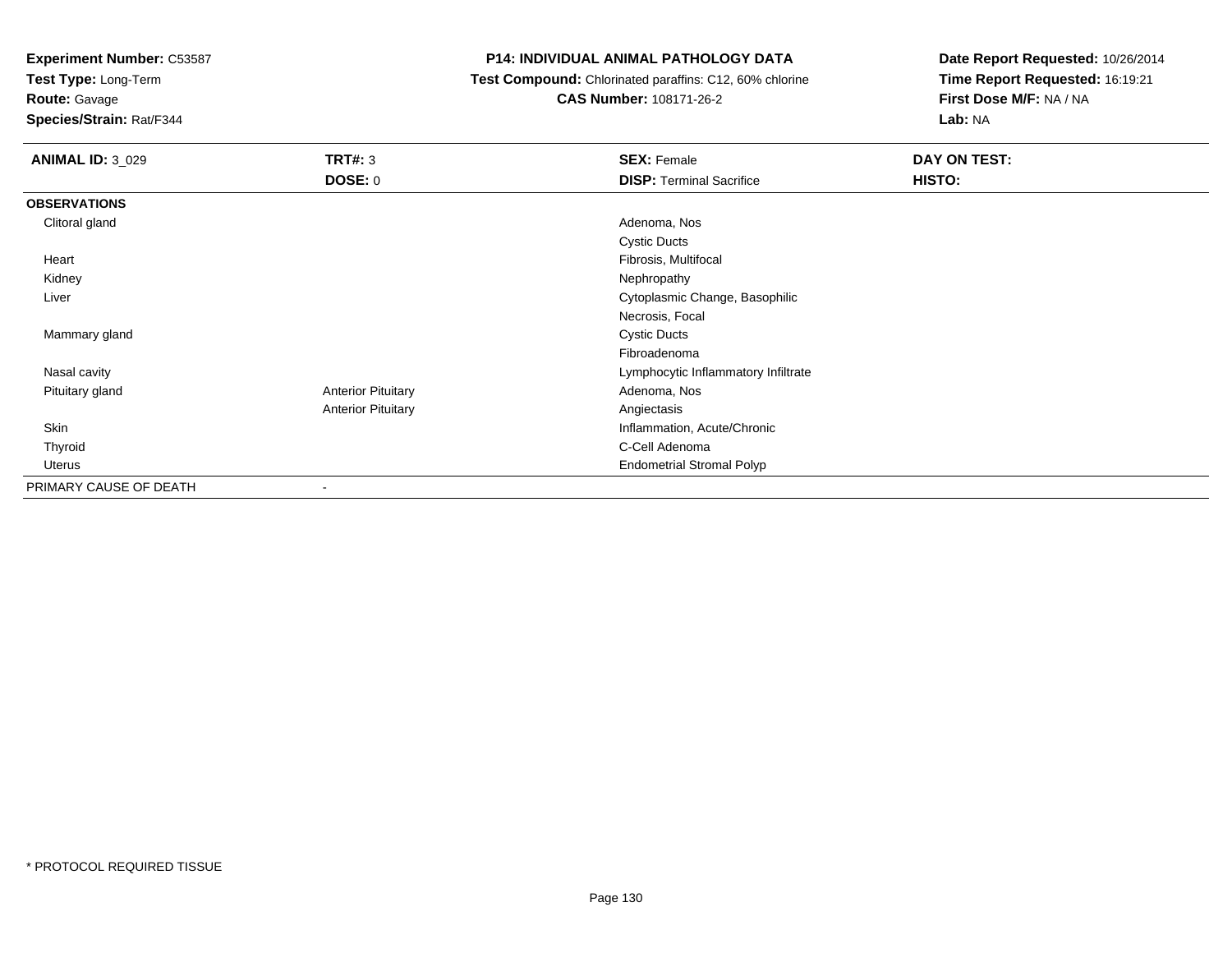**Experiment Number:** C53587
**Test Type:** Long-Term
**Route:** Gavage
**Species/Strain:** Rat/F344

**P14: INDIVIDUAL ANIMAL PATHOLOGY DATA**
**Test Compound:** Chlorinated paraffins: C12, 60% chlorine
**CAS Number:** 108171-26-2

**Date Report Requested:** 10/26/2014
**Time Report Requested:** 16:19:21
**First Dose M/F:** NA / NA
**Lab:** NA

| **ANIMAL ID:** 3_029 | **TRT#:** 3 | **SEX:** Female | **DAY ON TEST:** |
|---|---|---|---|
| | **DOSE:** 0 | **DISP:** Terminal Sacrifice | **HISTO:** |
| **OBSERVATIONS** | | | |
| Clitoral gland | | Adenoma, Nos | |
| | | Cystic Ducts | |
| Heart | | Fibrosis, Multifocal | |
| Kidney | | Nephropathy | |
| Liver | | Cytoplasmic Change, Basophilic | |
| | | Necrosis, Focal | |
| Mammary gland | | Cystic Ducts | |
| | | Fibroadenoma | |
| Nasal cavity | | Lymphocytic Inflammatory Infiltrate | |
| Pituitary gland | Anterior Pituitary | Adenoma, Nos | |
| | Anterior Pituitary | Angiectasis | |
| Skin | | Inflammation, Acute/Chronic | |
| Thyroid | | C-Cell Adenoma | |
| Uterus | | Endometrial Stromal Polyp | |
| PRIMARY CAUSE OF DEATH | - | | |

* PROTOCOL REQUIRED TISSUE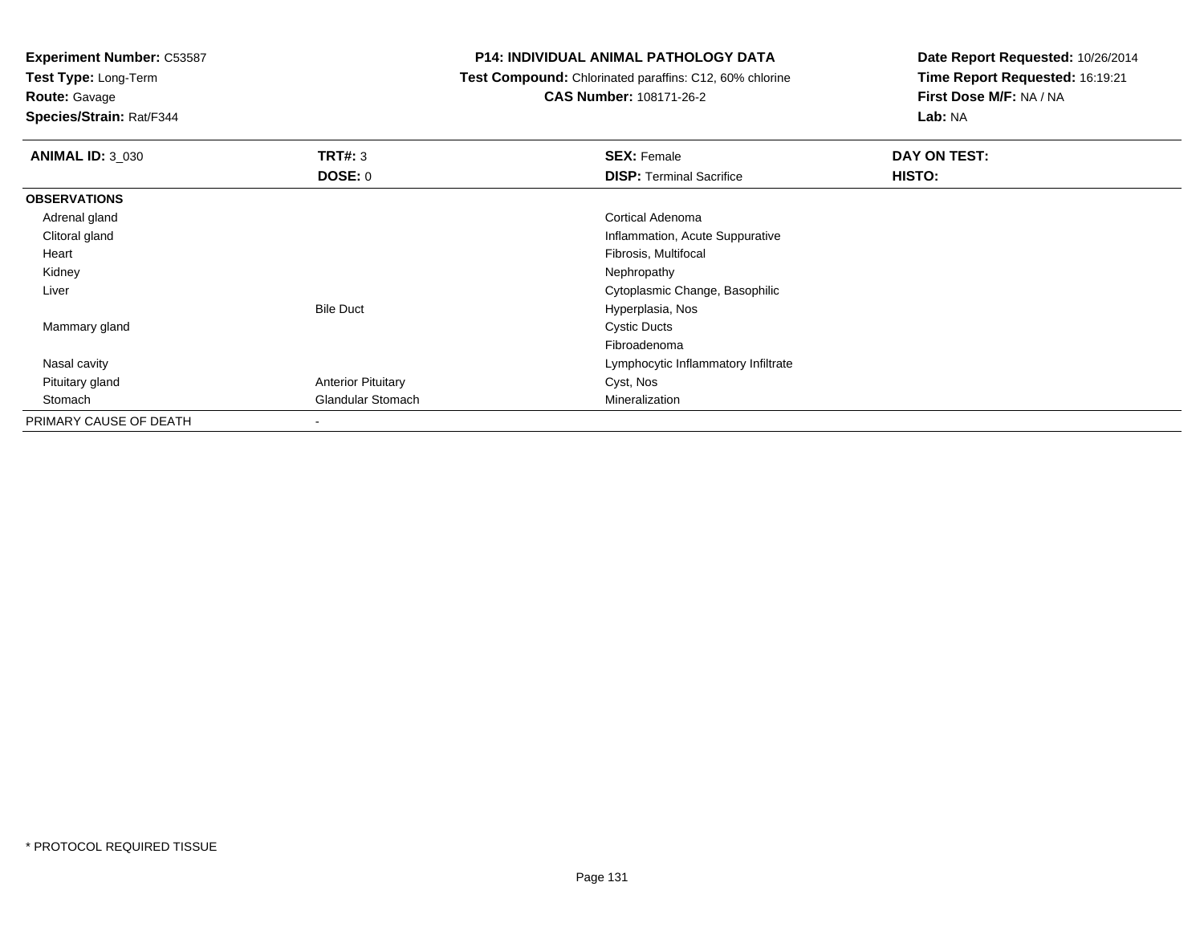**Experiment Number:** C53587
**Test Type:** Long-Term
**Route:** Gavage
**Species/Strain:** Rat/F344

# P14: INDIVIDUAL ANIMAL PATHOLOGY DATA

**Test Compound:** Chlorinated paraffins: C12, 60% chlorine
**CAS Number:** 108171-26-2

**Date Report Requested:** 10/26/2014
**Time Report Requested:** 16:19:21
**First Dose M/F:** NA / NA
**Lab:** NA

| **ANIMAL ID:** 3_030 | **TRT#:** 3 | **SEX:** Female | **DAY ON TEST:** |
|---|---|---|---|
| | **DOSE:** 0 | **DISP:** Terminal Sacrifice | **HISTO:** |
| **OBSERVATIONS** | | | |
| Adrenal gland | | Cortical Adenoma | |
| Clitoral gland | | Inflammation, Acute Suppurative | |
| Heart | | Fibrosis, Multifocal | |
| Kidney | | Nephropathy | |
| Liver | | Cytoplasmic Change, Basophilic | |
| | Bile Duct | Hyperplasia, Nos | |
| Mammary gland | | Cystic Ducts | |
| | | Fibroadenoma | |
| Nasal cavity | | Lymphocytic Inflammatory Infiltrate | |
| Pituitary gland | Anterior Pituitary | Cyst, Nos | |
| Stomach | Glandular Stomach | Mineralization | |
| PRIMARY CAUSE OF DEATH | - | | |

* PROTOCOL REQUIRED TISSUE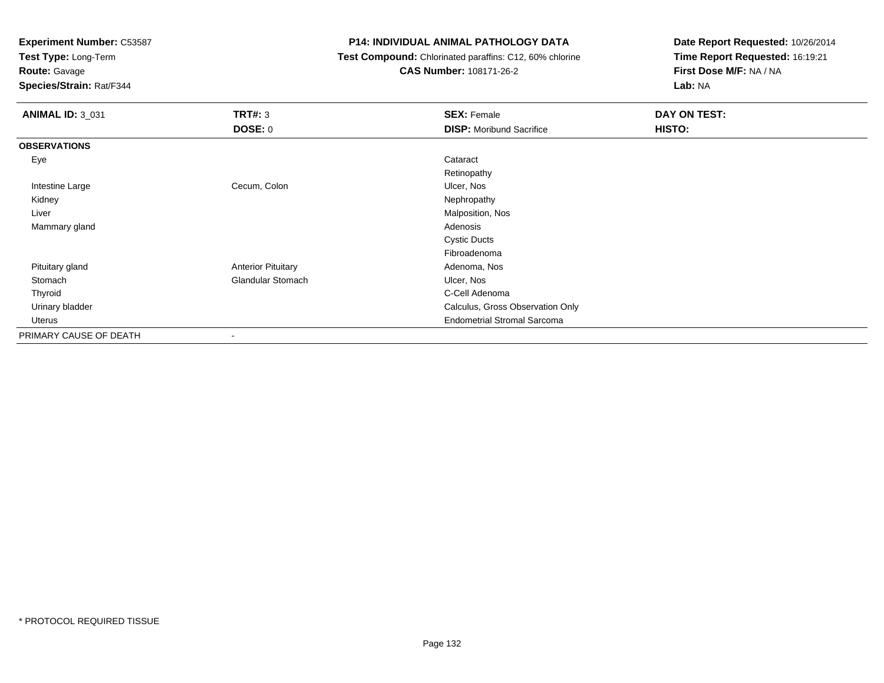**Experiment Number:** C53587
**Test Type:** Long-Term
**Route:** Gavage
**Species/Strain:** Rat/F344

**P14: INDIVIDUAL ANIMAL PATHOLOGY DATA**
**Test Compound:** Chlorinated paraffins: C12, 60% chlorine
**CAS Number:** 108171-26-2

**Date Report Requested:** 10/26/2014
**Time Report Requested:** 16:19:21
**First Dose M/F:** NA / NA
**Lab:** NA

| **ANIMAL ID:** 3_031 | **TRT#:** 3 | **SEX:** Female | **DAY ON TEST:** |
|---|---|---|---|
| | **DOSE:** 0 | **DISP:** Moribund Sacrifice | **HISTO:** |
| **OBSERVATIONS** | | | |
| Eye | | Cataract | |
| | | Retinopathy | |
| Intestine Large | Cecum, Colon | Ulcer, Nos | |
| Kidney | | Nephropathy | |
| Liver | | Malposition, Nos | |
| Mammary gland | | Adenosis | |
| | | Cystic Ducts | |
| | | Fibroadenoma | |
| Pituitary gland | Anterior Pituitary | Adenoma, Nos | |
| Stomach | Glandular Stomach | Ulcer, Nos | |
| Thyroid | | C-Cell Adenoma | |
| Urinary bladder | | Calculus, Gross Observation Only | |
| Uterus | | Endometrial Stromal Sarcoma | |
| PRIMARY CAUSE OF DEATH | - | | |

* PROTOCOL REQUIRED TISSUE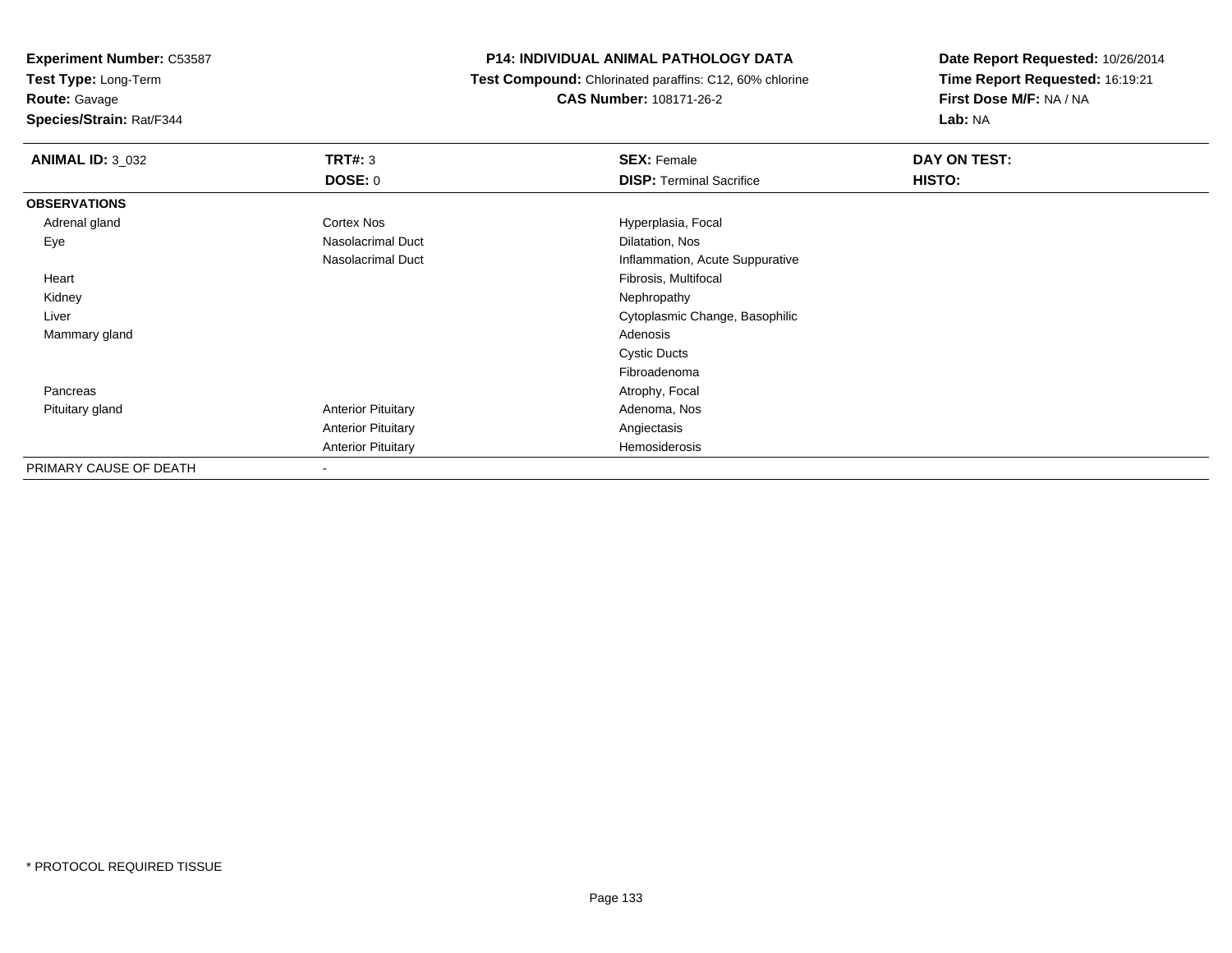**Experiment Number:** C53587
**Test Type:** Long-Term
**Route:** Gavage
**Species/Strain:** Rat/F344

**P14: INDIVIDUAL ANIMAL PATHOLOGY DATA**
**Test Compound:** Chlorinated paraffins: C12, 60% chlorine
**CAS Number:** 108171-26-2

**Date Report Requested:** 10/26/2014
**Time Report Requested:** 16:19:21
**First Dose M/F:** NA / NA
**Lab:** NA

| **ANIMAL ID:** 3_032 | **TRT#:** 3 | **SEX:** Female | **DAY ON TEST:** |
|---|---|---|---|
| | **DOSE:** 0 | **DISP:** Terminal Sacrifice | **HISTO:** |
| **OBSERVATIONS** | | | |
| Adrenal gland | Cortex Nos | Hyperplasia, Focal | |
| Eye | Nasolacrimal Duct | Dilatation, Nos | |
| | Nasolacrimal Duct | Inflammation, Acute Suppurative | |
| Heart | | Fibrosis, Multifocal | |
| Kidney | | Nephropathy | |
| Liver | | Cytoplasmic Change, Basophilic | |
| Mammary gland | | Adenosis | |
| | | Cystic Ducts | |
| | | Fibroadenoma | |
| Pancreas | | Atrophy, Focal | |
| Pituitary gland | Anterior Pituitary | Adenoma, Nos | |
| | Anterior Pituitary | Angiectasis | |
| | Anterior Pituitary | Hemosiderosis | |
| PRIMARY CAUSE OF DEATH | - | | |

* PROTOCOL REQUIRED TISSUE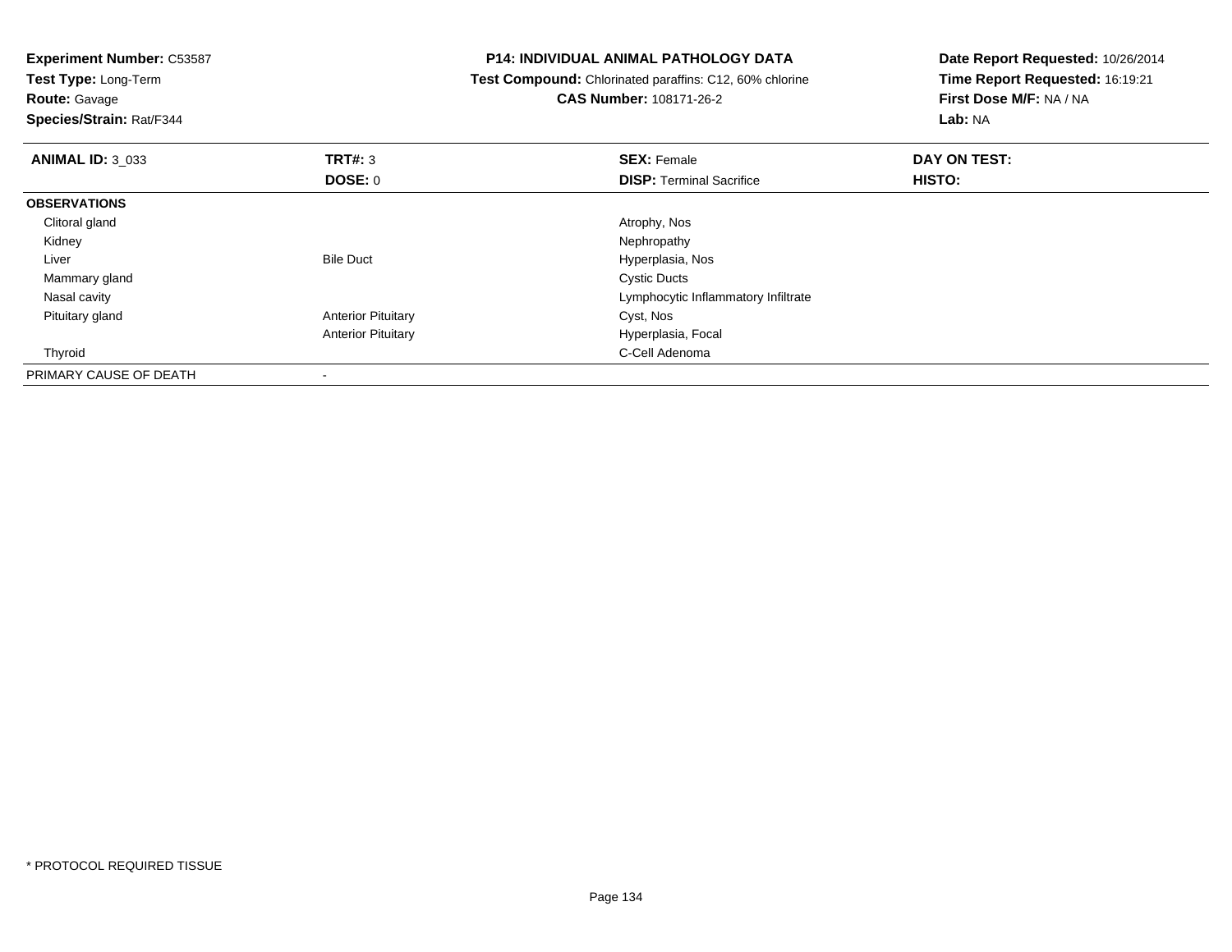**Experiment Number:** C53587
**Test Type:** Long-Term
**Route:** Gavage
**Species/Strain:** Rat/F344

**P14: INDIVIDUAL ANIMAL PATHOLOGY DATA**
**Test Compound:** Chlorinated paraffins: C12, 60% chlorine
**CAS Number:** 108171-26-2

**Date Report Requested:** 10/26/2014
**Time Report Requested:** 16:19:21
**First Dose M/F:** NA / NA
**Lab:** NA

| **ANIMAL ID:** 3_033 | **TRT#:** 3 | **SEX:** Female | **DAY ON TEST:** |
|---|---|---|---|
| | **DOSE:** 0 | **DISP:** Terminal Sacrifice | **HISTO:** |
| **OBSERVATIONS** | | | |
| Clitoral gland | | Atrophy, Nos | |
| Kidney | | Nephropathy | |
| Liver | Bile Duct | Hyperplasia, Nos | |
| Mammary gland | | Cystic Ducts | |
| Nasal cavity | | Lymphocytic Inflammatory Infiltrate | |
| Pituitary gland | Anterior Pituitary | Cyst, Nos | |
| | Anterior Pituitary | Hyperplasia, Focal | |
| Thyroid | | C-Cell Adenoma | |
| PRIMARY CAUSE OF DEATH | - | | |

* PROTOCOL REQUIRED TISSUE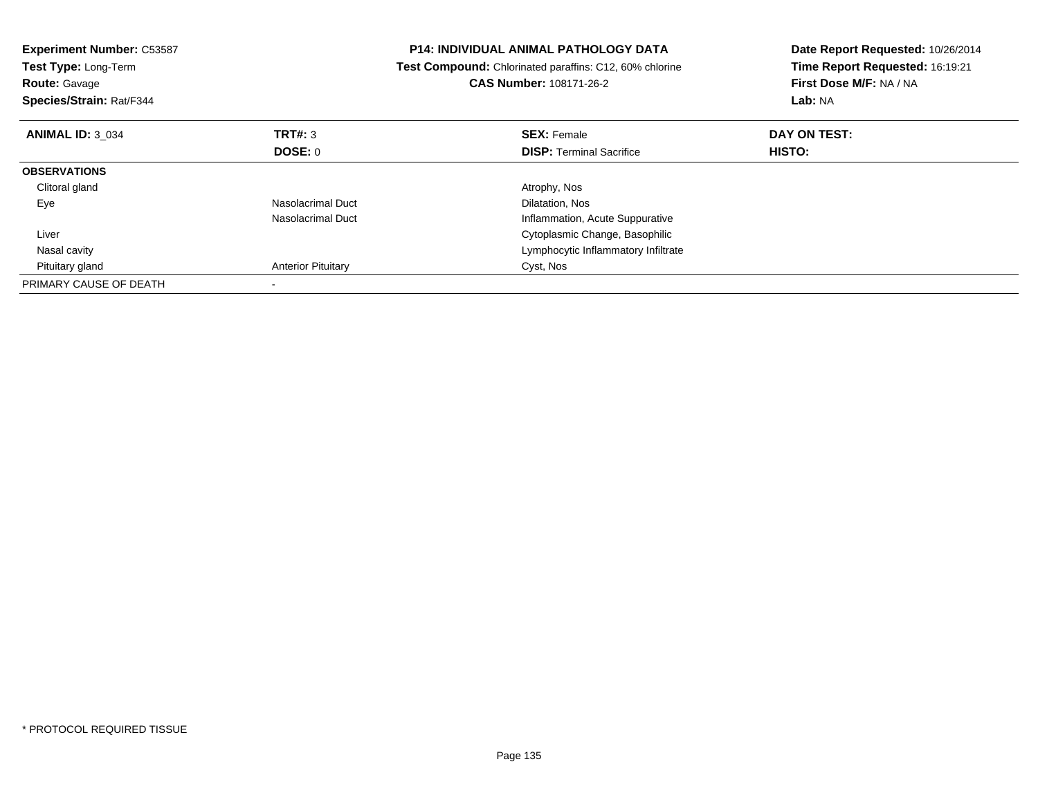**Experiment Number:** C53587
**Test Type:** Long-Term
**Route:** Gavage
**Species/Strain:** Rat/F344

**P14: INDIVIDUAL ANIMAL PATHOLOGY DATA**
**Test Compound:** Chlorinated paraffins: C12, 60% chlorine
**CAS Number:** 108171-26-2

**Date Report Requested:** 10/26/2014
**Time Report Requested:** 16:19:21
**First Dose M/F:** NA / NA
**Lab:** NA

| **ANIMAL ID:** 3_034 | **TRT#:** 3 | **SEX:** Female | **DAY ON TEST:** |
|---|---|---|---|
| | **DOSE:** 0 | **DISP:** Terminal Sacrifice | **HISTO:** |
| **OBSERVATIONS** | | | |
| Clitoral gland | | Atrophy, Nos | |
| Eye | Nasolacrimal Duct | Dilatation, Nos | |
| | Nasolacrimal Duct | Inflammation, Acute Suppurative | |
| Liver | | Cytoplasmic Change, Basophilic | |
| Nasal cavity | | Lymphocytic Inflammatory Infiltrate | |
| Pituitary gland | Anterior Pituitary | Cyst, Nos | |
| PRIMARY CAUSE OF DEATH | - | | |

* PROTOCOL REQUIRED TISSUE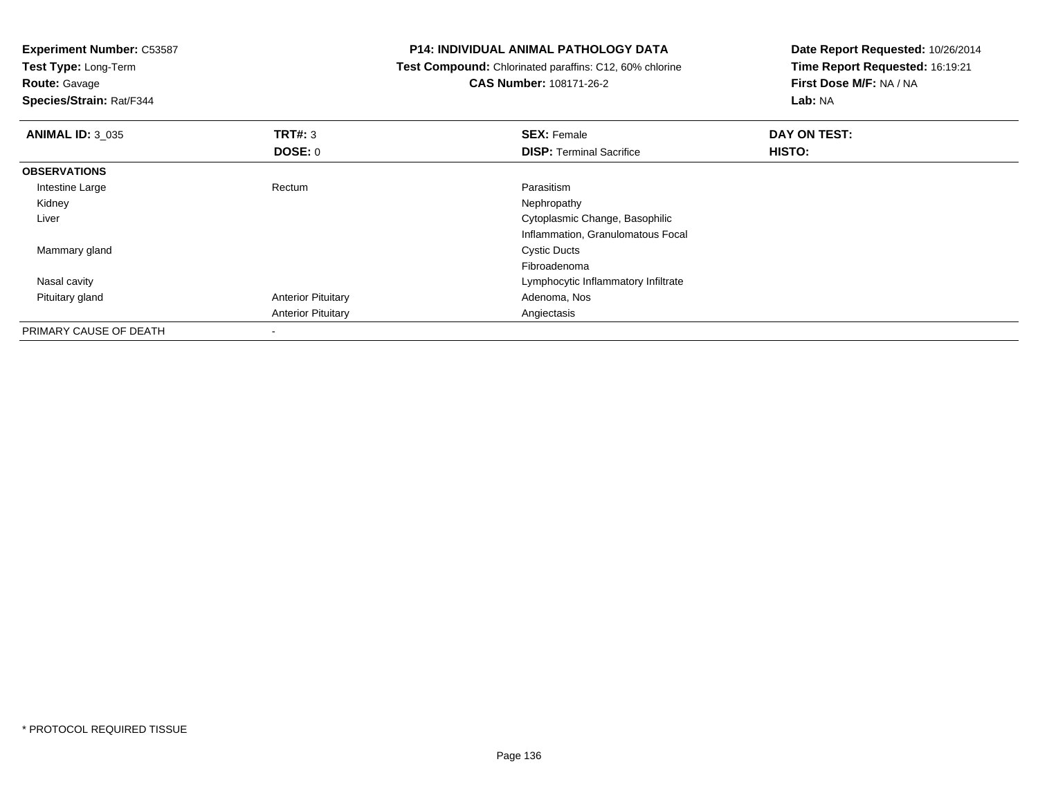**Experiment Number:** C53587
**Test Type:** Long-Term
**Route:** Gavage
**Species/Strain:** Rat/F344

**P14: INDIVIDUAL ANIMAL PATHOLOGY DATA**
**Test Compound:** Chlorinated paraffins: C12, 60% chlorine
**CAS Number:** 108171-26-2

**Date Report Requested:** 10/26/2014
**Time Report Requested:** 16:19:21
**First Dose M/F:** NA / NA
**Lab:** NA

| **ANIMAL ID:** 3_035 | **TRT#:** 3 | **SEX:** Female | **DAY ON TEST:** |
|---|---|---|---|
| | **DOSE:** 0 | **DISP:** Terminal Sacrifice | **HISTO:** |
| **OBSERVATIONS** | | | |
| Intestine Large | Rectum | Parasitism | |
| Kidney | | Nephropathy | |
| Liver | | Cytoplasmic Change, Basophilic | |
| | | Inflammation, Granulomatous Focal | |
| Mammary gland | | Cystic Ducts | |
| | | Fibroadenoma | |
| Nasal cavity | | Lymphocytic Inflammatory Infiltrate | |
| Pituitary gland | Anterior Pituitary | Adenoma, Nos | |
| | Anterior Pituitary | Angiectasis | |
| PRIMARY CAUSE OF DEATH | - | | |

* PROTOCOL REQUIRED TISSUE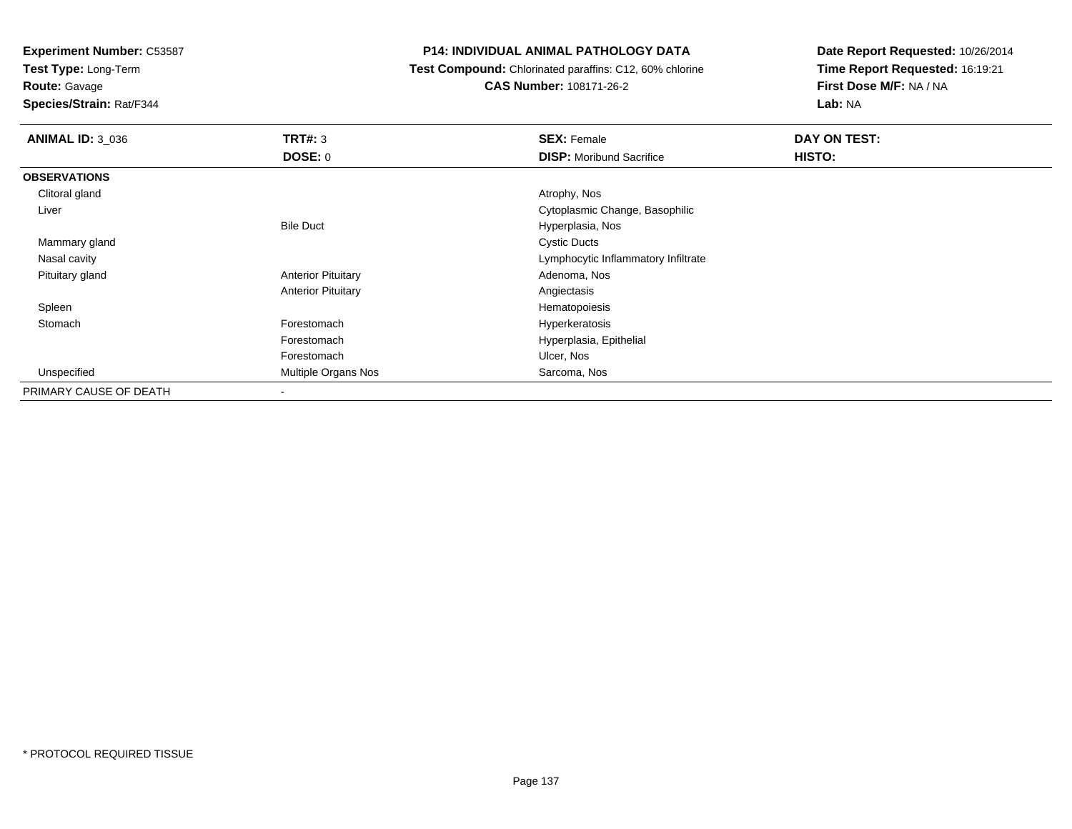**Experiment Number:** C53587
**Test Type:** Long-Term
**Route:** Gavage
**Species/Strain:** Rat/F344

**P14: INDIVIDUAL ANIMAL PATHOLOGY DATA**
**Test Compound:** Chlorinated paraffins: C12, 60% chlorine
**CAS Number:** 108171-26-2

**Date Report Requested:** 10/26/2014
**Time Report Requested:** 16:19:21
**First Dose M/F:** NA / NA
**Lab:** NA

| **ANIMAL ID:** 3_036 | **TRT#:** 3 | **SEX:** Female | **DAY ON TEST:** |
|---|---|---|---|
| | **DOSE:** 0 | **DISP:** Moribund Sacrifice | **HISTO:** |
| **OBSERVATIONS** | | | |
| Clitoral gland | | Atrophy, Nos | |
| Liver | | Cytoplasmic Change, Basophilic | |
| | Bile Duct | Hyperplasia, Nos | |
| Mammary gland | | Cystic Ducts | |
| Nasal cavity | | Lymphocytic Inflammatory Infiltrate | |
| Pituitary gland | Anterior Pituitary | Adenoma, Nos | |
| | Anterior Pituitary | Angiectasis | |
| Spleen | | Hematopoiesis | |
| Stomach | Forestomach | Hyperkeratosis | |
| | Forestomach | Hyperplasia, Epithelial | |
| | Forestomach | Ulcer, Nos | |
| Unspecified | Multiple Organs Nos | Sarcoma, Nos | |
| PRIMARY CAUSE OF DEATH | - | | |

* PROTOCOL REQUIRED TISSUE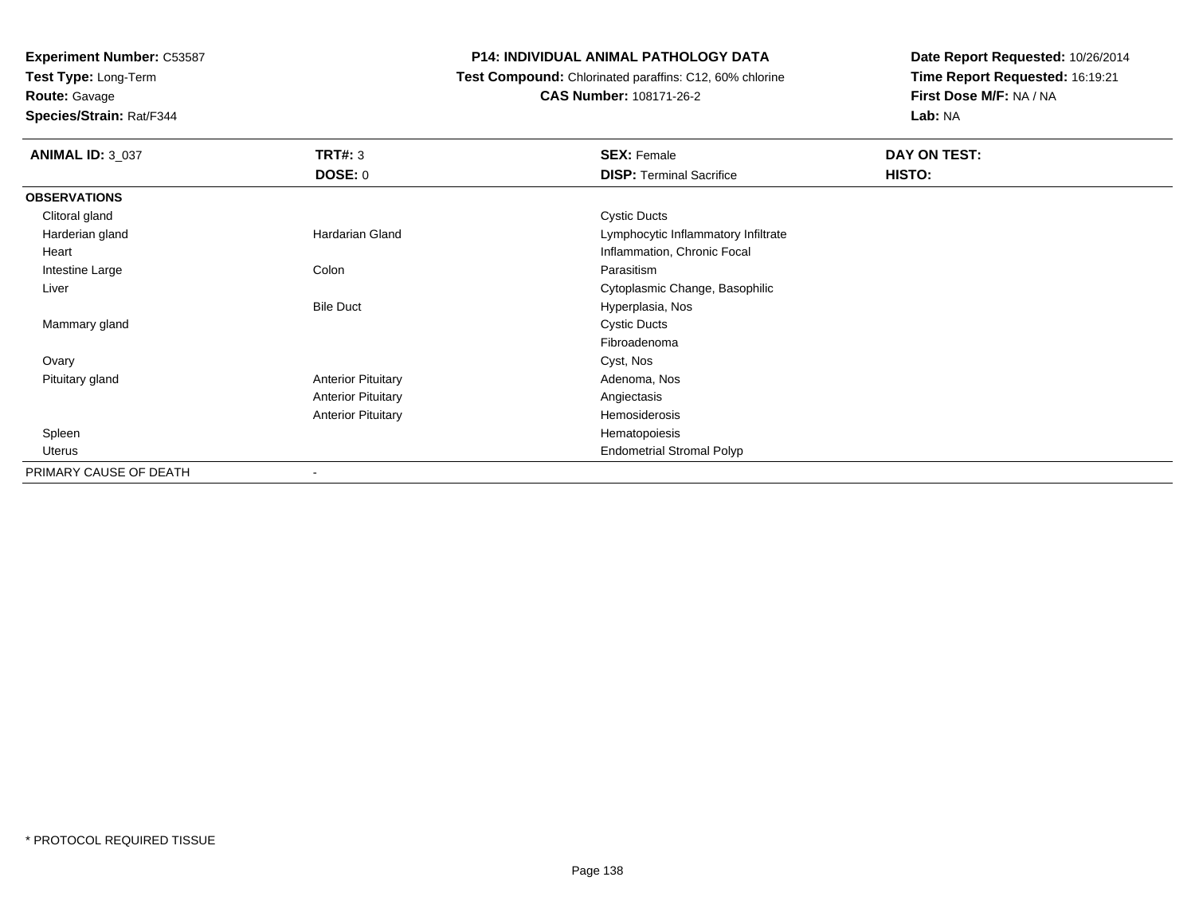**Experiment Number:** C53587
**Test Type:** Long-Term
**Route:** Gavage
**Species/Strain:** Rat/F344

**P14: INDIVIDUAL ANIMAL PATHOLOGY DATA**
**Test Compound:** Chlorinated paraffins: C12, 60% chlorine
**CAS Number:** 108171-26-2

**Date Report Requested:** 10/26/2014
**Time Report Requested:** 16:19:21
**First Dose M/F:** NA / NA
**Lab:** NA

| **ANIMAL ID:** 3_037 | **TRT#:** 3 | **SEX:** Female | **DAY ON TEST:** |
|---|---|---|---|
| | **DOSE:** 0 | **DISP:** Terminal Sacrifice | **HISTO:** |
| **OBSERVATIONS** | | | |
| Clitoral gland | | Cystic Ducts | |
| Harderian gland | Hardarian Gland | Lymphocytic Inflammatory Infiltrate | |
| Heart | | Inflammation, Chronic Focal | |
| Intestine Large | Colon | Parasitism | |
| Liver | | Cytoplasmic Change, Basophilic | |
| | Bile Duct | Hyperplasia, Nos | |
| Mammary gland | | Cystic Ducts | |
| | | Fibroadenoma | |
| Ovary | | Cyst, Nos | |
| Pituitary gland | Anterior Pituitary | Adenoma, Nos | |
| | Anterior Pituitary | Angiectasis | |
| | Anterior Pituitary | Hemosiderosis | |
| Spleen | | Hematopoiesis | |
| Uterus | | Endometrial Stromal Polyp | |
| PRIMARY CAUSE OF DEATH | - | | |

* PROTOCOL REQUIRED TISSUE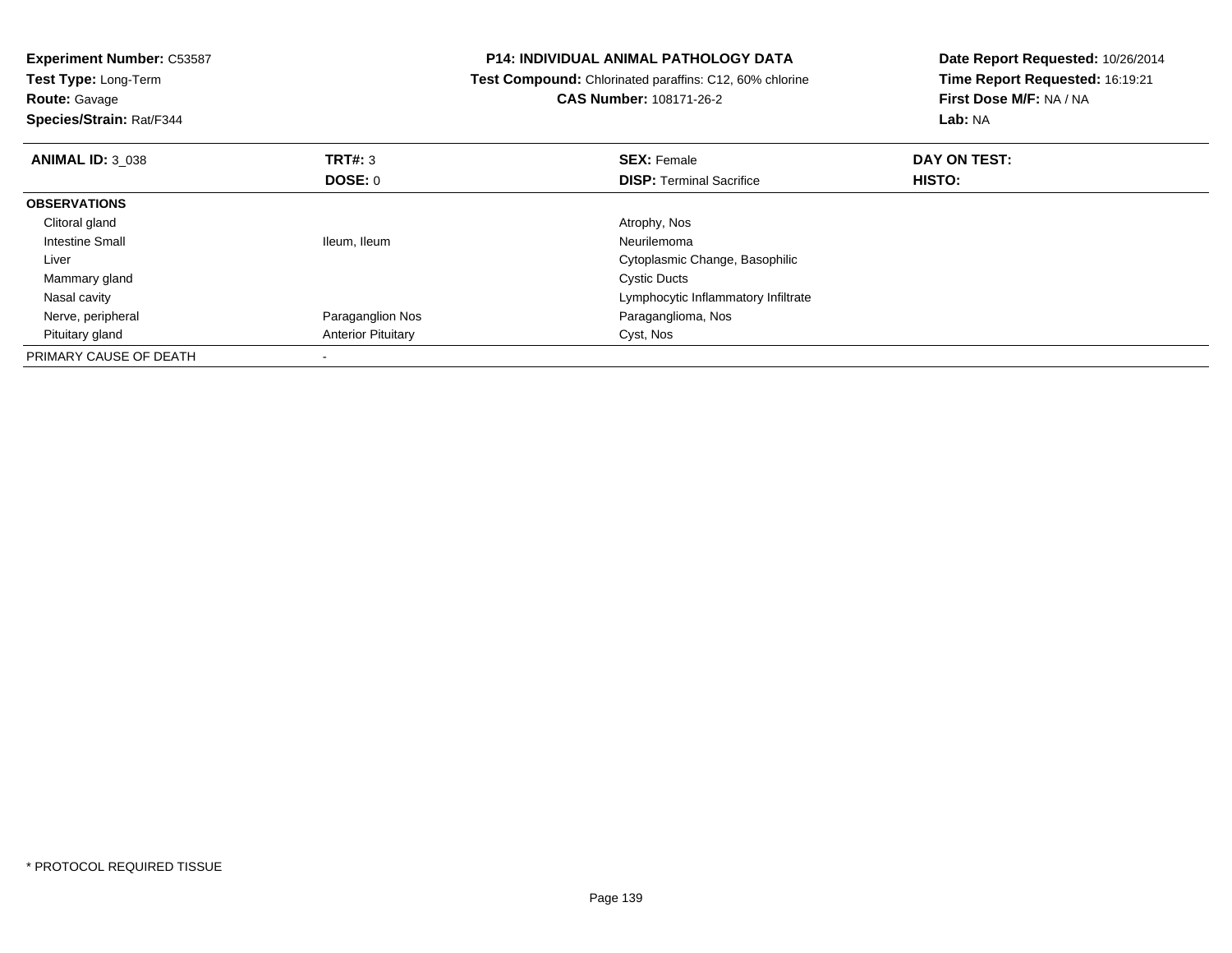**Experiment Number:** C53587
**Test Type:** Long-Term
**Route:** Gavage
**Species/Strain:** Rat/F344

**P14: INDIVIDUAL ANIMAL PATHOLOGY DATA**
**Test Compound:** Chlorinated paraffins: C12, 60% chlorine
**CAS Number:** 108171-26-2

**Date Report Requested:** 10/26/2014
**Time Report Requested:** 16:19:21
**First Dose M/F:** NA / NA
**Lab:** NA

| **ANIMAL ID:** 3_038 | **TRT#:** 3 | **SEX:** Female | **DAY ON TEST:** |
|---|---|---|---|
| | **DOSE:** 0 | **DISP:** Terminal Sacrifice | **HISTO:** |
| **OBSERVATIONS** | | | |
| Clitoral gland | | Atrophy, Nos | |
| Intestine Small | Ileum, Ileum | Neurilemoma | |
| Liver | | Cytoplasmic Change, Basophilic | |
| Mammary gland | | Cystic Ducts | |
| Nasal cavity | | Lymphocytic Inflammatory Infiltrate | |
| Nerve, peripheral | Paraganglion Nos | Paraganglioma, Nos | |
| Pituitary gland | Anterior Pituitary | Cyst, Nos | |
| PRIMARY CAUSE OF DEATH | - | | |

* PROTOCOL REQUIRED TISSUE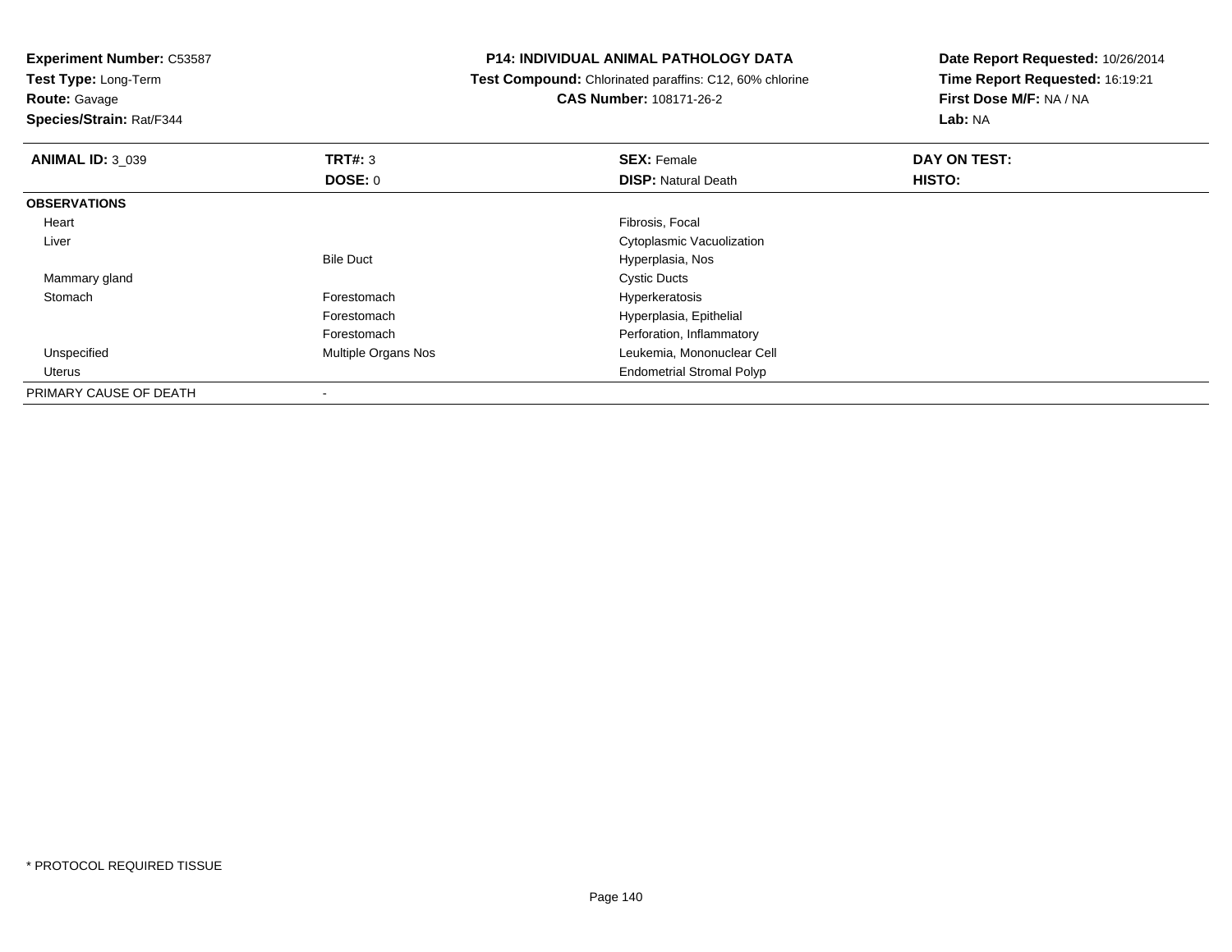**Experiment Number:** C53587
**Test Type:** Long-Term
**Route:** Gavage
**Species/Strain:** Rat/F344

**P14: INDIVIDUAL ANIMAL PATHOLOGY DATA**
**Test Compound:** Chlorinated paraffins: C12, 60% chlorine
**CAS Number:** 108171-26-2

**Date Report Requested:** 10/26/2014
**Time Report Requested:** 16:19:21
**First Dose M/F:** NA / NA
**Lab:** NA

| **ANIMAL ID:** 3_039 | **TRT#:** 3 | **SEX:** Female | **DAY ON TEST:** |
|---|---|---|---|
| | **DOSE:** 0 | **DISP:** Natural Death | **HISTO:** |
| **OBSERVATIONS** | | | |
| Heart | | Fibrosis, Focal | |
| Liver | | Cytoplasmic Vacuolization | |
| | Bile Duct | Hyperplasia, Nos | |
| Mammary gland | | Cystic Ducts | |
| Stomach | Forestomach | Hyperkeratosis | |
| | Forestomach | Hyperplasia, Epithelial | |
| | Forestomach | Perforation, Inflammatory | |
| Unspecified | Multiple Organs Nos | Leukemia, Mononuclear Cell | |
| Uterus | | Endometrial Stromal Polyp | |
| PRIMARY CAUSE OF DEATH | - | | |

* PROTOCOL REQUIRED TISSUE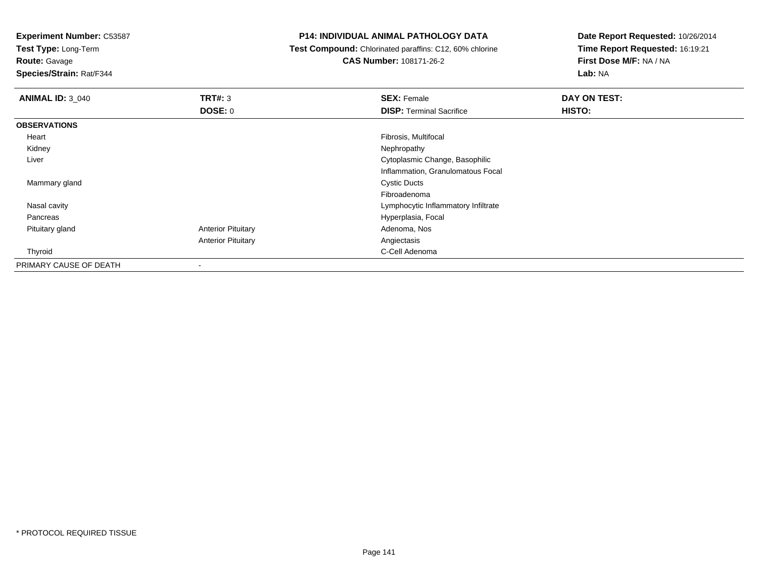**Experiment Number:** C53587
**Test Type:** Long-Term
**Route:** Gavage
**Species/Strain:** Rat/F344

**P14: INDIVIDUAL ANIMAL PATHOLOGY DATA**
**Test Compound:** Chlorinated paraffins: C12, 60% chlorine
**CAS Number:** 108171-26-2

**Date Report Requested:** 10/26/2014
**Time Report Requested:** 16:19:21
**First Dose M/F:** NA / NA
**Lab:** NA

| **ANIMAL ID:** 3_040 | **TRT#:** 3 | **SEX:** Female | **DAY ON TEST:** |
|---|---|---|---|
| | **DOSE:** 0 | **DISP:** Terminal Sacrifice | **HISTO:** |
| **OBSERVATIONS** | | | |
| Heart | | Fibrosis, Multifocal | |
| Kidney | | Nephropathy | |
| Liver | | Cytoplasmic Change, Basophilic | |
| | | Inflammation, Granulomatous Focal | |
| Mammary gland | | Cystic Ducts | |
| | | Fibroadenoma | |
| Nasal cavity | | Lymphocytic Inflammatory Infiltrate | |
| Pancreas | | Hyperplasia, Focal | |
| Pituitary gland | Anterior Pituitary | Adenoma, Nos | |
| | Anterior Pituitary | Angiectasis | |
| Thyroid | | C-Cell Adenoma | |
| PRIMARY CAUSE OF DEATH | - | | |

* PROTOCOL REQUIRED TISSUE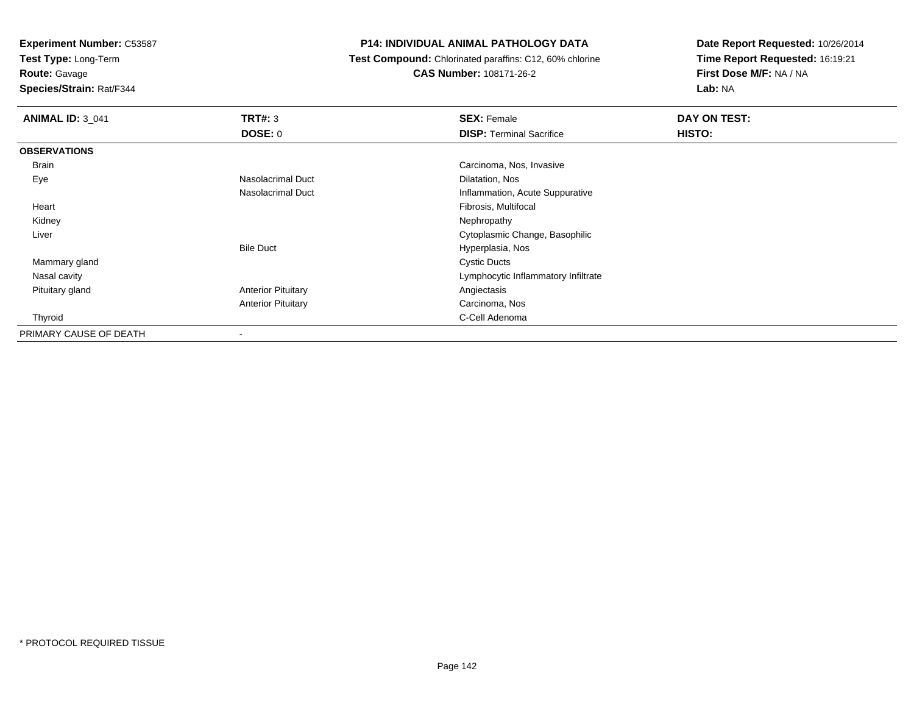**Experiment Number:** C53587
**Test Type:** Long-Term
**Route:** Gavage
**Species/Strain:** Rat/F344

**P14: INDIVIDUAL ANIMAL PATHOLOGY DATA**
**Test Compound:** Chlorinated paraffins: C12, 60% chlorine
**CAS Number:** 108171-26-2

**Date Report Requested:** 10/26/2014
**Time Report Requested:** 16:19:21
**First Dose M/F:** NA / NA
**Lab:** NA

| **ANIMAL ID:** 3_041 | **TRT#:** 3 | **SEX:** Female | **DAY ON TEST:** |
|---|---|---|---|
| | **DOSE:** 0 | **DISP:** Terminal Sacrifice | **HISTO:** |
| **OBSERVATIONS** | | | |
| Brain | | Carcinoma, Nos, Invasive | |
| Eye | Nasolacrimal Duct | Dilatation, Nos | |
| | Nasolacrimal Duct | Inflammation, Acute Suppurative | |
| Heart | | Fibrosis, Multifocal | |
| Kidney | | Nephropathy | |
| Liver | | Cytoplasmic Change, Basophilic | |
| | Bile Duct | Hyperplasia, Nos | |
| Mammary gland | | Cystic Ducts | |
| Nasal cavity | | Lymphocytic Inflammatory Infiltrate | |
| Pituitary gland | Anterior Pituitary | Angiectasis | |
| | Anterior Pituitary | Carcinoma, Nos | |
| Thyroid | | C-Cell Adenoma | |
| PRIMARY CAUSE OF DEATH | - | | |

* PROTOCOL REQUIRED TISSUE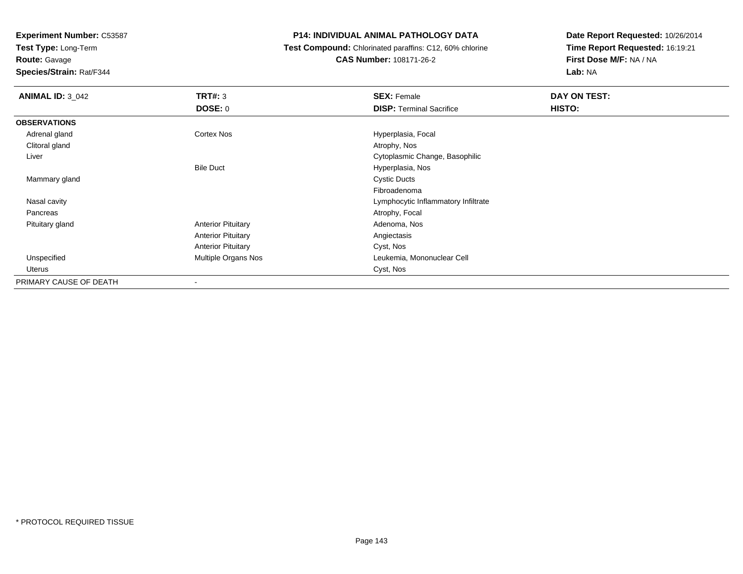**Experiment Number:** C53587
**Test Type:** Long-Term
**Route:** Gavage
**Species/Strain:** Rat/F344

**P14: INDIVIDUAL ANIMAL PATHOLOGY DATA**
**Test Compound:** Chlorinated paraffins: C12, 60% chlorine
**CAS Number:** 108171-26-2

**Date Report Requested:** 10/26/2014
**Time Report Requested:** 16:19:21
**First Dose M/F:** NA / NA
**Lab:** NA

| **ANIMAL ID:** 3_042 | **TRT#:** 3 | **SEX:** Female | **DAY ON TEST:** |
|---|---|---|---|
| | **DOSE:** 0 | **DISP:** Terminal Sacrifice | **HISTO:** |
| **OBSERVATIONS** | | | |
| Adrenal gland | Cortex Nos | Hyperplasia, Focal | |
| Clitoral gland | | Atrophy, Nos | |
| Liver | | Cytoplasmic Change, Basophilic | |
| | Bile Duct | Hyperplasia, Nos | |
| Mammary gland | | Cystic Ducts | |
| | | Fibroadenoma | |
| Nasal cavity | | Lymphocytic Inflammatory Infiltrate | |
| Pancreas | | Atrophy, Focal | |
| Pituitary gland | Anterior Pituitary | Adenoma, Nos | |
| | Anterior Pituitary | Angiectasis | |
| | Anterior Pituitary | Cyst, Nos | |
| Unspecified | Multiple Organs Nos | Leukemia, Mononuclear Cell | |
| Uterus | | Cyst, Nos | |
| PRIMARY CAUSE OF DEATH | - | | |

\* PROTOCOL REQUIRED TISSUE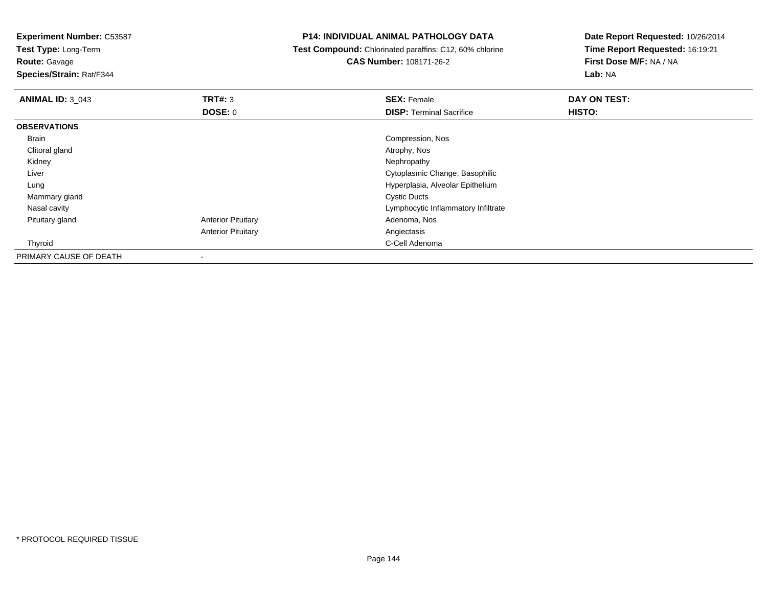**Experiment Number:** C53587
**Test Type:** Long-Term
**Route:** Gavage
**Species/Strain:** Rat/F344

**P14: INDIVIDUAL ANIMAL PATHOLOGY DATA**
**Test Compound:** Chlorinated paraffins: C12, 60% chlorine
**CAS Number:** 108171-26-2

**Date Report Requested:** 10/26/2014
**Time Report Requested:** 16:19:21
**First Dose M/F:** NA / NA
**Lab:** NA

| **ANIMAL ID:** 3_043 | **TRT#:** 3 | **SEX:** Female | **DAY ON TEST:** |
|---|---|---|---|
| | **DOSE:** 0 | **DISP:** Terminal Sacrifice | **HISTO:** |
| **OBSERVATIONS** | | | |
| Brain | | Compression, Nos | |
| Clitoral gland | | Atrophy, Nos | |
| Kidney | | Nephropathy | |
| Liver | | Cytoplasmic Change, Basophilic | |
| Lung | | Hyperplasia, Alveolar Epithelium | |
| Mammary gland | | Cystic Ducts | |
| Nasal cavity | | Lymphocytic Inflammatory Infiltrate | |
| Pituitary gland | Anterior Pituitary | Adenoma, Nos | |
| | Anterior Pituitary | Angiectasis | |
| Thyroid | | C-Cell Adenoma | |
| PRIMARY CAUSE OF DEATH | - | | |

* PROTOCOL REQUIRED TISSUE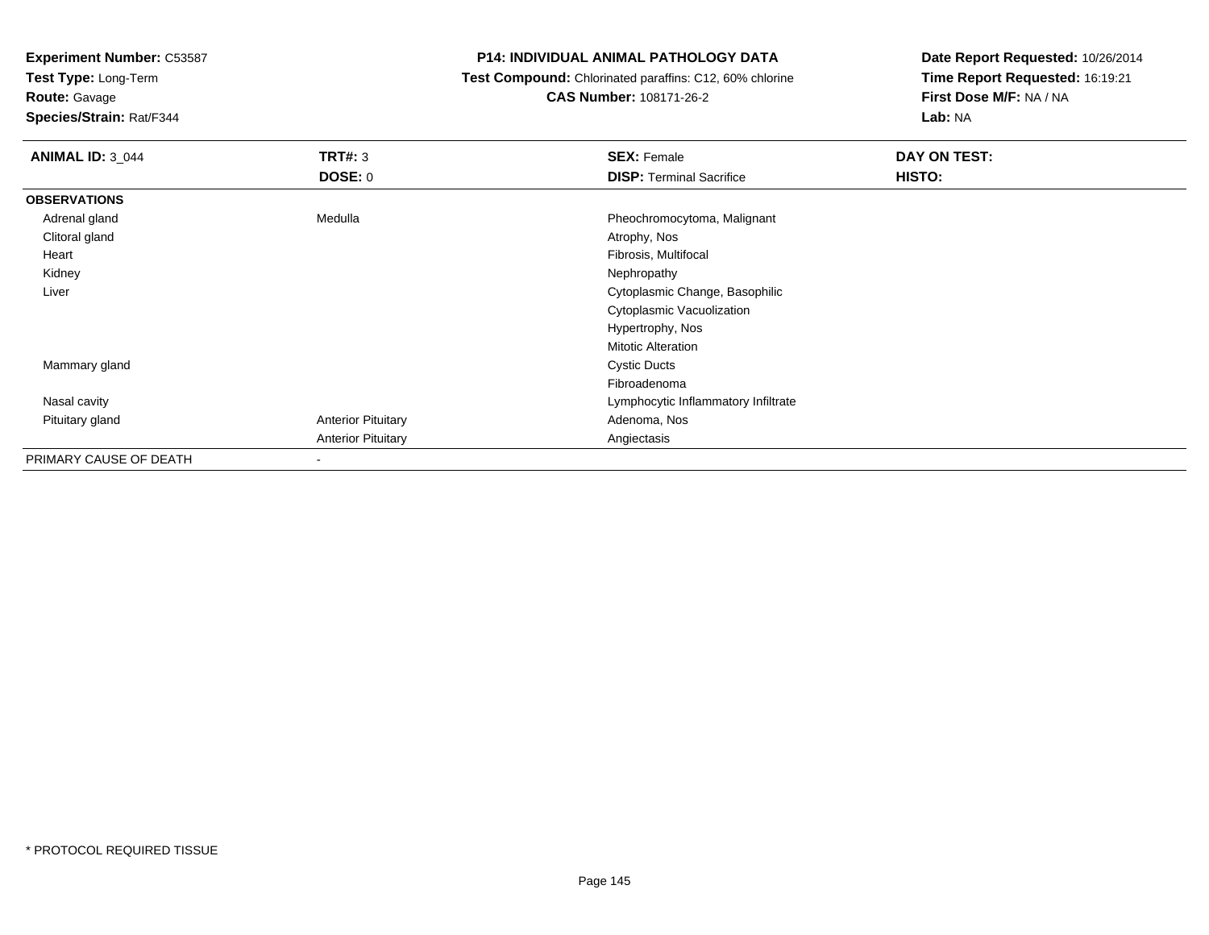**Experiment Number:** C53587
**Test Type:** Long-Term
**Route:** Gavage
**Species/Strain:** Rat/F344

**P14: INDIVIDUAL ANIMAL PATHOLOGY DATA**
**Test Compound:** Chlorinated paraffins: C12, 60% chlorine
**CAS Number:** 108171-26-2

**Date Report Requested:** 10/26/2014
**Time Report Requested:** 16:19:21
**First Dose M/F:** NA / NA
**Lab:** NA

| **ANIMAL ID:** 3_044 | **TRT#:** 3 | **SEX:** Female | **DAY ON TEST:** |
|---|---|---|---|
| | **DOSE:** 0 | **DISP:** Terminal Sacrifice | **HISTO:** |
| **OBSERVATIONS** | | | |
| Adrenal gland | Medulla | Pheochromocytoma, Malignant | |
| Clitoral gland | | Atrophy, Nos | |
| Heart | | Fibrosis, Multifocal | |
| Kidney | | Nephropathy | |
| Liver | | Cytoplasmic Change, Basophilic | |
| | | Cytoplasmic Vacuolization | |
| | | Hypertrophy, Nos | |
| | | Mitotic Alteration | |
| Mammary gland | | Cystic Ducts | |
| | | Fibroadenoma | |
| Nasal cavity | | Lymphocytic Inflammatory Infiltrate | |
| Pituitary gland | Anterior Pituitary | Adenoma, Nos | |
| | Anterior Pituitary | Angiectasis | |
| PRIMARY CAUSE OF DEATH | - | | |

* PROTOCOL REQUIRED TISSUE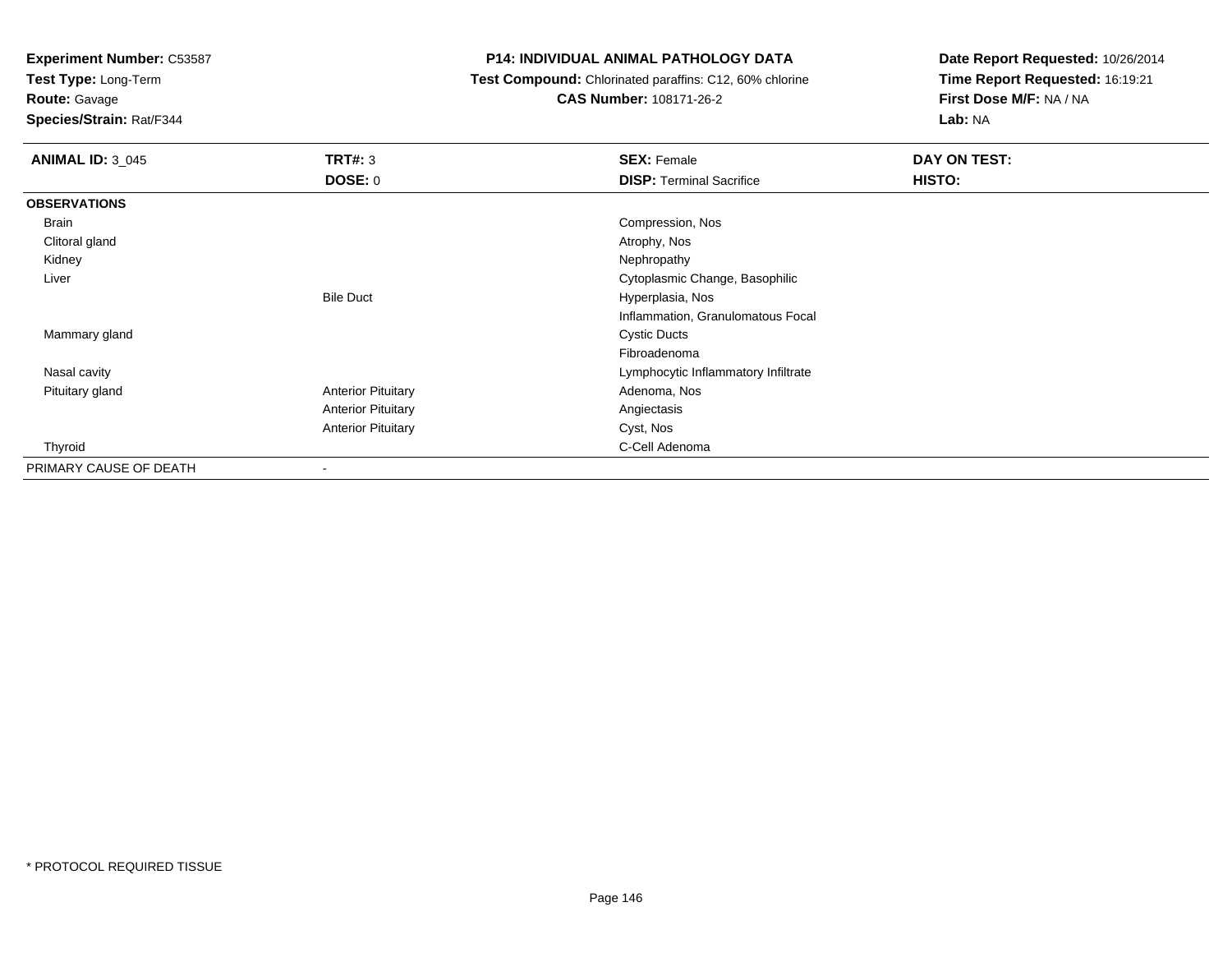**Experiment Number:** C53587
**Test Type:** Long-Term
**Route:** Gavage
**Species/Strain:** Rat/F344

**P14: INDIVIDUAL ANIMAL PATHOLOGY DATA**
**Test Compound:** Chlorinated paraffins: C12, 60% chlorine
**CAS Number:** 108171-26-2

**Date Report Requested:** 10/26/2014
**Time Report Requested:** 16:19:21
**First Dose M/F:** NA / NA
**Lab:** NA

| **ANIMAL ID:** 3_045 | **TRT#:** 3 | **SEX:** Female | **DAY ON TEST:** |
|---|---|---|---|
| | **DOSE:** 0 | **DISP:** Terminal Sacrifice | **HISTO:** |
| **OBSERVATIONS** | | | |
| Brain | | Compression, Nos | |
| Clitoral gland | | Atrophy, Nos | |
| Kidney | | Nephropathy | |
| Liver | | Cytoplasmic Change, Basophilic | |
| | Bile Duct | Hyperplasia, Nos | |
| | | Inflammation, Granulomatous Focal | |
| Mammary gland | | Cystic Ducts | |
| | | Fibroadenoma | |
| Nasal cavity | | Lymphocytic Inflammatory Infiltrate | |
| Pituitary gland | Anterior Pituitary | Adenoma, Nos | |
| | Anterior Pituitary | Angiectasis | |
| | Anterior Pituitary | Cyst, Nos | |
| Thyroid | | C-Cell Adenoma | |
| PRIMARY CAUSE OF DEATH | - | | |

* PROTOCOL REQUIRED TISSUE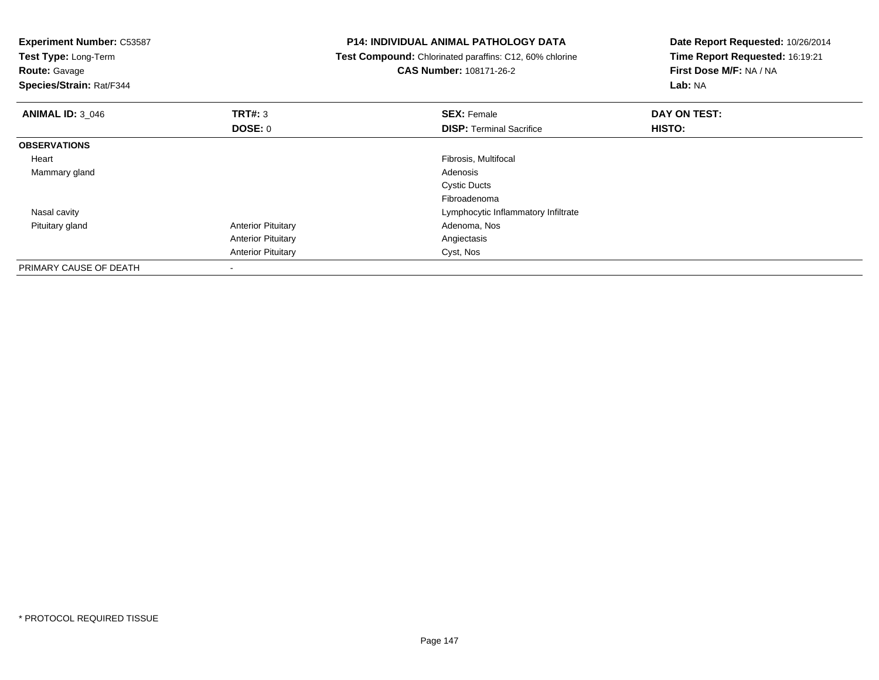**Experiment Number:** C53587
**Test Type:** Long-Term
**Route:** Gavage
**Species/Strain:** Rat/F344

**P14: INDIVIDUAL ANIMAL PATHOLOGY DATA**
**Test Compound:** Chlorinated paraffins: C12, 60% chlorine
**CAS Number:** 108171-26-2

**Date Report Requested:** 10/26/2014
**Time Report Requested:** 16:19:21
**First Dose M/F:** NA / NA
**Lab:** NA

| **ANIMAL ID:** 3_046 | **TRT#:** 3 | **SEX:** Female | **DAY ON TEST:** |
|---|---|---|---|
| | **DOSE:** 0 | **DISP:** Terminal Sacrifice | **HISTO:** |
| **OBSERVATIONS** | | | |
| Heart | | Fibrosis, Multifocal | |
| Mammary gland | | Adenosis | |
| | | Cystic Ducts | |
| | | Fibroadenoma | |
| Nasal cavity | | Lymphocytic Inflammatory Infiltrate | |
| Pituitary gland | Anterior Pituitary | Adenoma, Nos | |
| | Anterior Pituitary | Angiectasis | |
| | Anterior Pituitary | Cyst, Nos | |
| PRIMARY CAUSE OF DEATH | - | | |

\* PROTOCOL REQUIRED TISSUE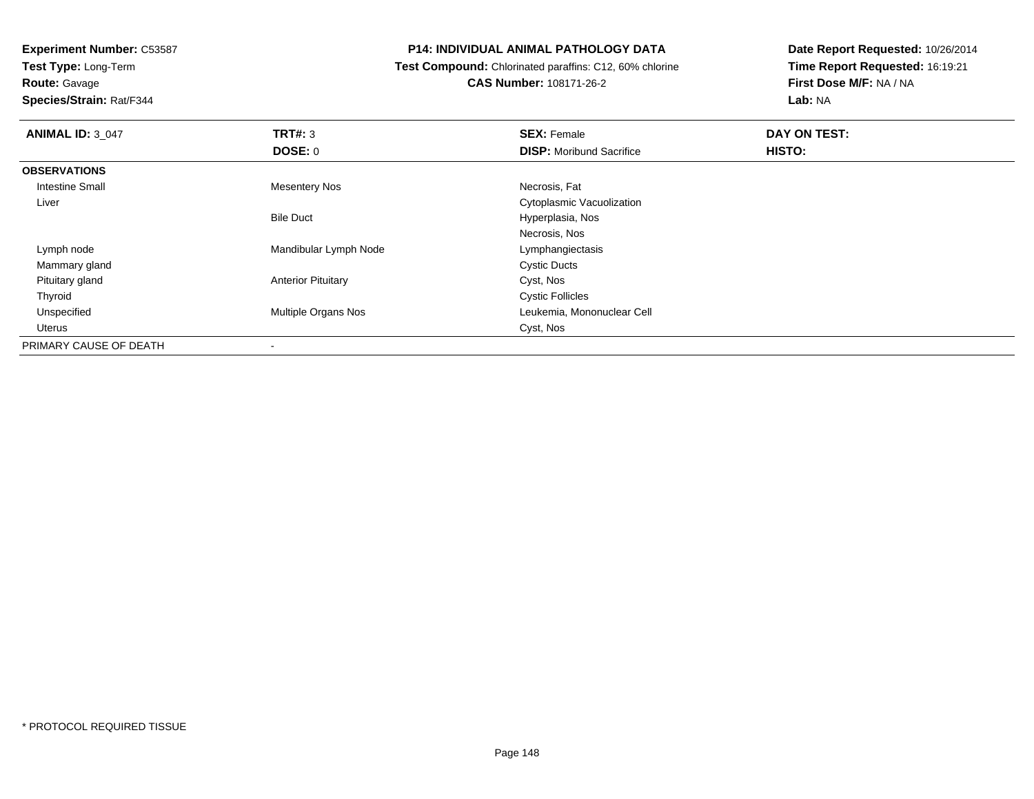**Experiment Number:** C53587
**Test Type:** Long-Term
**Route:** Gavage
**Species/Strain:** Rat/F344

**P14: INDIVIDUAL ANIMAL PATHOLOGY DATA**
**Test Compound:** Chlorinated paraffins: C12, 60% chlorine
**CAS Number:** 108171-26-2

**Date Report Requested:** 10/26/2014
**Time Report Requested:** 16:19:21
**First Dose M/F:** NA / NA
**Lab:** NA

| **ANIMAL ID:** 3_047 | **TRT#:** 3 | **SEX:** Female | **DAY ON TEST:** |
|---|---|---|---|
| | **DOSE:** 0 | **DISP:** Moribund Sacrifice | **HISTO:** |
| **OBSERVATIONS** | | | |
| Intestine Small | Mesentery Nos | Necrosis, Fat | |
| Liver | | Cytoplasmic Vacuolization | |
| | Bile Duct | Hyperplasia, Nos | |
| | | Necrosis, Nos | |
| Lymph node | Mandibular Lymph Node | Lymphangiectasis | |
| Mammary gland | | Cystic Ducts | |
| Pituitary gland | Anterior Pituitary | Cyst, Nos | |
| Thyroid | | Cystic Follicles | |
| Unspecified | Multiple Organs Nos | Leukemia, Mononuclear Cell | |
| Uterus | | Cyst, Nos | |
| PRIMARY CAUSE OF DEATH | - | | |

* PROTOCOL REQUIRED TISSUE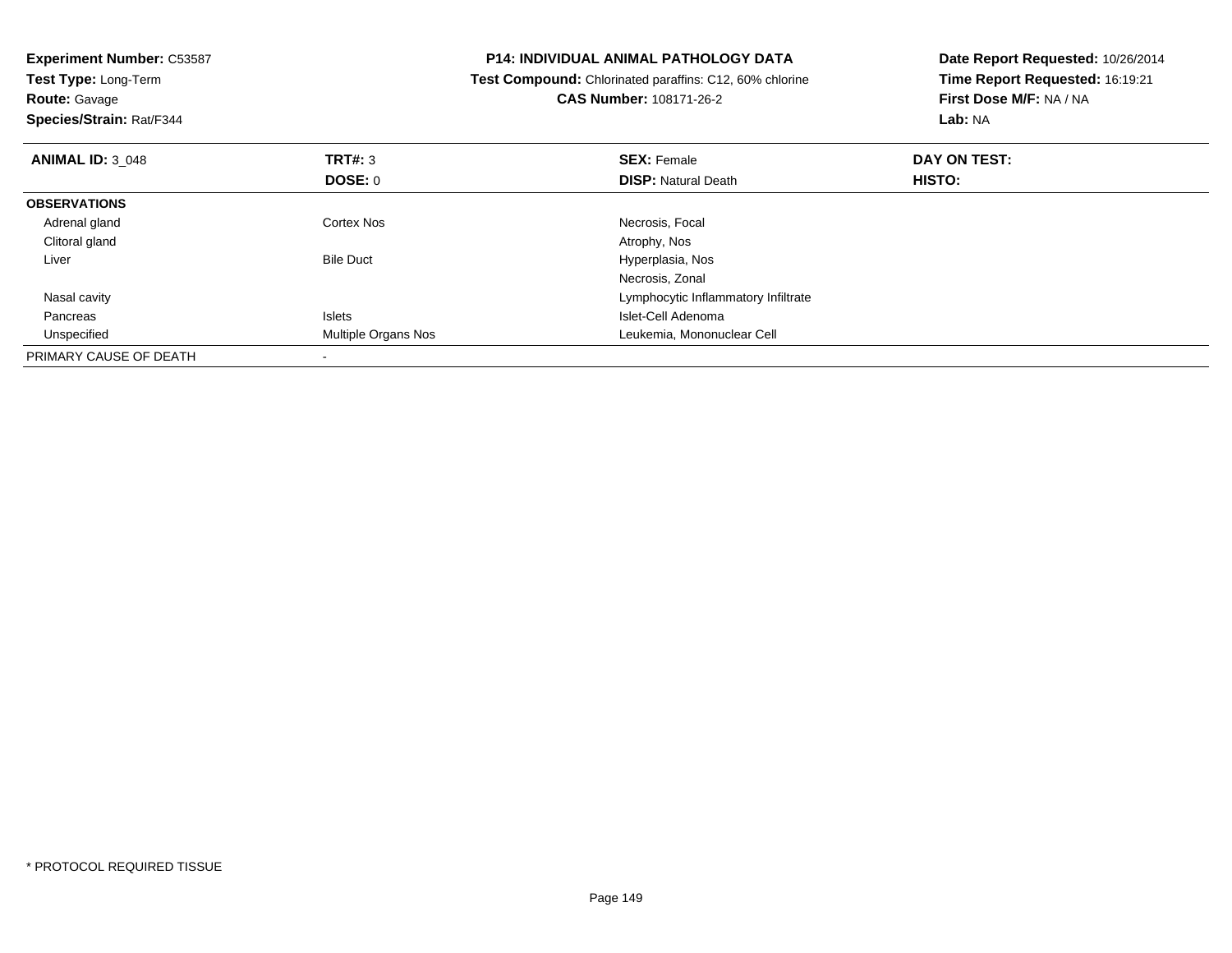**Experiment Number:** C53587
**Test Type:** Long-Term
**Route:** Gavage
**Species/Strain:** Rat/F344

**P14: INDIVIDUAL ANIMAL PATHOLOGY DATA**
**Test Compound:** Chlorinated paraffins: C12, 60% chlorine
**CAS Number:** 108171-26-2

**Date Report Requested:** 10/26/2014
**Time Report Requested:** 16:19:21
**First Dose M/F:** NA / NA
**Lab:** NA

| **ANIMAL ID:** 3_048 | **TRT#:** 3 | **SEX:** Female | **DAY ON TEST:** |
|---|---|---|---|
| | **DOSE:** 0 | **DISP:** Natural Death | **HISTO:** |
| **OBSERVATIONS** | | | |
| Adrenal gland | Cortex Nos | Necrosis, Focal | |
| Clitoral gland | | Atrophy, Nos | |
| Liver | Bile Duct | Hyperplasia, Nos | |
| | | Necrosis, Zonal | |
| Nasal cavity | | Lymphocytic Inflammatory Infiltrate | |
| Pancreas | Islets | Islet-Cell Adenoma | |
| Unspecified | Multiple Organs Nos | Leukemia, Mononuclear Cell | |
| PRIMARY CAUSE OF DEATH | - | | |

* PROTOCOL REQUIRED TISSUE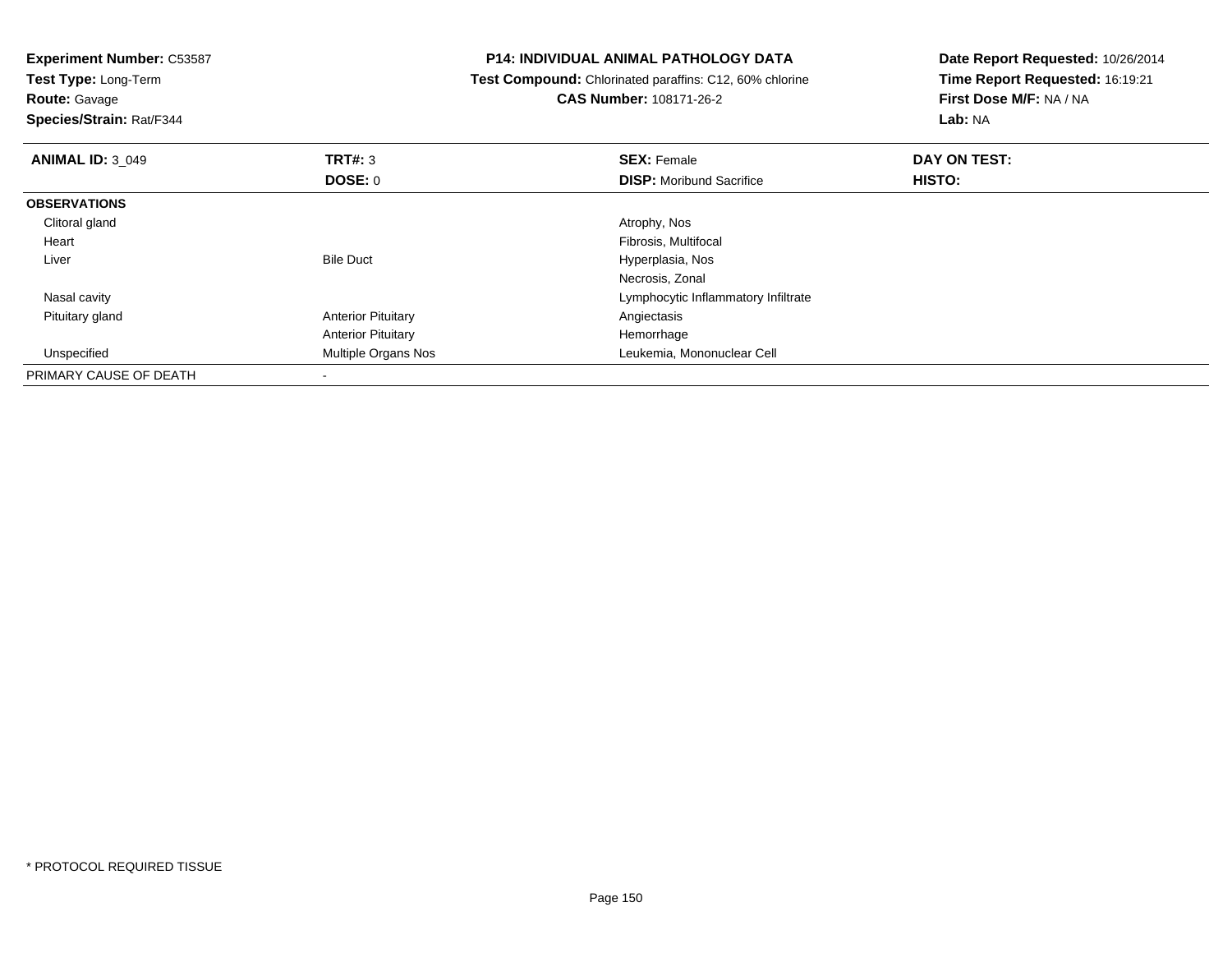**Experiment Number:** C53587
**Test Type:** Long-Term
**Route:** Gavage
**Species/Strain:** Rat/F344

**P14: INDIVIDUAL ANIMAL PATHOLOGY DATA**
**Test Compound:** Chlorinated paraffins: C12, 60% chlorine
**CAS Number:** 108171-26-2

**Date Report Requested:** 10/26/2014
**Time Report Requested:** 16:19:21
**First Dose M/F:** NA / NA
**Lab:** NA

| **ANIMAL ID:** 3_049 | **TRT#:** 3 | **SEX:** Female | **DAY ON TEST:** |
|---|---|---|---|
| | **DOSE:** 0 | **DISP:** Moribund Sacrifice | **HISTO:** |
| **OBSERVATIONS** | | | |
| Clitoral gland | | Atrophy, Nos | |
| Heart | | Fibrosis, Multifocal | |
| Liver | Bile Duct | Hyperplasia, Nos | |
| | | Necrosis, Zonal | |
| Nasal cavity | | Lymphocytic Inflammatory Infiltrate | |
| Pituitary gland | Anterior Pituitary | Angiectasis | |
| | Anterior Pituitary | Hemorrhage | |
| Unspecified | Multiple Organs Nos | Leukemia, Mononuclear Cell | |
| PRIMARY CAUSE OF DEATH | - | | |

* PROTOCOL REQUIRED TISSUE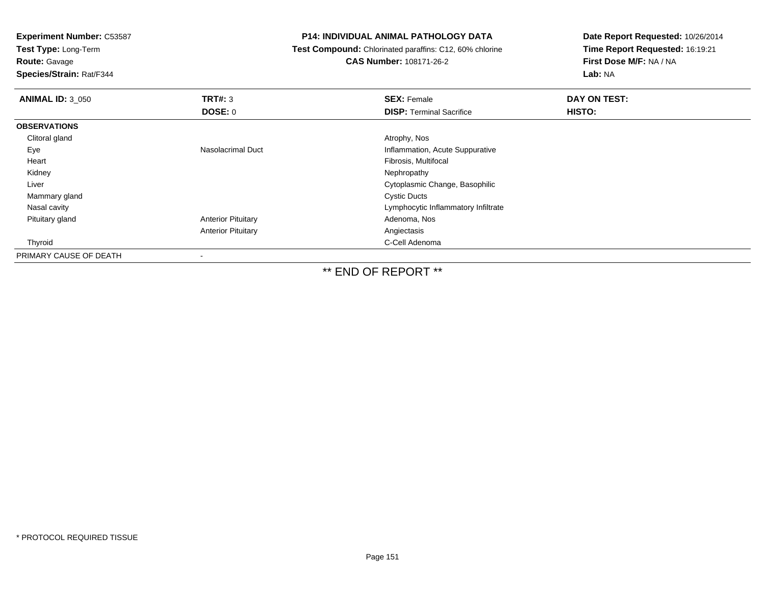**Experiment Number:** C53587
**Test Type:** Long-Term
**Route:** Gavage
**Species/Strain:** Rat/F344

**P14: INDIVIDUAL ANIMAL PATHOLOGY DATA**
**Test Compound:** Chlorinated paraffins: C12, 60% chlorine
**CAS Number:** 108171-26-2

**Date Report Requested:** 10/26/2014
**Time Report Requested:** 16:19:21
**First Dose M/F:** NA / NA
**Lab:** NA

| **ANIMAL ID:** 3_050 | **TRT#:** 3 | **SEX:** Female | **DAY ON TEST:** |
|---|---|---|---|
| | **DOSE:** 0 | **DISP:** Terminal Sacrifice | **HISTO:** |
| **OBSERVATIONS** | | | |
| Clitoral gland | | Atrophy, Nos | |
| Eye | Nasolacrimal Duct | Inflammation, Acute Suppurative | |
| Heart | | Fibrosis, Multifocal | |
| Kidney | | Nephropathy | |
| Liver | | Cytoplasmic Change, Basophilic | |
| Mammary gland | | Cystic Ducts | |
| Nasal cavity | | Lymphocytic Inflammatory Infiltrate | |
| Pituitary gland | Anterior Pituitary | Adenoma, Nos | |
| | Anterior Pituitary | Angiectasis | |
| Thyroid | | C-Cell Adenoma | |
| PRIMARY CAUSE OF DEATH | - | | |

** END OF REPORT **

* PROTOCOL REQUIRED TISSUE